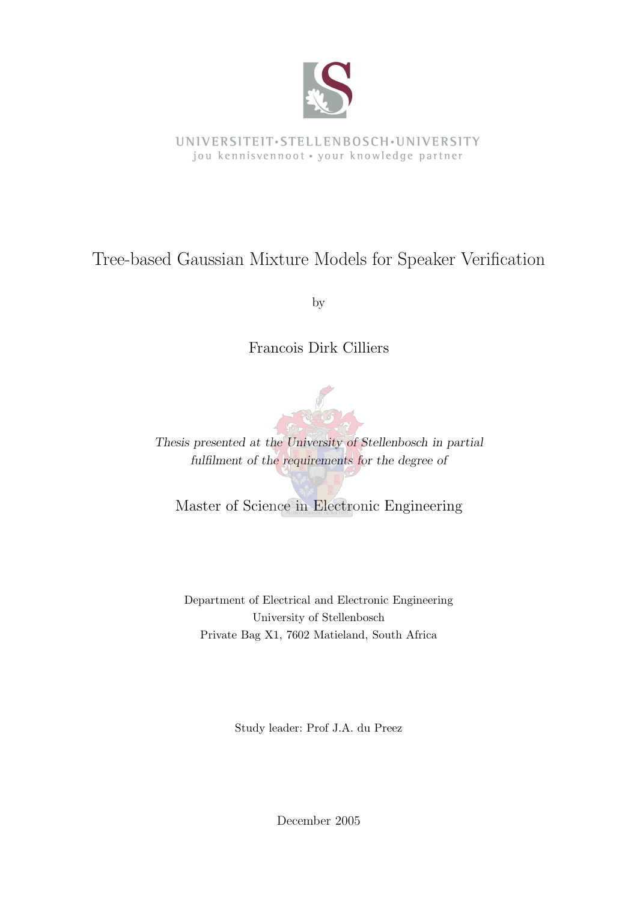UNIVERSITEIT·STELLENBOSCH·UNIVERSITY
jou kennisvennoot • your knowledge partner

# Tree-based Gaussian Mixture Models for Speaker Verification

by

Francois Dirk Cilliers

*Thesis presented at the University of Stellenbosch in partial fulfilment of the requirements for the degree of*

Master of Science in Electronic Engineering

Department of Electrical and Electronic Engineering
University of Stellenbosch
Private Bag X1, 7602 Matieland, South Africa

Study leader: Prof J.A. du Preez

December 2005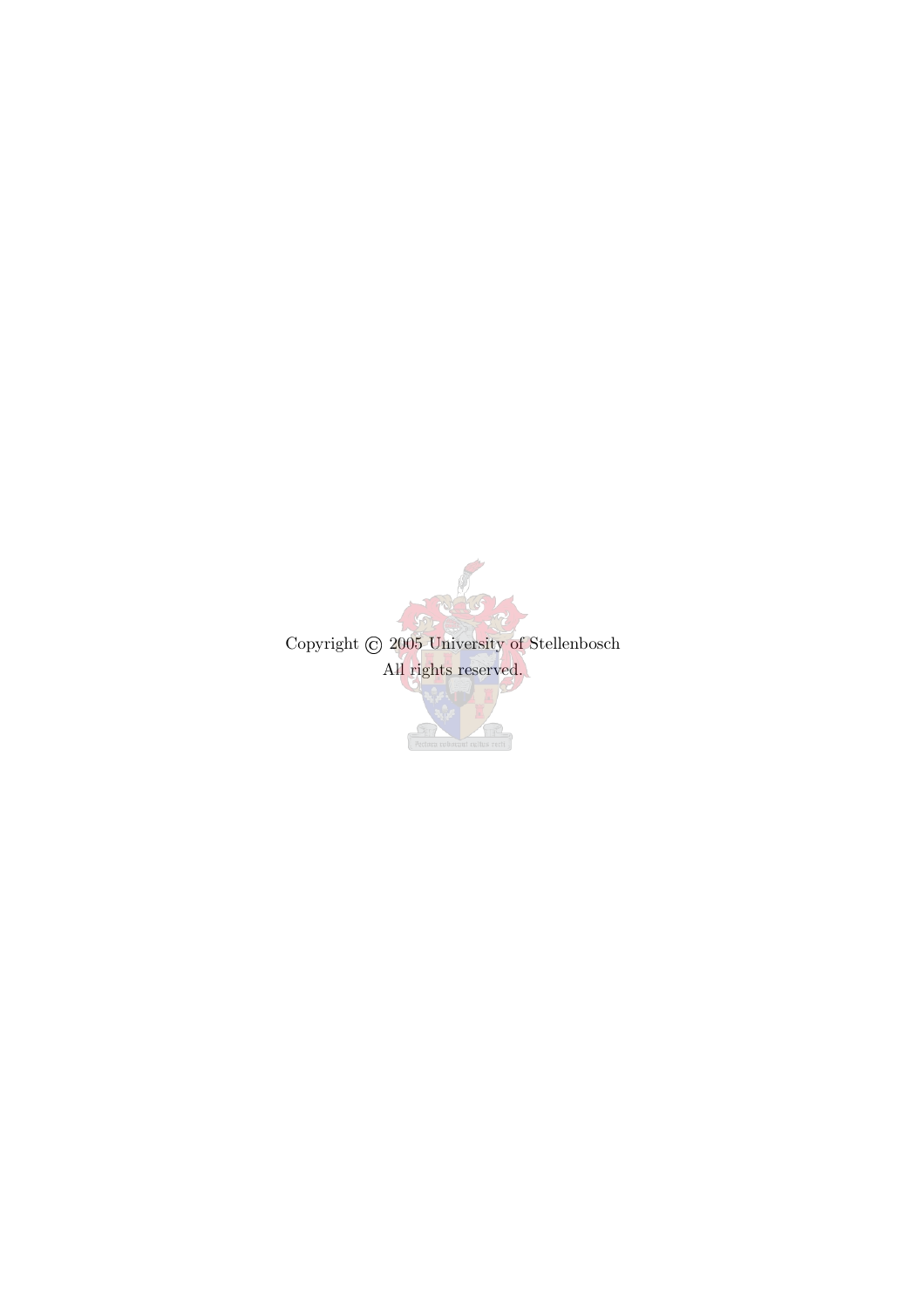Copyright © 2005 University of Stellenbosch
All rights reserved.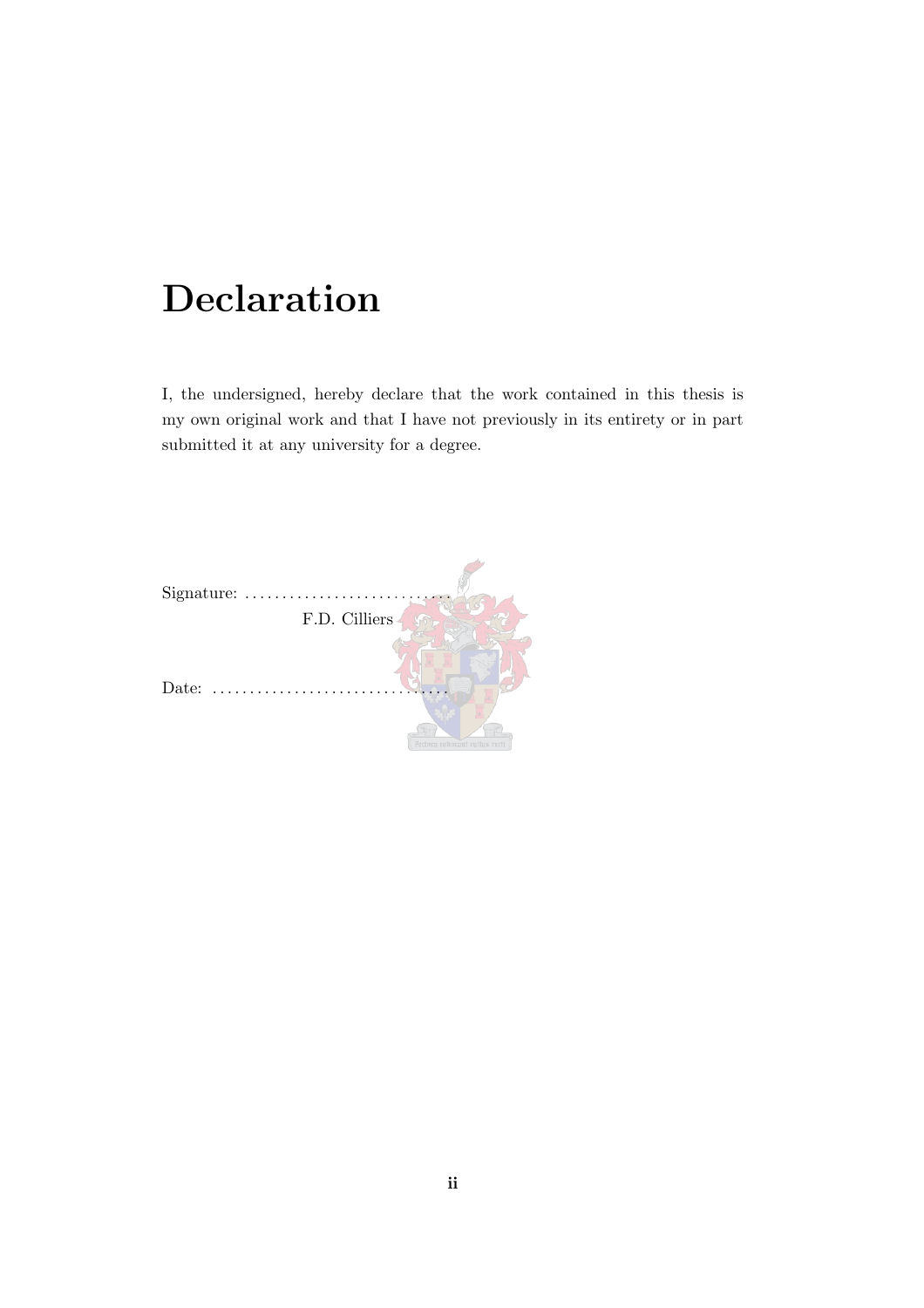# Declaration

I, the undersigned, hereby declare that the work contained in this thesis is my own original work and that I have not previously in its entirety or in part submitted it at any university for a degree.

Signature: ..............................
F.D. Cilliers

Date: ..............................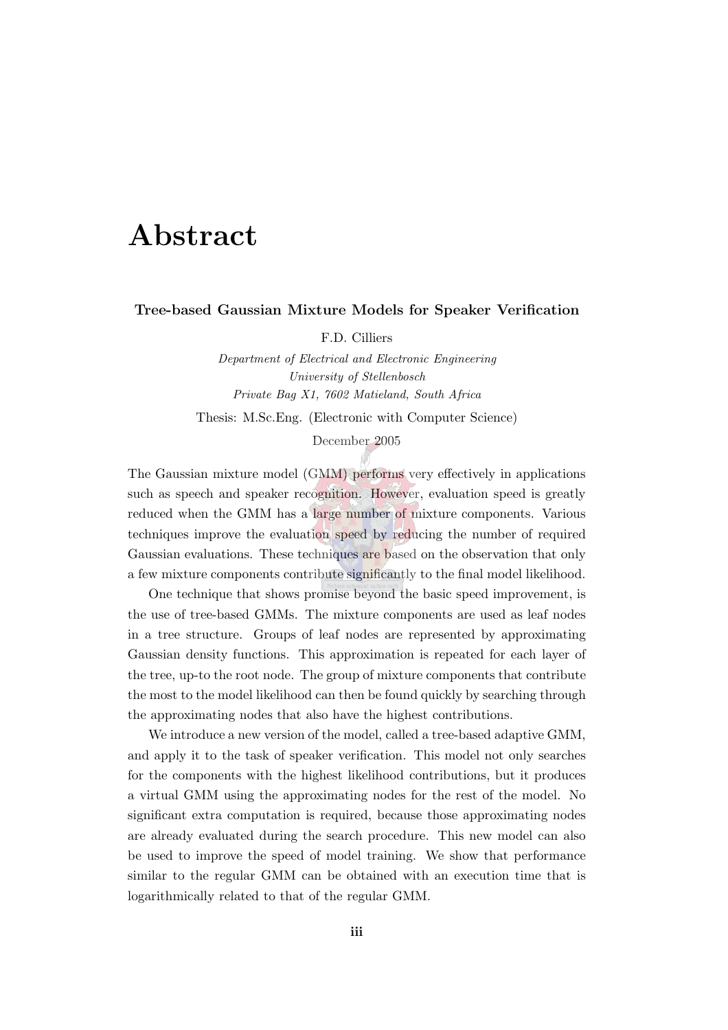# Abstract

**Tree-based Gaussian Mixture Models for Speaker Verification**

F.D. Cilliers

*Department of Electrical and Electronic Engineering*
*University of Stellenbosch*
*Private Bag X1, 7602 Matieland, South Africa*

Thesis: M.Sc.Eng. (Electronic with Computer Science)

December 2005

The Gaussian mixture model (GMM) performs very effectively in applications such as speech and speaker recognition. However, evaluation speed is greatly reduced when the GMM has a large number of mixture components. Various techniques improve the evaluation speed by reducing the number of required Gaussian evaluations. These techniques are based on the observation that only a few mixture components contribute significantly to the final model likelihood.

One technique that shows promise beyond the basic speed improvement, is the use of tree-based GMMs. The mixture components are used as leaf nodes in a tree structure. Groups of leaf nodes are represented by approximating Gaussian density functions. This approximation is repeated for each layer of the tree, up-to the root node. The group of mixture components that contribute the most to the model likelihood can then be found quickly by searching through the approximating nodes that also have the highest contributions.

We introduce a new version of the model, called a tree-based adaptive GMM, and apply it to the task of speaker verification. This model not only searches for the components with the highest likelihood contributions, but it produces a virtual GMM using the approximating nodes for the rest of the model. No significant extra computation is required, because those approximating nodes are already evaluated during the search procedure. This new model can also be used to improve the speed of model training. We show that performance similar to the regular GMM can be obtained with an execution time that is logarithmically related to that of the regular GMM.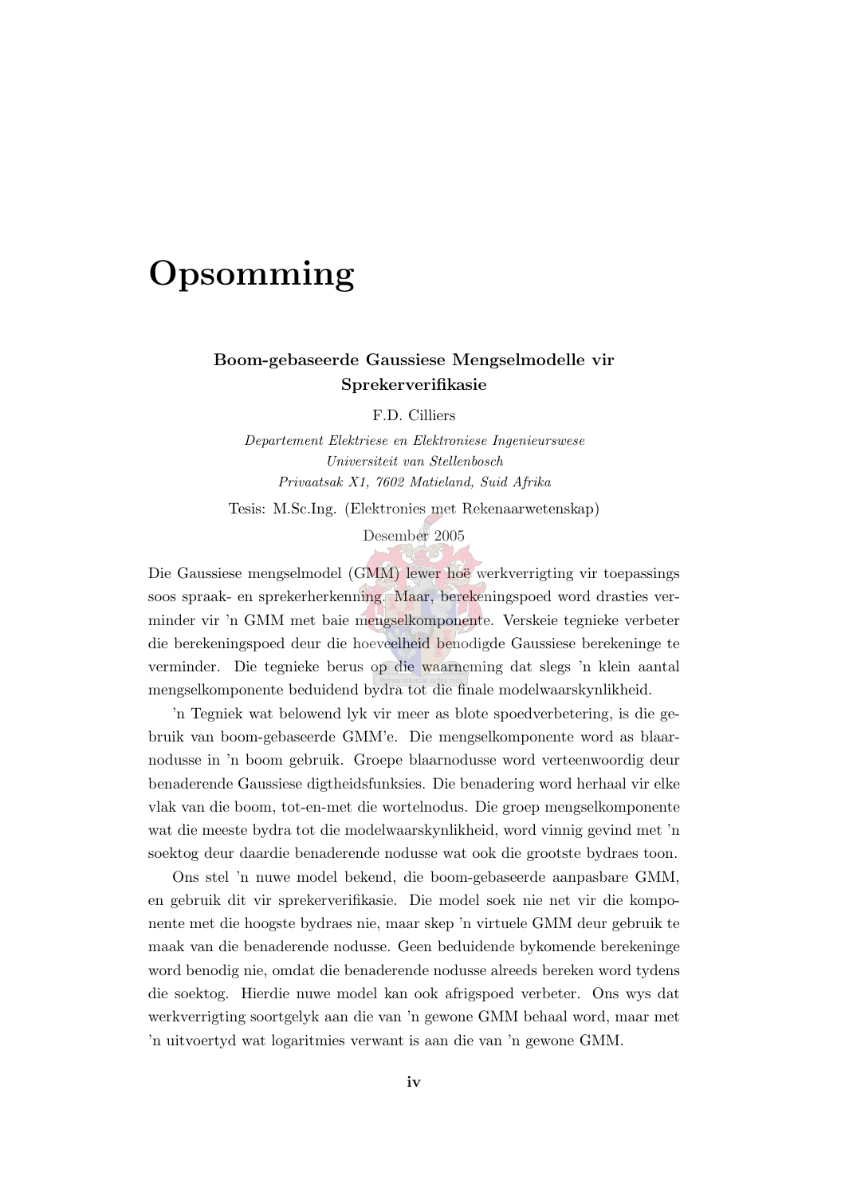# Opsomming

**Boom-gebaseerde Gaussiese Mengselmodelle vir Sprekerverifikasie**

F.D. Cilliers

*Departement Elektriese en Elektroniese Ingenieurswese*
*Universiteit van Stellenbosch*
*Privaatsak X1, 7602 Matieland, Suid Afrika*

Tesis: M.Sc.Ing. (Elektronies met Rekenaarwetenskap)

Desember 2005

Die Gaussiese mengselmodel (GMM) lewer hoë werkverrigting vir toepassings soos spraak- en sprekerherkenning. Maar, berekeningspoed word drasties verminder vir 'n GMM met baie mengselkomponente. Verskeie tegnieke verbeter die berekeningspoed deur die hoeveelheid benodigde Gaussiese berekeninge te verminder. Die tegnieke berus op die waarneming dat slegs 'n klein aantal mengselkomponente beduidend bydra tot die finale modelwaarskynlikheid.

'n Tegniek wat belowend lyk vir meer as blote spoedverbetering, is die gebruik van boom-gebaseerde GMM'e. Die mengselkomponente word as blaarnodusse in 'n boom gebruik. Groepe blaarnodusse word verteenwoordig deur benaderende Gaussiese digtheidsfunksies. Die benadering word herhaal vir elke vlak van die boom, tot-en-met die wortelnodus. Die groep mengselkomponente wat die meeste bydra tot die modelwaarskynlikheid, word vinnig gevind met 'n soektog deur daardie benaderende nodusse wat ook die grootste bydraes toon.

Ons stel 'n nuwe model bekend, die boom-gebaseerde aanpasbare GMM, en gebruik dit vir sprekerverifikasie. Die model soek nie net vir die komponente met die hoogste bydraes nie, maar skep 'n virtuele GMM deur gebruik te maak van die benaderende nodusse. Geen beduidende bykomende berekeninge word benodig nie, omdat die benaderende nodusse alreeds bereken word tydens die soektog. Hierdie nuwe model kan ook afrigspoed verbeter. Ons wys dat werkverrigting soortgelyk aan die van 'n gewone GMM behaal word, maar met 'n uitvoertyd wat logaritmies verwant is aan die van 'n gewone GMM.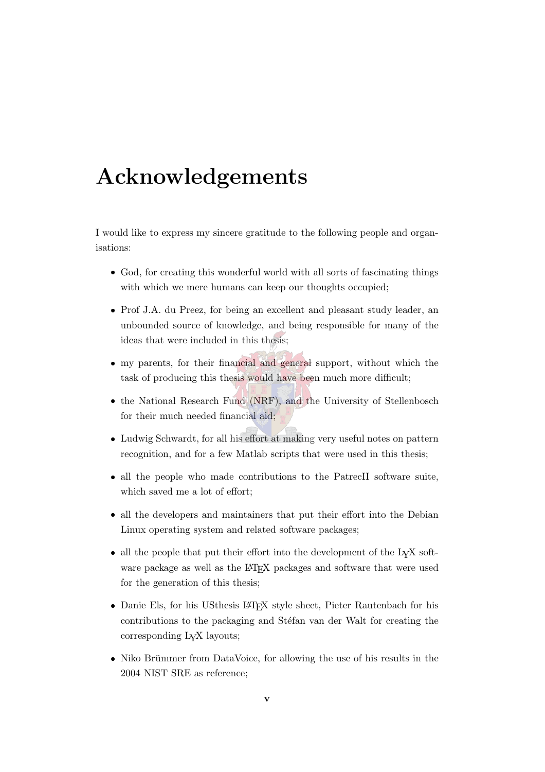# Acknowledgements

I would like to express my sincere gratitude to the following people and organisations:

- God, for creating this wonderful world with all sorts of fascinating things with which we mere humans can keep our thoughts occupied;
- Prof J.A. du Preez, for being an excellent and pleasant study leader, an unbounded source of knowledge, and being responsible for many of the ideas that were included in this thesis;
- my parents, for their financial and general support, without which the task of producing this thesis would have been much more difficult;
- the National Research Fund (NRF), and the University of Stellenbosch for their much needed financial aid;
- Ludwig Schwardt, for all his effort at making very useful notes on pattern recognition, and for a few Matlab scripts that were used in this thesis;
- all the people who made contributions to the PatrecII software suite, which saved me a lot of effort;
- all the developers and maintainers that put their effort into the Debian Linux operating system and related software packages;
- all the people that put their effort into the development of the LyX software package as well as the LaTeX packages and software that were used for the generation of this thesis;
- Danie Els, for his USthesis LaTeX style sheet, Pieter Rautenbach for his contributions to the packaging and Stéfan van der Walt for creating the corresponding LyX layouts;
- Niko Brümmer from DataVoice, for allowing the use of his results in the 2004 NIST SRE as reference;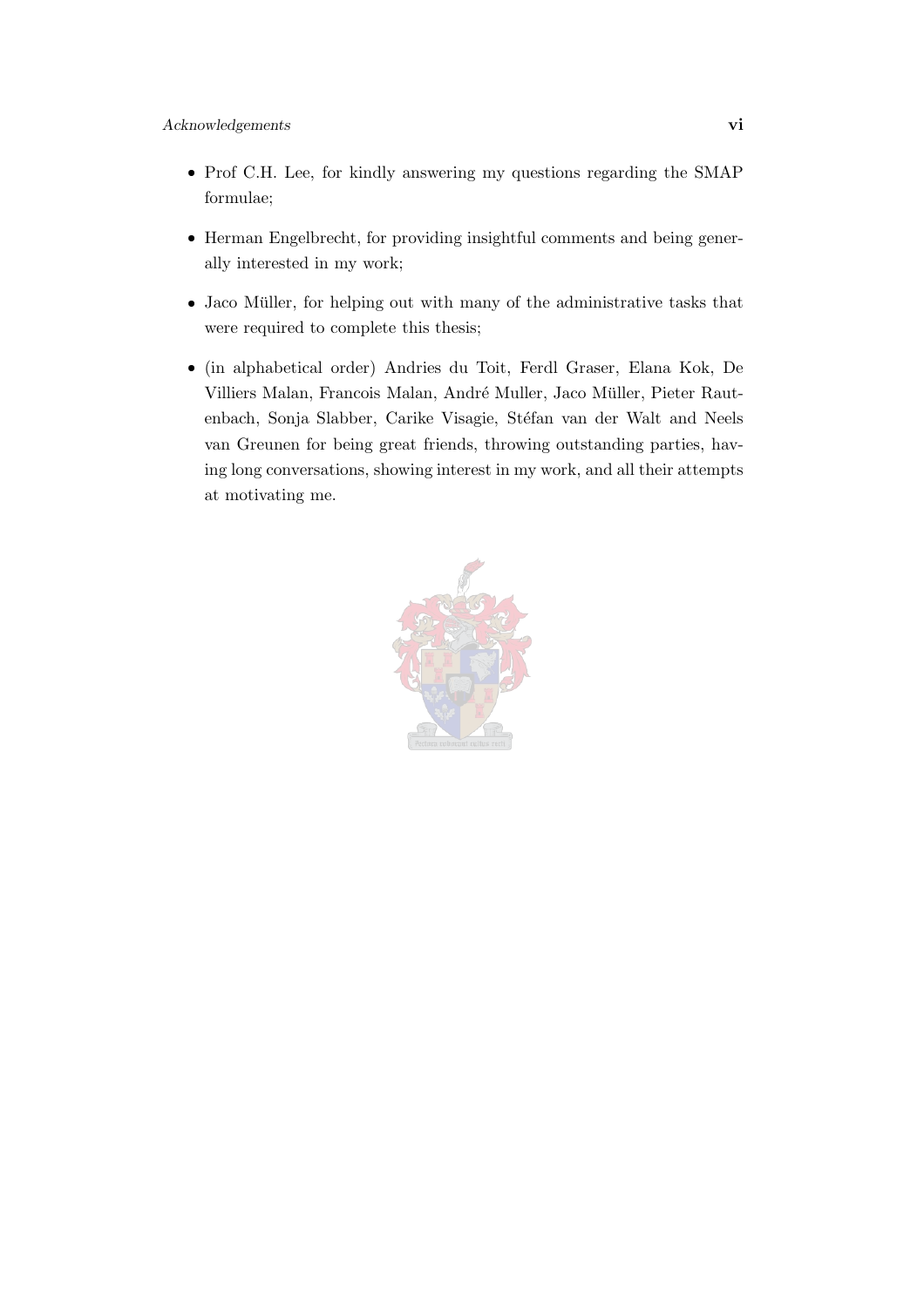- Prof C.H. Lee, for kindly answering my questions regarding the SMAP formulae;

- Herman Engelbrecht, for providing insightful comments and being generally interested in my work;

- Jaco Müller, for helping out with many of the administrative tasks that were required to complete this thesis;

- (in alphabetical order) Andries du Toit, Ferdl Graser, Elana Kok, De Villiers Malan, Francois Malan, André Muller, Jaco Müller, Pieter Rautenbach, Sonja Slabber, Carike Visagie, Stéfan van der Walt and Neels van Greunen for being great friends, throwing outstanding parties, having long conversations, showing interest in my work, and all their attempts at motivating me.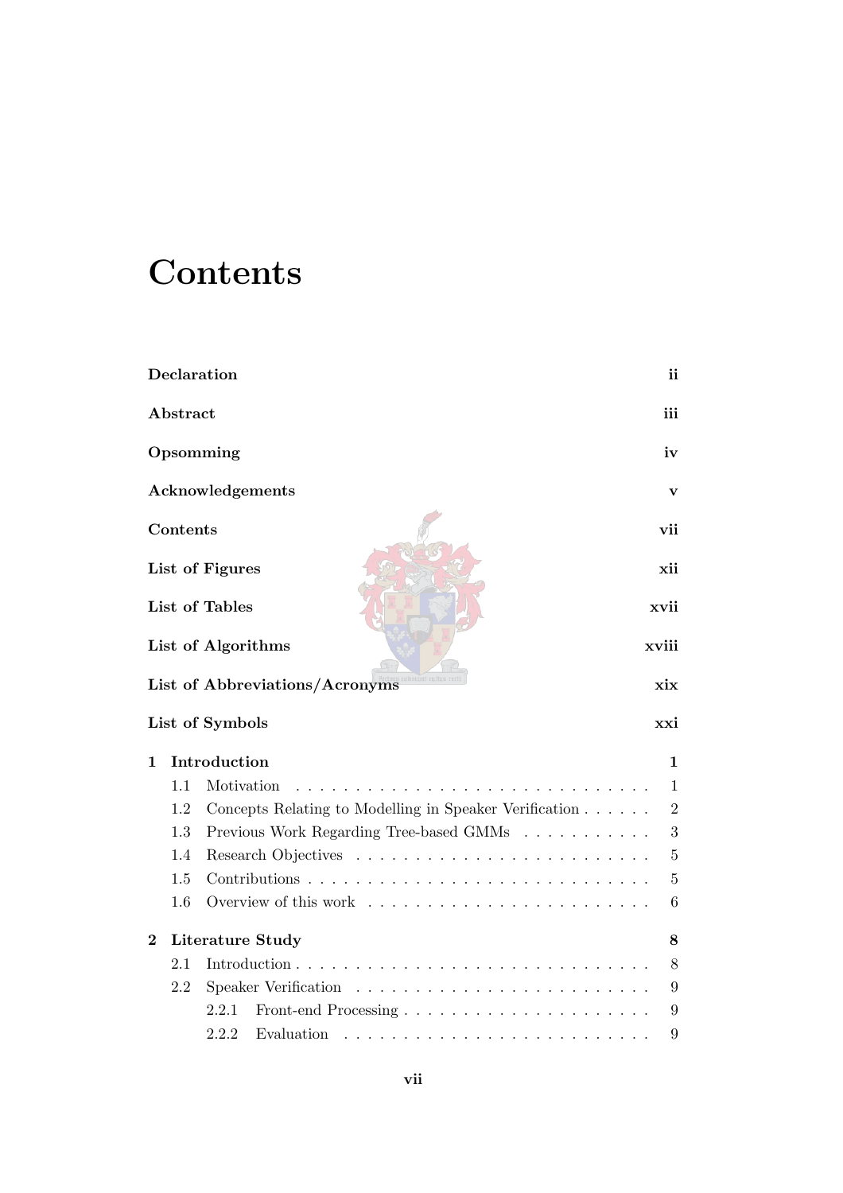# Contents

**Declaration** ii

**Abstract** iii

**Opsomming** iv

**Acknowledgements** v

**Contents** vii

**List of Figures** xii

**List of Tables** xvii

**List of Algorithms** xviii

**List of Abbreviations/Acronyms** xix

**List of Symbols** xxi

**1 Introduction** 1

- 1.1 Motivation . . . . . . . . . . . . . . . . . . . . . . . . . . . . . . 1
- 1.2 Concepts Relating to Modelling in Speaker Verification . . . . . . 2
- 1.3 Previous Work Regarding Tree-based GMMs . . . . . . . . . . . 3
- 1.4 Research Objectives . . . . . . . . . . . . . . . . . . . . . . . . 5
- 1.5 Contributions . . . . . . . . . . . . . . . . . . . . . . . . . . . . 5
- 1.6 Overview of this work . . . . . . . . . . . . . . . . . . . . . . . 6

**2 Literature Study** 8

- 2.1 Introduction . . . . . . . . . . . . . . . . . . . . . . . . . . . . . 8
- 2.2 Speaker Verification . . . . . . . . . . . . . . . . . . . . . . . . 9
  - 2.2.1 Front-end Processing . . . . . . . . . . . . . . . . . . . . 9
  - 2.2.2 Evaluation . . . . . . . . . . . . . . . . . . . . . . . . . 9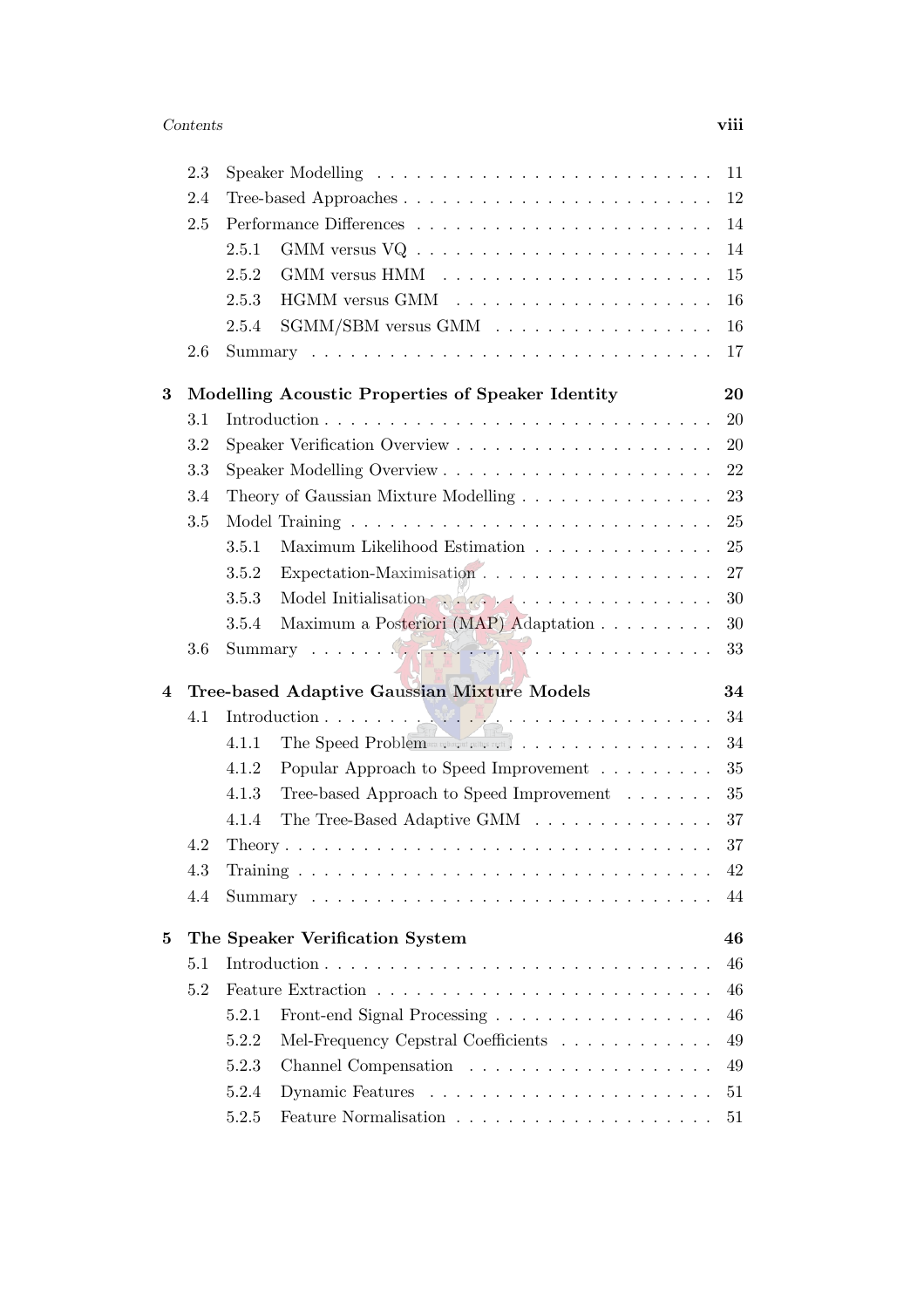- 2.3 Speaker Modelling . . . . . . . . . . . . . . . . . . . . . . . . . 11
- 2.4 Tree-based Approaches . . . . . . . . . . . . . . . . . . . . . . . 12
- 2.5 Performance Differences . . . . . . . . . . . . . . . . . . . . . . 14
  - 2.5.1 GMM versus VQ . . . . . . . . . . . . . . . . . . . . . . 14
  - 2.5.2 GMM versus HMM . . . . . . . . . . . . . . . . . . . . . 15
  - 2.5.3 HGMM versus GMM . . . . . . . . . . . . . . . . . . . . 16
  - 2.5.4 SGMM/SBM versus GMM . . . . . . . . . . . . . . . . . 16
- 2.6 Summary . . . . . . . . . . . . . . . . . . . . . . . . . . . . . . 17

**3 Modelling Acoustic Properties of Speaker Identity 20**

- 3.1 Introduction . . . . . . . . . . . . . . . . . . . . . . . . . . . . 20
- 3.2 Speaker Verification Overview . . . . . . . . . . . . . . . . . . . 20
- 3.3 Speaker Modelling Overview . . . . . . . . . . . . . . . . . . . . 22
- 3.4 Theory of Gaussian Mixture Modelling . . . . . . . . . . . . . . 23
- 3.5 Model Training . . . . . . . . . . . . . . . . . . . . . . . . . . . 25
  - 3.5.1 Maximum Likelihood Estimation . . . . . . . . . . . . . . 25
  - 3.5.2 Expectation-Maximisation . . . . . . . . . . . . . . . . . . 27
  - 3.5.3 Model Initialisation . . . . . . . . . . . . . . . . . . . . . 30
  - 3.5.4 Maximum a Posteriori (MAP) Adaptation . . . . . . . . . 30
- 3.6 Summary . . . . . . . . . . . . . . . . . . . . . . . . . . . . . . 33

**4 Tree-based Adaptive Gaussian Mixture Models 34**

- 4.1 Introduction . . . . . . . . . . . . . . . . . . . . . . . . . . . . 34
  - 4.1.1 The Speed Problem . . . . . . . . . . . . . . . . . . . . . 34
  - 4.1.2 Popular Approach to Speed Improvement . . . . . . . . . 35
  - 4.1.3 Tree-based Approach to Speed Improvement . . . . . . . 35
  - 4.1.4 The Tree-Based Adaptive GMM . . . . . . . . . . . . . . 37
- 4.2 Theory . . . . . . . . . . . . . . . . . . . . . . . . . . . . . . . 37
- 4.3 Training . . . . . . . . . . . . . . . . . . . . . . . . . . . . . . . 42
- 4.4 Summary . . . . . . . . . . . . . . . . . . . . . . . . . . . . . . 44

**5 The Speaker Verification System 46**

- 5.1 Introduction . . . . . . . . . . . . . . . . . . . . . . . . . . . . 46
- 5.2 Feature Extraction . . . . . . . . . . . . . . . . . . . . . . . . . 46
  - 5.2.1 Front-end Signal Processing . . . . . . . . . . . . . . . . 46
  - 5.2.2 Mel-Frequency Cepstral Coefficients . . . . . . . . . . . . 49
  - 5.2.3 Channel Compensation . . . . . . . . . . . . . . . . . . . 49
  - 5.2.4 Dynamic Features . . . . . . . . . . . . . . . . . . . . . . 51
  - 5.2.5 Feature Normalisation . . . . . . . . . . . . . . . . . . . . 51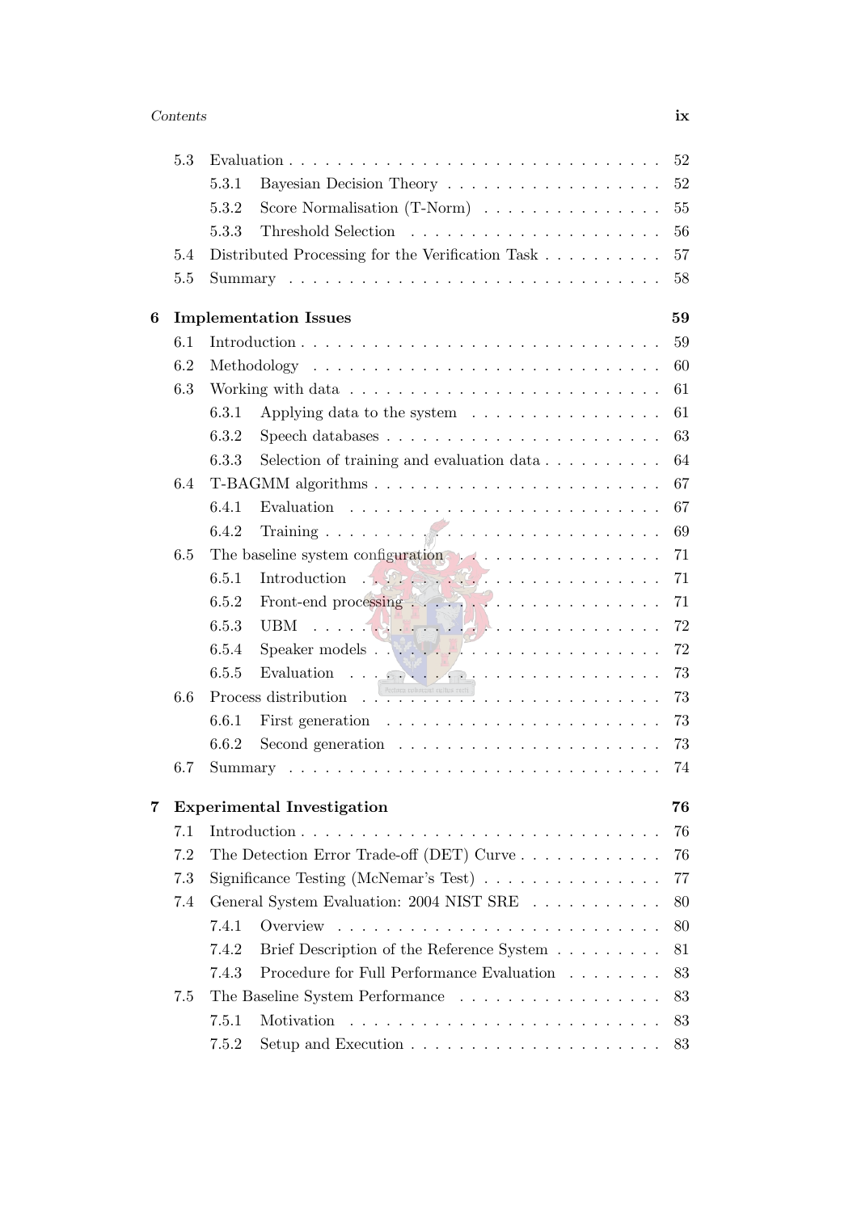| | | |
|---|---|---|
| 5.3 | Evaluation | 52 |
| | 5.3.1 Bayesian Decision Theory | 52 |
| | 5.3.2 Score Normalisation (T-Norm) | 55 |
| | 5.3.3 Threshold Selection | 56 |
| 5.4 | Distributed Processing for the Verification Task | 57 |
| 5.5 | Summary | 58 |
| **6** | **Implementation Issues** | **59** |
| 6.1 | Introduction | 59 |
| 6.2 | Methodology | 60 |
| 6.3 | Working with data | 61 |
| | 6.3.1 Applying data to the system | 61 |
| | 6.3.2 Speech databases | 63 |
| | 6.3.3 Selection of training and evaluation data | 64 |
| 6.4 | T-BAGMM algorithms | 67 |
| | 6.4.1 Evaluation | 67 |
| | 6.4.2 Training | 69 |
| 6.5 | The baseline system configuration | 71 |
| | 6.5.1 Introduction | 71 |
| | 6.5.2 Front-end processing | 71 |
| | 6.5.3 UBM | 72 |
| | 6.5.4 Speaker models | 72 |
| | 6.5.5 Evaluation | 73 |
| 6.6 | Process distribution | 73 |
| | 6.6.1 First generation | 73 |
| | 6.6.2 Second generation | 73 |
| 6.7 | Summary | 74 |
| **7** | **Experimental Investigation** | **76** |
| 7.1 | Introduction | 76 |
| 7.2 | The Detection Error Trade-off (DET) Curve | 76 |
| 7.3 | Significance Testing (McNemar's Test) | 77 |
| 7.4 | General System Evaluation: 2004 NIST SRE | 80 |
| | 7.4.1 Overview | 80 |
| | 7.4.2 Brief Description of the Reference System | 81 |
| | 7.4.3 Procedure for Full Performance Evaluation | 83 |
| 7.5 | The Baseline System Performance | 83 |
| | 7.5.1 Motivation | 83 |
| | 7.5.2 Setup and Execution | 83 |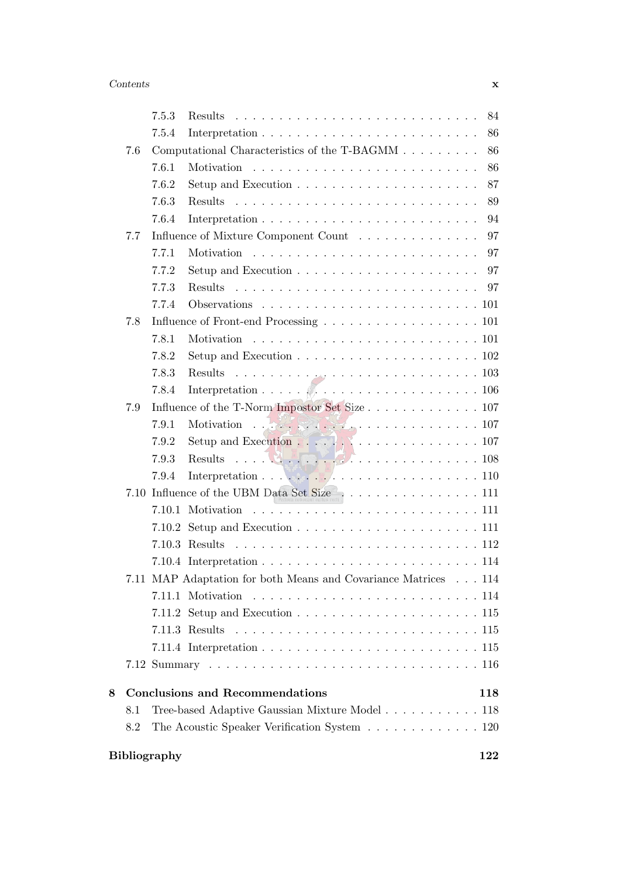7.5.3 Results . . . . . . . . . . . . . . . . . . . . . . . . . . 84
7.5.4 Interpretation . . . . . . . . . . . . . . . . . . . . . . . . 86

7.6 Computational Characteristics of the T-BAGMM . . . . . . . . . 86
7.6.1 Motivation . . . . . . . . . . . . . . . . . . . . . . . . . 86
7.6.2 Setup and Execution . . . . . . . . . . . . . . . . . . . . 87
7.6.3 Results . . . . . . . . . . . . . . . . . . . . . . . . . . 89
7.6.4 Interpretation . . . . . . . . . . . . . . . . . . . . . . . . 94

7.7 Influence of Mixture Component Count . . . . . . . . . . . . . 97
7.7.1 Motivation . . . . . . . . . . . . . . . . . . . . . . . . . 97
7.7.2 Setup and Execution . . . . . . . . . . . . . . . . . . . . 97
7.7.3 Results . . . . . . . . . . . . . . . . . . . . . . . . . . 97
7.7.4 Observations . . . . . . . . . . . . . . . . . . . . . . . . 101

7.8 Influence of Front-end Processing . . . . . . . . . . . . . . . . . 101
7.8.1 Motivation . . . . . . . . . . . . . . . . . . . . . . . . . 101
7.8.2 Setup and Execution . . . . . . . . . . . . . . . . . . . . 102
7.8.3 Results . . . . . . . . . . . . . . . . . . . . . . . . . . 103
7.8.4 Interpretation . . . . . . . . . . . . . . . . . . . . . . . . 106

7.9 Influence of the T-Norm Impostor Set Size . . . . . . . . . . . . . 107
7.9.1 Motivation . . . . . . . . . . . . . . . . . . . . . . . . . 107
7.9.2 Setup and Execution . . . . . . . . . . . . . . . . . . . . 107
7.9.3 Results . . . . . . . . . . . . . . . . . . . . . . . . . . 108
7.9.4 Interpretation . . . . . . . . . . . . . . . . . . . . . . . . 110

7.10 Influence of the UBM Data Set Size . . . . . . . . . . . . . . . . 111
7.10.1 Motivation . . . . . . . . . . . . . . . . . . . . . . . . . 111
7.10.2 Setup and Execution . . . . . . . . . . . . . . . . . . . . 111
7.10.3 Results . . . . . . . . . . . . . . . . . . . . . . . . . . 112
7.10.4 Interpretation . . . . . . . . . . . . . . . . . . . . . . . . 114

7.11 MAP Adaptation for both Means and Covariance Matrices . . . 114
7.11.1 Motivation . . . . . . . . . . . . . . . . . . . . . . . . . 114
7.11.2 Setup and Execution . . . . . . . . . . . . . . . . . . . . 115
7.11.3 Results . . . . . . . . . . . . . . . . . . . . . . . . . . 115
7.11.4 Interpretation . . . . . . . . . . . . . . . . . . . . . . . . 115

7.12 Summary . . . . . . . . . . . . . . . . . . . . . . . . . . . . 116

**8 Conclusions and Recommendations 118**

8.1 Tree-based Adaptive Gaussian Mixture Model . . . . . . . . . . . 118
8.2 The Acoustic Speaker Verification System . . . . . . . . . . . . . 120

**Bibliography 122**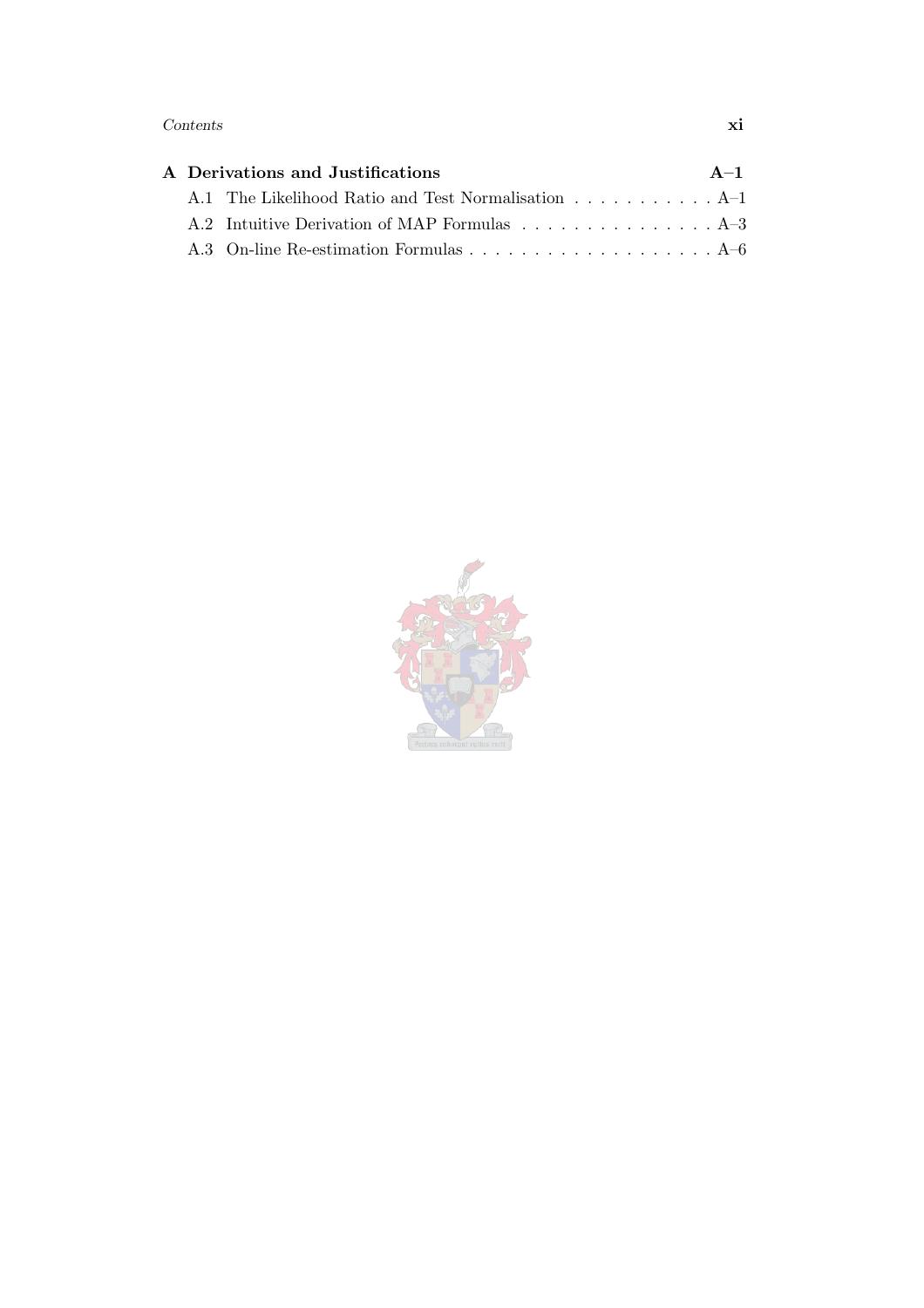**A Derivations and Justifications** **A–1**

A.1 The Likelihood Ratio and Test Normalisation . . . . . . . . . . . A–1

A.2 Intuitive Derivation of MAP Formulas . . . . . . . . . . . . . . . A–3

A.3 On-line Re-estimation Formulas . . . . . . . . . . . . . . . . . . . A–6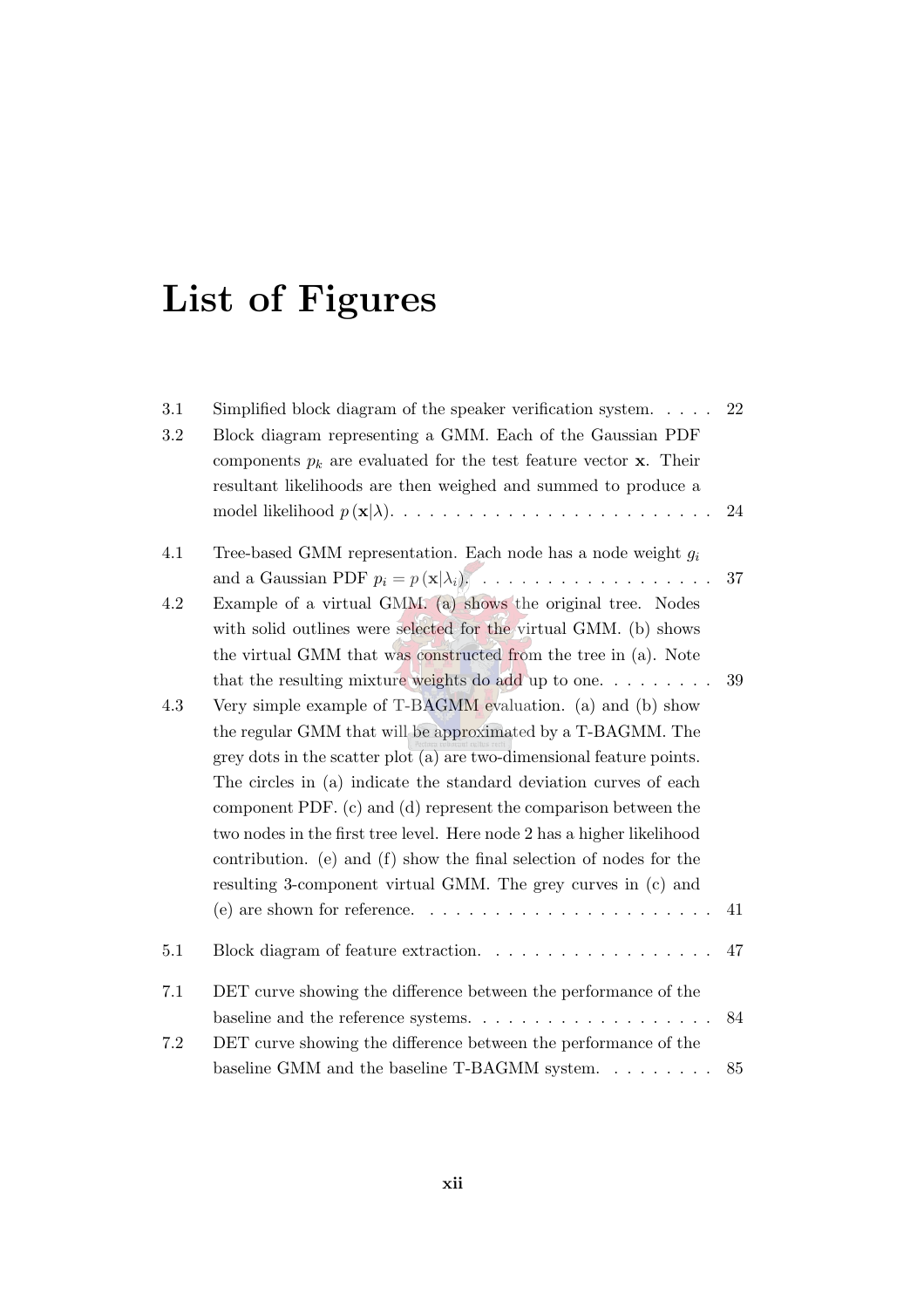# List of Figures

| | | |
|---|---|---|
| 3.1 | Simplified block diagram of the speaker verification system. | 22 |
| 3.2 | Block diagram representing a GMM. Each of the Gaussian PDF components $p_k$ are evaluated for the test feature vector $\mathbf{x}$. Their resultant likelihoods are then weighed and summed to produce a model likelihood $p(\mathbf{x}\vert\lambda)$. | 24 |
| 4.1 | Tree-based GMM representation. Each node has a node weight $g_i$ and a Gaussian PDF $p_i = p(\mathbf{x}\vert\lambda_i)$. | 37 |
| 4.2 | Example of a virtual GMM. (a) shows the original tree. Nodes with solid outlines were selected for the virtual GMM. (b) shows the virtual GMM that was constructed from the tree in (a). Note that the resulting mixture weights do add up to one. | 39 |
| 4.3 | Very simple example of T-BAGMM evaluation. (a) and (b) show the regular GMM that will be approximated by a T-BAGMM. The grey dots in the scatter plot (a) are two-dimensional feature points. The circles in (a) indicate the standard deviation curves of each component PDF. (c) and (d) represent the comparison between the two nodes in the first tree level. Here node 2 has a higher likelihood contribution. (e) and (f) show the final selection of nodes for the resulting 3-component virtual GMM. The grey curves in (c) and (e) are shown for reference. | 41 |
| 5.1 | Block diagram of feature extraction. | 47 |
| 7.1 | DET curve showing the difference between the performance of the baseline and the reference systems. | 84 |
| 7.2 | DET curve showing the difference between the performance of the baseline GMM and the baseline T-BAGMM system. | 85 |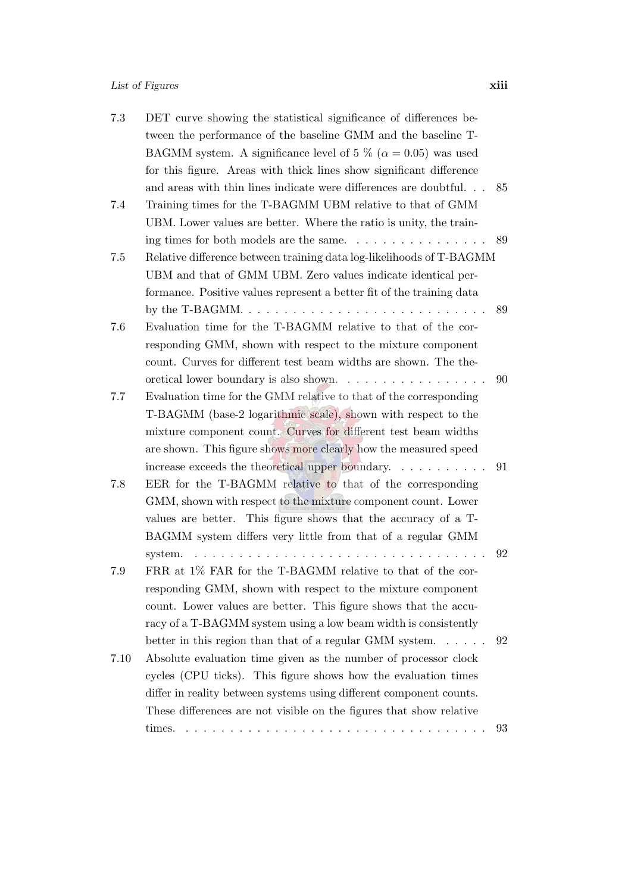7.3 DET curve showing the statistical significance of differences between the performance of the baseline GMM and the baseline T-BAGMM system. A significance level of 5 % ($\alpha = 0.05$) was used for this figure. Areas with thick lines show significant difference and areas with thin lines indicate were differences are doubtful. . . 85

7.4 Training times for the T-BAGMM UBM relative to that of GMM UBM. Lower values are better. Where the ratio is unity, the training times for both models are the same. . . . . . . . . . . . . . . . 89

7.5 Relative difference between training data log-likelihoods of T-BAGMM UBM and that of GMM UBM. Zero values indicate identical performance. Positive values represent a better fit of the training data by the T-BAGMM. . . . . . . . . . . . . . . . . . . . . . . . . . . 89

7.6 Evaluation time for the T-BAGMM relative to that of the corresponding GMM, shown with respect to the mixture component count. Curves for different test beam widths are shown. The theoretical lower boundary is also shown. . . . . . . . . . . . . . . . . 90

7.7 Evaluation time for the GMM relative to that of the corresponding T-BAGMM (base-2 logarithmic scale), shown with respect to the mixture component count. Curves for different test beam widths are shown. This figure shows more clearly how the measured speed increase exceeds the theoretical upper boundary. . . . . . . . . . 91

7.8 EER for the T-BAGMM relative to that of the corresponding GMM, shown with respect to the mixture component count. Lower values are better. This figure shows that the accuracy of a T-BAGMM system differs very little from that of a regular GMM system. . . . . . . . . . . . . . . . . . . . . . . . . . . . . . . . . . 92

7.9 FRR at 1% FAR for the T-BAGMM relative to that of the corresponding GMM, shown with respect to the mixture component count. Lower values are better. This figure shows that the accuracy of a T-BAGMM system using a low beam width is consistently better in this region than that of a regular GMM system. . . . . . 92

7.10 Absolute evaluation time given as the number of processor clock cycles (CPU ticks). This figure shows how the evaluation times differ in reality between systems using different component counts. These differences are not visible on the figures that show relative times. . . . . . . . . . . . . . . . . . . . . . . . . . . . . . . . . . 93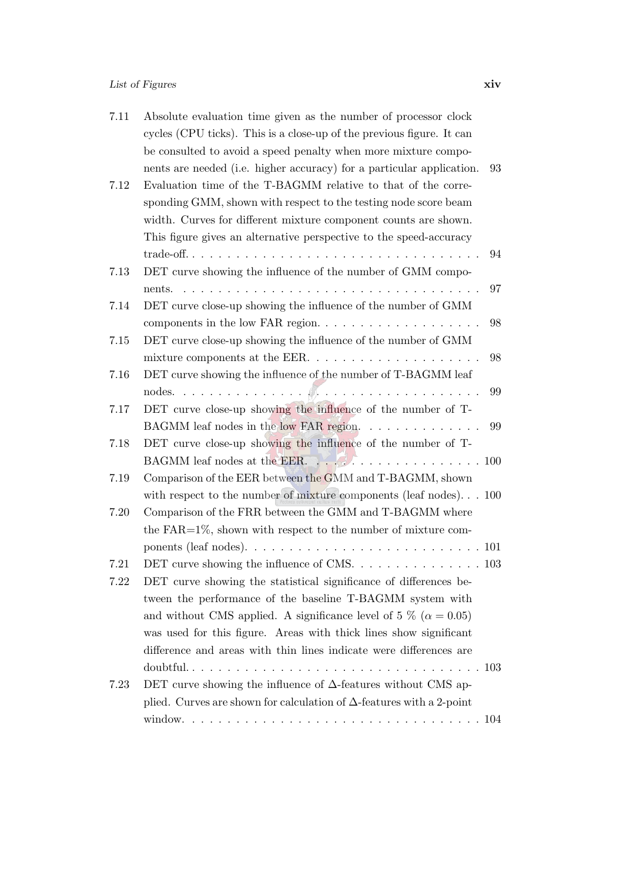| | | |
|---|---|---|
| 7.11 | Absolute evaluation time given as the number of processor clock cycles (CPU ticks). This is a close-up of the previous figure. It can be consulted to avoid a speed penalty when more mixture components are needed (i.e. higher accuracy) for a particular application. | 93 |
| 7.12 | Evaluation time of the T-BAGMM relative to that of the corresponding GMM, shown with respect to the testing node score beam width. Curves for different mixture component counts are shown. This figure gives an alternative perspective to the speed-accuracy trade-off. | 94 |
| 7.13 | DET curve showing the influence of the number of GMM components. | 97 |
| 7.14 | DET curve close-up showing the influence of the number of GMM components in the low FAR region. | 98 |
| 7.15 | DET curve close-up showing the influence of the number of GMM mixture components at the EER. | 98 |
| 7.16 | DET curve showing the influence of the number of T-BAGMM leaf nodes. | 99 |
| 7.17 | DET curve close-up showing the influence of the number of T-BAGMM leaf nodes in the low FAR region. | 99 |
| 7.18 | DET curve close-up showing the influence of the number of T-BAGMM leaf nodes at the EER. | 100 |
| 7.19 | Comparison of the EER between the GMM and T-BAGMM, shown with respect to the number of mixture components (leaf nodes). | 100 |
| 7.20 | Comparison of the FRR between the GMM and T-BAGMM where the FAR=1%, shown with respect to the number of mixture components (leaf nodes). | 101 |
| 7.21 | DET curve showing the influence of CMS. | 103 |
| 7.22 | DET curve showing the statistical significance of differences between the performance of the baseline T-BAGMM system with and without CMS applied. A significance level of 5 % ($\alpha = 0.05$) was used for this figure. Areas with thick lines show significant difference and areas with thin lines indicate were differences are doubtful. | 103 |
| 7.23 | DET curve showing the influence of $\Delta$-features without CMS applied. Curves are shown for calculation of $\Delta$-features with a 2-point window. | 104 |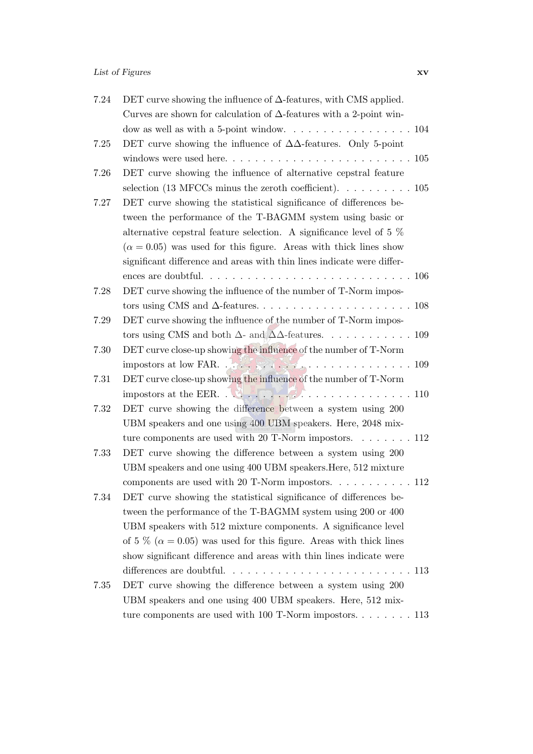7.24 DET curve showing the influence of $\Delta$-features, with CMS applied. Curves are shown for calculation of $\Delta$-features with a 2-point window as well as with a 5-point window. . . . . . . . . . . . . . . . . 104

7.25 DET curve showing the influence of $\Delta\Delta$-features. Only 5-point windows were used here. . . . . . . . . . . . . . . . . . . . . . . . . 105

7.26 DET curve showing the influence of alternative cepstral feature selection (13 MFCCs minus the zeroth coefficient). . . . . . . . . . 105

7.27 DET curve showing the statistical significance of differences between the performance of the T-BAGMM system using basic or alternative cepstral feature selection. A significance level of 5 % ($\alpha = 0.05$) was used for this figure. Areas with thick lines show significant difference and areas with thin lines indicate were differences are doubtful. . . . . . . . . . . . . . . . . . . . . . . . . . . 106

7.28 DET curve showing the influence of the number of T-Norm impostors using CMS and $\Delta$-features. . . . . . . . . . . . . . . . . . . . . 108

7.29 DET curve showing the influence of the number of T-Norm impostors using CMS and both $\Delta$- and $\Delta\Delta$-features. . . . . . . . . . . . 109

7.30 DET curve close-up showing the influence of the number of T-Norm impostors at low FAR. . . . . . . . . . . . . . . . . . . . . . . . . 109

7.31 DET curve close-up showing the influence of the number of T-Norm impostors at the EER. . . . . . . . . . . . . . . . . . . . . . . . . 110

7.32 DET curve showing the difference between a system using 200 UBM speakers and one using 400 UBM speakers. Here, 2048 mixture components are used with 20 T-Norm impostors. . . . . . . . 112

7.33 DET curve showing the difference between a system using 200 UBM speakers and one using 400 UBM speakers.Here, 512 mixture components are used with 20 T-Norm impostors. . . . . . . . . . 112

7.34 DET curve showing the statistical significance of differences between the performance of the T-BAGMM system using 200 or 400 UBM speakers with 512 mixture components. A significance level of 5 % ($\alpha = 0.05$) was used for this figure. Areas with thick lines show significant difference and areas with thin lines indicate were differences are doubtful. . . . . . . . . . . . . . . . . . . . . . . . . 113

7.35 DET curve showing the difference between a system using 200 UBM speakers and one using 400 UBM speakers. Here, 512 mixture components are used with 100 T-Norm impostors. . . . . . . . 113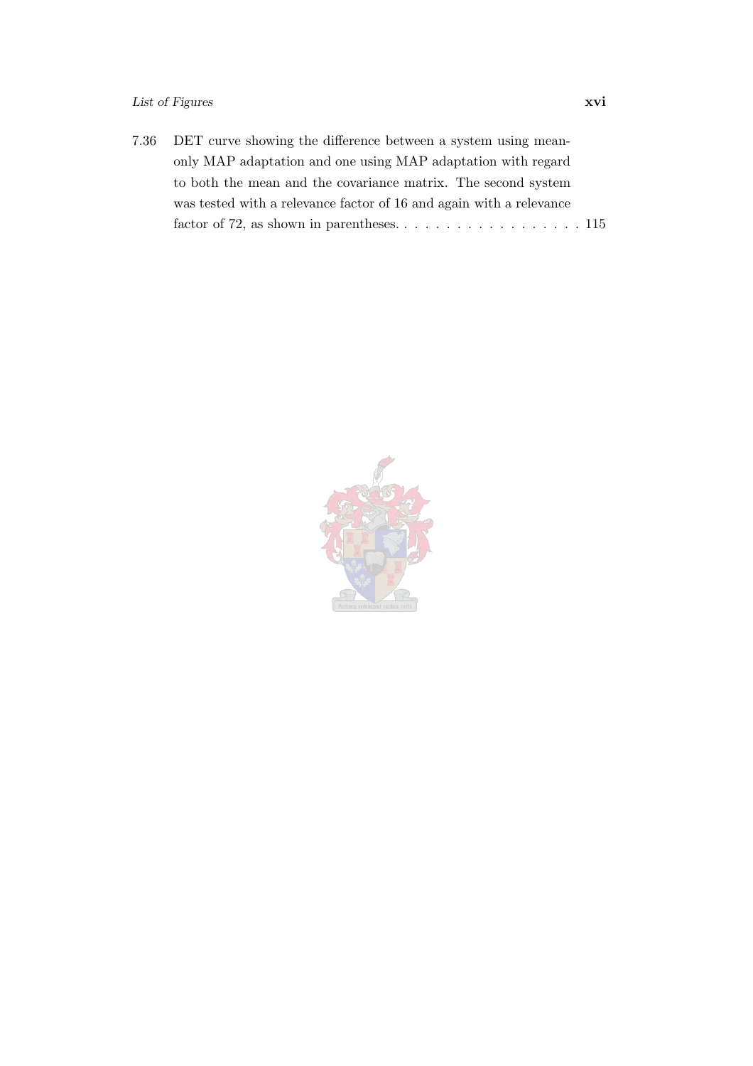7.36 DET curve showing the difference between a system using mean-only MAP adaptation and one using MAP adaptation with regard to both the mean and the covariance matrix. The second system was tested with a relevance factor of 16 and again with a relevance factor of 72, as shown in parentheses. . . . . . . . . . . . . . . . . . . 115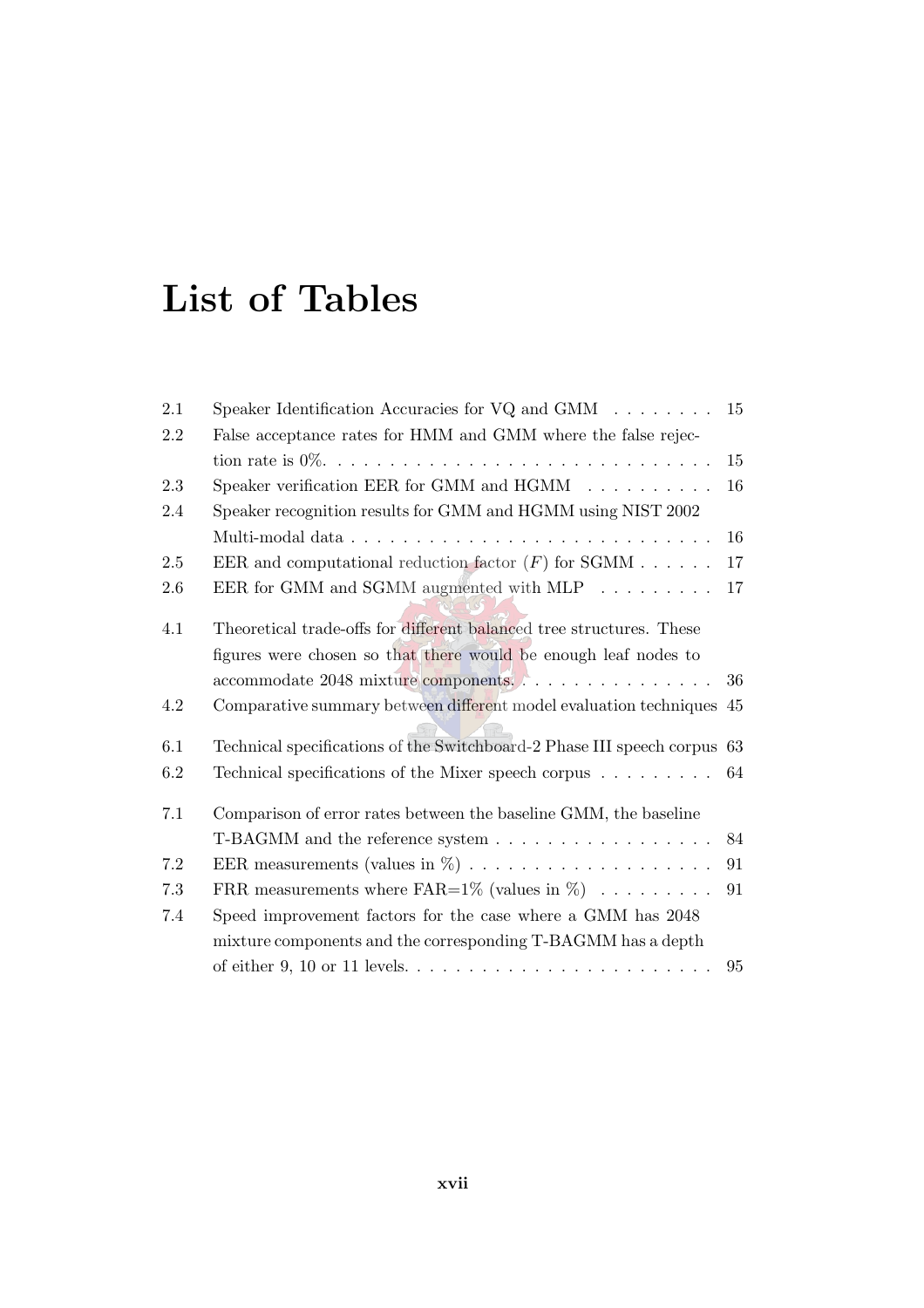# List of Tables

| | | |
|---|---|---|
| 2.1 | Speaker Identification Accuracies for VQ and GMM | 15 |
| 2.2 | False acceptance rates for HMM and GMM where the false rejection rate is 0%. | 15 |
| 2.3 | Speaker verification EER for GMM and HGMM | 16 |
| 2.4 | Speaker recognition results for GMM and HGMM using NIST 2002 Multi-modal data | 16 |
| 2.5 | EER and computational reduction factor ($F$) for SGMM | 17 |
| 2.6 | EER for GMM and SGMM augmented with MLP | 17 |
| 4.1 | Theoretical trade-offs for different balanced tree structures. These figures were chosen so that there would be enough leaf nodes to accommodate 2048 mixture components. | 36 |
| 4.2 | Comparative summary between different model evaluation techniques | 45 |
| 6.1 | Technical specifications of the Switchboard-2 Phase III speech corpus | 63 |
| 6.2 | Technical specifications of the Mixer speech corpus | 64 |
| 7.1 | Comparison of error rates between the baseline GMM, the baseline T-BAGMM and the reference system | 84 |
| 7.2 | EER measurements (values in %) | 91 |
| 7.3 | FRR measurements where FAR=1% (values in %) | 91 |
| 7.4 | Speed improvement factors for the case where a GMM has 2048 mixture components and the corresponding T-BAGMM has a depth of either 9, 10 or 11 levels. | 95 |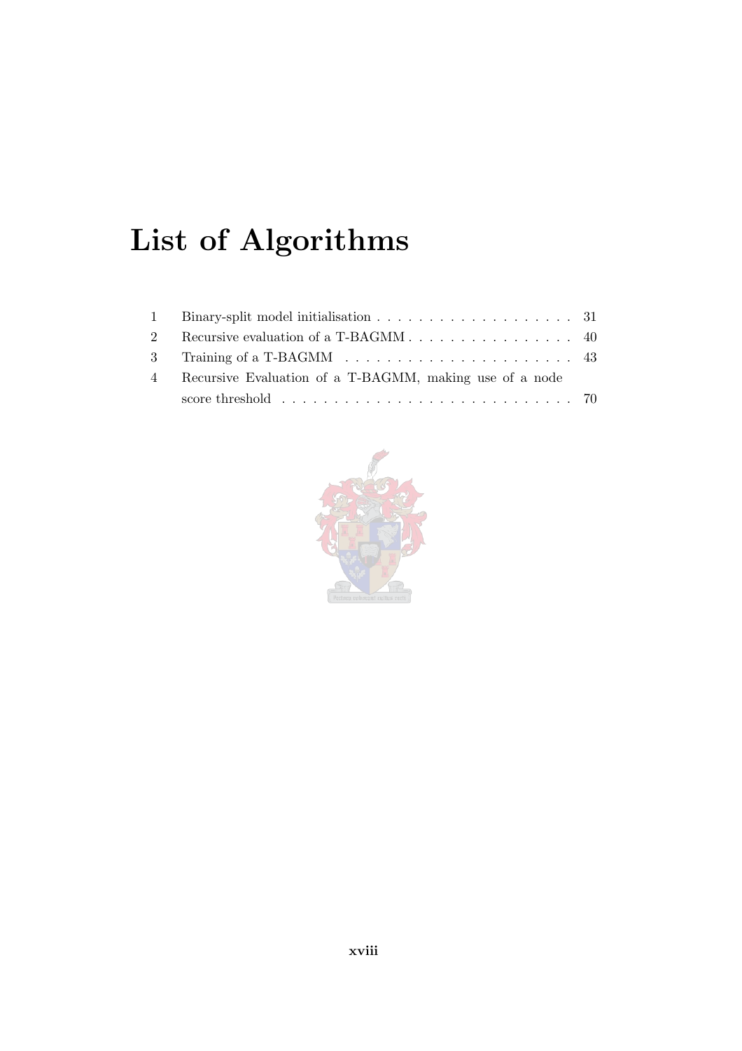# List of Algorithms

| | | |
|---|---|---|
| 1 | Binary-split model initialisation | 31 |
| 2 | Recursive evaluation of a T-BAGMM | 40 |
| 3 | Training of a T-BAGMM | 43 |
| 4 | Recursive Evaluation of a T-BAGMM, making use of a node score threshold | 70 |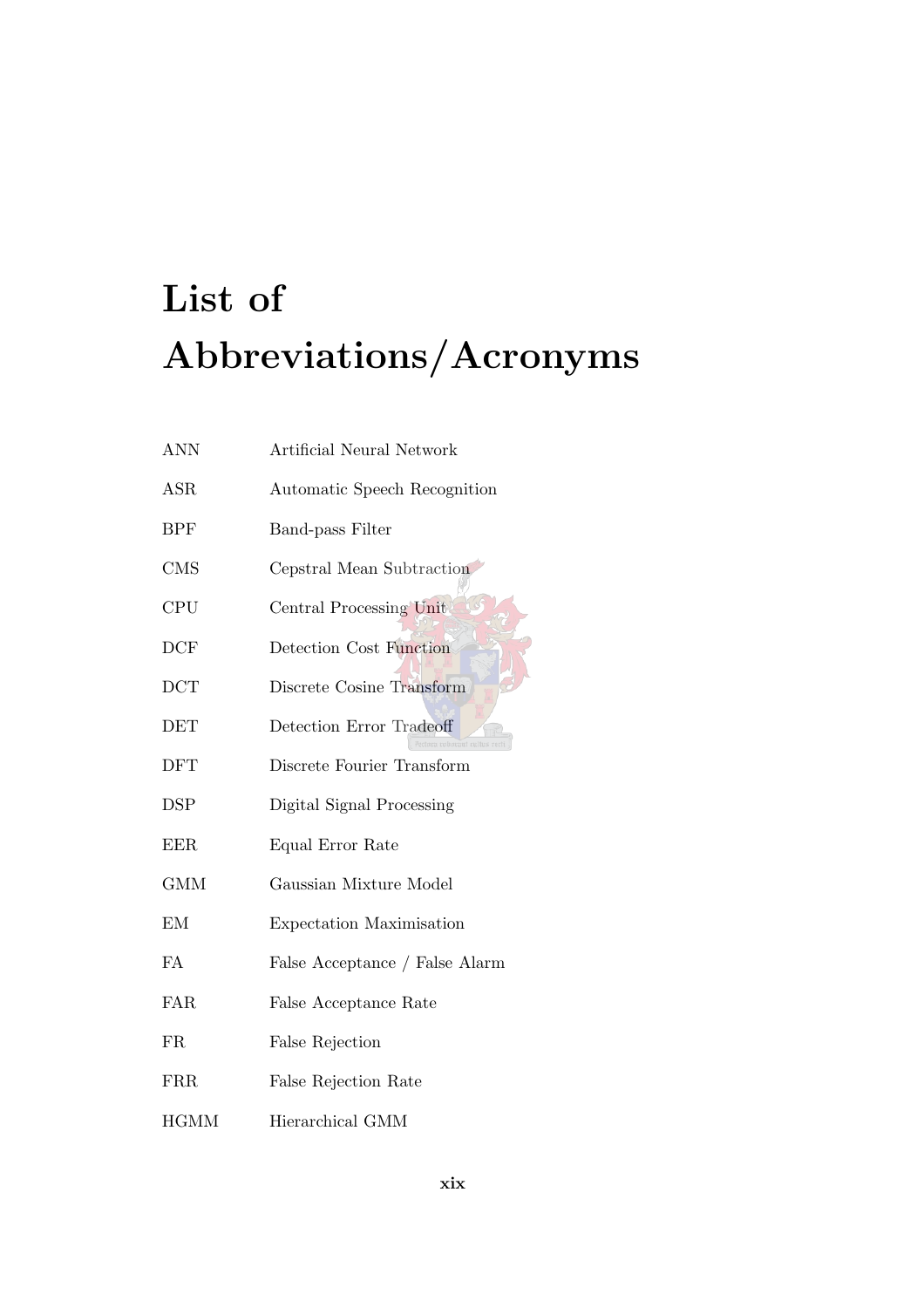# List of Abbreviations/Acronyms

| | |
|---|---|
| ANN | Artificial Neural Network |
| ASR | Automatic Speech Recognition |
| BPF | Band-pass Filter |
| CMS | Cepstral Mean Subtraction |
| CPU | Central Processing Unit |
| DCF | Detection Cost Function |
| DCT | Discrete Cosine Transform |
| DET | Detection Error Tradeoff |
| DFT | Discrete Fourier Transform |
| DSP | Digital Signal Processing |
| EER | Equal Error Rate |
| GMM | Gaussian Mixture Model |
| EM | Expectation Maximisation |
| FA | False Acceptance / False Alarm |
| FAR | False Acceptance Rate |
| FR | False Rejection |
| FRR | False Rejection Rate |
| HGMM | Hierarchical GMM |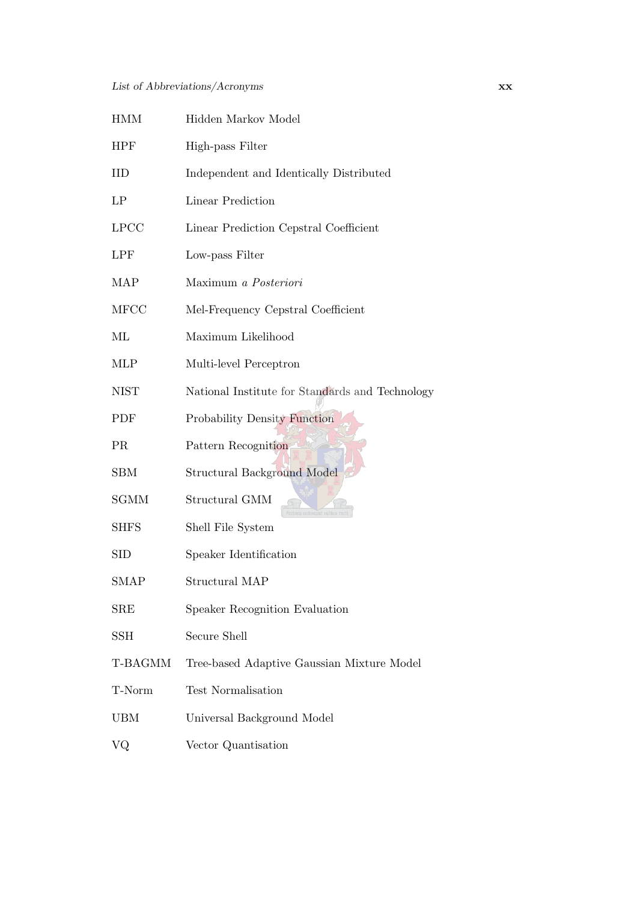| | |
|---|---|
| HMM | Hidden Markov Model |
| HPF | High-pass Filter |
| IID | Independent and Identically Distributed |
| LP | Linear Prediction |
| LPCC | Linear Prediction Cepstral Coefficient |
| LPF | Low-pass Filter |
| MAP | Maximum *a Posteriori* |
| MFCC | Mel-Frequency Cepstral Coefficient |
| ML | Maximum Likelihood |
| MLP | Multi-level Perceptron |
| NIST | National Institute for Standards and Technology |
| PDF | Probability Density Function |
| PR | Pattern Recognition |
| SBM | Structural Background Model |
| SGMM | Structural GMM |
| SHFS | Shell File System |
| SID | Speaker Identification |
| SMAP | Structural MAP |
| SRE | Speaker Recognition Evaluation |
| SSH | Secure Shell |
| T-BAGMM | Tree-based Adaptive Gaussian Mixture Model |
| T-Norm | Test Normalisation |
| UBM | Universal Background Model |
| VQ | Vector Quantisation |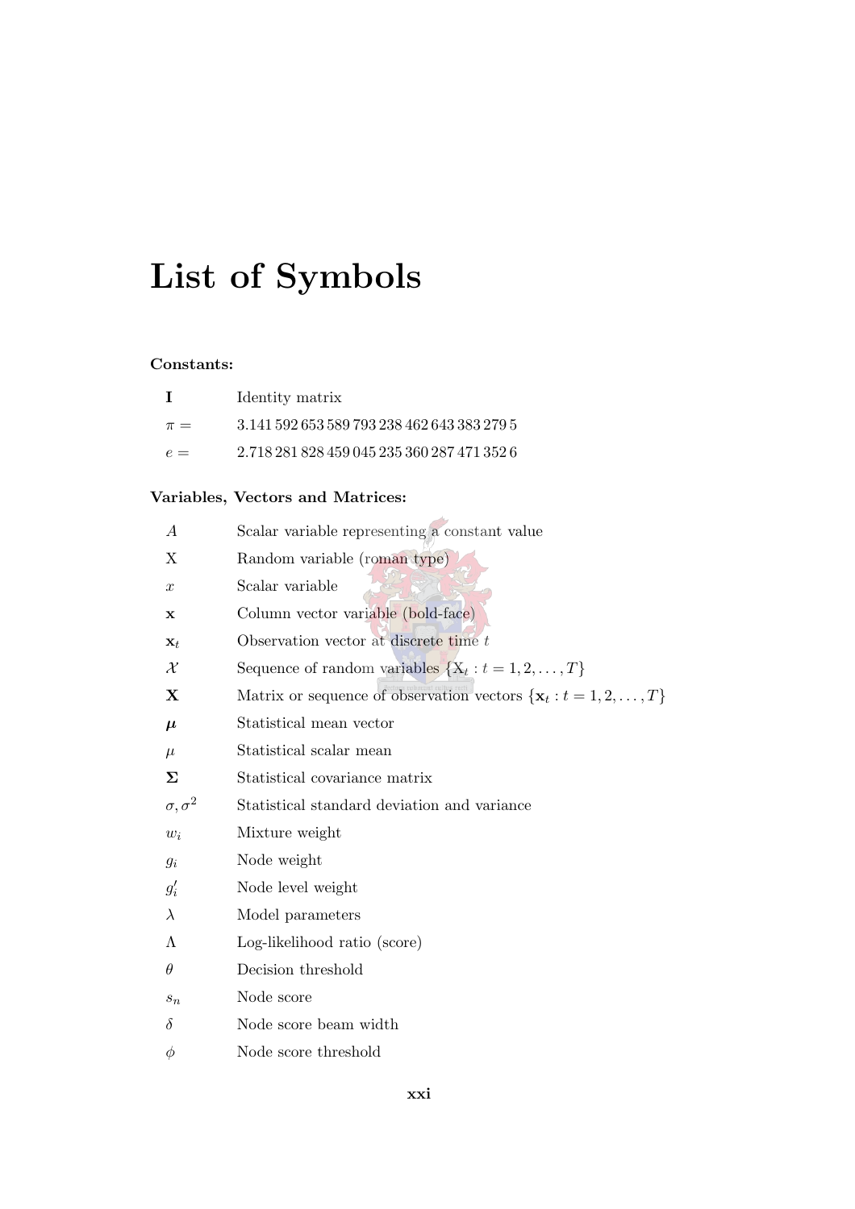# List of Symbols

**Constants:**

| | |
|---|---|
| $\mathbf{I}$ | Identity matrix |
| $\pi =$ | 3.141 592 653 589 793 238 462 643 383 279 5 |
| $e =$ | 2.718 281 828 459 045 235 360 287 471 352 6 |

**Variables, Vectors and Matrices:**

| | |
|---|---|
| $A$ | Scalar variable representing a constant value |
| $\mathrm{X}$ | Random variable (roman type) |
| $x$ | Scalar variable |
| $\mathbf{x}$ | Column vector variable (bold-face) |
| $\mathbf{x}_t$ | Observation vector at discrete time $t$ |
| $\mathcal{X}$ | Sequence of random variables $\{\mathrm{X}_t : t = 1, 2, \ldots, T\}$ |
| $\mathbf{X}$ | Matrix or sequence of observation vectors $\{\mathbf{x}_t : t = 1, 2, \ldots, T\}$ |
| $\boldsymbol{\mu}$ | Statistical mean vector |
| $\mu$ | Statistical scalar mean |
| $\mathbf{\Sigma}$ | Statistical covariance matrix |
| $\sigma, \sigma^2$ | Statistical standard deviation and variance |
| $w_i$ | Mixture weight |
| $g_i$ | Node weight |
| $g_i'$ | Node level weight |
| $\lambda$ | Model parameters |
| $\Lambda$ | Log-likelihood ratio (score) |
| $\theta$ | Decision threshold |
| $s_n$ | Node score |
| $\delta$ | Node score beam width |
| $\phi$ | Node score threshold |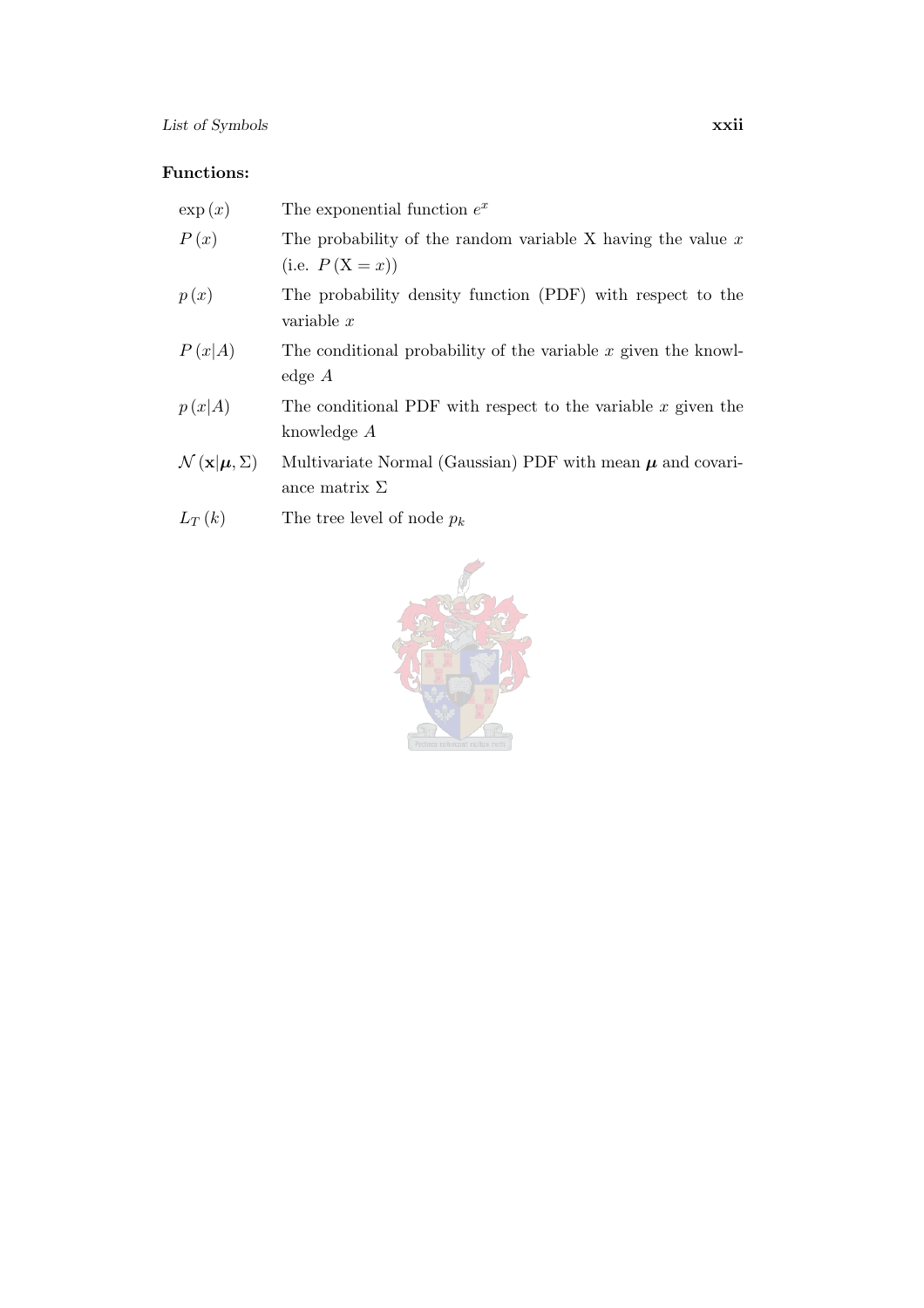**Functions:**

| | |
|---|---|
| $\exp(x)$ | The exponential function $e^x$ |
| $P(x)$ | The probability of the random variable X having the value $x$ (i.e. $P(\mathrm{X} = x)$) |
| $p(x)$ | The probability density function (PDF) with respect to the variable $x$ |
| $P(x\|A)$ | The conditional probability of the variable $x$ given the knowledge $A$ |
| $p(x\|A)$ | The conditional PDF with respect to the variable $x$ given the knowledge $A$ |
| $\mathcal{N}(\mathbf{x}\|\boldsymbol{\mu}, \Sigma)$ | Multivariate Normal (Gaussian) PDF with mean $\boldsymbol{\mu}$ and covariance matrix $\Sigma$ |
| $L_T(k)$ | The tree level of node $p_k$ |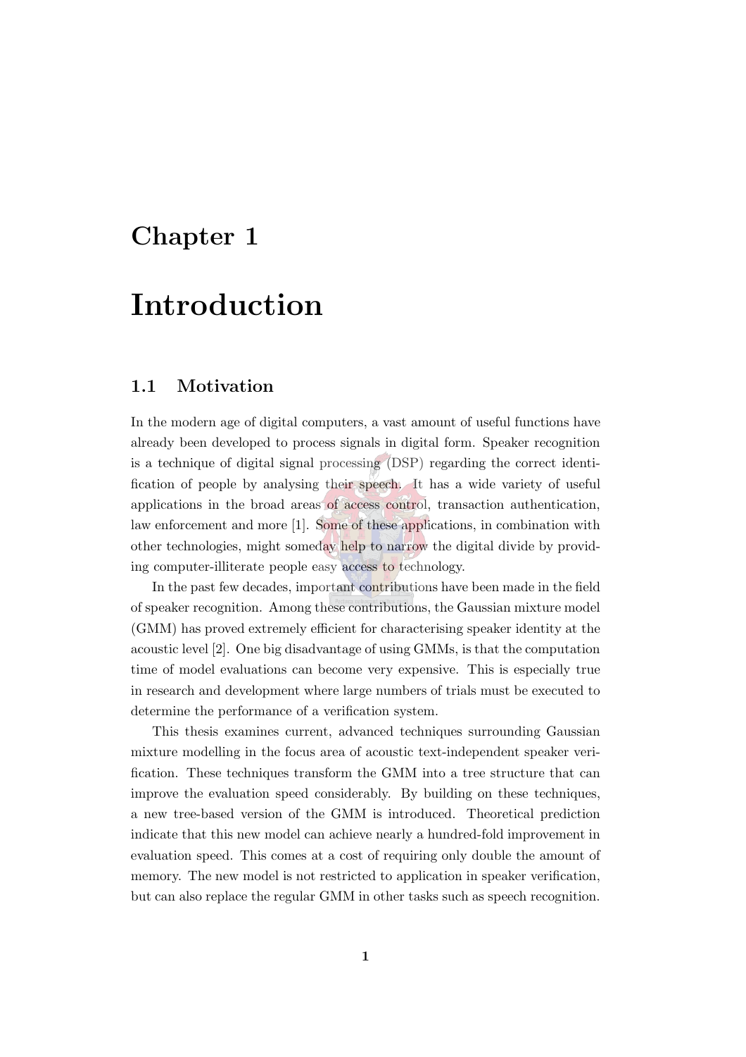# Chapter 1

# Introduction

## 1.1 Motivation

In the modern age of digital computers, a vast amount of useful functions have already been developed to process signals in digital form. Speaker recognition is a technique of digital signal processing (DSP) regarding the correct identification of people by analysing their speech. It has a wide variety of useful applications in the broad areas of access control, transaction authentication, law enforcement and more [1]. Some of these applications, in combination with other technologies, might someday help to narrow the digital divide by providing computer-illiterate people easy access to technology.

In the past few decades, important contributions have been made in the field of speaker recognition. Among these contributions, the Gaussian mixture model (GMM) has proved extremely efficient for characterising speaker identity at the acoustic level [2]. One big disadvantage of using GMMs, is that the computation time of model evaluations can become very expensive. This is especially true in research and development where large numbers of trials must be executed to determine the performance of a verification system.

This thesis examines current, advanced techniques surrounding Gaussian mixture modelling in the focus area of acoustic text-independent speaker verification. These techniques transform the GMM into a tree structure that can improve the evaluation speed considerably. By building on these techniques, a new tree-based version of the GMM is introduced. Theoretical prediction indicate that this new model can achieve nearly a hundred-fold improvement in evaluation speed. This comes at a cost of requiring only double the amount of memory. The new model is not restricted to application in speaker verification, but can also replace the regular GMM in other tasks such as speech recognition.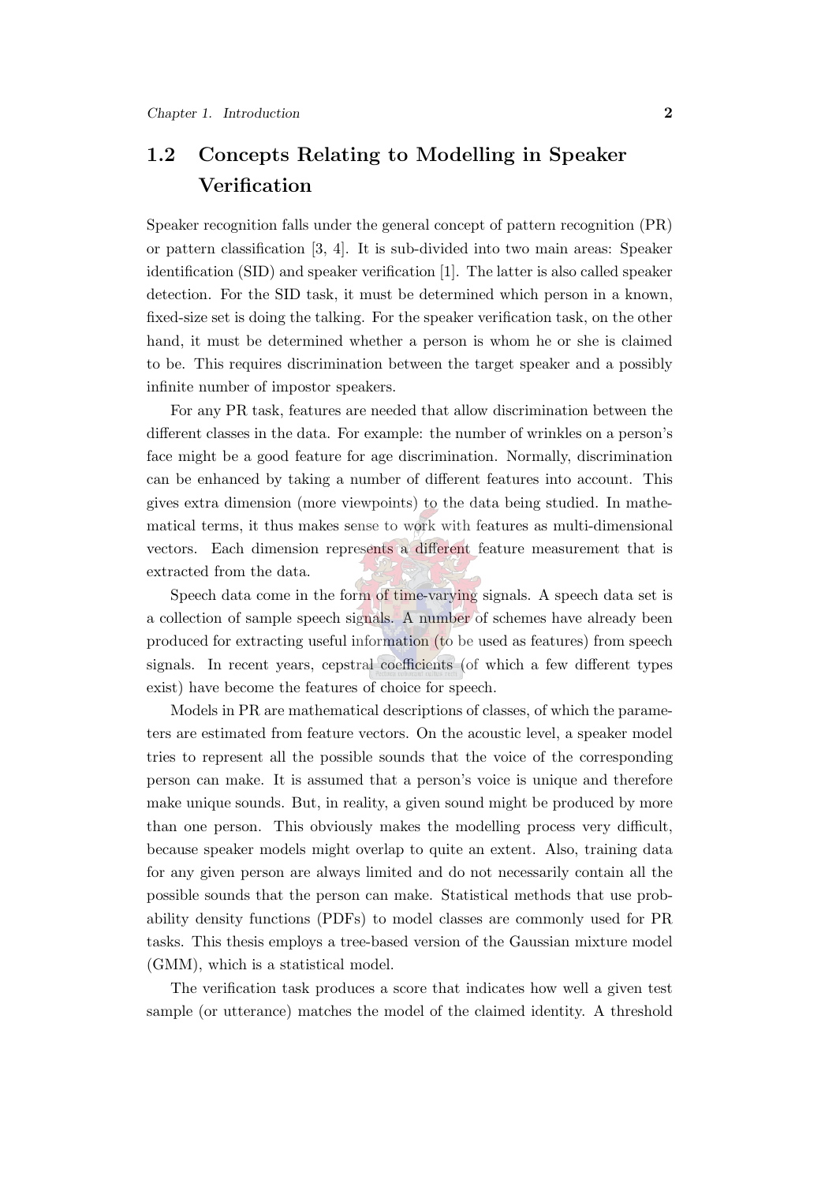## 1.2 Concepts Relating to Modelling in Speaker Verification

Speaker recognition falls under the general concept of pattern recognition (PR) or pattern classification [3, 4]. It is sub-divided into two main areas: Speaker identification (SID) and speaker verification [1]. The latter is also called speaker detection. For the SID task, it must be determined which person in a known, fixed-size set is doing the talking. For the speaker verification task, on the other hand, it must be determined whether a person is whom he or she is claimed to be. This requires discrimination between the target speaker and a possibly infinite number of impostor speakers.

For any PR task, features are needed that allow discrimination between the different classes in the data. For example: the number of wrinkles on a person's face might be a good feature for age discrimination. Normally, discrimination can be enhanced by taking a number of different features into account. This gives extra dimension (more viewpoints) to the data being studied. In mathematical terms, it thus makes sense to work with features as multi-dimensional vectors. Each dimension represents a different feature measurement that is extracted from the data.

Speech data come in the form of time-varying signals. A speech data set is a collection of sample speech signals. A number of schemes have already been produced for extracting useful information (to be used as features) from speech signals. In recent years, cepstral coefficients (of which a few different types exist) have become the features of choice for speech.

Models in PR are mathematical descriptions of classes, of which the parameters are estimated from feature vectors. On the acoustic level, a speaker model tries to represent all the possible sounds that the voice of the corresponding person can make. It is assumed that a person's voice is unique and therefore make unique sounds. But, in reality, a given sound might be produced by more than one person. This obviously makes the modelling process very difficult, because speaker models might overlap to quite an extent. Also, training data for any given person are always limited and do not necessarily contain all the possible sounds that the person can make. Statistical methods that use probability density functions (PDFs) to model classes are commonly used for PR tasks. This thesis employs a tree-based version of the Gaussian mixture model (GMM), which is a statistical model.

The verification task produces a score that indicates how well a given test sample (or utterance) matches the model of the claimed identity. A threshold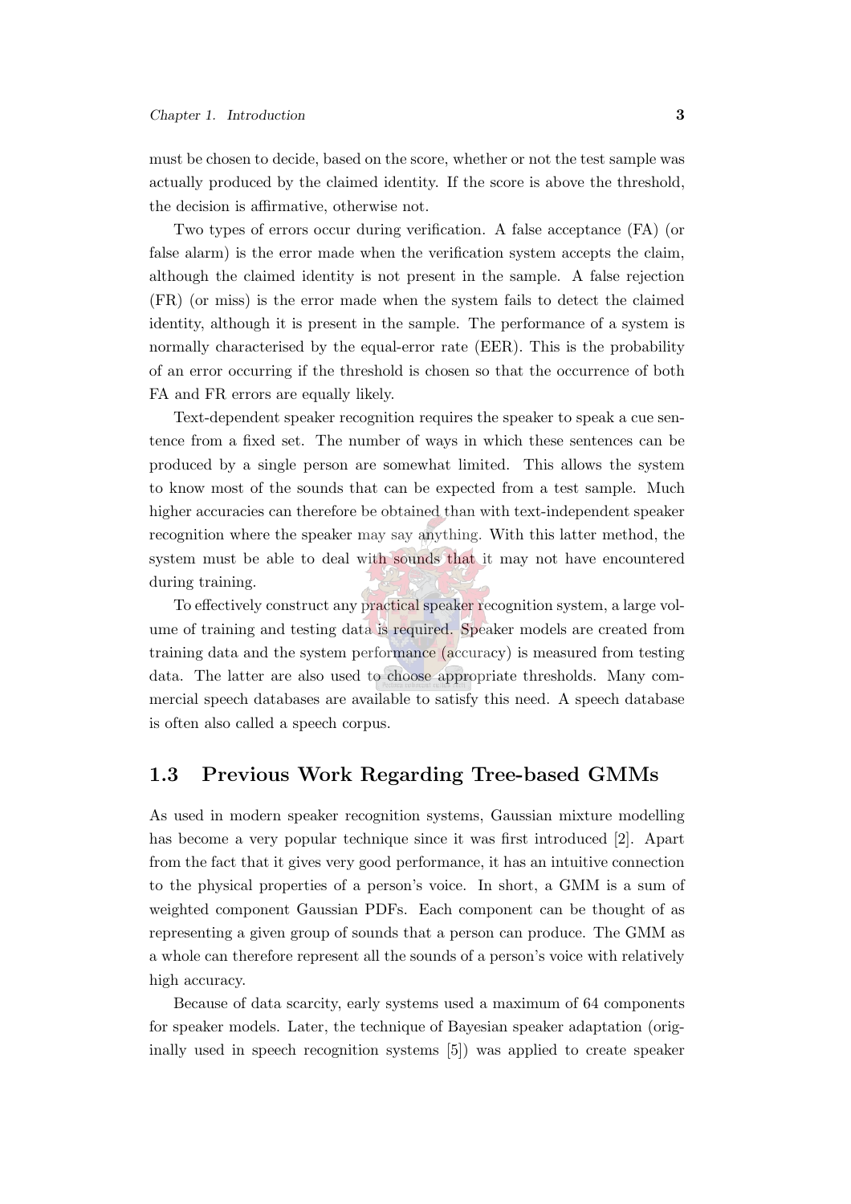must be chosen to decide, based on the score, whether or not the test sample was actually produced by the claimed identity. If the score is above the threshold, the decision is affirmative, otherwise not.

Two types of errors occur during verification. A false acceptance (FA) (or false alarm) is the error made when the verification system accepts the claim, although the claimed identity is not present in the sample. A false rejection (FR) (or miss) is the error made when the system fails to detect the claimed identity, although it is present in the sample. The performance of a system is normally characterised by the equal-error rate (EER). This is the probability of an error occurring if the threshold is chosen so that the occurrence of both FA and FR errors are equally likely.

Text-dependent speaker recognition requires the speaker to speak a cue sentence from a fixed set. The number of ways in which these sentences can be produced by a single person are somewhat limited. This allows the system to know most of the sounds that can be expected from a test sample. Much higher accuracies can therefore be obtained than with text-independent speaker recognition where the speaker may say anything. With this latter method, the system must be able to deal with sounds that it may not have encountered during training.

To effectively construct any practical speaker recognition system, a large volume of training and testing data is required. Speaker models are created from training data and the system performance (accuracy) is measured from testing data. The latter are also used to choose appropriate thresholds. Many commercial speech databases are available to satisfy this need. A speech database is often also called a speech corpus.

## 1.3 Previous Work Regarding Tree-based GMMs

As used in modern speaker recognition systems, Gaussian mixture modelling has become a very popular technique since it was first introduced [2]. Apart from the fact that it gives very good performance, it has an intuitive connection to the physical properties of a person's voice. In short, a GMM is a sum of weighted component Gaussian PDFs. Each component can be thought of as representing a given group of sounds that a person can produce. The GMM as a whole can therefore represent all the sounds of a person's voice with relatively high accuracy.

Because of data scarcity, early systems used a maximum of 64 components for speaker models. Later, the technique of Bayesian speaker adaptation (originally used in speech recognition systems [5]) was applied to create speaker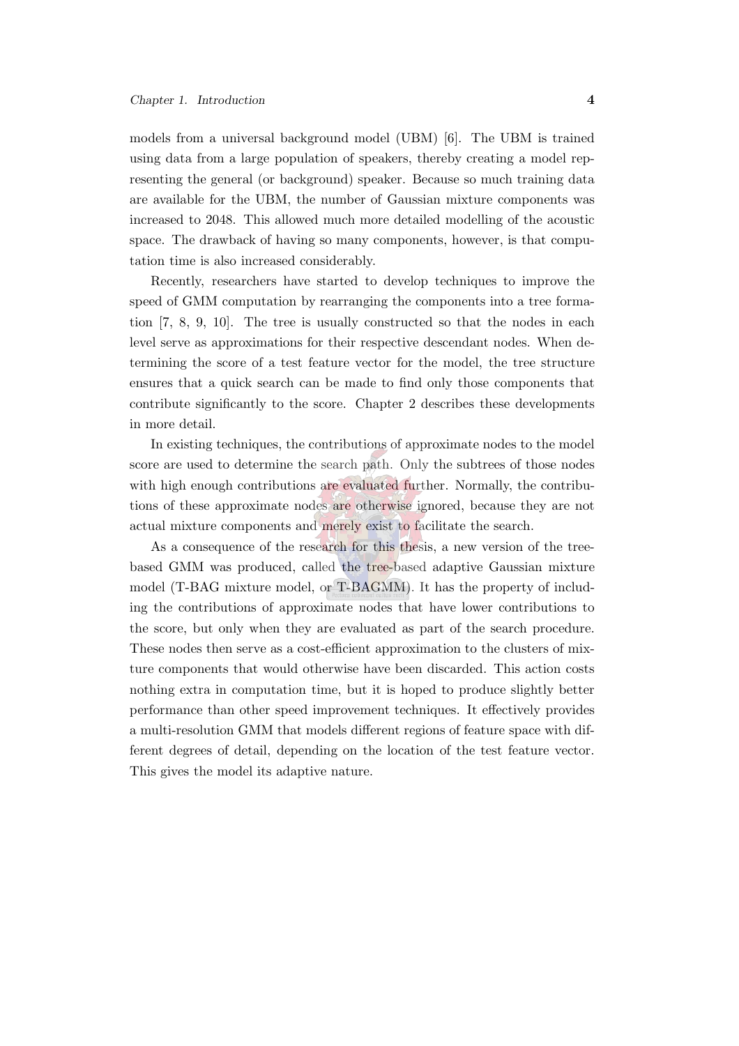models from a universal background model (UBM) [6]. The UBM is trained using data from a large population of speakers, thereby creating a model representing the general (or background) speaker. Because so much training data are available for the UBM, the number of Gaussian mixture components was increased to 2048. This allowed much more detailed modelling of the acoustic space. The drawback of having so many components, however, is that computation time is also increased considerably.

Recently, researchers have started to develop techniques to improve the speed of GMM computation by rearranging the components into a tree formation [7, 8, 9, 10]. The tree is usually constructed so that the nodes in each level serve as approximations for their respective descendant nodes. When determining the score of a test feature vector for the model, the tree structure ensures that a quick search can be made to find only those components that contribute significantly to the score. Chapter 2 describes these developments in more detail.

In existing techniques, the contributions of approximate nodes to the model score are used to determine the search path. Only the subtrees of those nodes with high enough contributions are evaluated further. Normally, the contributions of these approximate nodes are otherwise ignored, because they are not actual mixture components and merely exist to facilitate the search.

As a consequence of the research for this thesis, a new version of the tree-based GMM was produced, called the tree-based adaptive Gaussian mixture model (T-BAG mixture model, or T-BAGMM). It has the property of including the contributions of approximate nodes that have lower contributions to the score, but only when they are evaluated as part of the search procedure. These nodes then serve as a cost-efficient approximation to the clusters of mixture components that would otherwise have been discarded. This action costs nothing extra in computation time, but it is hoped to produce slightly better performance than other speed improvement techniques. It effectively provides a multi-resolution GMM that models different regions of feature space with different degrees of detail, depending on the location of the test feature vector. This gives the model its adaptive nature.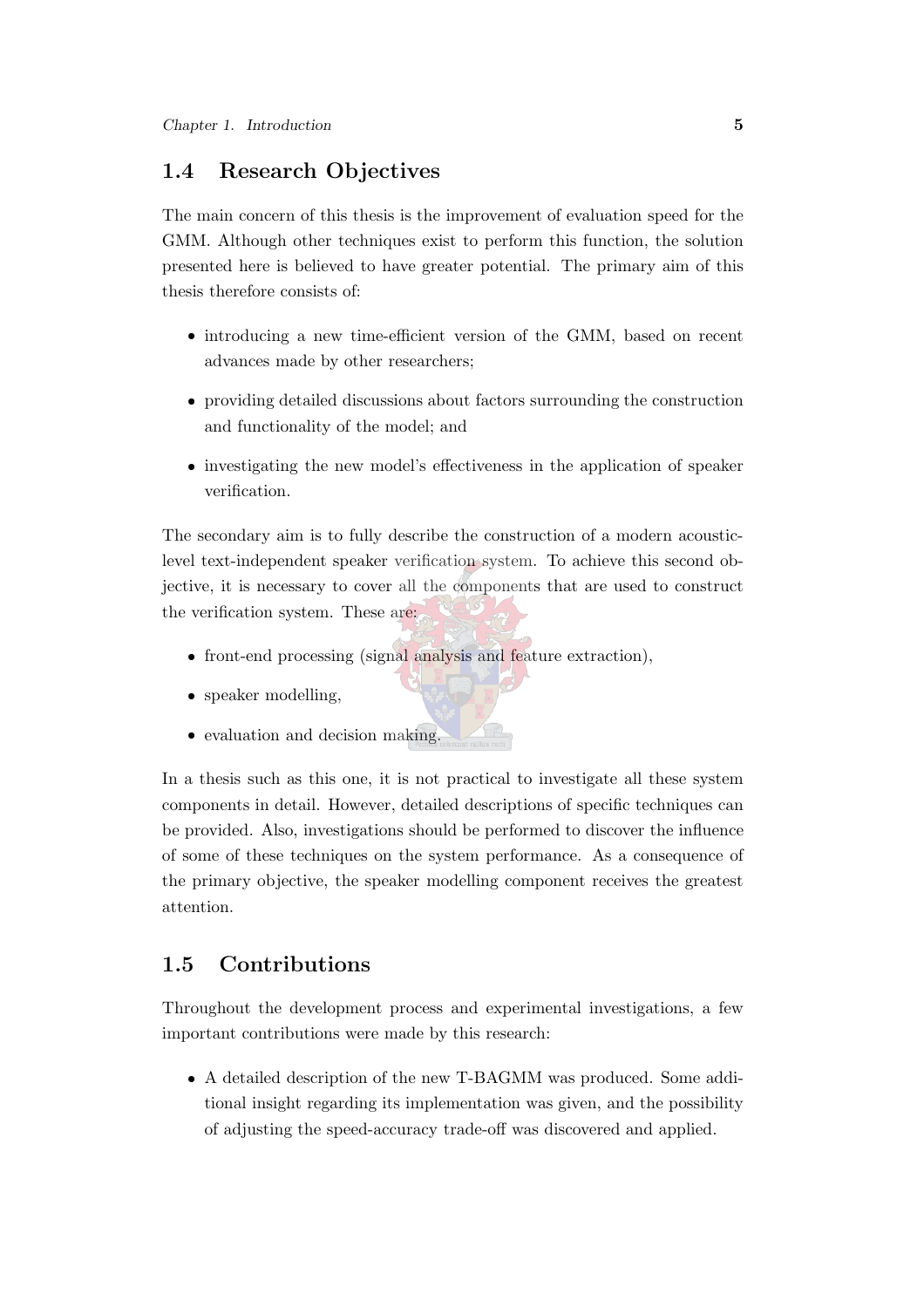## 1.4 Research Objectives

The main concern of this thesis is the improvement of evaluation speed for the GMM. Although other techniques exist to perform this function, the solution presented here is believed to have greater potential. The primary aim of this thesis therefore consists of:

- introducing a new time-efficient version of the GMM, based on recent advances made by other researchers;
- providing detailed discussions about factors surrounding the construction and functionality of the model; and
- investigating the new model's effectiveness in the application of speaker verification.

The secondary aim is to fully describe the construction of a modern acoustic-level text-independent speaker verification system. To achieve this second objective, it is necessary to cover all the components that are used to construct the verification system. These are:

- front-end processing (signal analysis and feature extraction),
- speaker modelling,
- evaluation and decision making.

In a thesis such as this one, it is not practical to investigate all these system components in detail. However, detailed descriptions of specific techniques can be provided. Also, investigations should be performed to discover the influence of some of these techniques on the system performance. As a consequence of the primary objective, the speaker modelling component receives the greatest attention.

## 1.5 Contributions

Throughout the development process and experimental investigations, a few important contributions were made by this research:

- A detailed description of the new T-BAGMM was produced. Some additional insight regarding its implementation was given, and the possibility of adjusting the speed-accuracy trade-off was discovered and applied.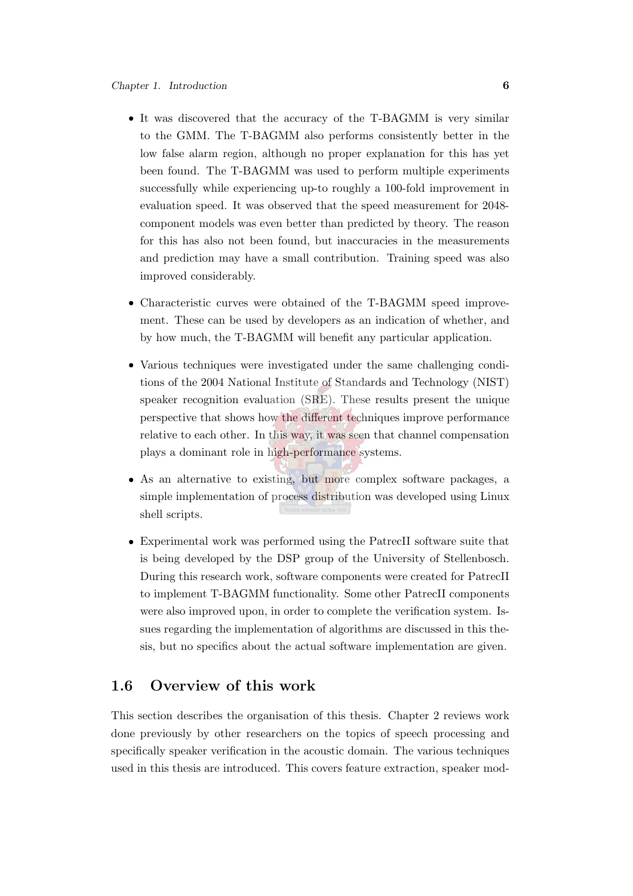- It was discovered that the accuracy of the T-BAGMM is very similar to the GMM. The T-BAGMM also performs consistently better in the low false alarm region, although no proper explanation for this has yet been found. The T-BAGMM was used to perform multiple experiments successfully while experiencing up-to roughly a 100-fold improvement in evaluation speed. It was observed that the speed measurement for 2048-component models was even better than predicted by theory. The reason for this has also not been found, but inaccuracies in the measurements and prediction may have a small contribution. Training speed was also improved considerably.

- Characteristic curves were obtained of the T-BAGMM speed improvement. These can be used by developers as an indication of whether, and by how much, the T-BAGMM will benefit any particular application.

- Various techniques were investigated under the same challenging conditions of the 2004 National Institute of Standards and Technology (NIST) speaker recognition evaluation (SRE). These results present the unique perspective that shows how the different techniques improve performance relative to each other. In this way, it was seen that channel compensation plays a dominant role in high-performance systems.

- As an alternative to existing, but more complex software packages, a simple implementation of process distribution was developed using Linux shell scripts.

- Experimental work was performed using the PatrecII software suite that is being developed by the DSP group of the University of Stellenbosch. During this research work, software components were created for PatrecII to implement T-BAGMM functionality. Some other PatrecII components were also improved upon, in order to complete the verification system. Issues regarding the implementation of algorithms are discussed in this thesis, but no specifics about the actual software implementation are given.

## 1.6 Overview of this work

This section describes the organisation of this thesis. Chapter 2 reviews work done previously by other researchers on the topics of speech processing and specifically speaker verification in the acoustic domain. The various techniques used in this thesis are introduced. This covers feature extraction, speaker mod-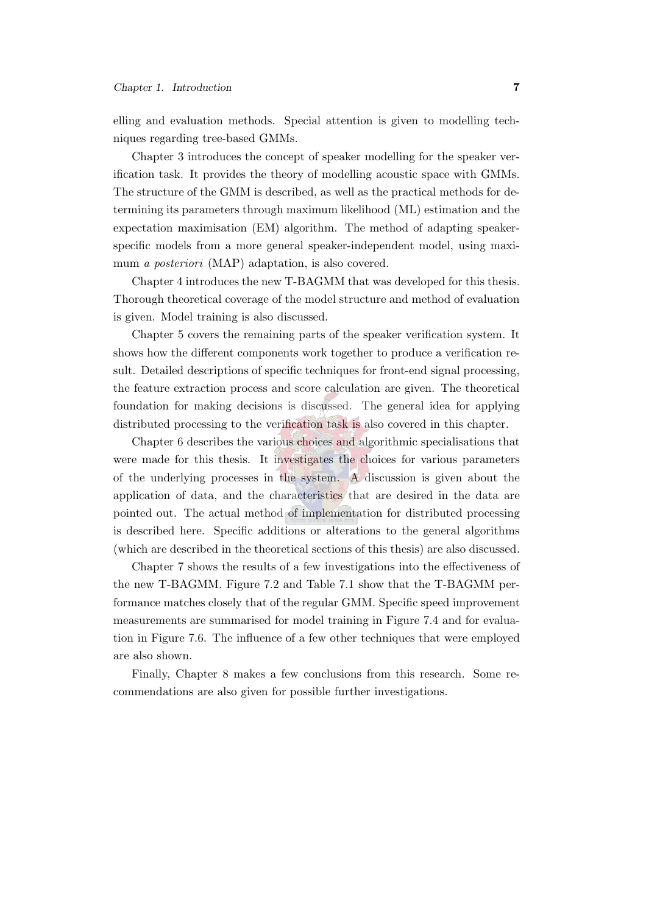elling and evaluation methods. Special attention is given to modelling techniques regarding tree-based GMMs.

Chapter 3 introduces the concept of speaker modelling for the speaker verification task. It provides the theory of modelling acoustic space with GMMs. The structure of the GMM is described, as well as the practical methods for determining its parameters through maximum likelihood (ML) estimation and the expectation maximisation (EM) algorithm. The method of adapting speaker-specific models from a more general speaker-independent model, using maximum *a posteriori* (MAP) adaptation, is also covered.

Chapter 4 introduces the new T-BAGMM that was developed for this thesis. Thorough theoretical coverage of the model structure and method of evaluation is given. Model training is also discussed.

Chapter 5 covers the remaining parts of the speaker verification system. It shows how the different components work together to produce a verification result. Detailed descriptions of specific techniques for front-end signal processing, the feature extraction process and score calculation are given. The theoretical foundation for making decisions is discussed. The general idea for applying distributed processing to the verification task is also covered in this chapter.

Chapter 6 describes the various choices and algorithmic specialisations that were made for this thesis. It investigates the choices for various parameters of the underlying processes in the system. A discussion is given about the application of data, and the characteristics that are desired in the data are pointed out. The actual method of implementation for distributed processing is described here. Specific additions or alterations to the general algorithms (which are described in the theoretical sections of this thesis) are also discussed.

Chapter 7 shows the results of a few investigations into the effectiveness of the new T-BAGMM. Figure 7.2 and Table 7.1 show that the T-BAGMM performance matches closely that of the regular GMM. Specific speed improvement measurements are summarised for model training in Figure 7.4 and for evaluation in Figure 7.6. The influence of a few other techniques that were employed are also shown.

Finally, Chapter 8 makes a few conclusions from this research. Some recommendations are also given for possible further investigations.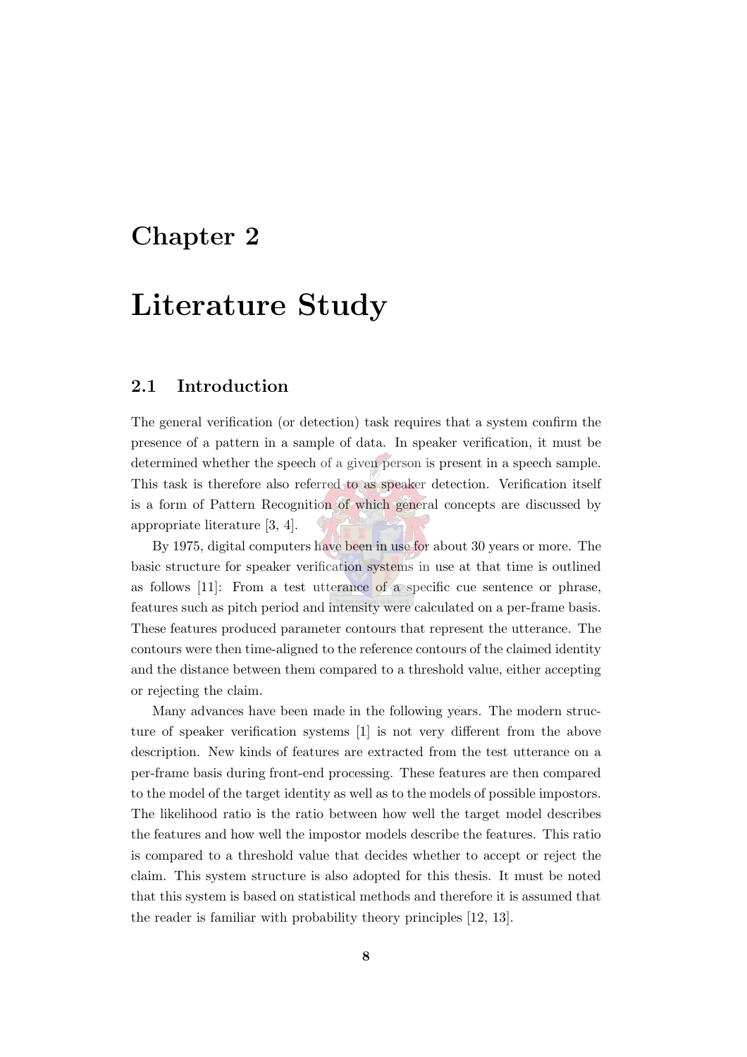# Chapter 2

# Literature Study

## 2.1 Introduction

The general verification (or detection) task requires that a system confirm the presence of a pattern in a sample of data. In speaker verification, it must be determined whether the speech of a given person is present in a speech sample. This task is therefore also referred to as speaker detection. Verification itself is a form of Pattern Recognition of which general concepts are discussed by appropriate literature [3, 4].

By 1975, digital computers have been in use for about 30 years or more. The basic structure for speaker verification systems in use at that time is outlined as follows [11]: From a test utterance of a specific cue sentence or phrase, features such as pitch period and intensity were calculated on a per-frame basis. These features produced parameter contours that represent the utterance. The contours were then time-aligned to the reference contours of the claimed identity and the distance between them compared to a threshold value, either accepting or rejecting the claim.

Many advances have been made in the following years. The modern structure of speaker verification systems [1] is not very different from the above description. New kinds of features are extracted from the test utterance on a per-frame basis during front-end processing. These features are then compared to the model of the target identity as well as to the models of possible impostors. The likelihood ratio is the ratio between how well the target model describes the features and how well the impostor models describe the features. This ratio is compared to a threshold value that decides whether to accept or reject the claim. This system structure is also adopted for this thesis. It must be noted that this system is based on statistical methods and therefore it is assumed that the reader is familiar with probability theory principles [12, 13].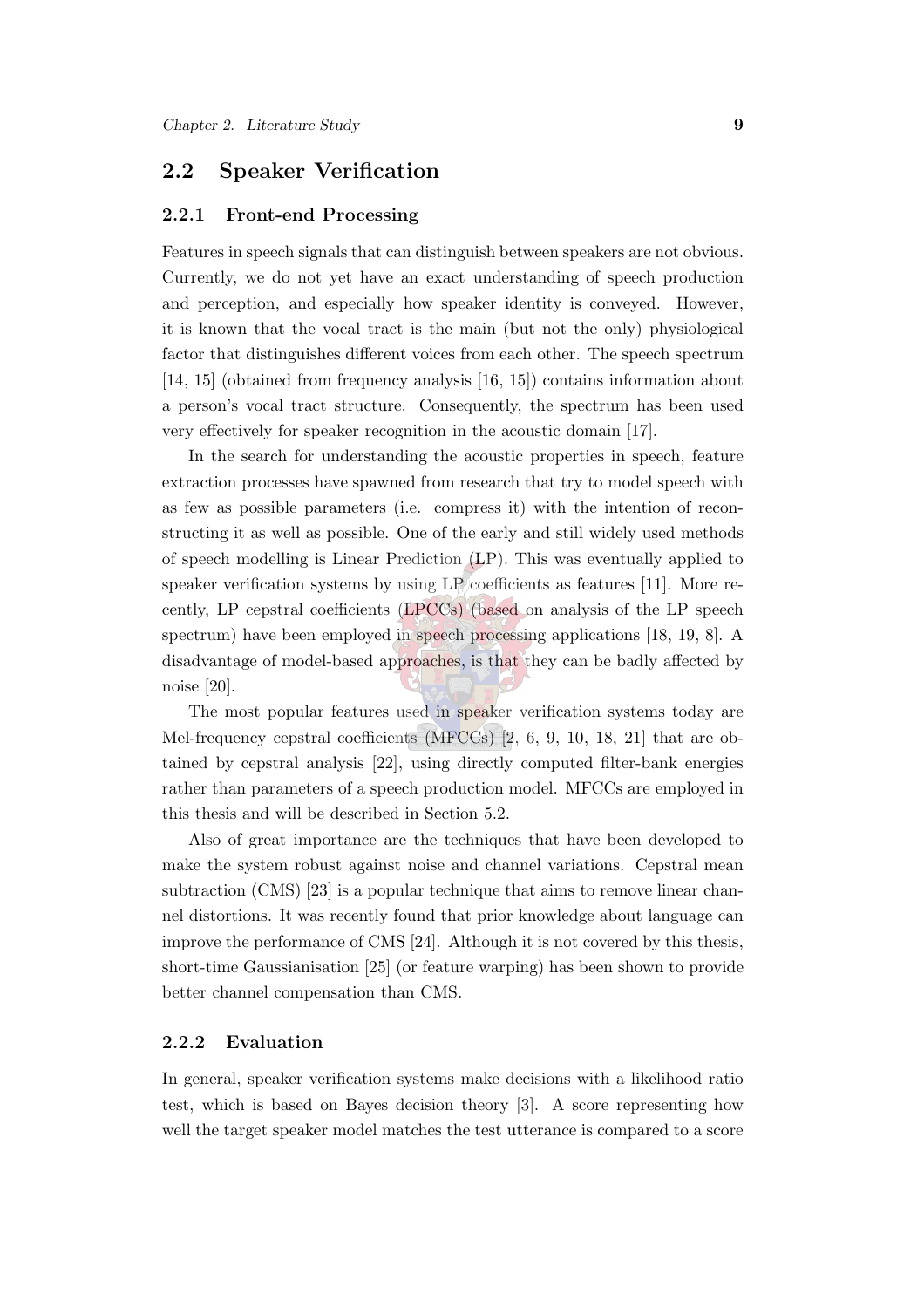## 2.2 Speaker Verification

### 2.2.1 Front-end Processing

Features in speech signals that can distinguish between speakers are not obvious. Currently, we do not yet have an exact understanding of speech production and perception, and especially how speaker identity is conveyed. However, it is known that the vocal tract is the main (but not the only) physiological factor that distinguishes different voices from each other. The speech spectrum [14, 15] (obtained from frequency analysis [16, 15]) contains information about a person's vocal tract structure. Consequently, the spectrum has been used very effectively for speaker recognition in the acoustic domain [17].

In the search for understanding the acoustic properties in speech, feature extraction processes have spawned from research that try to model speech with as few as possible parameters (i.e. compress it) with the intention of reconstructing it as well as possible. One of the early and still widely used methods of speech modelling is Linear Prediction (LP). This was eventually applied to speaker verification systems by using LP coefficients as features [11]. More recently, LP cepstral coefficients (LPCCs) (based on analysis of the LP speech spectrum) have been employed in speech processing applications [18, 19, 8]. A disadvantage of model-based approaches, is that they can be badly affected by noise [20].

The most popular features used in speaker verification systems today are Mel-frequency cepstral coefficients (MFCCs) [2, 6, 9, 10, 18, 21] that are obtained by cepstral analysis [22], using directly computed filter-bank energies rather than parameters of a speech production model. MFCCs are employed in this thesis and will be described in Section 5.2.

Also of great importance are the techniques that have been developed to make the system robust against noise and channel variations. Cepstral mean subtraction (CMS) [23] is a popular technique that aims to remove linear channel distortions. It was recently found that prior knowledge about language can improve the performance of CMS [24]. Although it is not covered by this thesis, short-time Gaussianisation [25] (or feature warping) has been shown to provide better channel compensation than CMS.

### 2.2.2 Evaluation

In general, speaker verification systems make decisions with a likelihood ratio test, which is based on Bayes decision theory [3]. A score representing how well the target speaker model matches the test utterance is compared to a score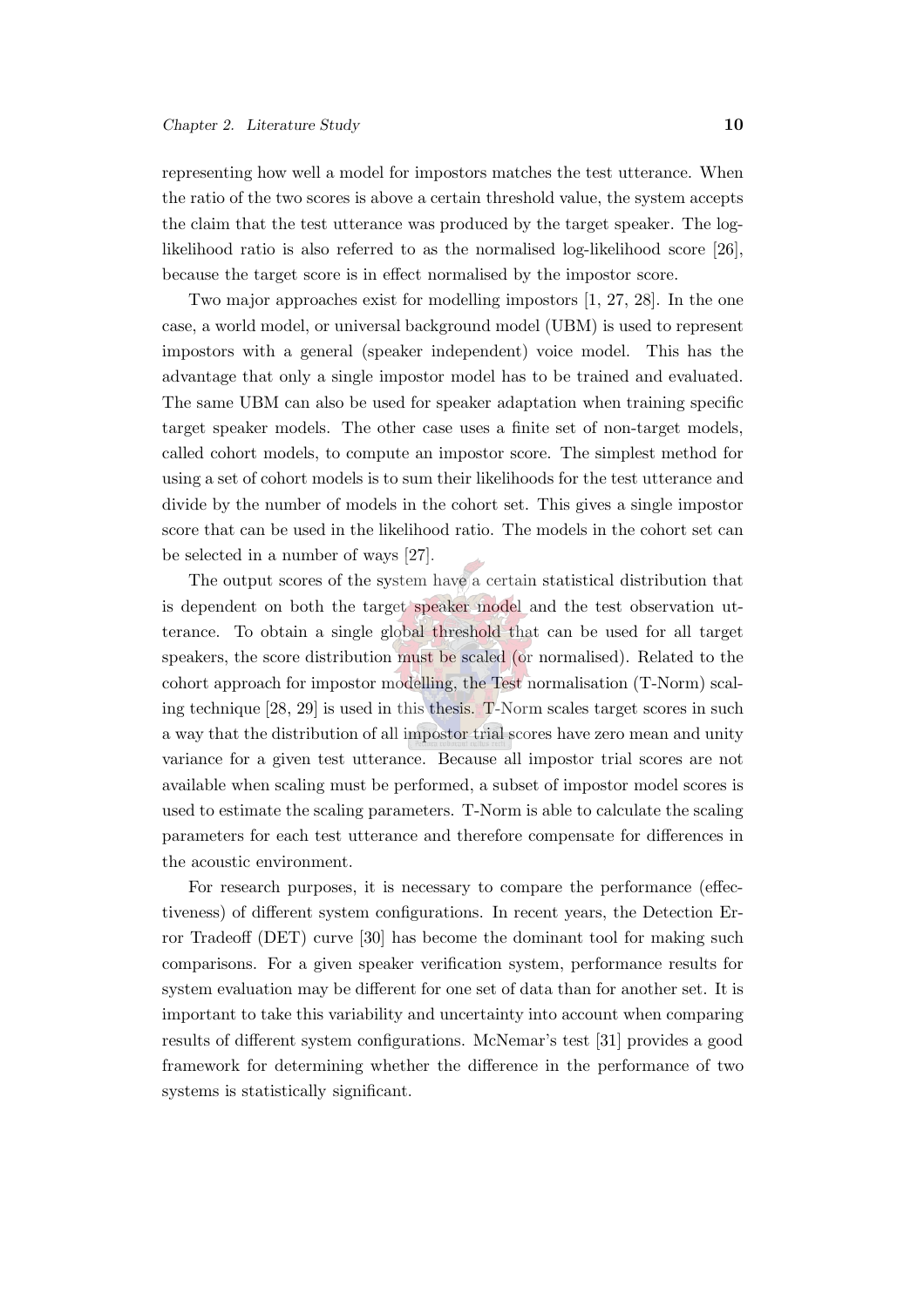representing how well a model for impostors matches the test utterance. When the ratio of the two scores is above a certain threshold value, the system accepts the claim that the test utterance was produced by the target speaker. The log-likelihood ratio is also referred to as the normalised log-likelihood score [26], because the target score is in effect normalised by the impostor score.

Two major approaches exist for modelling impostors [1, 27, 28]. In the one case, a world model, or universal background model (UBM) is used to represent impostors with a general (speaker independent) voice model. This has the advantage that only a single impostor model has to be trained and evaluated. The same UBM can also be used for speaker adaptation when training specific target speaker models. The other case uses a finite set of non-target models, called cohort models, to compute an impostor score. The simplest method for using a set of cohort models is to sum their likelihoods for the test utterance and divide by the number of models in the cohort set. This gives a single impostor score that can be used in the likelihood ratio. The models in the cohort set can be selected in a number of ways [27].

The output scores of the system have a certain statistical distribution that is dependent on both the target speaker model and the test observation utterance. To obtain a single global threshold that can be used for all target speakers, the score distribution must be scaled (or normalised). Related to the cohort approach for impostor modelling, the Test normalisation (T-Norm) scaling technique [28, 29] is used in this thesis. T-Norm scales target scores in such a way that the distribution of all impostor trial scores have zero mean and unity variance for a given test utterance. Because all impostor trial scores are not available when scaling must be performed, a subset of impostor model scores is used to estimate the scaling parameters. T-Norm is able to calculate the scaling parameters for each test utterance and therefore compensate for differences in the acoustic environment.

For research purposes, it is necessary to compare the performance (effectiveness) of different system configurations. In recent years, the Detection Error Tradeoff (DET) curve [30] has become the dominant tool for making such comparisons. For a given speaker verification system, performance results for system evaluation may be different for one set of data than for another set. It is important to take this variability and uncertainty into account when comparing results of different system configurations. McNemar's test [31] provides a good framework for determining whether the difference in the performance of two systems is statistically significant.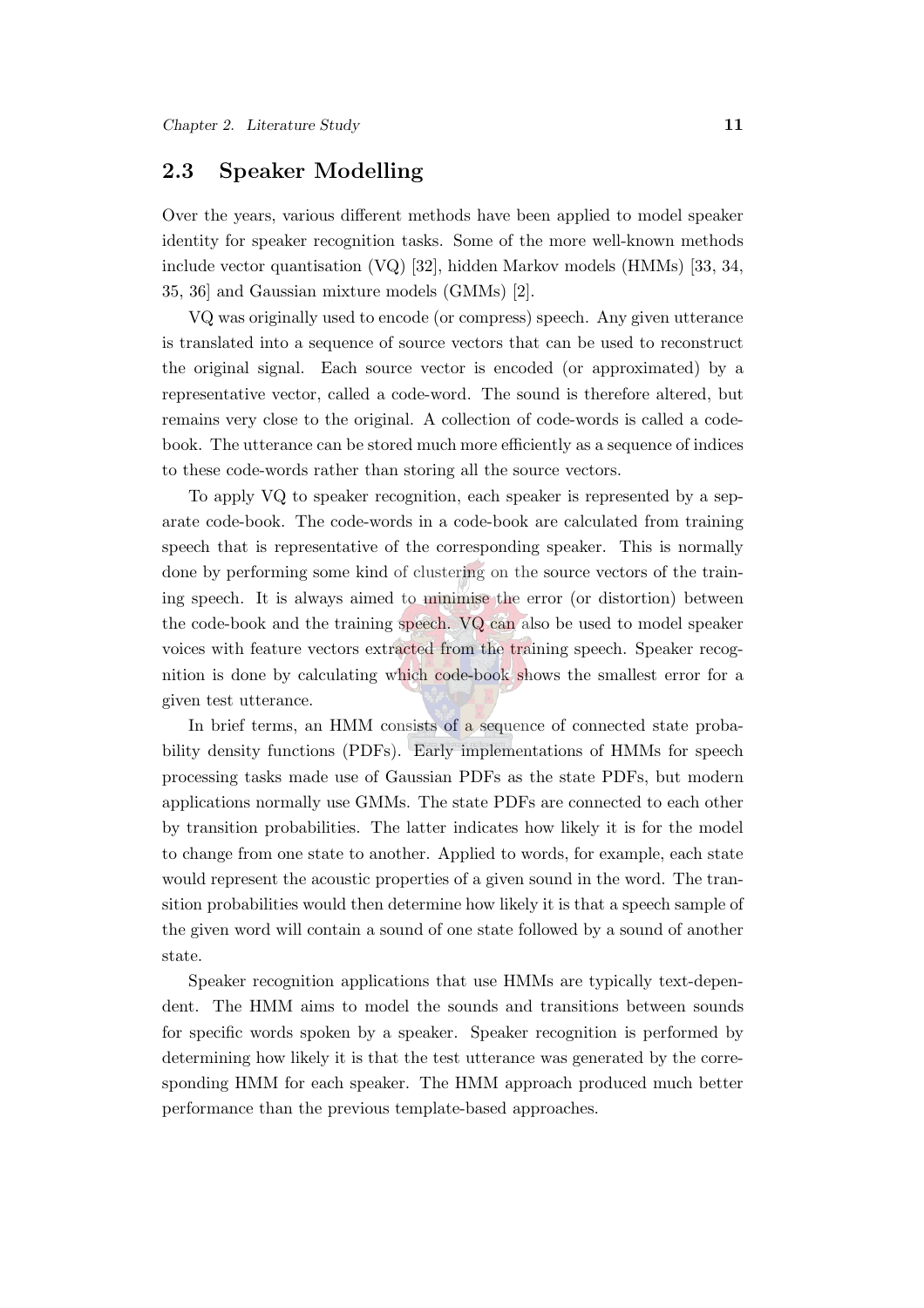## 2.3 Speaker Modelling

Over the years, various different methods have been applied to model speaker identity for speaker recognition tasks. Some of the more well-known methods include vector quantisation (VQ) [32], hidden Markov models (HMMs) [33, 34, 35, 36] and Gaussian mixture models (GMMs) [2].

VQ was originally used to encode (or compress) speech. Any given utterance is translated into a sequence of source vectors that can be used to reconstruct the original signal. Each source vector is encoded (or approximated) by a representative vector, called a code-word. The sound is therefore altered, but remains very close to the original. A collection of code-words is called a code-book. The utterance can be stored much more efficiently as a sequence of indices to these code-words rather than storing all the source vectors.

To apply VQ to speaker recognition, each speaker is represented by a separate code-book. The code-words in a code-book are calculated from training speech that is representative of the corresponding speaker. This is normally done by performing some kind of clustering on the source vectors of the training speech. It is always aimed to minimise the error (or distortion) between the code-book and the training speech. VQ can also be used to model speaker voices with feature vectors extracted from the training speech. Speaker recognition is done by calculating which code-book shows the smallest error for a given test utterance.

In brief terms, an HMM consists of a sequence of connected state probability density functions (PDFs). Early implementations of HMMs for speech processing tasks made use of Gaussian PDFs as the state PDFs, but modern applications normally use GMMs. The state PDFs are connected to each other by transition probabilities. The latter indicates how likely it is for the model to change from one state to another. Applied to words, for example, each state would represent the acoustic properties of a given sound in the word. The transition probabilities would then determine how likely it is that a speech sample of the given word will contain a sound of one state followed by a sound of another state.

Speaker recognition applications that use HMMs are typically text-dependent. The HMM aims to model the sounds and transitions between sounds for specific words spoken by a speaker. Speaker recognition is performed by determining how likely it is that the test utterance was generated by the corresponding HMM for each speaker. The HMM approach produced much better performance than the previous template-based approaches.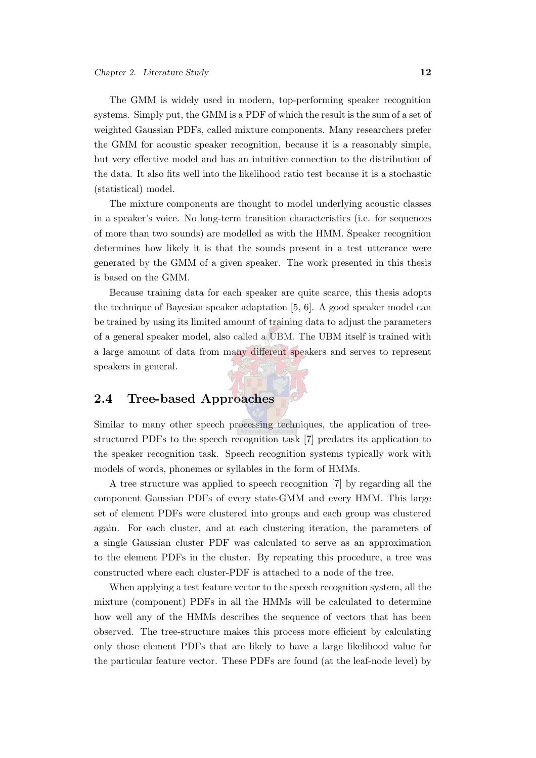The GMM is widely used in modern, top-performing speaker recognition systems. Simply put, the GMM is a PDF of which the result is the sum of a set of weighted Gaussian PDFs, called mixture components. Many researchers prefer the GMM for acoustic speaker recognition, because it is a reasonably simple, but very effective model and has an intuitive connection to the distribution of the data. It also fits well into the likelihood ratio test because it is a stochastic (statistical) model.

The mixture components are thought to model underlying acoustic classes in a speaker's voice. No long-term transition characteristics (i.e. for sequences of more than two sounds) are modelled as with the HMM. Speaker recognition determines how likely it is that the sounds present in a test utterance were generated by the GMM of a given speaker. The work presented in this thesis is based on the GMM.

Because training data for each speaker are quite scarce, this thesis adopts the technique of Bayesian speaker adaptation [5, 6]. A good speaker model can be trained by using its limited amount of training data to adjust the parameters of a general speaker model, also called a UBM. The UBM itself is trained with a large amount of data from many different speakers and serves to represent speakers in general.

## 2.4 Tree-based Approaches

Similar to many other speech processing techniques, the application of tree-structured PDFs to the speech recognition task [7] predates its application to the speaker recognition task. Speech recognition systems typically work with models of words, phonemes or syllables in the form of HMMs.

A tree structure was applied to speech recognition [7] by regarding all the component Gaussian PDFs of every state-GMM and every HMM. This large set of element PDFs were clustered into groups and each group was clustered again. For each cluster, and at each clustering iteration, the parameters of a single Gaussian cluster PDF was calculated to serve as an approximation to the element PDFs in the cluster. By repeating this procedure, a tree was constructed where each cluster-PDF is attached to a node of the tree.

When applying a test feature vector to the speech recognition system, all the mixture (component) PDFs in all the HMMs will be calculated to determine how well any of the HMMs describes the sequence of vectors that has been observed. The tree-structure makes this process more efficient by calculating only those element PDFs that are likely to have a large likelihood value for the particular feature vector. These PDFs are found (at the leaf-node level) by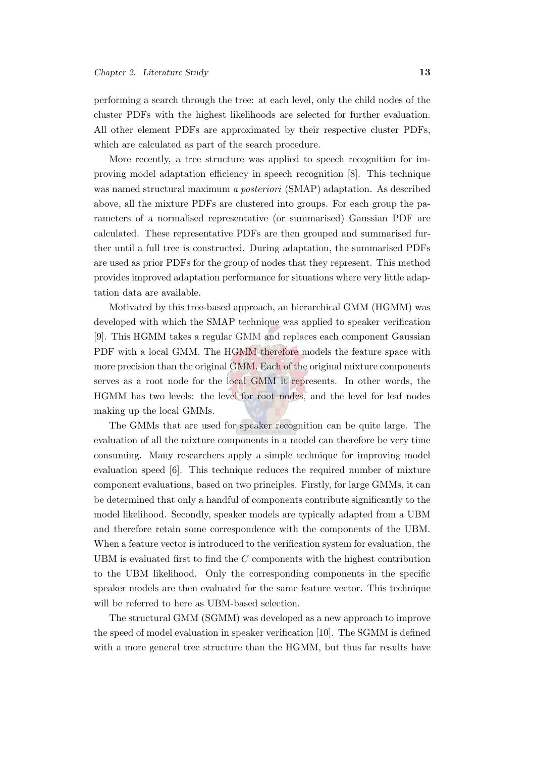performing a search through the tree: at each level, only the child nodes of the cluster PDFs with the highest likelihoods are selected for further evaluation. All other element PDFs are approximated by their respective cluster PDFs, which are calculated as part of the search procedure.

More recently, a tree structure was applied to speech recognition for improving model adaptation efficiency in speech recognition [8]. This technique was named structural maximum *a posteriori* (SMAP) adaptation. As described above, all the mixture PDFs are clustered into groups. For each group the parameters of a normalised representative (or summarised) Gaussian PDF are calculated. These representative PDFs are then grouped and summarised further until a full tree is constructed. During adaptation, the summarised PDFs are used as prior PDFs for the group of nodes that they represent. This method provides improved adaptation performance for situations where very little adaptation data are available.

Motivated by this tree-based approach, an hierarchical GMM (HGMM) was developed with which the SMAP technique was applied to speaker verification [9]. This HGMM takes a regular GMM and replaces each component Gaussian PDF with a local GMM. The HGMM therefore models the feature space with more precision than the original GMM. Each of the original mixture components serves as a root node for the local GMM it represents. In other words, the HGMM has two levels: the level for root nodes, and the level for leaf nodes making up the local GMMs.

The GMMs that are used for speaker recognition can be quite large. The evaluation of all the mixture components in a model can therefore be very time consuming. Many researchers apply a simple technique for improving model evaluation speed [6]. This technique reduces the required number of mixture component evaluations, based on two principles. Firstly, for large GMMs, it can be determined that only a handful of components contribute significantly to the model likelihood. Secondly, speaker models are typically adapted from a UBM and therefore retain some correspondence with the components of the UBM. When a feature vector is introduced to the verification system for evaluation, the UBM is evaluated first to find the $C$ components with the highest contribution to the UBM likelihood. Only the corresponding components in the specific speaker models are then evaluated for the same feature vector. This technique will be referred to here as UBM-based selection.

The structural GMM (SGMM) was developed as a new approach to improve the speed of model evaluation in speaker verification [10]. The SGMM is defined with a more general tree structure than the HGMM, but thus far results have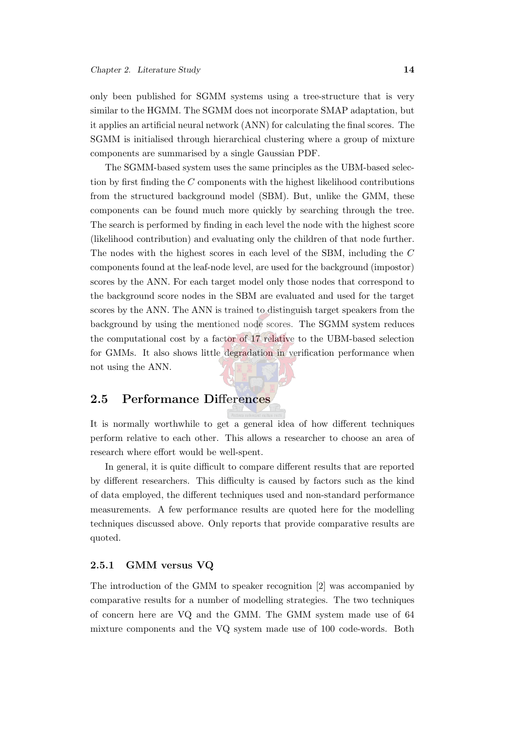only been published for SGMM systems using a tree-structure that is very similar to the HGMM. The SGMM does not incorporate SMAP adaptation, but it applies an artificial neural network (ANN) for calculating the final scores. The SGMM is initialised through hierarchical clustering where a group of mixture components are summarised by a single Gaussian PDF.

The SGMM-based system uses the same principles as the UBM-based selection by first finding the $C$ components with the highest likelihood contributions from the structured background model (SBM). But, unlike the GMM, these components can be found much more quickly by searching through the tree. The search is performed by finding in each level the node with the highest score (likelihood contribution) and evaluating only the children of that node further. The nodes with the highest scores in each level of the SBM, including the $C$ components found at the leaf-node level, are used for the background (impostor) scores by the ANN. For each target model only those nodes that correspond to the background score nodes in the SBM are evaluated and used for the target scores by the ANN. The ANN is trained to distinguish target speakers from the background by using the mentioned node scores. The SGMM system reduces the computational cost by a factor of 17 relative to the UBM-based selection for GMMs. It also shows little degradation in verification performance when not using the ANN.

## 2.5 Performance Differences

It is normally worthwhile to get a general idea of how different techniques perform relative to each other. This allows a researcher to choose an area of research where effort would be well-spent.

In general, it is quite difficult to compare different results that are reported by different researchers. This difficulty is caused by factors such as the kind of data employed, the different techniques used and non-standard performance measurements. A few performance results are quoted here for the modelling techniques discussed above. Only reports that provide comparative results are quoted.

### 2.5.1 GMM versus VQ

The introduction of the GMM to speaker recognition [2] was accompanied by comparative results for a number of modelling strategies. The two techniques of concern here are VQ and the GMM. The GMM system made use of 64 mixture components and the VQ system made use of 100 code-words. Both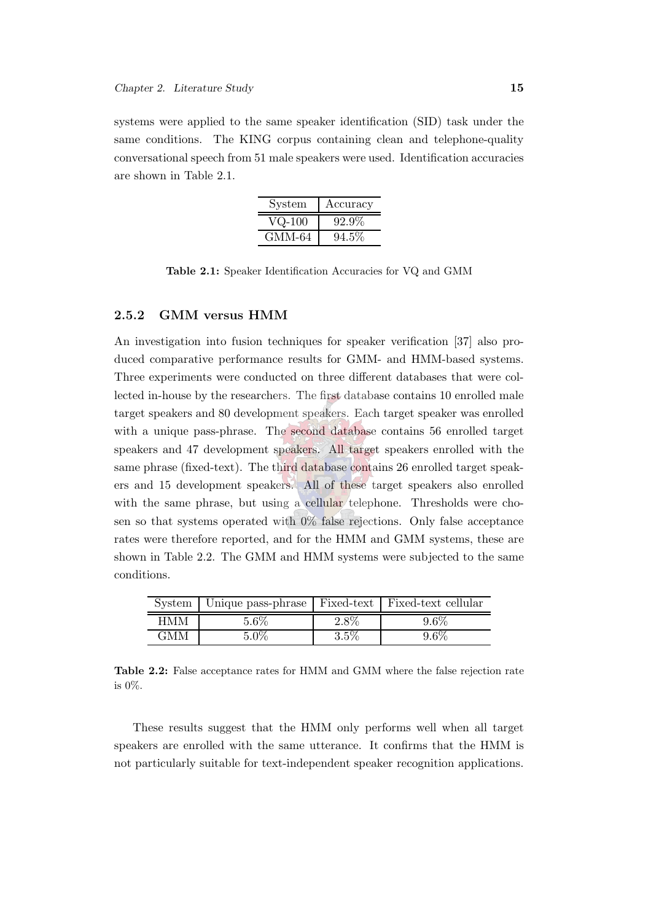systems were applied to the same speaker identification (SID) task under the same conditions. The KING corpus containing clean and telephone-quality conversational speech from 51 male speakers were used. Identification accuracies are shown in Table 2.1.

| System | Accuracy |
|---|---|
| VQ-100 | 92.9% |
| GMM-64 | 94.5% |

**Table 2.1:** Speaker Identification Accuracies for VQ and GMM

### 2.5.2 GMM versus HMM

An investigation into fusion techniques for speaker verification [37] also produced comparative performance results for GMM- and HMM-based systems. Three experiments were conducted on three different databases that were collected in-house by the researchers. The first database contains 10 enrolled male target speakers and 80 development speakers. Each target speaker was enrolled with a unique pass-phrase. The second database contains 56 enrolled target speakers and 47 development speakers. All target speakers enrolled with the same phrase (fixed-text). The third database contains 26 enrolled target speakers and 15 development speakers. All of these target speakers also enrolled with the same phrase, but using a cellular telephone. Thresholds were chosen so that systems operated with 0% false rejections. Only false acceptance rates were therefore reported, and for the HMM and GMM systems, these are shown in Table 2.2. The GMM and HMM systems were subjected to the same conditions.

| System | Unique pass-phrase | Fixed-text | Fixed-text cellular |
|---|---|---|---|
| HMM | 5.6% | 2.8% | 9.6% |
| GMM | 5.0% | 3.5% | 9.6% |

**Table 2.2:** False acceptance rates for HMM and GMM where the false rejection rate is 0%.

These results suggest that the HMM only performs well when all target speakers are enrolled with the same utterance. It confirms that the HMM is not particularly suitable for text-independent speaker recognition applications.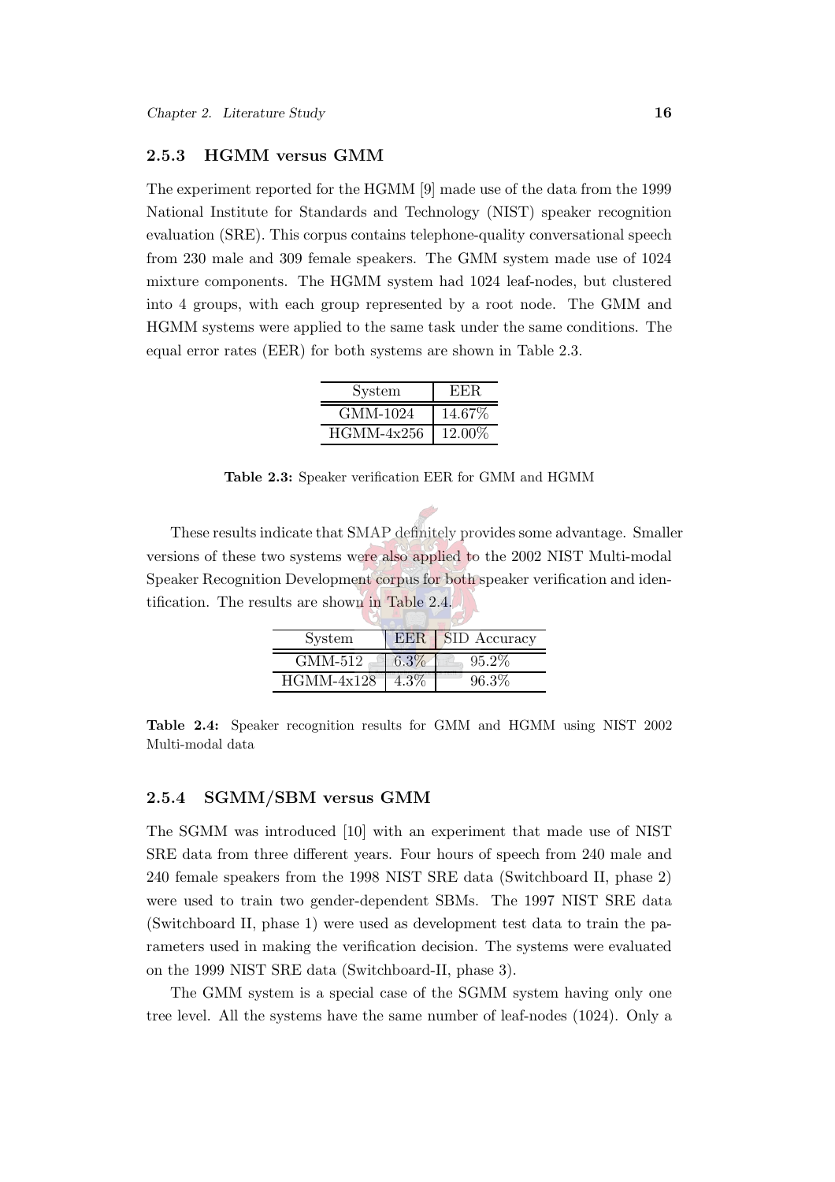### 2.5.3 HGMM versus GMM

The experiment reported for the HGMM [9] made use of the data from the 1999 National Institute for Standards and Technology (NIST) speaker recognition evaluation (SRE). This corpus contains telephone-quality conversational speech from 230 male and 309 female speakers. The GMM system made use of 1024 mixture components. The HGMM system had 1024 leaf-nodes, but clustered into 4 groups, with each group represented by a root node. The GMM and HGMM systems were applied to the same task under the same conditions. The equal error rates (EER) for both systems are shown in Table 2.3.

| System | EER |
|---|---|
| GMM-1024 | 14.67% |
| HGMM-4x256 | 12.00% |

**Table 2.3:** Speaker verification EER for GMM and HGMM

These results indicate that SMAP definitely provides some advantage. Smaller versions of these two systems were also applied to the 2002 NIST Multi-modal Speaker Recognition Development corpus for both speaker verification and identification. The results are shown in Table 2.4.

| System | EER | SID Accuracy |
|---|---|---|
| GMM-512 | 6.3% | 95.2% |
| HGMM-4x128 | 4.3% | 96.3% |

**Table 2.4:** Speaker recognition results for GMM and HGMM using NIST 2002 Multi-modal data

### 2.5.4 SGMM/SBM versus GMM

The SGMM was introduced [10] with an experiment that made use of NIST SRE data from three different years. Four hours of speech from 240 male and 240 female speakers from the 1998 NIST SRE data (Switchboard II, phase 2) were used to train two gender-dependent SBMs. The 1997 NIST SRE data (Switchboard II, phase 1) were used as development test data to train the parameters used in making the verification decision. The systems were evaluated on the 1999 NIST SRE data (Switchboard-II, phase 3).

The GMM system is a special case of the SGMM system having only one tree level. All the systems have the same number of leaf-nodes (1024). Only a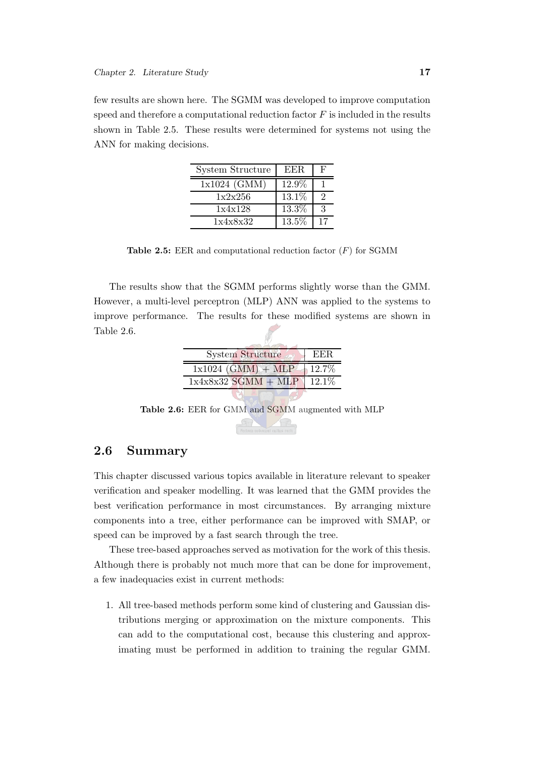few results are shown here. The SGMM was developed to improve computation speed and therefore a computational reduction factor $F$ is included in the results shown in Table 2.5. These results were determined for systems not using the ANN for making decisions.

| System Structure | EER | F |
|---|---|---|
| 1x1024 (GMM) | 12.9% | 1 |
| 1x2x256 | 13.1% | 2 |
| 1x4x128 | 13.3% | 3 |
| 1x4x8x32 | 13.5% | 17 |

**Table 2.5:** EER and computational reduction factor ($F$) for SGMM

The results show that the SGMM performs slightly worse than the GMM. However, a multi-level perceptron (MLP) ANN was applied to the systems to improve performance. The results for these modified systems are shown in Table 2.6.

| System Structure | EER |
|---|---|
| 1x1024 (GMM) + MLP | 12.7% |
| 1x4x8x32 SGMM + MLP | 12.1% |

**Table 2.6:** EER for GMM and SGMM augmented with MLP

## 2.6 Summary

This chapter discussed various topics available in literature relevant to speaker verification and speaker modelling. It was learned that the GMM provides the best verification performance in most circumstances. By arranging mixture components into a tree, either performance can be improved with SMAP, or speed can be improved by a fast search through the tree.

These tree-based approaches served as motivation for the work of this thesis. Although there is probably not much more that can be done for improvement, a few inadequacies exist in current methods:

1. All tree-based methods perform some kind of clustering and Gaussian distributions merging or approximation on the mixture components. This can add to the computational cost, because this clustering and approximating must be performed in addition to training the regular GMM.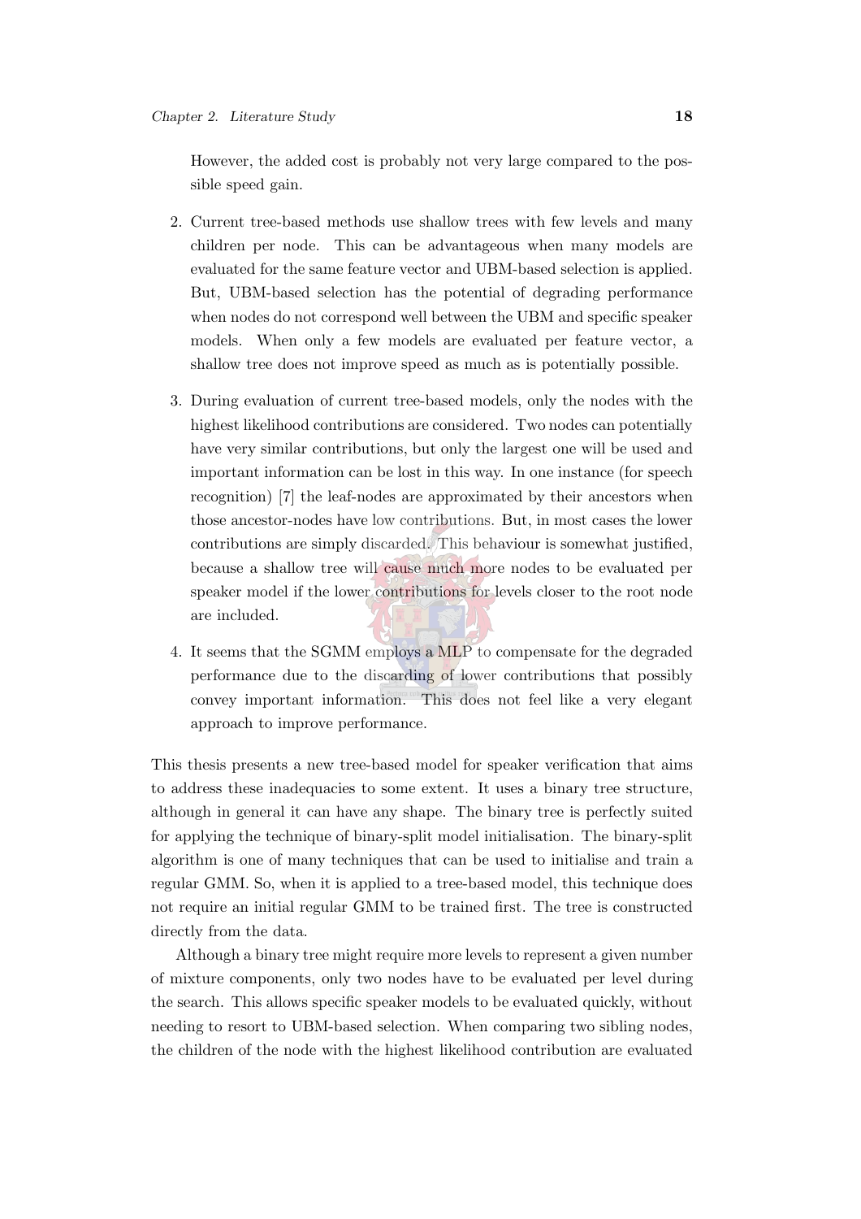However, the added cost is probably not very large compared to the possible speed gain.

2. Current tree-based methods use shallow trees with few levels and many children per node. This can be advantageous when many models are evaluated for the same feature vector and UBM-based selection is applied. But, UBM-based selection has the potential of degrading performance when nodes do not correspond well between the UBM and specific speaker models. When only a few models are evaluated per feature vector, a shallow tree does not improve speed as much as is potentially possible.

3. During evaluation of current tree-based models, only the nodes with the highest likelihood contributions are considered. Two nodes can potentially have very similar contributions, but only the largest one will be used and important information can be lost in this way. In one instance (for speech recognition) [7] the leaf-nodes are approximated by their ancestors when those ancestor-nodes have low contributions. But, in most cases the lower contributions are simply discarded. This behaviour is somewhat justified, because a shallow tree will cause much more nodes to be evaluated per speaker model if the lower contributions for levels closer to the root node are included.

4. It seems that the SGMM employs a MLP to compensate for the degraded performance due to the discarding of lower contributions that possibly convey important information. This does not feel like a very elegant approach to improve performance.

This thesis presents a new tree-based model for speaker verification that aims to address these inadequacies to some extent. It uses a binary tree structure, although in general it can have any shape. The binary tree is perfectly suited for applying the technique of binary-split model initialisation. The binary-split algorithm is one of many techniques that can be used to initialise and train a regular GMM. So, when it is applied to a tree-based model, this technique does not require an initial regular GMM to be trained first. The tree is constructed directly from the data.

Although a binary tree might require more levels to represent a given number of mixture components, only two nodes have to be evaluated per level during the search. This allows specific speaker models to be evaluated quickly, without needing to resort to UBM-based selection. When comparing two sibling nodes, the children of the node with the highest likelihood contribution are evaluated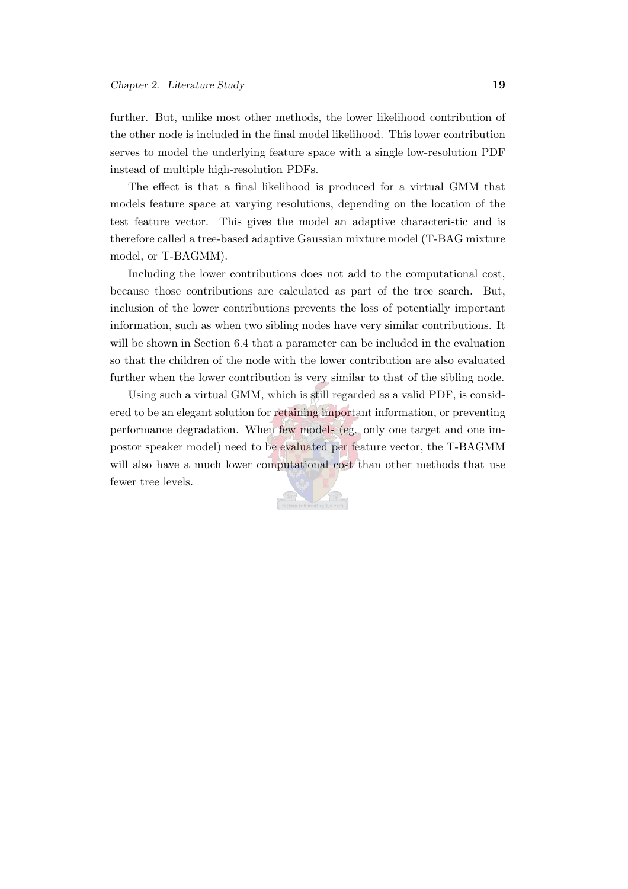further. But, unlike most other methods, the lower likelihood contribution of the other node is included in the final model likelihood. This lower contribution serves to model the underlying feature space with a single low-resolution PDF instead of multiple high-resolution PDFs.

The effect is that a final likelihood is produced for a virtual GMM that models feature space at varying resolutions, depending on the location of the test feature vector. This gives the model an adaptive characteristic and is therefore called a tree-based adaptive Gaussian mixture model (T-BAG mixture model, or T-BAGMM).

Including the lower contributions does not add to the computational cost, because those contributions are calculated as part of the tree search. But, inclusion of the lower contributions prevents the loss of potentially important information, such as when two sibling nodes have very similar contributions. It will be shown in Section 6.4 that a parameter can be included in the evaluation so that the children of the node with the lower contribution are also evaluated further when the lower contribution is very similar to that of the sibling node.

Using such a virtual GMM, which is still regarded as a valid PDF, is considered to be an elegant solution for retaining important information, or preventing performance degradation. When few models (eg. only one target and one impostor speaker model) need to be evaluated per feature vector, the T-BAGMM will also have a much lower computational cost than other methods that use fewer tree levels.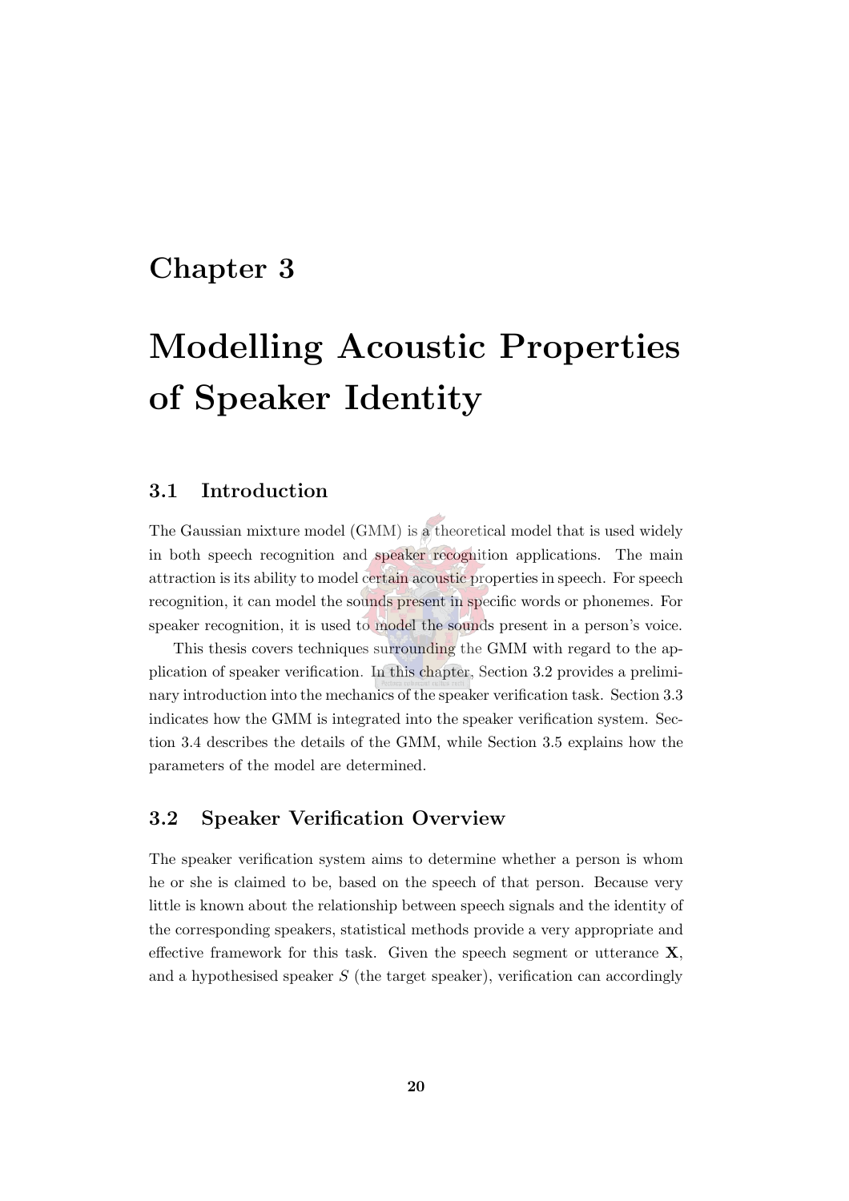# Chapter 3

# Modelling Acoustic Properties of Speaker Identity

## 3.1 Introduction

The Gaussian mixture model (GMM) is a theoretical model that is used widely in both speech recognition and speaker recognition applications. The main attraction is its ability to model certain acoustic properties in speech. For speech recognition, it can model the sounds present in specific words or phonemes. For speaker recognition, it is used to model the sounds present in a person's voice.

This thesis covers techniques surrounding the GMM with regard to the application of speaker verification. In this chapter, Section 3.2 provides a preliminary introduction into the mechanics of the speaker verification task. Section 3.3 indicates how the GMM is integrated into the speaker verification system. Section 3.4 describes the details of the GMM, while Section 3.5 explains how the parameters of the model are determined.

## 3.2 Speaker Verification Overview

The speaker verification system aims to determine whether a person is whom he or she is claimed to be, based on the speech of that person. Because very little is known about the relationship between speech signals and the identity of the corresponding speakers, statistical methods provide a very appropriate and effective framework for this task. Given the speech segment or utterance $\mathbf{X}$, and a hypothesised speaker $S$ (the target speaker), verification can accordingly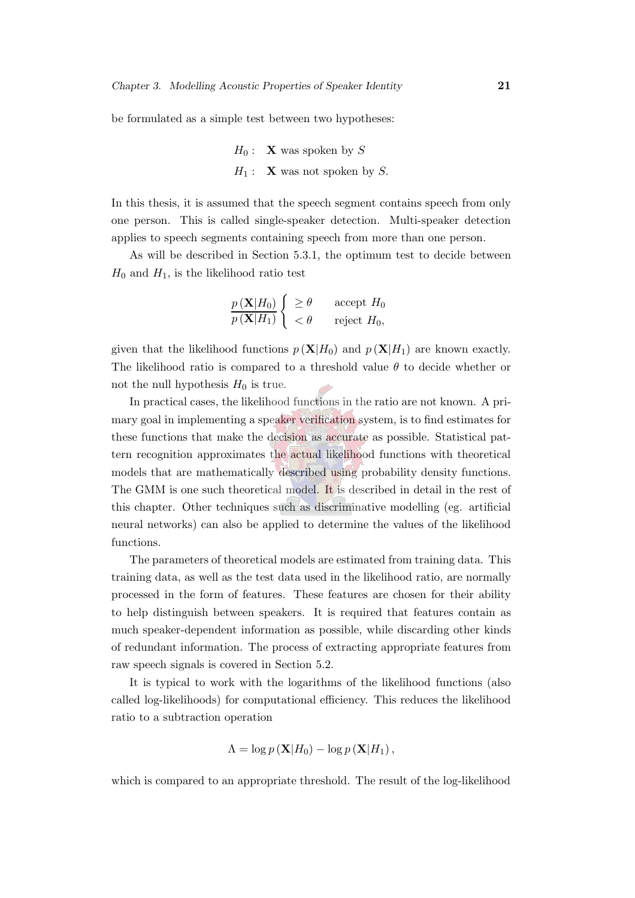be formulated as a simple test between two hypotheses:

$$
\begin{aligned}
H_0 &: \quad \mathbf{X} \text{ was spoken by } S \\
H_1 &: \quad \mathbf{X} \text{ was not spoken by } S.
\end{aligned}
$$

In this thesis, it is assumed that the speech segment contains speech from only one person. This is called single-speaker detection. Multi-speaker detection applies to speech segments containing speech from more than one person.

As will be described in Section 5.3.1, the optimum test to decide between $H_0$ and $H_1$, is the likelihood ratio test

$$
\frac{p\left(\mathbf{X}|H_0\right)}{p\left(\mathbf{X}|H_1\right)} \begin{cases} \geq \theta & \text{accept } H_0 \\ < \theta & \text{reject } H_0, \end{cases}
$$

given that the likelihood functions $p\left(\mathbf{X}|H_0\right)$ and $p\left(\mathbf{X}|H_1\right)$ are known exactly. The likelihood ratio is compared to a threshold value $\theta$ to decide whether or not the null hypothesis $H_0$ is true.

In practical cases, the likelihood functions in the ratio are not known. A primary goal in implementing a speaker verification system, is to find estimates for these functions that make the decision as accurate as possible. Statistical pattern recognition approximates the actual likelihood functions with theoretical models that are mathematically described using probability density functions. The GMM is one such theoretical model. It is described in detail in the rest of this chapter. Other techniques such as discriminative modelling (eg. artificial neural networks) can also be applied to determine the values of the likelihood functions.

The parameters of theoretical models are estimated from training data. This training data, as well as the test data used in the likelihood ratio, are normally processed in the form of features. These features are chosen for their ability to help distinguish between speakers. It is required that features contain as much speaker-dependent information as possible, while discarding other kinds of redundant information. The process of extracting appropriate features from raw speech signals is covered in Section 5.2.

It is typical to work with the logarithms of the likelihood functions (also called log-likelihoods) for computational efficiency. This reduces the likelihood ratio to a subtraction operation

$$
\Lambda = \log p\left(\mathbf{X}|H_0\right) - \log p\left(\mathbf{X}|H_1\right),
$$

which is compared to an appropriate threshold. The result of the log-likelihood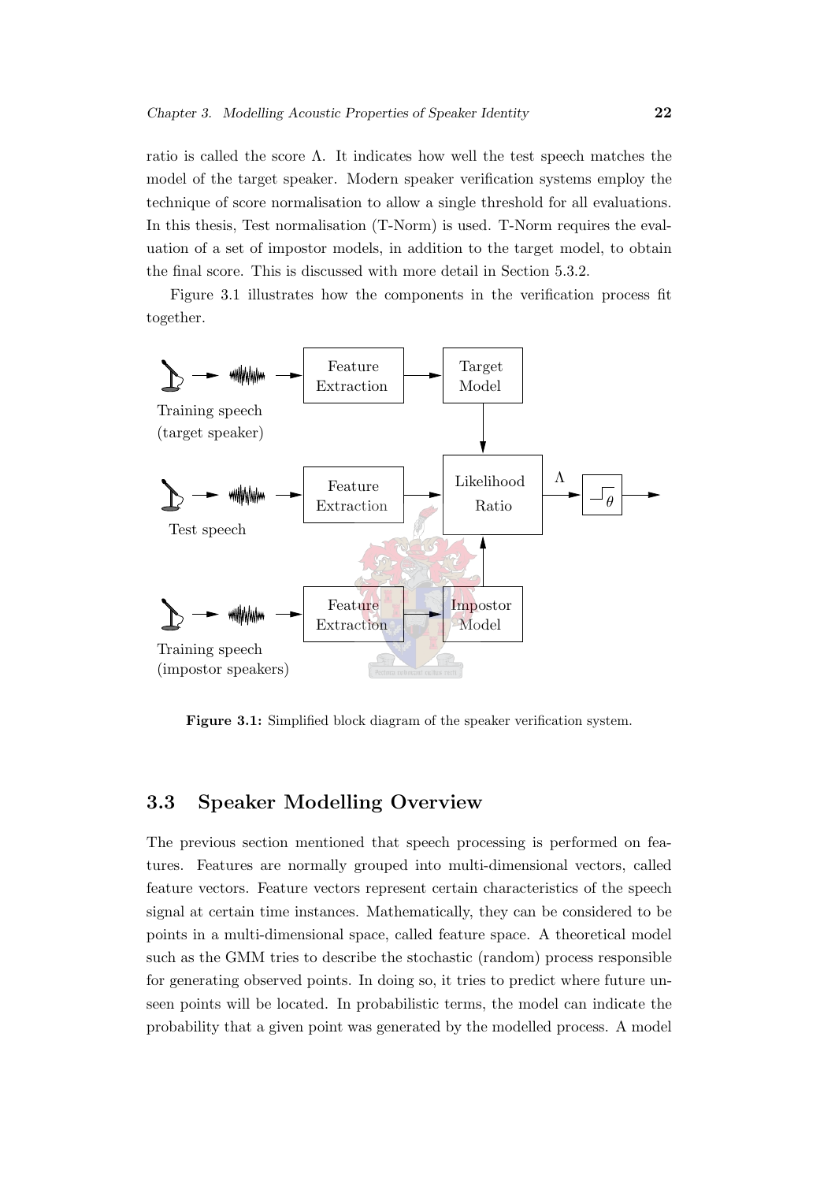ratio is called the score Λ. It indicates how well the test speech matches the model of the target speaker. Modern speaker verification systems employ the technique of score normalisation to allow a single threshold for all evaluations. In this thesis, Test normalisation (T-Norm) is used. T-Norm requires the evaluation of a set of impostor models, in addition to the target model, to obtain the final score. This is discussed with more detail in Section 5.3.2.

Figure 3.1 illustrates how the components in the verification process fit together.

**Figure 3.1:** Simplified block diagram of the speaker verification system.

## 3.3 Speaker Modelling Overview

The previous section mentioned that speech processing is performed on features. Features are normally grouped into multi-dimensional vectors, called feature vectors. Feature vectors represent certain characteristics of the speech signal at certain time instances. Mathematically, they can be considered to be points in a multi-dimensional space, called feature space. A theoretical model such as the GMM tries to describe the stochastic (random) process responsible for generating observed points. In doing so, it tries to predict where future unseen points will be located. In probabilistic terms, the model can indicate the probability that a given point was generated by the modelled process. A model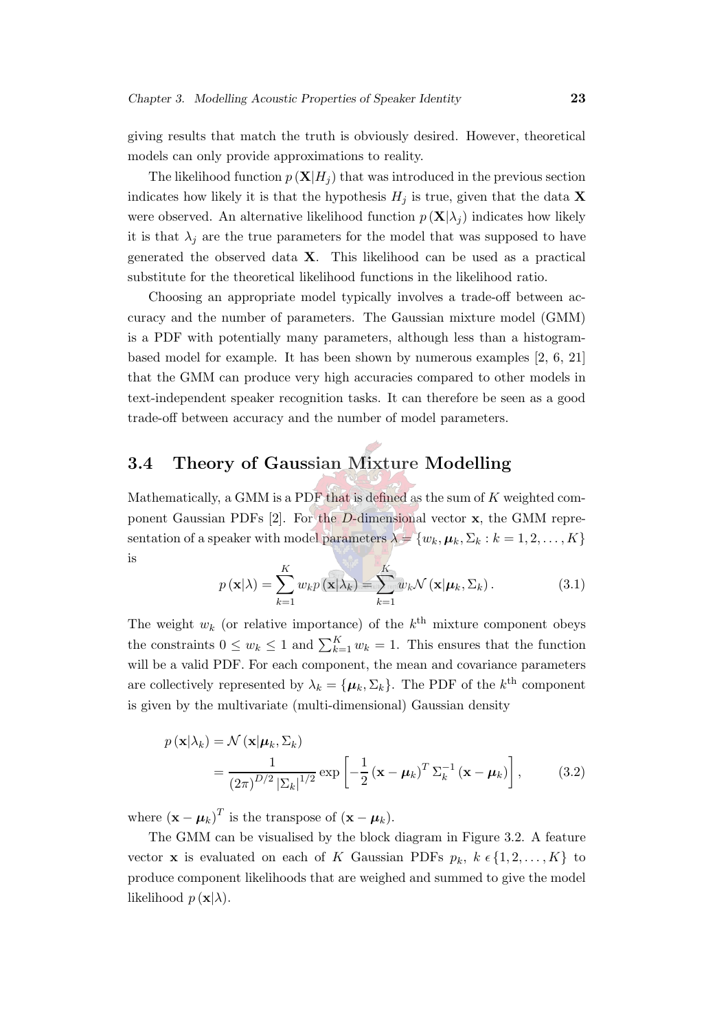giving results that match the truth is obviously desired. However, theoretical models can only provide approximations to reality.

The likelihood function $p(\mathbf{X}|H_j)$ that was introduced in the previous section indicates how likely it is that the hypothesis $H_j$ is true, given that the data $\mathbf{X}$ were observed. An alternative likelihood function $p(\mathbf{X}|\lambda_j)$ indicates how likely it is that $\lambda_j$ are the true parameters for the model that was supposed to have generated the observed data $\mathbf{X}$. This likelihood can be used as a practical substitute for the theoretical likelihood functions in the likelihood ratio.

Choosing an appropriate model typically involves a trade-off between accuracy and the number of parameters. The Gaussian mixture model (GMM) is a PDF with potentially many parameters, although less than a histogram-based model for example. It has been shown by numerous examples [2, 6, 21] that the GMM can produce very high accuracies compared to other models in text-independent speaker recognition tasks. It can therefore be seen as a good trade-off between accuracy and the number of model parameters.

## 3.4 Theory of Gaussian Mixture Modelling

Mathematically, a GMM is a PDF that is defined as the sum of $K$ weighted component Gaussian PDFs [2]. For the $D$-dimensional vector $\mathbf{x}$, the GMM representation of a speaker with model parameters $\lambda = \{w_k, \boldsymbol{\mu}_k, \Sigma_k : k = 1, 2, \ldots, K\}$ is

$$p(\mathbf{x}|\lambda) = \sum_{k=1}^{K} w_k p(\mathbf{x}|\lambda_k) = \sum_{k=1}^{K} w_k \mathcal{N}(\mathbf{x}|\boldsymbol{\mu}_k, \Sigma_k). \tag{3.1}$$

The weight $w_k$ (or relative importance) of the $k^{\text{th}}$ mixture component obeys the constraints $0 \leq w_k \leq 1$ and $\sum_{k=1}^{K} w_k = 1$. This ensures that the function will be a valid PDF. For each component, the mean and covariance parameters are collectively represented by $\lambda_k = \{\boldsymbol{\mu}_k, \Sigma_k\}$. The PDF of the $k^{\text{th}}$ component is given by the multivariate (multi-dimensional) Gaussian density

$$\begin{aligned} p(\mathbf{x}|\lambda_k) &= \mathcal{N}(\mathbf{x}|\boldsymbol{\mu}_k, \Sigma_k) \\ &= \frac{1}{(2\pi)^{D/2} |\Sigma_k|^{1/2}} \exp\left[-\frac{1}{2}(\mathbf{x} - \boldsymbol{\mu}_k)^T \Sigma_k^{-1} (\mathbf{x} - \boldsymbol{\mu}_k)\right], \end{aligned} \tag{3.2}$$

where $(\mathbf{x} - \boldsymbol{\mu}_k)^T$ is the transpose of $(\mathbf{x} - \boldsymbol{\mu}_k)$.

The GMM can be visualised by the block diagram in Figure 3.2. A feature vector $\mathbf{x}$ is evaluated on each of $K$ Gaussian PDFs $p_k$, $k \,\epsilon \{1, 2, \ldots, K\}$ to produce component likelihoods that are weighed and summed to give the model likelihood $p(\mathbf{x}|\lambda)$.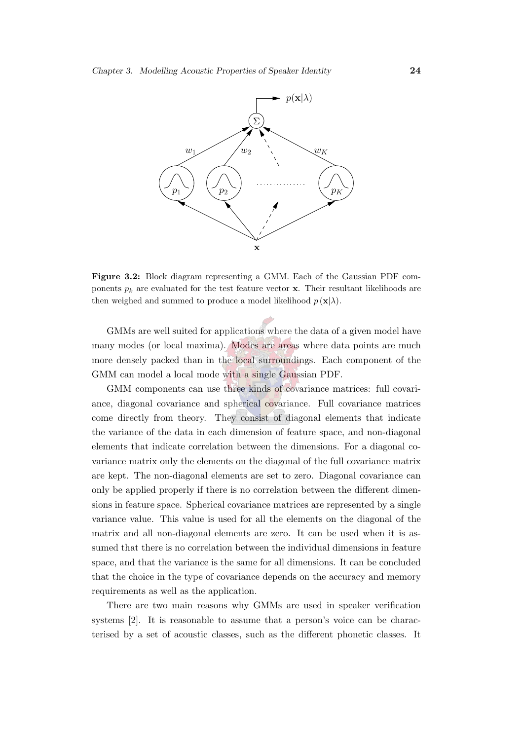**Figure 3.2:** Block diagram representing a GMM. Each of the Gaussian PDF components $p_k$ are evaluated for the test feature vector $\mathbf{x}$. Their resultant likelihoods are then weighed and summed to produce a model likelihood $p(\mathbf{x}|\lambda)$.

GMMs are well suited for applications where the data of a given model have many modes (or local maxima). Modes are areas where data points are much more densely packed than in the local surroundings. Each component of the GMM can model a local mode with a single Gaussian PDF.

GMM components can use three kinds of covariance matrices: full covariance, diagonal covariance and spherical covariance. Full covariance matrices come directly from theory. They consist of diagonal elements that indicate the variance of the data in each dimension of feature space, and non-diagonal elements that indicate correlation between the dimensions. For a diagonal covariance matrix only the elements on the diagonal of the full covariance matrix are kept. The non-diagonal elements are set to zero. Diagonal covariance can only be applied properly if there is no correlation between the different dimensions in feature space. Spherical covariance matrices are represented by a single variance value. This value is used for all the elements on the diagonal of the matrix and all non-diagonal elements are zero. It can be used when it is assumed that there is no correlation between the individual dimensions in feature space, and that the variance is the same for all dimensions. It can be concluded that the choice in the type of covariance depends on the accuracy and memory requirements as well as the application.

There are two main reasons why GMMs are used in speaker verification systems [2]. It is reasonable to assume that a person's voice can be characterised by a set of acoustic classes, such as the different phonetic classes. It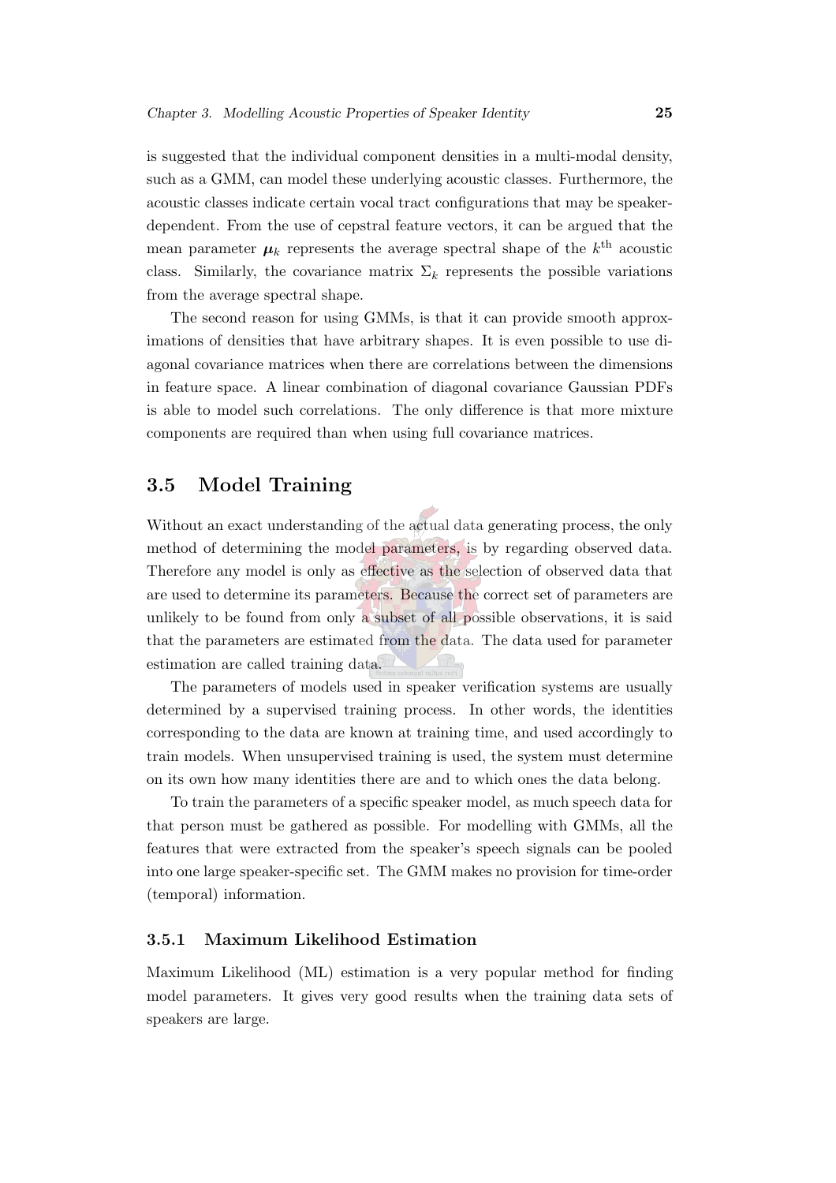is suggested that the individual component densities in a multi-modal density, such as a GMM, can model these underlying acoustic classes. Furthermore, the acoustic classes indicate certain vocal tract configurations that may be speaker-dependent. From the use of cepstral feature vectors, it can be argued that the mean parameter $\boldsymbol{\mu}_k$ represents the average spectral shape of the $k^{\text{th}}$ acoustic class. Similarly, the covariance matrix $\Sigma_k$ represents the possible variations from the average spectral shape.

The second reason for using GMMs, is that it can provide smooth approximations of densities that have arbitrary shapes. It is even possible to use diagonal covariance matrices when there are correlations between the dimensions in feature space. A linear combination of diagonal covariance Gaussian PDFs is able to model such correlations. The only difference is that more mixture components are required than when using full covariance matrices.

## 3.5 Model Training

Without an exact understanding of the actual data generating process, the only method of determining the model parameters, is by regarding observed data. Therefore any model is only as effective as the selection of observed data that are used to determine its parameters. Because the correct set of parameters are unlikely to be found from only a subset of all possible observations, it is said that the parameters are estimated from the data. The data used for parameter estimation are called training data.

The parameters of models used in speaker verification systems are usually determined by a supervised training process. In other words, the identities corresponding to the data are known at training time, and used accordingly to train models. When unsupervised training is used, the system must determine on its own how many identities there are and to which ones the data belong.

To train the parameters of a specific speaker model, as much speech data for that person must be gathered as possible. For modelling with GMMs, all the features that were extracted from the speaker's speech signals can be pooled into one large speaker-specific set. The GMM makes no provision for time-order (temporal) information.

### 3.5.1 Maximum Likelihood Estimation

Maximum Likelihood (ML) estimation is a very popular method for finding model parameters. It gives very good results when the training data sets of speakers are large.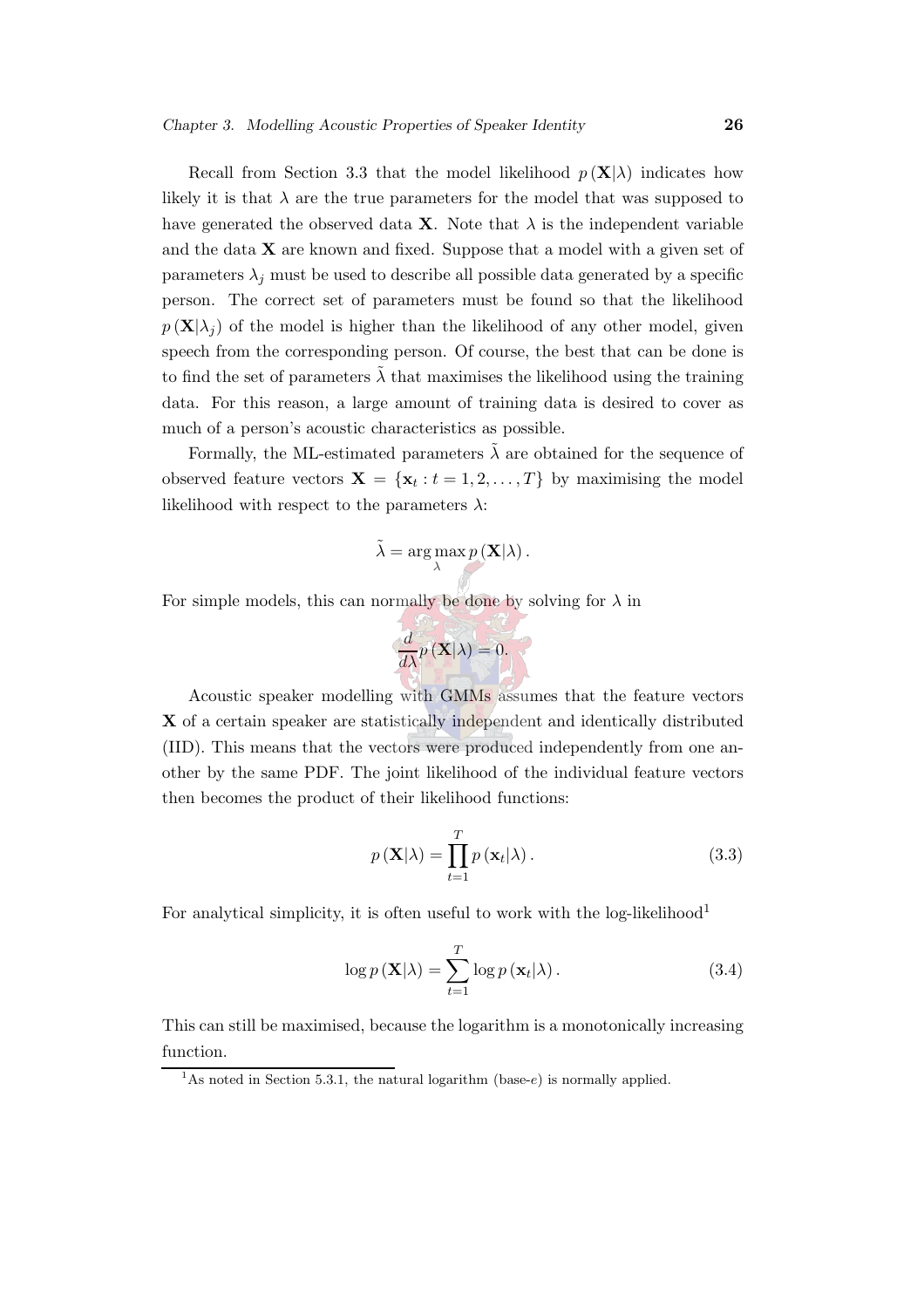Recall from Section 3.3 that the model likelihood $p(\mathbf{X}|\lambda)$ indicates how likely it is that $\lambda$ are the true parameters for the model that was supposed to have generated the observed data $\mathbf{X}$. Note that $\lambda$ is the independent variable and the data $\mathbf{X}$ are known and fixed. Suppose that a model with a given set of parameters $\lambda_j$ must be used to describe all possible data generated by a specific person. The correct set of parameters must be found so that the likelihood $p(\mathbf{X}|\lambda_j)$ of the model is higher than the likelihood of any other model, given speech from the corresponding person. Of course, the best that can be done is to find the set of parameters $\tilde{\lambda}$ that maximises the likelihood using the training data. For this reason, a large amount of training data is desired to cover as much of a person's acoustic characteristics as possible.

Formally, the ML-estimated parameters $\tilde{\lambda}$ are obtained for the sequence of observed feature vectors $\mathbf{X} = \{\mathbf{x}_t : t = 1, 2, \ldots, T\}$ by maximising the model likelihood with respect to the parameters $\lambda$:

$$\tilde{\lambda} = \arg\max_{\lambda} p(\mathbf{X}|\lambda).$$

For simple models, this can normally be done by solving for $\lambda$ in

$$\frac{d}{d\lambda} p(\mathbf{X}|\lambda) = 0.$$

Acoustic speaker modelling with GMMs assumes that the feature vectors $\mathbf{X}$ of a certain speaker are statistically independent and identically distributed (IID). This means that the vectors were produced independently from one another by the same PDF. The joint likelihood of the individual feature vectors then becomes the product of their likelihood functions:

$$p(\mathbf{X}|\lambda) = \prod_{t=1}^{T} p(\mathbf{x}_t|\lambda). \tag{3.3}$$

For analytical simplicity, it is often useful to work with the log-likelihood[1]

$$\log p(\mathbf{X}|\lambda) = \sum_{t=1}^{T} \log p(\mathbf{x}_t|\lambda). \tag{3.4}$$

This can still be maximised, because the logarithm is a monotonically increasing function.

[1] As noted in Section 5.3.1, the natural logarithm (base-$e$) is normally applied.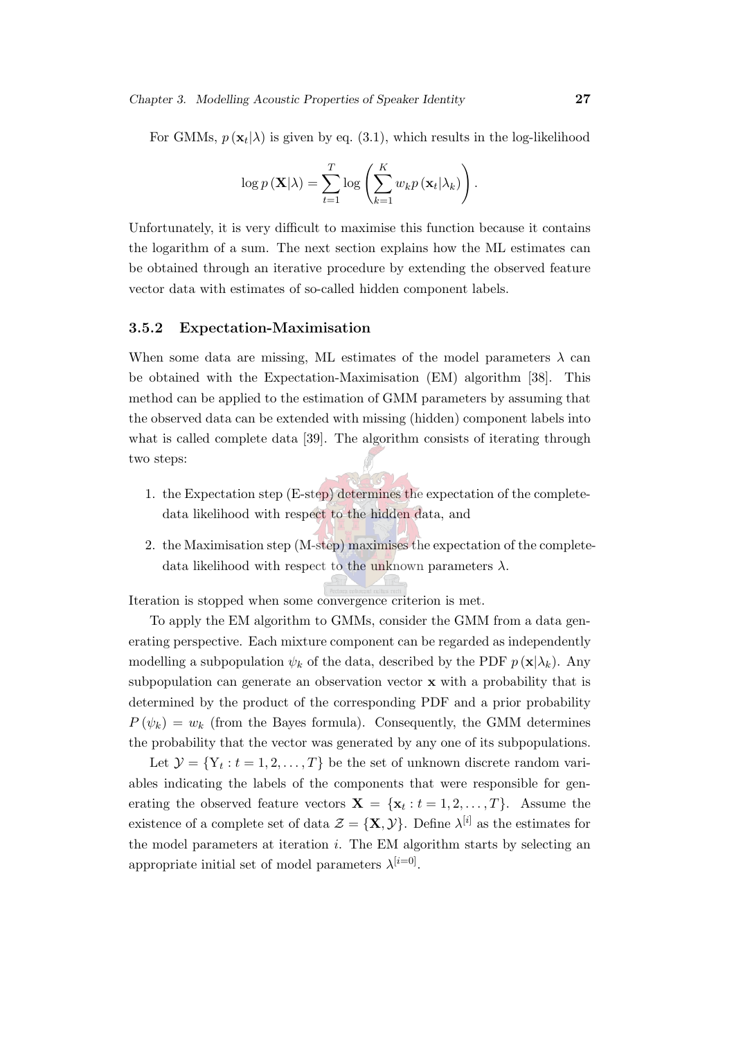For GMMs, $p(\mathbf{x}_t|\lambda)$ is given by eq. (3.1), which results in the log-likelihood

$$\log p(\mathbf{X}|\lambda) = \sum_{t=1}^{T} \log \left( \sum_{k=1}^{K} w_k p(\mathbf{x}_t|\lambda_k) \right).$$

Unfortunately, it is very difficult to maximise this function because it contains the logarithm of a sum. The next section explains how the ML estimates can be obtained through an iterative procedure by extending the observed feature vector data with estimates of so-called hidden component labels.

### 3.5.2 Expectation-Maximisation

When some data are missing, ML estimates of the model parameters $\lambda$ can be obtained with the Expectation-Maximisation (EM) algorithm [38]. This method can be applied to the estimation of GMM parameters by assuming that the observed data can be extended with missing (hidden) component labels into what is called complete data [39]. The algorithm consists of iterating through two steps:

1. the Expectation step (E-step) determines the expectation of the complete-data likelihood with respect to the hidden data, and
2. the Maximisation step (M-step) maximises the expectation of the complete-data likelihood with respect to the unknown parameters $\lambda$.

Iteration is stopped when some convergence criterion is met.

To apply the EM algorithm to GMMs, consider the GMM from a data generating perspective. Each mixture component can be regarded as independently modelling a subpopulation $\psi_k$ of the data, described by the PDF $p(\mathbf{x}|\lambda_k)$. Any subpopulation can generate an observation vector $\mathbf{x}$ with a probability that is determined by the product of the corresponding PDF and a prior probability $P(\psi_k) = w_k$ (from the Bayes formula). Consequently, the GMM determines the probability that the vector was generated by any one of its subpopulations.

Let $\mathcal{Y} = \{\mathrm{Y}_t : t = 1, 2, \ldots, T\}$ be the set of unknown discrete random variables indicating the labels of the components that were responsible for generating the observed feature vectors $\mathbf{X} = \{\mathbf{x}_t : t = 1, 2, \ldots, T\}$. Assume the existence of a complete set of data $\mathcal{Z} = \{\mathbf{X}, \mathcal{Y}\}$. Define $\lambda^{[i]}$ as the estimates for the model parameters at iteration $i$. The EM algorithm starts by selecting an appropriate initial set of model parameters $\lambda^{[i=0]}$.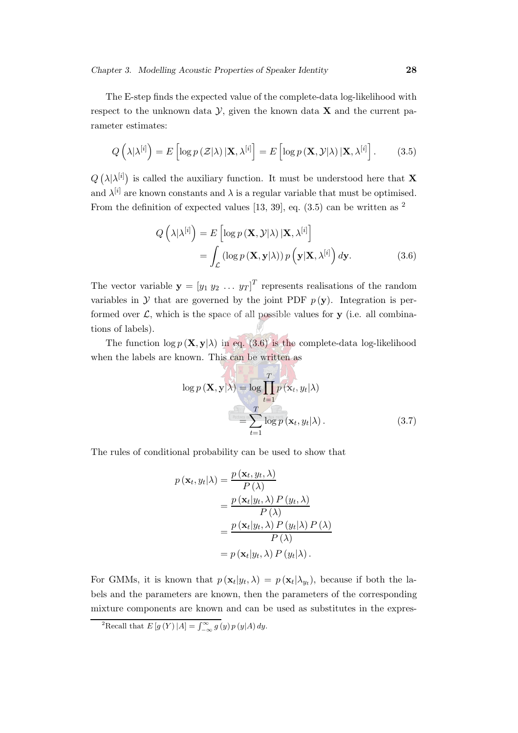The E-step finds the expected value of the complete-data log-likelihood with respect to the unknown data $\mathcal{Y}$, given the known data $\mathbf{X}$ and the current parameter estimates:

$$Q\left(\lambda|\lambda^{[i]}\right) = E\left[\log p\left(\mathcal{Z}|\lambda\right)|\mathbf{X}, \lambda^{[i]}\right] = E\left[\log p\left(\mathbf{X}, \mathcal{Y}|\lambda\right)|\mathbf{X}, \lambda^{[i]}\right]. \tag{3.5}$$

$Q\left(\lambda|\lambda^{[i]}\right)$ is called the auxiliary function. It must be understood here that $\mathbf{X}$ and $\lambda^{[i]}$ are known constants and $\lambda$ is a regular variable that must be optimised. From the definition of expected values [13, 39], eq. (3.5) can be written as [2]

$$\begin{aligned} Q\left(\lambda|\lambda^{[i]}\right) &= E\left[\log p\left(\mathbf{X}, \mathcal{Y}|\lambda\right)|\mathbf{X}, \lambda^{[i]}\right] \\ &= \int_{\mathcal{L}} \left(\log p\left(\mathbf{X}, \mathbf{y}|\lambda\right)\right) p\left(\mathbf{y}|\mathbf{X}, \lambda^{[i]}\right) d\mathbf{y}. \end{aligned} \tag{3.6}$$

The vector variable $\mathbf{y} = \left[y_1 \; y_2 \; \ldots \; y_T\right]^T$ represents realisations of the random variables in $\mathcal{Y}$ that are governed by the joint PDF $p\left(\mathbf{y}\right)$. Integration is performed over $\mathcal{L}$, which is the space of all possible values for $\mathbf{y}$ (i.e. all combinations of labels).

The function $\log p\left(\mathbf{X}, \mathbf{y}|\lambda\right)$ in eq. (3.6) is the complete-data log-likelihood when the labels are known. This can be written as

$$\begin{aligned} \log p\left(\mathbf{X}, \mathbf{y}|\lambda\right) &= \log \prod_{t=1}^{T} p\left(\mathbf{x}_t, y_t|\lambda\right) \\ &= \sum_{t=1}^{T} \log p\left(\mathbf{x}_t, y_t|\lambda\right). \end{aligned} \tag{3.7}$$

The rules of conditional probability can be used to show that

$$\begin{aligned} p\left(\mathbf{x}_t, y_t|\lambda\right) &= \frac{p\left(\mathbf{x}_t, y_t, \lambda\right)}{P\left(\lambda\right)} \\ &= \frac{p\left(\mathbf{x}_t|y_t, \lambda\right) P\left(y_t, \lambda\right)}{P\left(\lambda\right)} \\ &= \frac{p\left(\mathbf{x}_t|y_t, \lambda\right) P\left(y_t|\lambda\right) P\left(\lambda\right)}{P\left(\lambda\right)} \\ &= p\left(\mathbf{x}_t|y_t, \lambda\right) P\left(y_t|\lambda\right). \end{aligned}$$

For GMMs, it is known that $p\left(\mathbf{x}_t|y_t, \lambda\right) = p\left(\mathbf{x}_t|\lambda_{y_t}\right)$, because if both the labels and the parameters are known, then the parameters of the corresponding mixture components are known and can be used as substitutes in the expres-

[2] Recall that $E\left[g\left(Y\right)|A\right] = \int_{-\infty}^{\infty} g\left(y\right) p\left(y|A\right) dy$.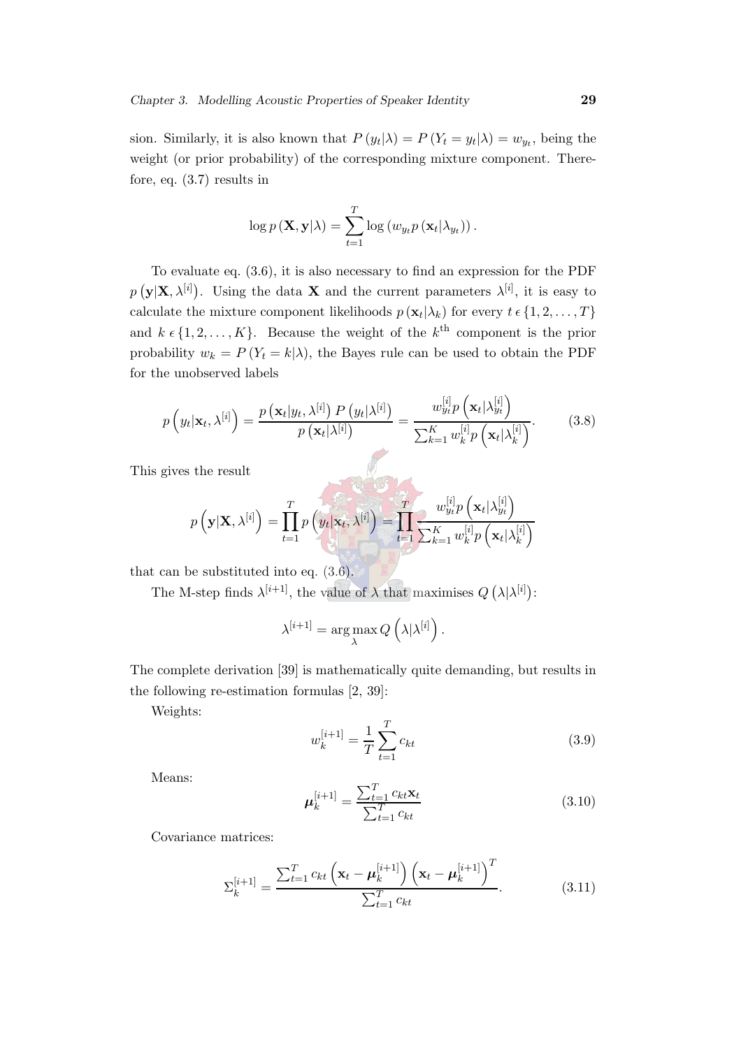sion. Similarly, it is also known that $P(y_t|\lambda) = P(Y_t = y_t|\lambda) = w_{y_t}$, being the weight (or prior probability) of the corresponding mixture component. Therefore, eq. (3.7) results in

$$\log p(\mathbf{X}, \mathbf{y}|\lambda) = \sum_{t=1}^{T} \log \left( w_{y_t} p(\mathbf{x}_t|\lambda_{y_t}) \right).$$

To evaluate eq. (3.6), it is also necessary to find an expression for the PDF $p(\mathbf{y}|\mathbf{X}, \lambda^{[i]})$. Using the data $\mathbf{X}$ and the current parameters $\lambda^{[i]}$, it is easy to calculate the mixture component likelihoods $p(\mathbf{x}_t|\lambda_k)$ for every $t \in \{1, 2, \ldots, T\}$ and $k \in \{1, 2, \ldots, K\}$. Because the weight of the $k^{\text{th}}$ component is the prior probability $w_k = P(Y_t = k|\lambda)$, the Bayes rule can be used to obtain the PDF for the unobserved labels

$$p\left(y_t|\mathbf{x}_t, \lambda^{[i]}\right) = \frac{p\left(\mathbf{x}_t|y_t, \lambda^{[i]}\right) P\left(y_t|\lambda^{[i]}\right)}{p\left(\mathbf{x}_t|\lambda^{[i]}\right)} = \frac{w_{y_t}^{[i]} p\left(\mathbf{x}_t|\lambda_{y_t}^{[i]}\right)}{\sum_{k=1}^{K} w_k^{[i]} p\left(\mathbf{x}_t|\lambda_k^{[i]}\right)}. \tag{3.8}$$

This gives the result

$$p\left(\mathbf{y}|\mathbf{X}, \lambda^{[i]}\right) = \prod_{t=1}^{T} p\left(y_t|\mathbf{x}_t, \lambda^{[i]}\right) = \prod_{t=1}^{T} \frac{w_{y_t}^{[i]} p\left(\mathbf{x}_t|\lambda_{y_t}^{[i]}\right)}{\sum_{k=1}^{K} w_k^{[i]} p\left(\mathbf{x}_t|\lambda_k^{[i]}\right)}$$

that can be substituted into eq. (3.6).

The M-step finds $\lambda^{[i+1]}$, the value of $\lambda$ that maximises $Q\left(\lambda|\lambda^{[i]}\right)$:

$$\lambda^{[i+1]} = \arg\max_{\lambda} Q\left(\lambda|\lambda^{[i]}\right).$$

The complete derivation [39] is mathematically quite demanding, but results in the following re-estimation formulas [2, 39]:

Weights:

$$w_k^{[i+1]} = \frac{1}{T} \sum_{t=1}^{T} c_{kt} \tag{3.9}$$

Means:

$$\boldsymbol{\mu}_k^{[i+1]} = \frac{\sum_{t=1}^{T} c_{kt} \mathbf{x}_t}{\sum_{t=1}^{T} c_{kt}} \tag{3.10}$$

Covariance matrices:

$$\Sigma_k^{[i+1]} = \frac{\sum_{t=1}^{T} c_{kt} \left(\mathbf{x}_t - \boldsymbol{\mu}_k^{[i+1]}\right) \left(\mathbf{x}_t - \boldsymbol{\mu}_k^{[i+1]}\right)^T}{\sum_{t=1}^{T} c_{kt}}. \tag{3.11}$$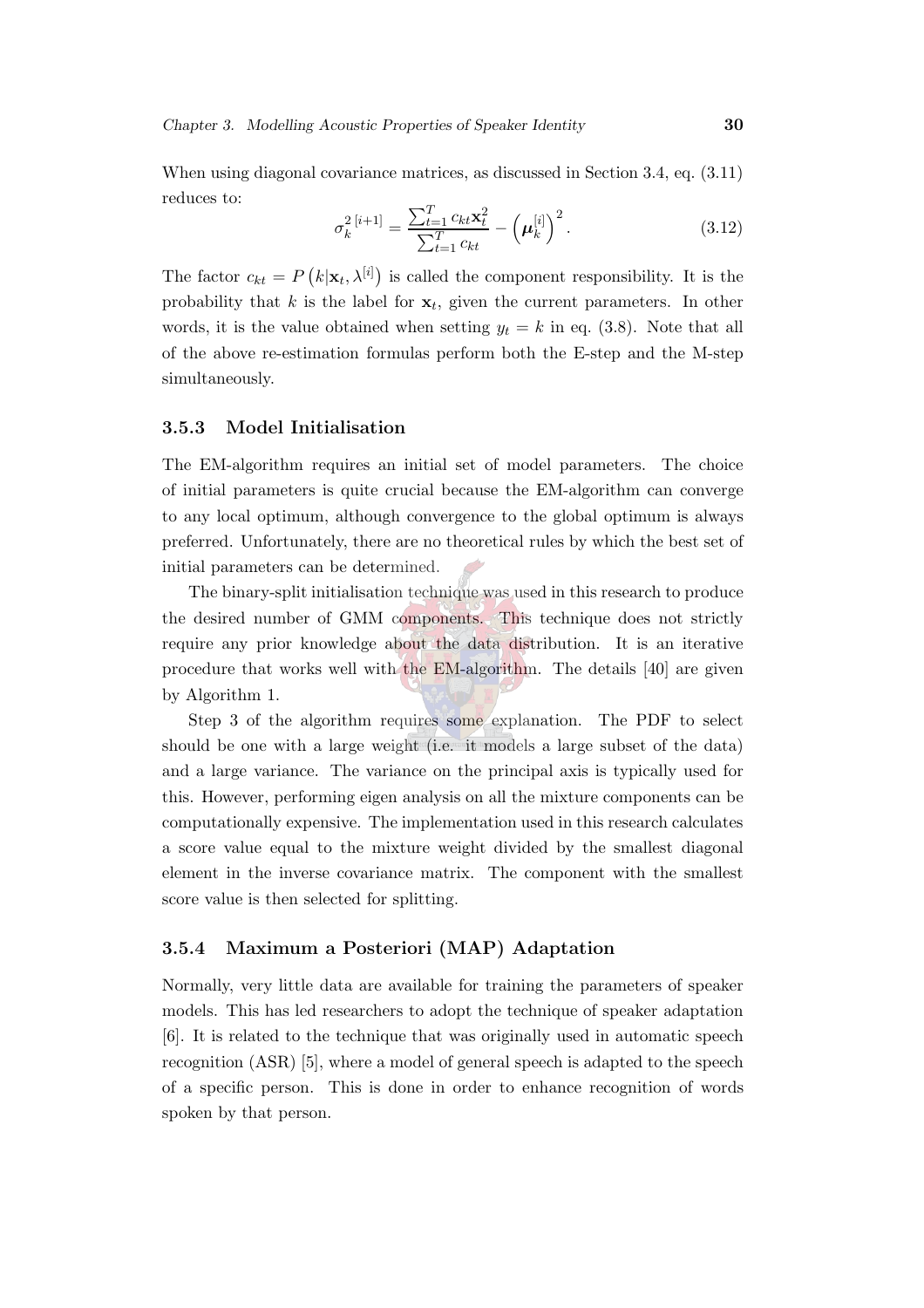When using diagonal covariance matrices, as discussed in Section 3.4, eq. (3.11) reduces to:

$$\sigma_k^{2\,[i+1]} = \frac{\sum_{t=1}^{T} c_{kt}\mathbf{x}_t^2}{\sum_{t=1}^{T} c_{kt}} - \left(\boldsymbol{\mu}_k^{[i]}\right)^2. \tag{3.12}$$

The factor $c_{kt} = P\left(k|\mathbf{x}_t, \lambda^{[i]}\right)$ is called the component responsibility. It is the probability that $k$ is the label for $\mathbf{x}_t$, given the current parameters. In other words, it is the value obtained when setting $y_t = k$ in eq. (3.8). Note that all of the above re-estimation formulas perform both the E-step and the M-step simultaneously.

### 3.5.3 Model Initialisation

The EM-algorithm requires an initial set of model parameters. The choice of initial parameters is quite crucial because the EM-algorithm can converge to any local optimum, although convergence to the global optimum is always preferred. Unfortunately, there are no theoretical rules by which the best set of initial parameters can be determined.

The binary-split initialisation technique was used in this research to produce the desired number of GMM components. This technique does not strictly require any prior knowledge about the data distribution. It is an iterative procedure that works well with the EM-algorithm. The details [40] are given by Algorithm 1.

Step 3 of the algorithm requires some explanation. The PDF to select should be one with a large weight (i.e. it models a large subset of the data) and a large variance. The variance on the principal axis is typically used for this. However, performing eigen analysis on all the mixture components can be computationally expensive. The implementation used in this research calculates a score value equal to the mixture weight divided by the smallest diagonal element in the inverse covariance matrix. The component with the smallest score value is then selected for splitting.

### 3.5.4 Maximum a Posteriori (MAP) Adaptation

Normally, very little data are available for training the parameters of speaker models. This has led researchers to adopt the technique of speaker adaptation [6]. It is related to the technique that was originally used in automatic speech recognition (ASR) [5], where a model of general speech is adapted to the speech of a specific person. This is done in order to enhance recognition of words spoken by that person.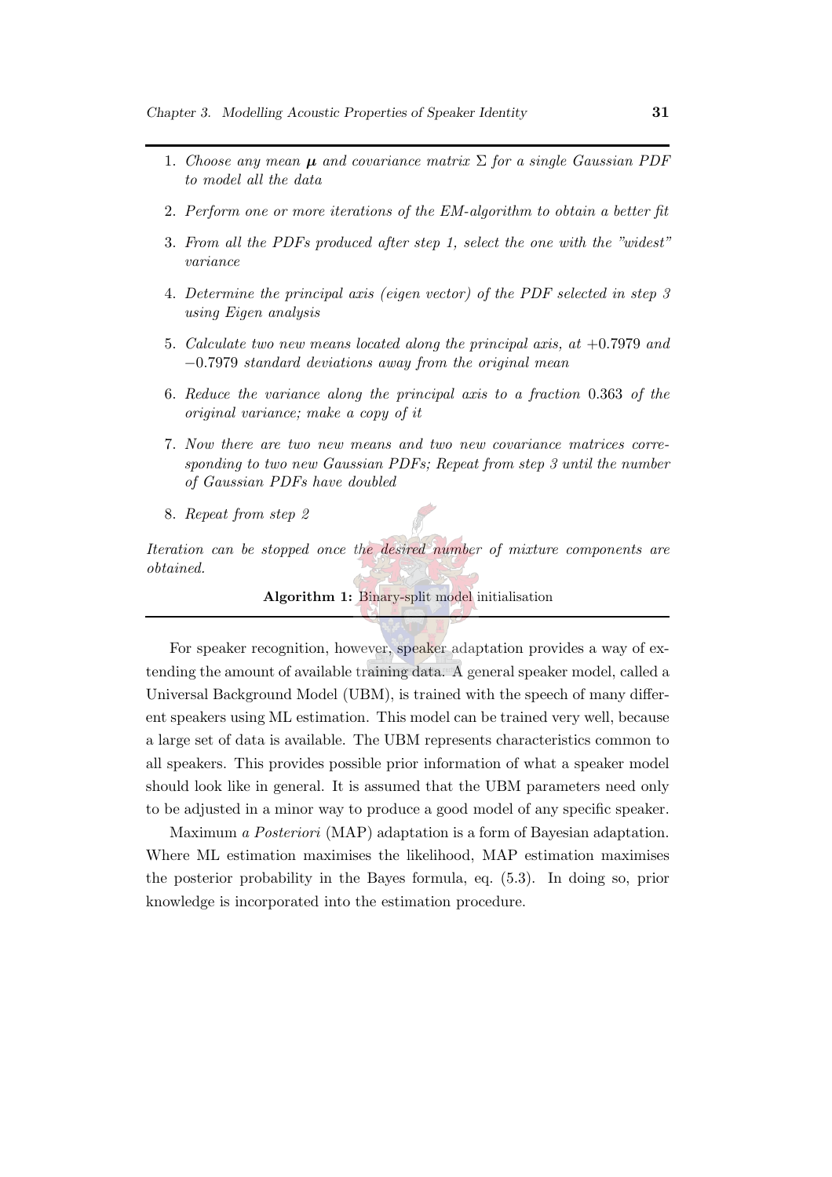1. *Choose any mean* $\boldsymbol{\mu}$ *and covariance matrix* $\Sigma$ *for a single Gaussian PDF to model all the data*

2. *Perform one or more iterations of the EM-algorithm to obtain a better fit*

3. *From all the PDFs produced after step 1, select the one with the "widest" variance*

4. *Determine the principal axis (eigen vector) of the PDF selected in step 3 using Eigen analysis*

5. *Calculate two new means located along the principal axis, at* $+0.7979$ *and* $-0.7979$ *standard deviations away from the original mean*

6. *Reduce the variance along the principal axis to a fraction* $0.363$ *of the original variance; make a copy of it*

7. *Now there are two new means and two new covariance matrices corresponding to two new Gaussian PDFs; Repeat from step 3 until the number of Gaussian PDFs have doubled*

8. *Repeat from step 2*

*Iteration can be stopped once the desired number of mixture components are obtained.*

**Algorithm 1:** Binary-split model initialisation

For speaker recognition, however, speaker adaptation provides a way of extending the amount of available training data. A general speaker model, called a Universal Background Model (UBM), is trained with the speech of many different speakers using ML estimation. This model can be trained very well, because a large set of data is available. The UBM represents characteristics common to all speakers. This provides possible prior information of what a speaker model should look like in general. It is assumed that the UBM parameters need only to be adjusted in a minor way to produce a good model of any specific speaker.

Maximum *a Posteriori* (MAP) adaptation is a form of Bayesian adaptation. Where ML estimation maximises the likelihood, MAP estimation maximises the posterior probability in the Bayes formula, eq. (5.3). In doing so, prior knowledge is incorporated into the estimation procedure.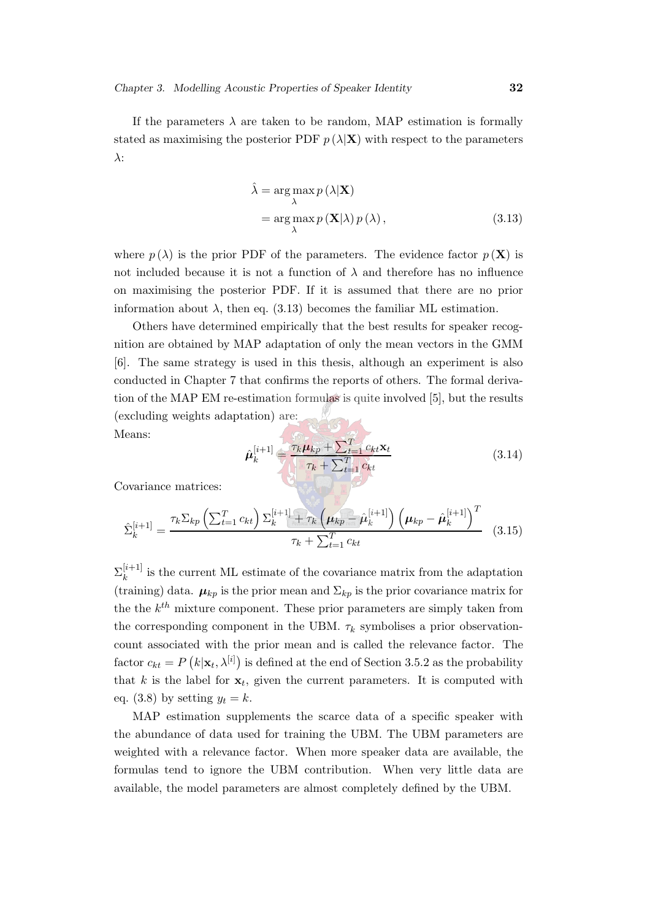If the parameters $\lambda$ are taken to be random, MAP estimation is formally stated as maximising the posterior PDF $p(\lambda|\mathbf{X})$ with respect to the parameters $\lambda$:

$$
\begin{aligned}
\hat{\lambda} &= \arg\max_{\lambda} p(\lambda|\mathbf{X}) \\
&= \arg\max_{\lambda} p(\mathbf{X}|\lambda)\, p(\lambda),
\end{aligned}
\tag{3.13}
$$

where $p(\lambda)$ is the prior PDF of the parameters. The evidence factor $p(\mathbf{X})$ is not included because it is not a function of $\lambda$ and therefore has no influence on maximising the posterior PDF. If it is assumed that there are no prior information about $\lambda$, then eq. (3.13) becomes the familiar ML estimation.

Others have determined empirically that the best results for speaker recognition are obtained by MAP adaptation of only the mean vectors in the GMM [6]. The same strategy is used in this thesis, although an experiment is also conducted in Chapter 7 that confirms the reports of others. The formal derivation of the MAP EM re-estimation formulas is quite involved [5], but the results (excluding weights adaptation) are:

Means:

$$
\hat{\boldsymbol{\mu}}_k^{[i+1]} = \frac{\tau_k \boldsymbol{\mu}_{kp} + \sum_{t=1}^{T} c_{kt} \mathbf{x}_t}{\tau_k + \sum_{t=1}^{T} c_{kt}}
\tag{3.14}
$$

Covariance matrices:

$$
\hat{\Sigma}_k^{[i+1]} = \frac{\tau_k \Sigma_{kp} \left(\sum_{t=1}^{T} c_{kt}\right) \Sigma_k^{[i+1]} + \tau_k \left(\boldsymbol{\mu}_{kp} - \hat{\boldsymbol{\mu}}_k^{[i+1]}\right)\left(\boldsymbol{\mu}_{kp} - \hat{\boldsymbol{\mu}}_k^{[i+1]}\right)^T}{\tau_k + \sum_{t=1}^{T} c_{kt}}
\tag{3.15}
$$

$\Sigma_k^{[i+1]}$ is the current ML estimate of the covariance matrix from the adaptation (training) data. $\boldsymbol{\mu}_{kp}$ is the prior mean and $\Sigma_{kp}$ is the prior covariance matrix for the the $k^{th}$ mixture component. These prior parameters are simply taken from the corresponding component in the UBM. $\tau_k$ symbolises a prior observation-count associated with the prior mean and is called the relevance factor. The factor $c_{kt} = P\left(k|\mathbf{x}_t, \lambda^{[i]}\right)$ is defined at the end of Section 3.5.2 as the probability that $k$ is the label for $\mathbf{x}_t$, given the current parameters. It is computed with eq. (3.8) by setting $y_t = k$.

MAP estimation supplements the scarce data of a specific speaker with the abundance of data used for training the UBM. The UBM parameters are weighted with a relevance factor. When more speaker data are available, the formulas tend to ignore the UBM contribution. When very little data are available, the model parameters are almost completely defined by the UBM.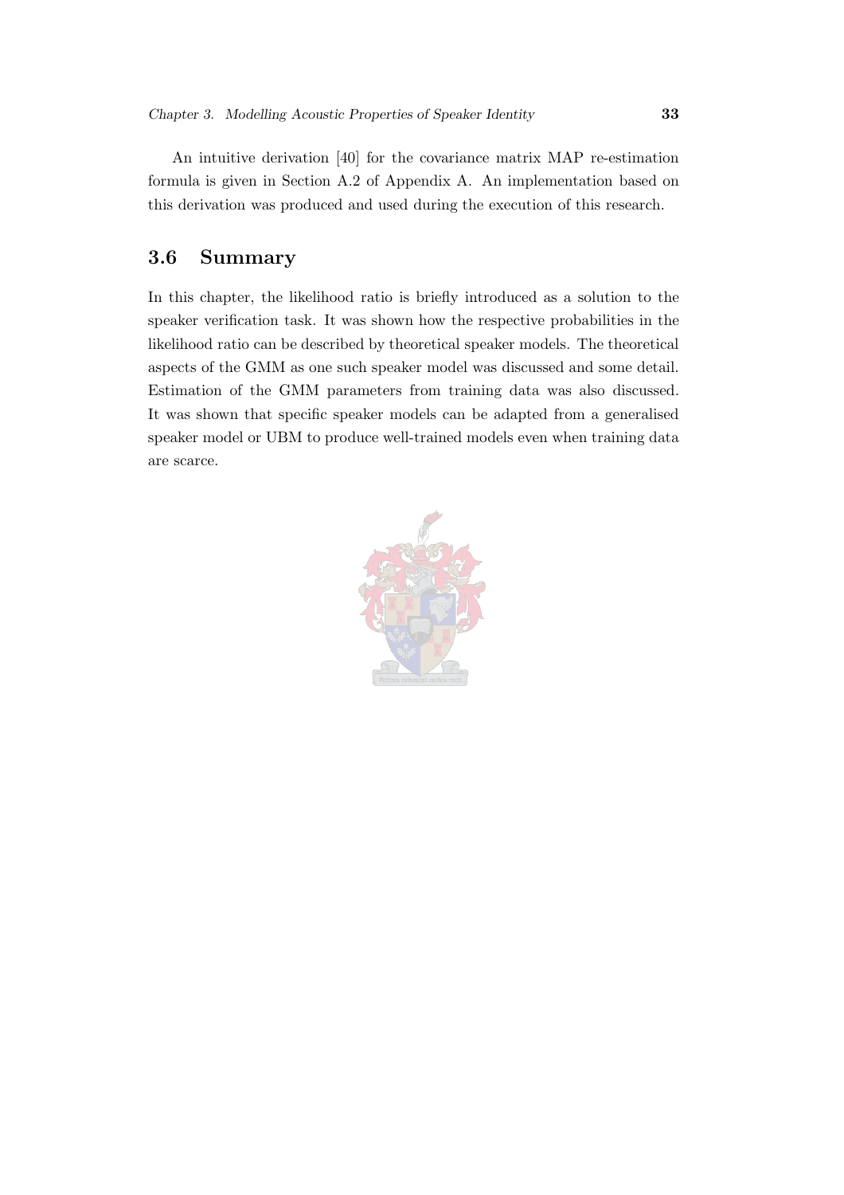An intuitive derivation [40] for the covariance matrix MAP re-estimation formula is given in Section A.2 of Appendix A. An implementation based on this derivation was produced and used during the execution of this research.

## 3.6 Summary

In this chapter, the likelihood ratio is briefly introduced as a solution to the speaker verification task. It was shown how the respective probabilities in the likelihood ratio can be described by theoretical speaker models. The theoretical aspects of the GMM as one such speaker model was discussed and some detail. Estimation of the GMM parameters from training data was also discussed. It was shown that specific speaker models can be adapted from a generalised speaker model or UBM to produce well-trained models even when training data are scarce.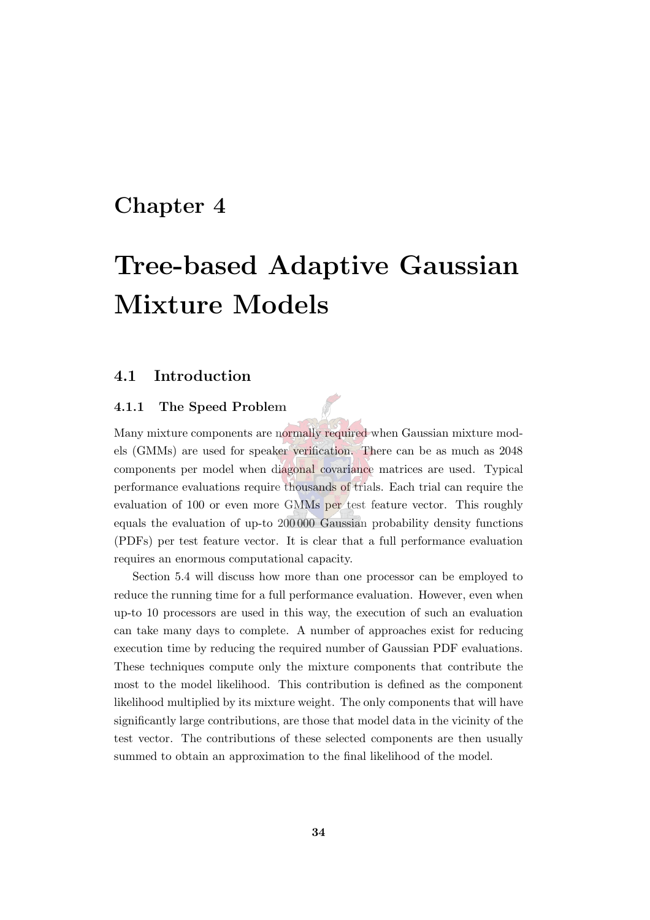# Chapter 4

# Tree-based Adaptive Gaussian Mixture Models

## 4.1 Introduction

### 4.1.1 The Speed Problem

Many mixture components are normally required when Gaussian mixture models (GMMs) are used for speaker verification. There can be as much as 2048 components per model when diagonal covariance matrices are used. Typical performance evaluations require thousands of trials. Each trial can require the evaluation of 100 or even more GMMs per test feature vector. This roughly equals the evaluation of up-to 200 000 Gaussian probability density functions (PDFs) per test feature vector. It is clear that a full performance evaluation requires an enormous computational capacity.

Section 5.4 will discuss how more than one processor can be employed to reduce the running time for a full performance evaluation. However, even when up-to 10 processors are used in this way, the execution of such an evaluation can take many days to complete. A number of approaches exist for reducing execution time by reducing the required number of Gaussian PDF evaluations. These techniques compute only the mixture components that contribute the most to the model likelihood. This contribution is defined as the component likelihood multiplied by its mixture weight. The only components that will have significantly large contributions, are those that model data in the vicinity of the test vector. The contributions of these selected components are then usually summed to obtain an approximation to the final likelihood of the model.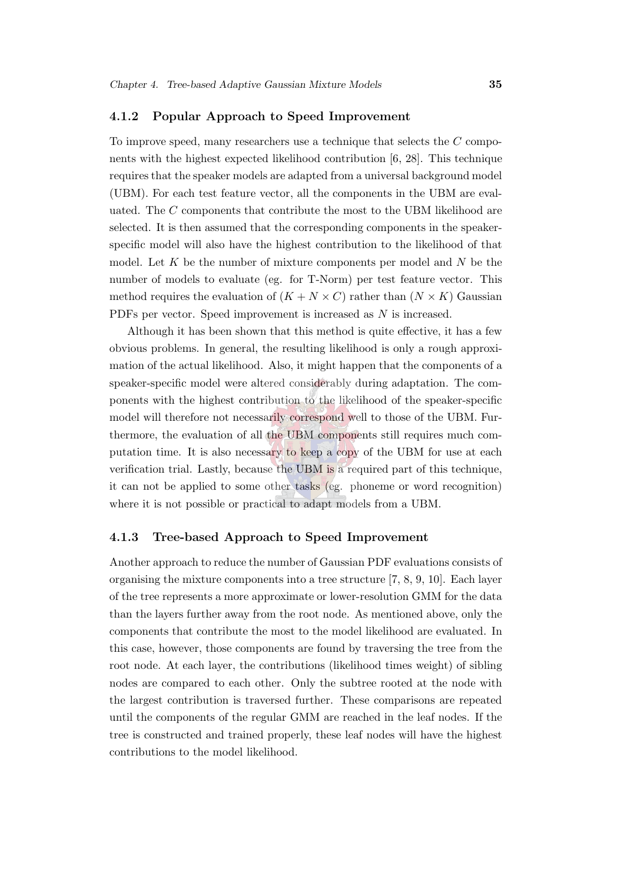### 4.1.2 Popular Approach to Speed Improvement

To improve speed, many researchers use a technique that selects the $C$ components with the highest expected likelihood contribution [6, 28]. This technique requires that the speaker models are adapted from a universal background model (UBM). For each test feature vector, all the components in the UBM are evaluated. The $C$ components that contribute the most to the UBM likelihood are selected. It is then assumed that the corresponding components in the speaker-specific model will also have the highest contribution to the likelihood of that model. Let $K$ be the number of mixture components per model and $N$ be the number of models to evaluate (eg. for T-Norm) per test feature vector. This method requires the evaluation of $(K + N \times C)$ rather than $(N \times K)$ Gaussian PDFs per vector. Speed improvement is increased as $N$ is increased.

Although it has been shown that this method is quite effective, it has a few obvious problems. In general, the resulting likelihood is only a rough approximation of the actual likelihood. Also, it might happen that the components of a speaker-specific model were altered considerably during adaptation. The components with the highest contribution to the likelihood of the speaker-specific model will therefore not necessarily correspond well to those of the UBM. Furthermore, the evaluation of all the UBM components still requires much computation time. It is also necessary to keep a copy of the UBM for use at each verification trial. Lastly, because the UBM is a required part of this technique, it can not be applied to some other tasks (eg. phoneme or word recognition) where it is not possible or practical to adapt models from a UBM.

### 4.1.3 Tree-based Approach to Speed Improvement

Another approach to reduce the number of Gaussian PDF evaluations consists of organising the mixture components into a tree structure [7, 8, 9, 10]. Each layer of the tree represents a more approximate or lower-resolution GMM for the data than the layers further away from the root node. As mentioned above, only the components that contribute the most to the model likelihood are evaluated. In this case, however, those components are found by traversing the tree from the root node. At each layer, the contributions (likelihood times weight) of sibling nodes are compared to each other. Only the subtree rooted at the node with the largest contribution is traversed further. These comparisons are repeated until the components of the regular GMM are reached in the leaf nodes. If the tree is constructed and trained properly, these leaf nodes will have the highest contributions to the model likelihood.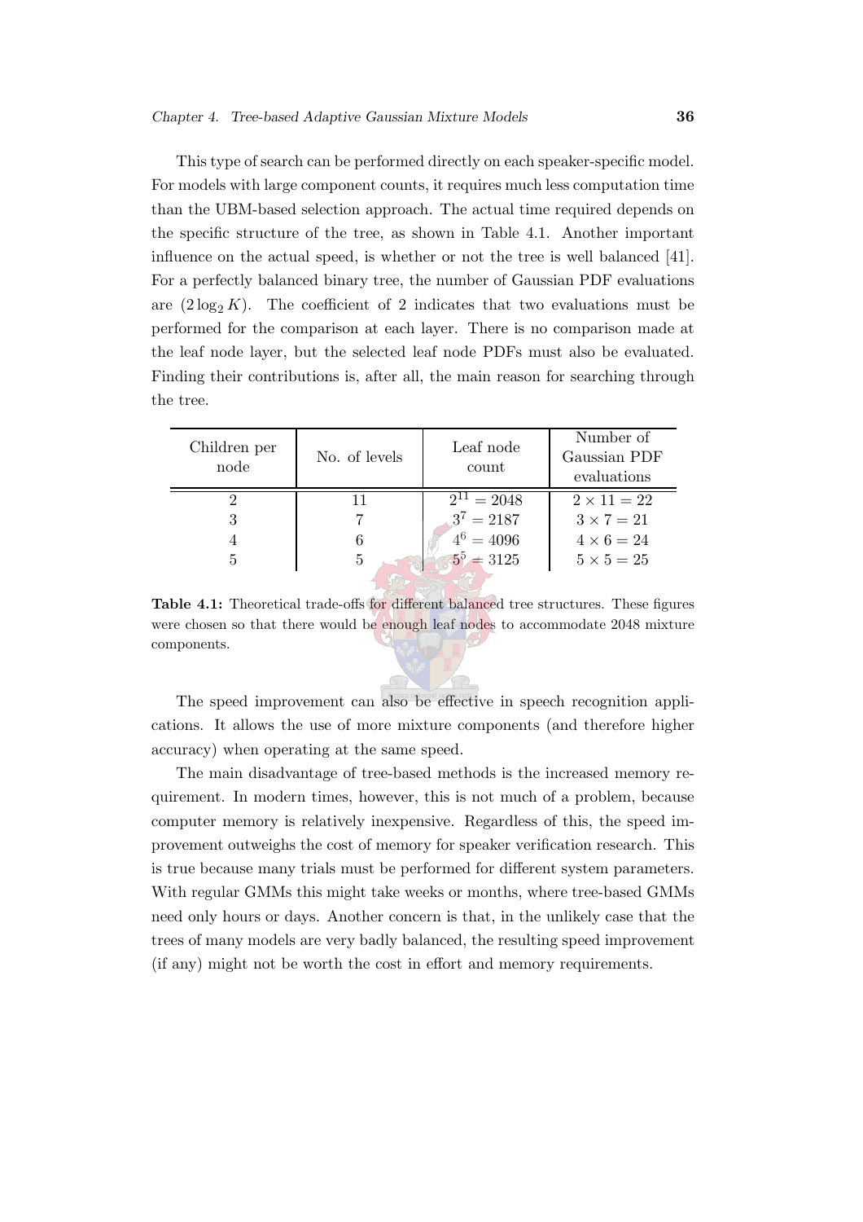This type of search can be performed directly on each speaker-specific model. For models with large component counts, it requires much less computation time than the UBM-based selection approach. The actual time required depends on the specific structure of the tree, as shown in Table 4.1. Another important influence on the actual speed, is whether or not the tree is well balanced [41]. For a perfectly balanced binary tree, the number of Gaussian PDF evaluations are $(2 \log_2 K)$. The coefficient of 2 indicates that two evaluations must be performed for the comparison at each layer. There is no comparison made at the leaf node layer, but the selected leaf node PDFs must also be evaluated. Finding their contributions is, after all, the main reason for searching through the tree.

| Children per node | No. of levels | Leaf node count | Number of Gaussian PDF evaluations |
|---|---|---|---|
| 2 | 11 | $2^{11} = 2048$ | $2 \times 11 = 22$ |
| 3 | 7 | $3^7 = 2187$ | $3 \times 7 = 21$ |
| 4 | 6 | $4^6 = 4096$ | $4 \times 6 = 24$ |
| 5 | 5 | $5^5 = 3125$ | $5 \times 5 = 25$ |

**Table 4.1:** Theoretical trade-offs for different balanced tree structures. These figures were chosen so that there would be enough leaf nodes to accommodate 2048 mixture components.

The speed improvement can also be effective in speech recognition applications. It allows the use of more mixture components (and therefore higher accuracy) when operating at the same speed.

The main disadvantage of tree-based methods is the increased memory requirement. In modern times, however, this is not much of a problem, because computer memory is relatively inexpensive. Regardless of this, the speed improvement outweighs the cost of memory for speaker verification research. This is true because many trials must be performed for different system parameters. With regular GMMs this might take weeks or months, where tree-based GMMs need only hours or days. Another concern is that, in the unlikely case that the trees of many models are very badly balanced, the resulting speed improvement (if any) might not be worth the cost in effort and memory requirements.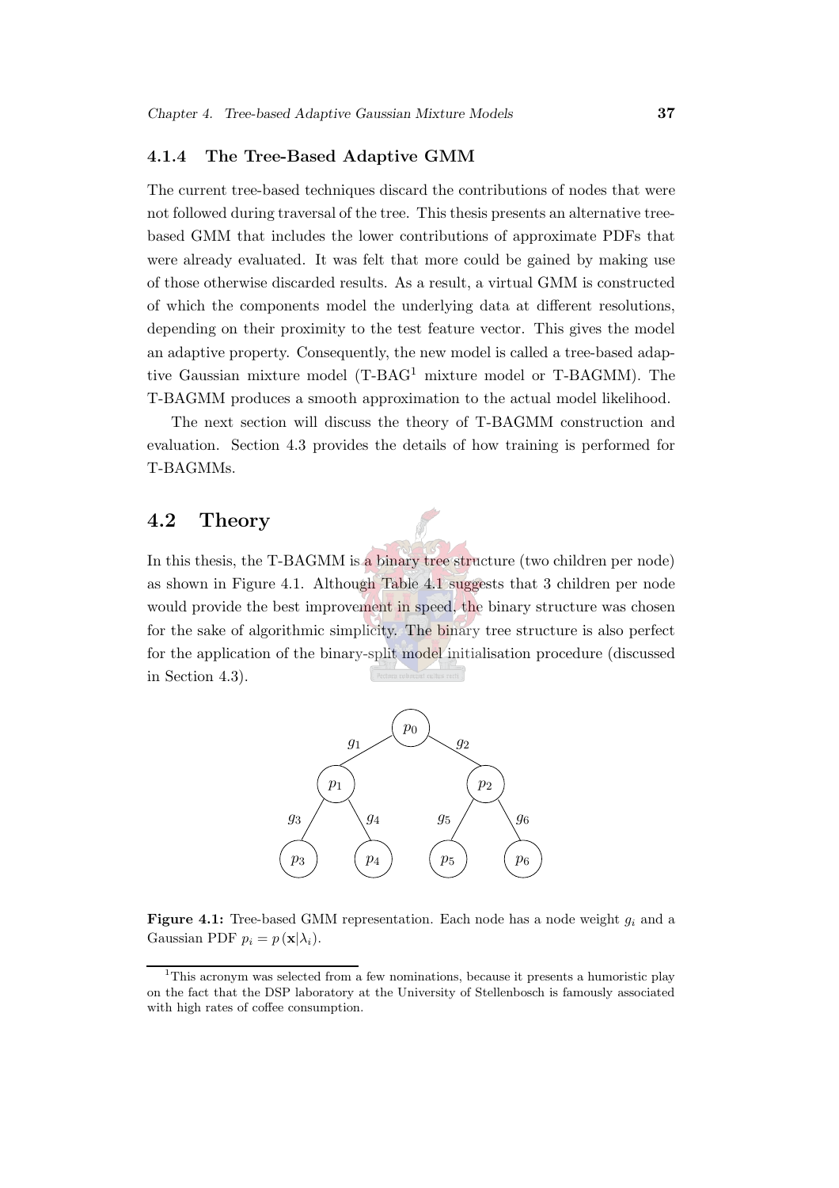### 4.1.4 The Tree-Based Adaptive GMM

The current tree-based techniques discard the contributions of nodes that were not followed during traversal of the tree. This thesis presents an alternative tree-based GMM that includes the lower contributions of approximate PDFs that were already evaluated. It was felt that more could be gained by making use of those otherwise discarded results. As a result, a virtual GMM is constructed of which the components model the underlying data at different resolutions, depending on their proximity to the test feature vector. This gives the model an adaptive property. Consequently, the new model is called a tree-based adaptive Gaussian mixture model (T-BAG[1] mixture model or T-BAGMM). The T-BAGMM produces a smooth approximation to the actual model likelihood.

The next section will discuss the theory of T-BAGMM construction and evaluation. Section 4.3 provides the details of how training is performed for T-BAGMMs.

## 4.2 Theory

In this thesis, the T-BAGMM is a binary tree structure (two children per node) as shown in Figure 4.1. Although Table 4.1 suggests that 3 children per node would provide the best improvement in speed, the binary structure was chosen for the sake of algorithmic simplicity. The binary tree structure is also perfect for the application of the binary-split model initialisation procedure (discussed in Section 4.3).

**Figure 4.1:** Tree-based GMM representation. Each node has a node weight $g_i$ and a Gaussian PDF $p_i = p(\mathbf{x}|\lambda_i)$.

[1] This acronym was selected from a few nominations, because it presents a humoristic play on the fact that the DSP laboratory at the University of Stellenbosch is famously associated with high rates of coffee consumption.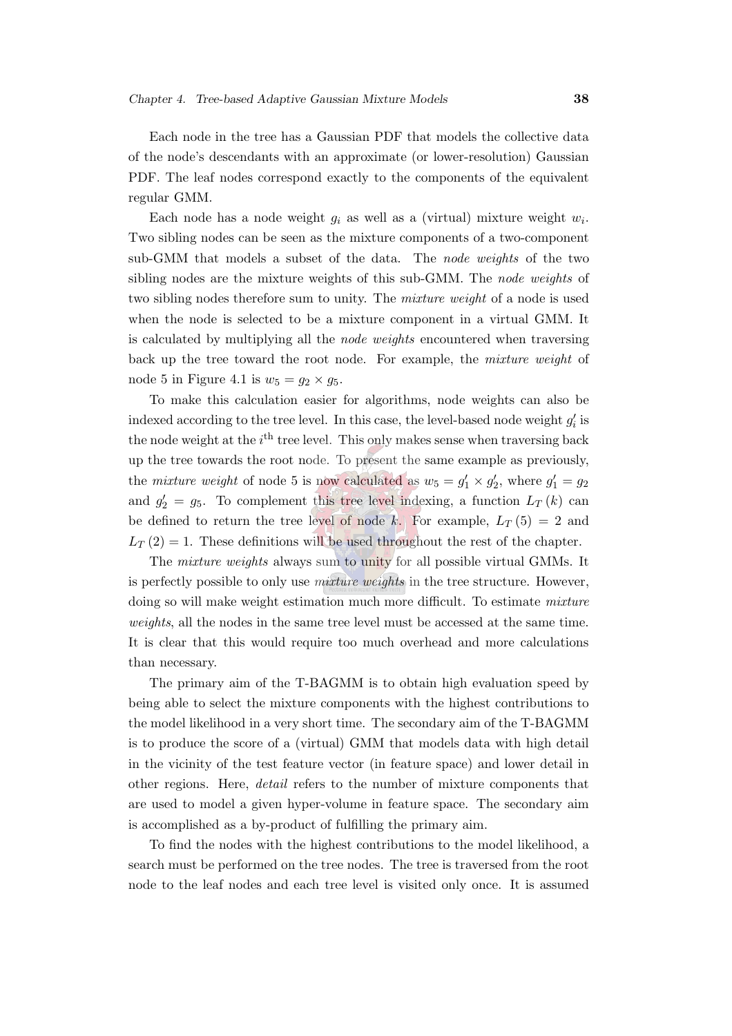Each node in the tree has a Gaussian PDF that models the collective data of the node's descendants with an approximate (or lower-resolution) Gaussian PDF. The leaf nodes correspond exactly to the components of the equivalent regular GMM.

Each node has a node weight $g_i$ as well as a (virtual) mixture weight $w_i$. Two sibling nodes can be seen as the mixture components of a two-component sub-GMM that models a subset of the data. The *node weights* of the two sibling nodes are the mixture weights of this sub-GMM. The *node weights* of two sibling nodes therefore sum to unity. The *mixture weight* of a node is used when the node is selected to be a mixture component in a virtual GMM. It is calculated by multiplying all the *node weights* encountered when traversing back up the tree toward the root node. For example, the *mixture weight* of node 5 in Figure 4.1 is $w_5 = g_2 \times g_5$.

To make this calculation easier for algorithms, node weights can also be indexed according to the tree level. In this case, the level-based node weight $g'_i$ is the node weight at the $i^{\text{th}}$ tree level. This only makes sense when traversing back up the tree towards the root node. To present the same example as previously, the *mixture weight* of node 5 is now calculated as $w_5 = g'_1 \times g'_2$, where $g'_1 = g_2$ and $g'_2 = g_5$. To complement this tree level indexing, a function $L_T(k)$ can be defined to return the tree level of node $k$. For example, $L_T(5) = 2$ and $L_T(2) = 1$. These definitions will be used throughout the rest of the chapter.

The *mixture weights* always sum to unity for all possible virtual GMMs. It is perfectly possible to only use *mixture weights* in the tree structure. However, doing so will make weight estimation much more difficult. To estimate *mixture weights*, all the nodes in the same tree level must be accessed at the same time. It is clear that this would require too much overhead and more calculations than necessary.

The primary aim of the T-BAGMM is to obtain high evaluation speed by being able to select the mixture components with the highest contributions to the model likelihood in a very short time. The secondary aim of the T-BAGMM is to produce the score of a (virtual) GMM that models data with high detail in the vicinity of the test feature vector (in feature space) and lower detail in other regions. Here, *detail* refers to the number of mixture components that are used to model a given hyper-volume in feature space. The secondary aim is accomplished as a by-product of fulfilling the primary aim.

To find the nodes with the highest contributions to the model likelihood, a search must be performed on the tree nodes. The tree is traversed from the root node to the leaf nodes and each tree level is visited only once. It is assumed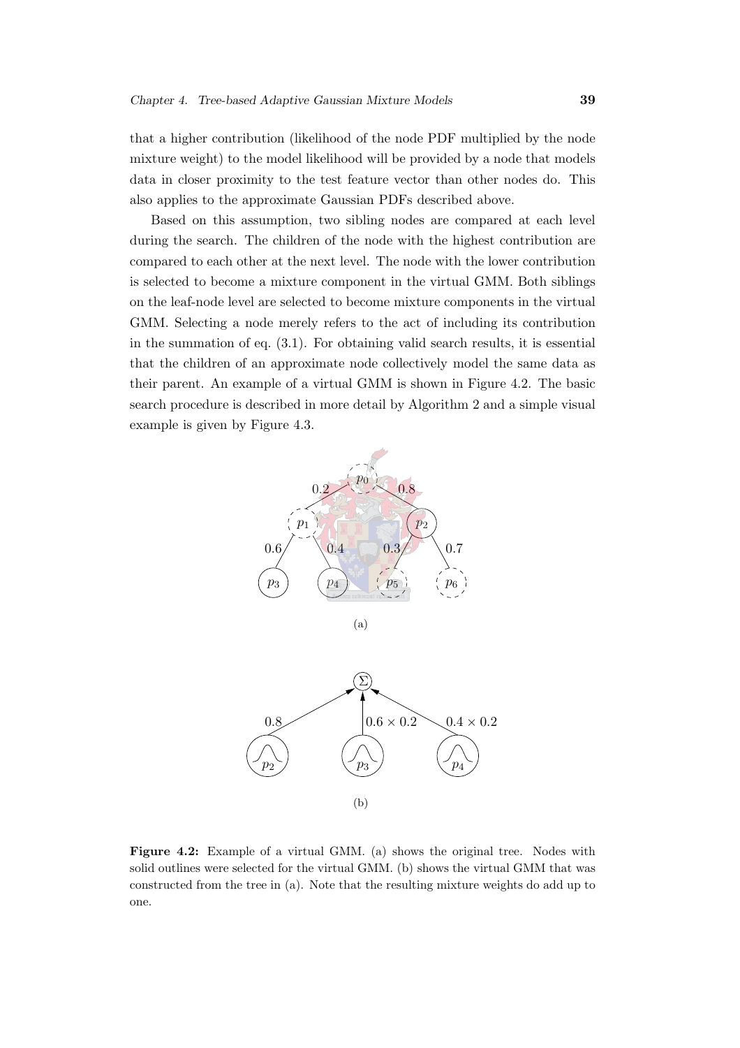that a higher contribution (likelihood of the node PDF multiplied by the node mixture weight) to the model likelihood will be provided by a node that models data in closer proximity to the test feature vector than other nodes do. This also applies to the approximate Gaussian PDFs described above.

Based on this assumption, two sibling nodes are compared at each level during the search. The children of the node with the highest contribution are compared to each other at the next level. The node with the lower contribution is selected to become a mixture component in the virtual GMM. Both siblings on the leaf-node level are selected to become mixture components in the virtual GMM. Selecting a node merely refers to the act of including its contribution in the summation of eq. (3.1). For obtaining valid search results, it is essential that the children of an approximate node collectively model the same data as their parent. An example of a virtual GMM is shown in Figure 4.2. The basic search procedure is described in more detail by Algorithm 2 and a simple visual example is given by Figure 4.3.

(a)

(b)

**Figure 4.2:** Example of a virtual GMM. (a) shows the original tree. Nodes with solid outlines were selected for the virtual GMM. (b) shows the virtual GMM that was constructed from the tree in (a). Note that the resulting mixture weights do add up to one.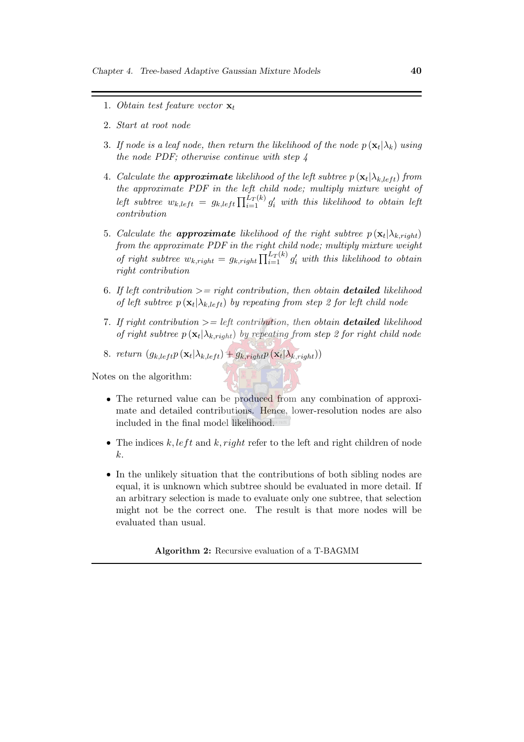1. *Obtain test feature vector* $\mathbf{x}_t$

2. *Start at root node*

3. *If node is a leaf node, then return the likelihood of the node* $p(\mathbf{x}_t|\lambda_k)$ *using the node PDF; otherwise continue with step 4*

4. *Calculate the* ***approximate*** *likelihood of the left subtree* $p(\mathbf{x}_t|\lambda_{k,left})$ *from the approximate PDF in the left child node; multiply mixture weight of left subtree* $w_{k,left} = g_{k,left}\prod_{i=1}^{L_T(k)} g_i'$ *with this likelihood to obtain left contribution*

5. *Calculate the* ***approximate*** *likelihood of the right subtree* $p(\mathbf{x}_t|\lambda_{k,right})$ *from the approximate PDF in the right child node; multiply mixture weight of right subtree* $w_{k,right} = g_{k,right}\prod_{i=1}^{L_T(k)} g_i'$ *with this likelihood to obtain right contribution*

6. *If left contribution >= right contribution, then obtain* ***detailed*** *likelihood of left subtree* $p(\mathbf{x}_t|\lambda_{k,left})$ *by repeating from step 2 for left child node*

7. *If right contribution >= left contribution, then obtain* ***detailed*** *likelihood of right subtree* $p(\mathbf{x}_t|\lambda_{k,right})$ *by repeating from step 2 for right child node*

8. *return* $(g_{k,left}p(\mathbf{x}_t|\lambda_{k,left}) + g_{k,right}p(\mathbf{x}_t|\lambda_{k,right}))$

Notes on the algorithm:

- The returned value can be produced from any combination of approximate and detailed contributions. Hence, lower-resolution nodes are also included in the final model likelihood.

- The indices $k, left$ and $k, right$ refer to the left and right children of node $k$.

- In the unlikely situation that the contributions of both sibling nodes are equal, it is unknown which subtree should be evaluated in more detail. If an arbitrary selection is made to evaluate only one subtree, that selection might not be the correct one. The result is that more nodes will be evaluated than usual.

**Algorithm 2:** Recursive evaluation of a T-BAGMM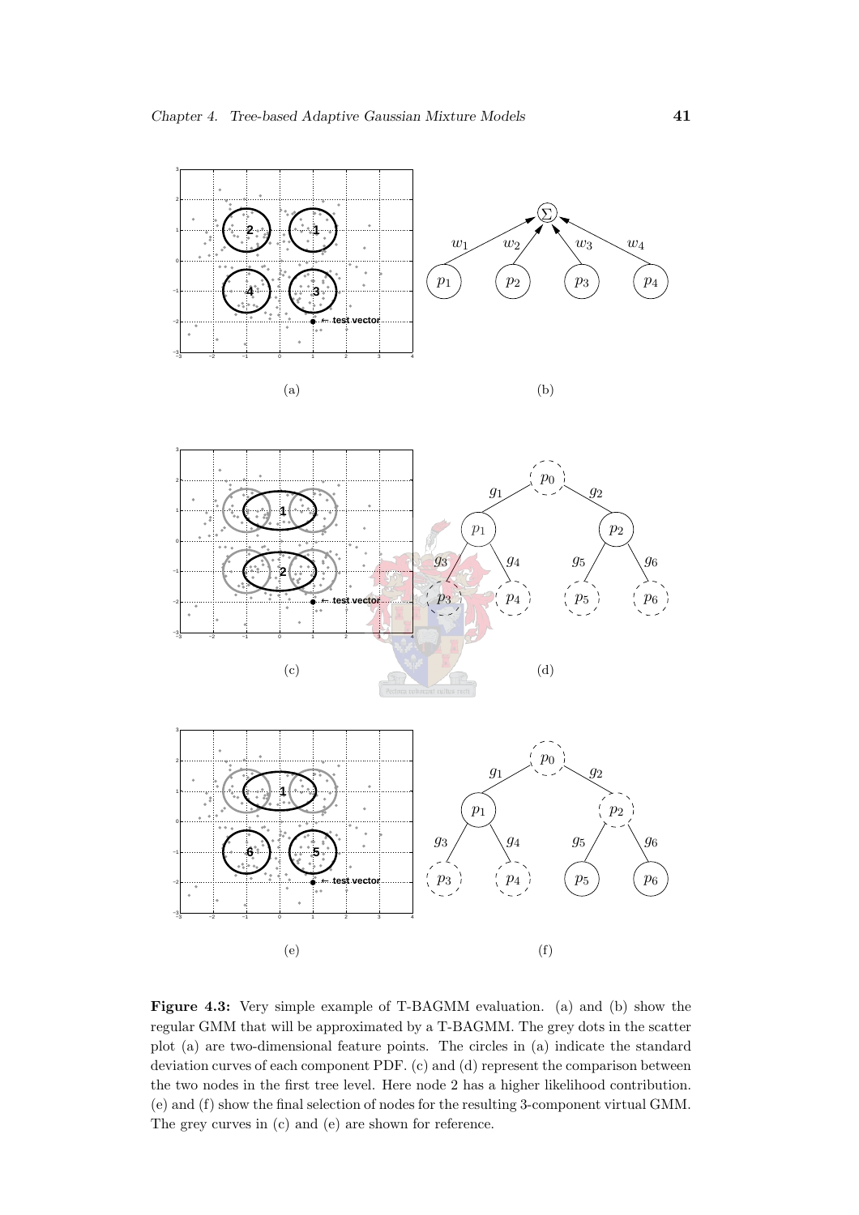**Figure 4.3:** Very simple example of T-BAGMM evaluation. (a) and (b) show the regular GMM that will be approximated by a T-BAGMM. The grey dots in the scatter plot (a) are two-dimensional feature points. The circles in (a) indicate the standard deviation curves of each component PDF. (c) and (d) represent the comparison between the two nodes in the first tree level. Here node 2 has a higher likelihood contribution. (e) and (f) show the final selection of nodes for the resulting 3-component virtual GMM. The grey curves in (c) and (e) are shown for reference.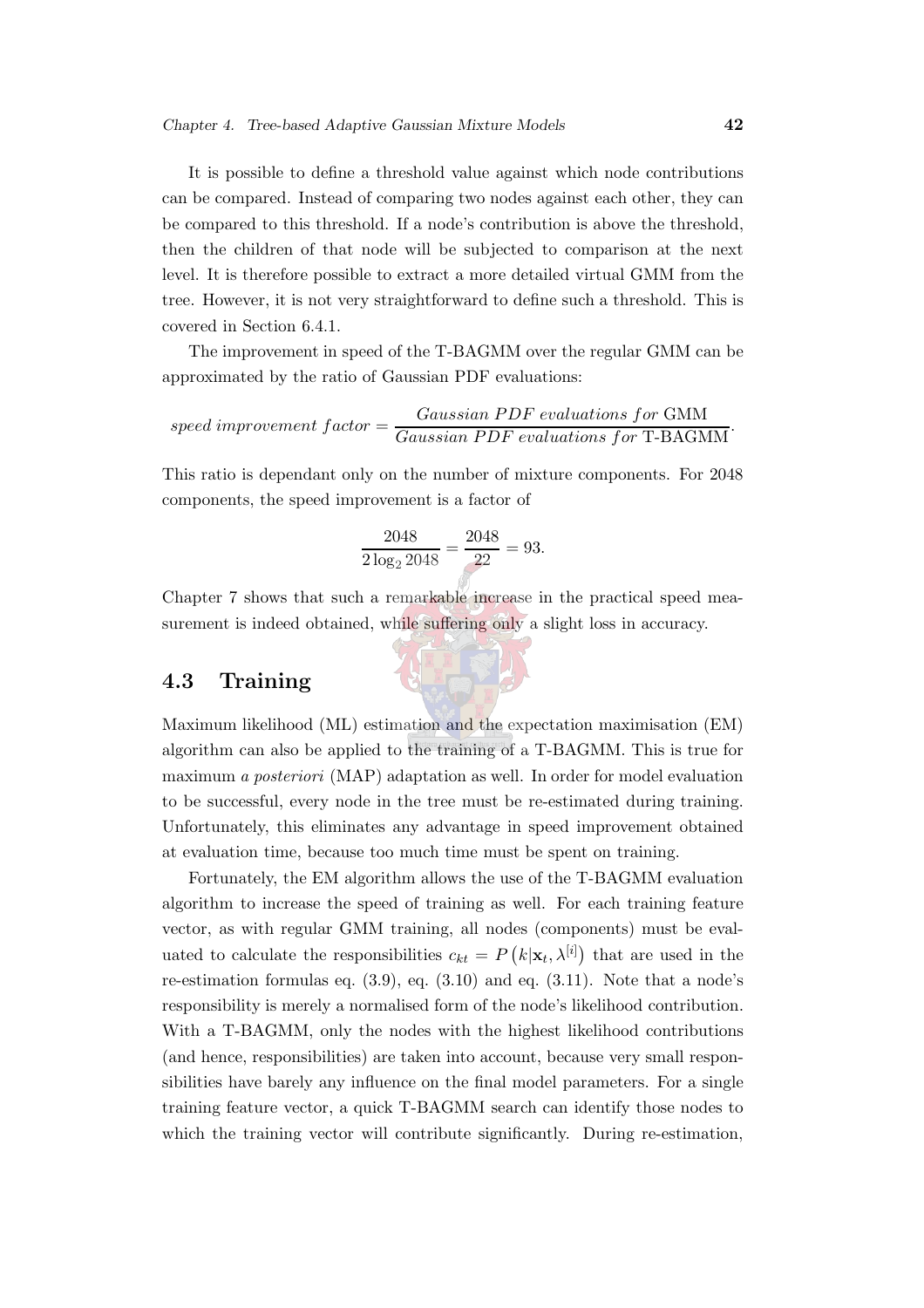It is possible to define a threshold value against which node contributions can be compared. Instead of comparing two nodes against each other, they can be compared to this threshold. If a node's contribution is above the threshold, then the children of that node will be subjected to comparison at the next level. It is therefore possible to extract a more detailed virtual GMM from the tree. However, it is not very straightforward to define such a threshold. This is covered in Section 6.4.1.

The improvement in speed of the T-BAGMM over the regular GMM can be approximated by the ratio of Gaussian PDF evaluations:

$$speed\ improvement\ factor = \frac{Gaussian\ PDF\ evaluations\ for\ \text{GMM}}{Gaussian\ PDF\ evaluations\ for\ \text{T-BAGMM}}.$$

This ratio is dependant only on the number of mixture components. For 2048 components, the speed improvement is a factor of

$$\frac{2048}{2\log_2 2048} = \frac{2048}{22} = 93.$$

Chapter 7 shows that such a remarkable increase in the practical speed measurement is indeed obtained, while suffering only a slight loss in accuracy.

## 4.3 Training

Maximum likelihood (ML) estimation and the expectation maximisation (EM) algorithm can also be applied to the training of a T-BAGMM. This is true for maximum *a posteriori* (MAP) adaptation as well. In order for model evaluation to be successful, every node in the tree must be re-estimated during training. Unfortunately, this eliminates any advantage in speed improvement obtained at evaluation time, because too much time must be spent on training.

Fortunately, the EM algorithm allows the use of the T-BAGMM evaluation algorithm to increase the speed of training as well. For each training feature vector, as with regular GMM training, all nodes (components) must be evaluated to calculate the responsibilities $c_{kt} = P\left(k|\mathbf{x}_t, \lambda^{[i]}\right)$ that are used in the re-estimation formulas eq. (3.9), eq. (3.10) and eq. (3.11). Note that a node's responsibility is merely a normalised form of the node's likelihood contribution. With a T-BAGMM, only the nodes with the highest likelihood contributions (and hence, responsibilities) are taken into account, because very small responsibilities have barely any influence on the final model parameters. For a single training feature vector, a quick T-BAGMM search can identify those nodes to which the training vector will contribute significantly. During re-estimation,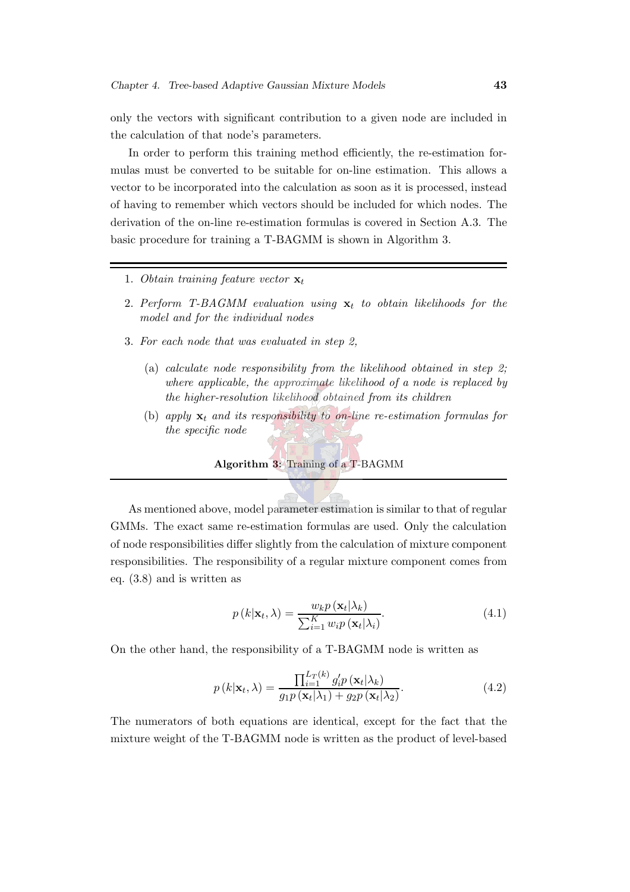only the vectors with significant contribution to a given node are included in the calculation of that node's parameters.

In order to perform this training method efficiently, the re-estimation formulas must be converted to be suitable for on-line estimation. This allows a vector to be incorporated into the calculation as soon as it is processed, instead of having to remember which vectors should be included for which nodes. The derivation of the on-line re-estimation formulas is covered in Section A.3. The basic procedure for training a T-BAGMM is shown in Algorithm 3.

---

1. *Obtain training feature vector* $\mathbf{x}_t$
2. *Perform T-BAGMM evaluation using* $\mathbf{x}_t$ *to obtain likelihoods for the model and for the individual nodes*
3. *For each node that was evaluated in step 2,*
   - (a) *calculate node responsibility from the likelihood obtained in step 2; where applicable, the approximate likelihood of a node is replaced by the higher-resolution likelihood obtained from its children*
   - (b) *apply* $\mathbf{x}_t$ *and its responsibility to on-line re-estimation formulas for the specific node*

**Algorithm 3:** Training of a T-BAGMM

---

As mentioned above, model parameter estimation is similar to that of regular GMMs. The exact same re-estimation formulas are used. Only the calculation of node responsibilities differ slightly from the calculation of mixture component responsibilities. The responsibility of a regular mixture component comes from eq. (3.8) and is written as

$$p\left(k|\mathbf{x}_t, \lambda\right) = \frac{w_k p\left(\mathbf{x}_t|\lambda_k\right)}{\sum_{i=1}^{K} w_i p\left(\mathbf{x}_t|\lambda_i\right)}. \tag{4.1}$$

On the other hand, the responsibility of a T-BAGMM node is written as

$$p\left(k|\mathbf{x}_t, \lambda\right) = \frac{\prod_{i=1}^{L_T(k)} g_i' p\left(\mathbf{x}_t|\lambda_k\right)}{g_1 p\left(\mathbf{x}_t|\lambda_1\right) + g_2 p\left(\mathbf{x}_t|\lambda_2\right)}. \tag{4.2}$$

The numerators of both equations are identical, except for the fact that the mixture weight of the T-BAGMM node is written as the product of level-based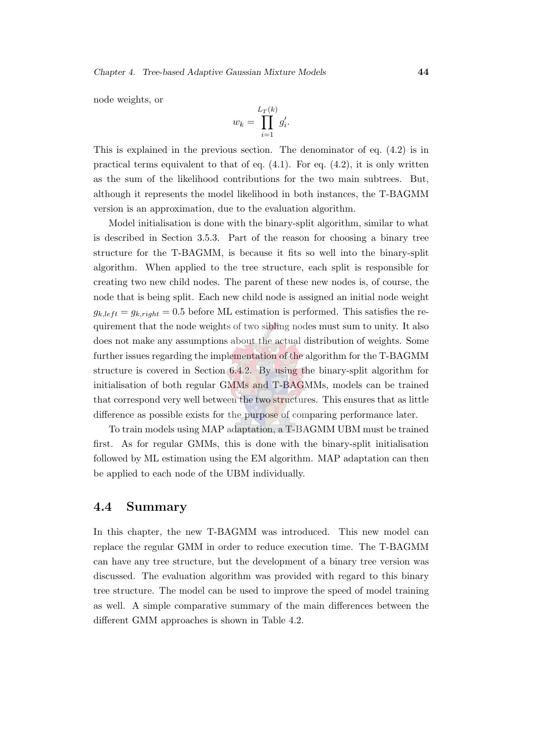node weights, or

$$w_k = \prod_{i=1}^{L_T(k)} g'_i.$$

This is explained in the previous section. The denominator of eq. (4.2) is in practical terms equivalent to that of eq. (4.1). For eq. (4.2), it is only written as the sum of the likelihood contributions for the two main subtrees. But, although it represents the model likelihood in both instances, the T-BAGMM version is an approximation, due to the evaluation algorithm.

Model initialisation is done with the binary-split algorithm, similar to what is described in Section 3.5.3. Part of the reason for choosing a binary tree structure for the T-BAGMM, is because it fits so well into the binary-split algorithm. When applied to the tree structure, each split is responsible for creating two new child nodes. The parent of these new nodes is, of course, the node that is being split. Each new child node is assigned an initial node weight $g_{k,left} = g_{k,right} = 0.5$ before ML estimation is performed. This satisfies the requirement that the node weights of two sibling nodes must sum to unity. It also does not make any assumptions about the actual distribution of weights. Some further issues regarding the implementation of the algorithm for the T-BAGMM structure is covered in Section 6.4.2. By using the binary-split algorithm for initialisation of both regular GMMs and T-BAGMMs, models can be trained that correspond very well between the two structures. This ensures that as little difference as possible exists for the purpose of comparing performance later.

To train models using MAP adaptation, a T-BAGMM UBM must be trained first. As for regular GMMs, this is done with the binary-split initialisation followed by ML estimation using the EM algorithm. MAP adaptation can then be applied to each node of the UBM individually.

## 4.4 Summary

In this chapter, the new T-BAGMM was introduced. This new model can replace the regular GMM in order to reduce execution time. The T-BAGMM can have any tree structure, but the development of a binary tree version was discussed. The evaluation algorithm was provided with regard to this binary tree structure. The model can be used to improve the speed of model training as well. A simple comparative summary of the main differences between the different GMM approaches is shown in Table 4.2.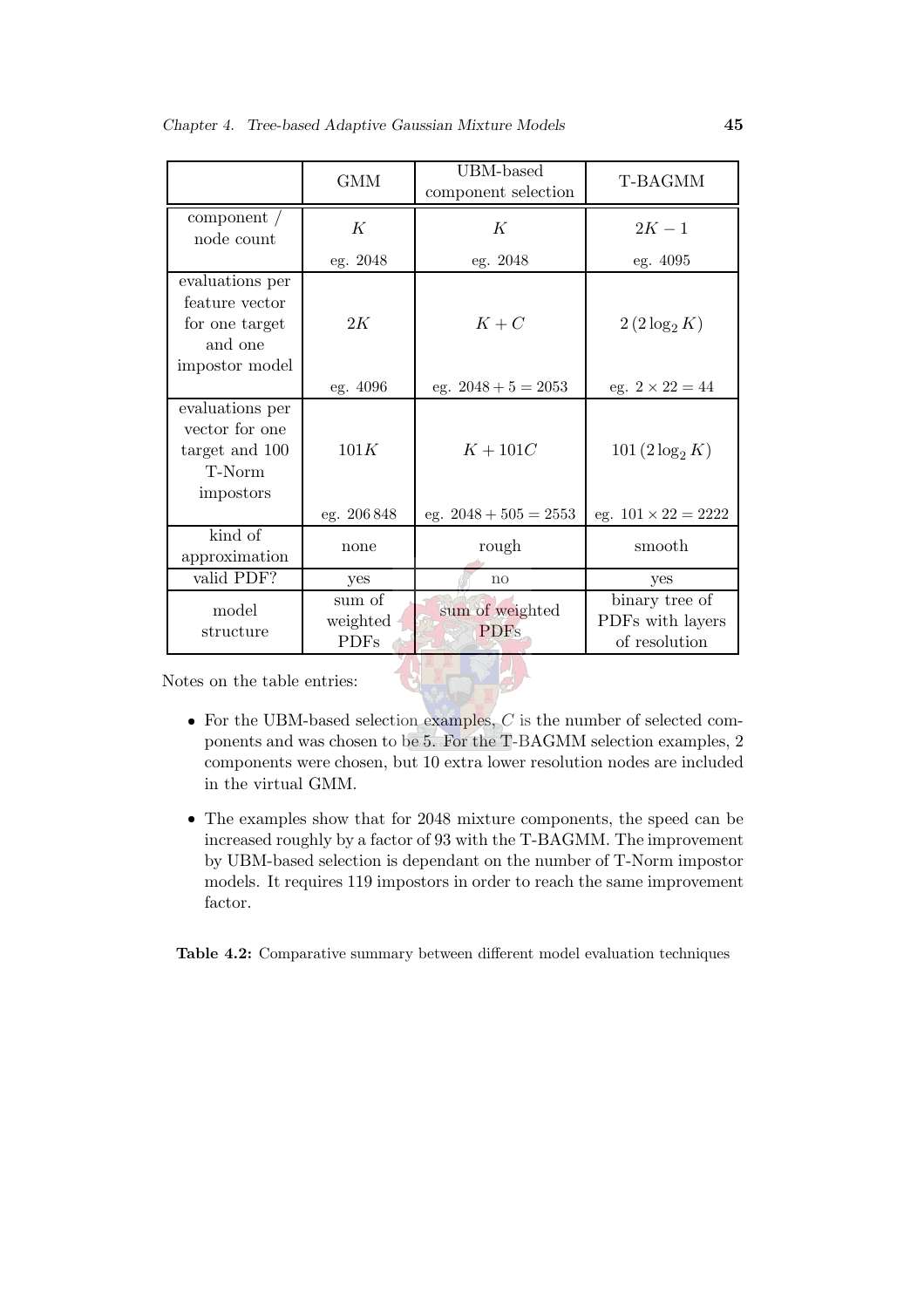| | GMM | UBM-based component selection | T-BAGMM |
|---|---|---|---|
| component / node count | $K$<br>eg. 2048 | $K$<br>eg. 2048 | $2K-1$<br>eg. 4095 |
| evaluations per feature vector for one target and one impostor model | $2K$<br>eg. 4096 | $K+C$<br>eg. $2048+5=2053$ | $2\,(2\log_2 K)$<br>eg. $2\times 22=44$ |
| evaluations per vector for one target and 100 T-Norm impostors | $101K$<br>eg. 206 848 | $K+101C$<br>eg. $2048+505=2553$ | $101\,(2\log_2 K)$<br>eg. $101\times 22=2222$ |
| kind of approximation | none | rough | smooth |
| valid PDF? | yes | no | yes |
| model structure | sum of weighted PDFs | sum of weighted PDFs | binary tree of PDFs with layers of resolution |

Notes on the table entries:

- For the UBM-based selection examples, $C$ is the number of selected components and was chosen to be 5. For the T-BAGMM selection examples, 2 components were chosen, but 10 extra lower resolution nodes are included in the virtual GMM.
- The examples show that for 2048 mixture components, the speed can be increased roughly by a factor of 93 with the T-BAGMM. The improvement by UBM-based selection is dependant on the number of T-Norm impostor models. It requires 119 impostors in order to reach the same improvement factor.

**Table 4.2:** Comparative summary between different model evaluation techniques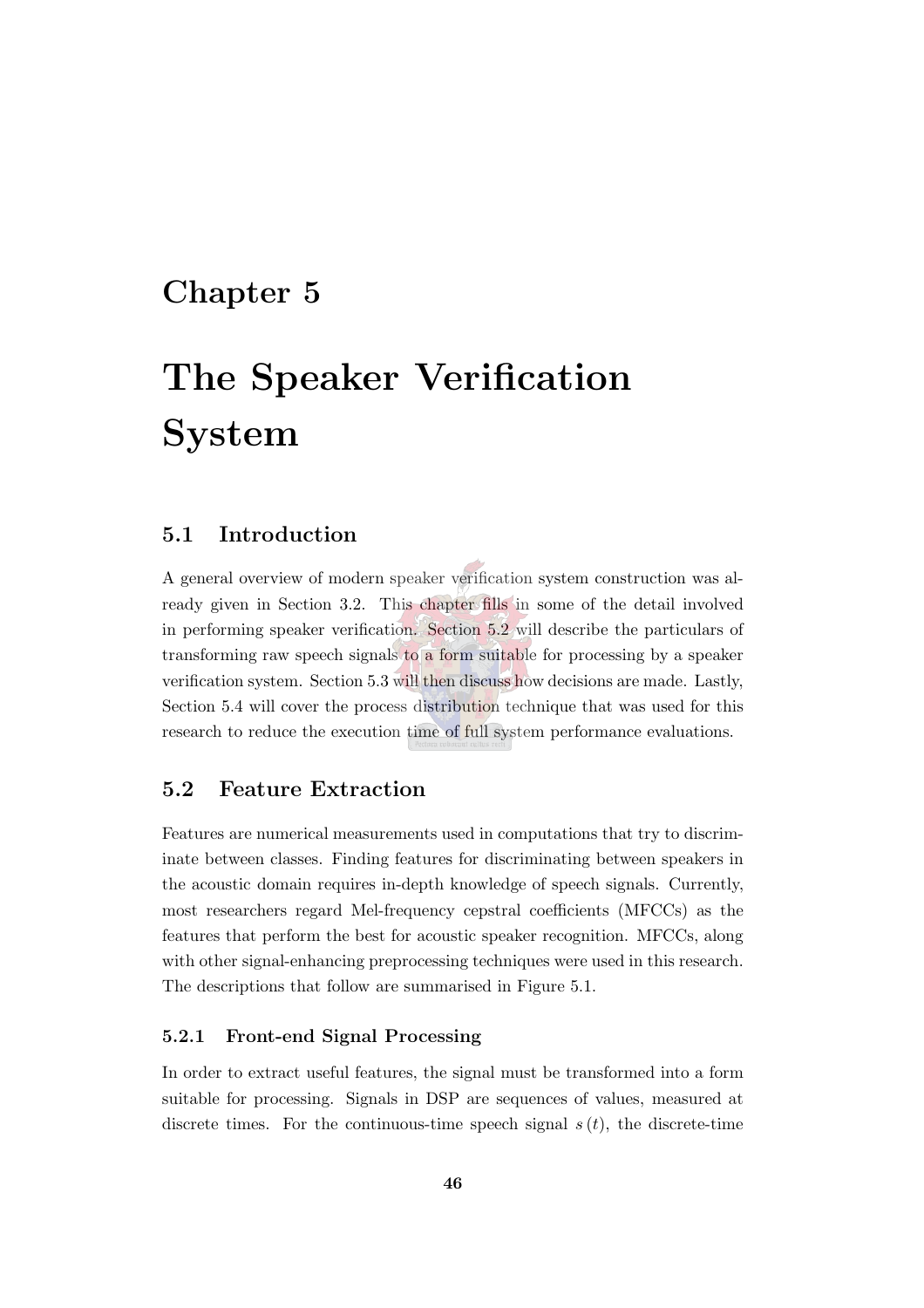# Chapter 5

# The Speaker Verification System

## 5.1 Introduction

A general overview of modern speaker verification system construction was already given in Section 3.2. This chapter fills in some of the detail involved in performing speaker verification. Section 5.2 will describe the particulars of transforming raw speech signals to a form suitable for processing by a speaker verification system. Section 5.3 will then discuss how decisions are made. Lastly, Section 5.4 will cover the process distribution technique that was used for this research to reduce the execution time of full system performance evaluations.

## 5.2 Feature Extraction

Features are numerical measurements used in computations that try to discriminate between classes. Finding features for discriminating between speakers in the acoustic domain requires in-depth knowledge of speech signals. Currently, most researchers regard Mel-frequency cepstral coefficients (MFCCs) as the features that perform the best for acoustic speaker recognition. MFCCs, along with other signal-enhancing preprocessing techniques were used in this research. The descriptions that follow are summarised in Figure 5.1.

### 5.2.1 Front-end Signal Processing

In order to extract useful features, the signal must be transformed into a form suitable for processing. Signals in DSP are sequences of values, measured at discrete times. For the continuous-time speech signal $s(t)$, the discrete-time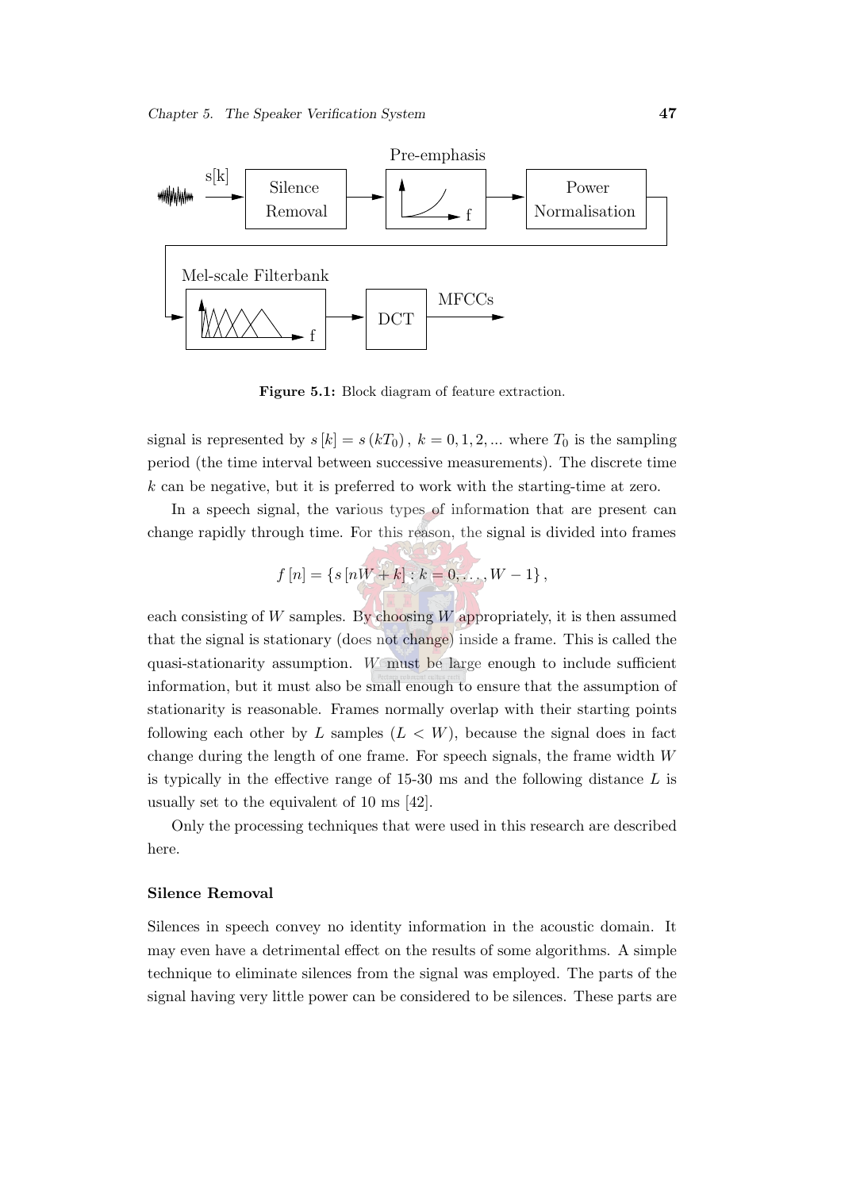**Figure 5.1:** Block diagram of feature extraction.

signal is represented by $s[k] = s(kT_0)$, $k = 0, 1, 2, ...$ where $T_0$ is the sampling period (the time interval between successive measurements). The discrete time $k$ can be negative, but it is preferred to work with the starting-time at zero.

In a speech signal, the various types of information that are present can change rapidly through time. For this reason, the signal is divided into frames

$$f[n] = \{s[nW + k] : k = 0, \ldots, W - 1\},$$

each consisting of $W$ samples. By choosing $W$ appropriately, it is then assumed that the signal is stationary (does not change) inside a frame. This is called the quasi-stationarity assumption. $W$ must be large enough to include sufficient information, but it must also be small enough to ensure that the assumption of stationarity is reasonable. Frames normally overlap with their starting points following each other by $L$ samples ($L < W$), because the signal does in fact change during the length of one frame. For speech signals, the frame width $W$ is typically in the effective range of 15-30 ms and the following distance $L$ is usually set to the equivalent of 10 ms [42].

Only the processing techniques that were used in this research are described here.

#### Silence Removal

Silences in speech convey no identity information in the acoustic domain. It may even have a detrimental effect on the results of some algorithms. A simple technique to eliminate silences from the signal was employed. The parts of the signal having very little power can be considered to be silences. These parts are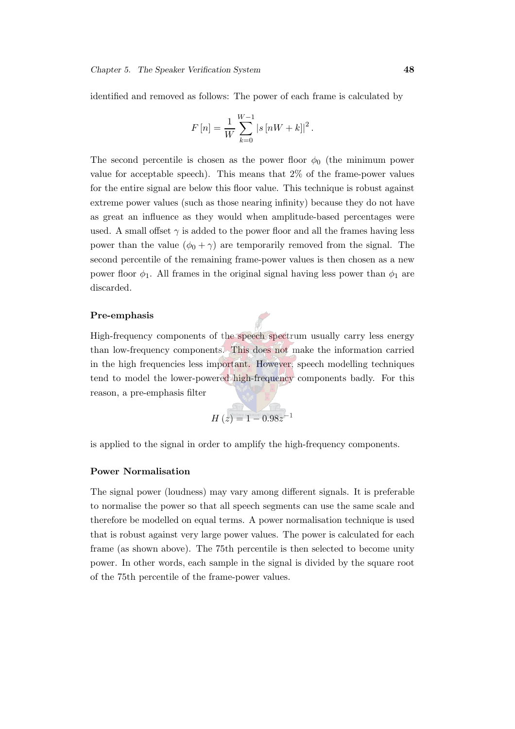identified and removed as follows: The power of each frame is calculated by

$$F[n] = \frac{1}{W} \sum_{k=0}^{W-1} |s[nW+k]|^2 .$$

The second percentile is chosen as the power floor $\phi_0$ (the minimum power value for acceptable speech). This means that 2% of the frame-power values for the entire signal are below this floor value. This technique is robust against extreme power values (such as those nearing infinity) because they do not have as great an influence as they would when amplitude-based percentages were used. A small offset $\gamma$ is added to the power floor and all the frames having less power than the value $(\phi_0 + \gamma)$ are temporarily removed from the signal. The second percentile of the remaining frame-power values is then chosen as a new power floor $\phi_1$. All frames in the original signal having less power than $\phi_1$ are discarded.

#### Pre-emphasis

High-frequency components of the speech spectrum usually carry less energy than low-frequency components. This does not make the information carried in the high frequencies less important. However, speech modelling techniques tend to model the lower-powered high-frequency components badly. For this reason, a pre-emphasis filter

$$H(z) = 1 - 0.98z^{-1}$$

is applied to the signal in order to amplify the high-frequency components.

#### Power Normalisation

The signal power (loudness) may vary among different signals. It is preferable to normalise the power so that all speech segments can use the same scale and therefore be modelled on equal terms. A power normalisation technique is used that is robust against very large power values. The power is calculated for each frame (as shown above). The 75th percentile is then selected to become unity power. In other words, each sample in the signal is divided by the square root of the 75th percentile of the frame-power values.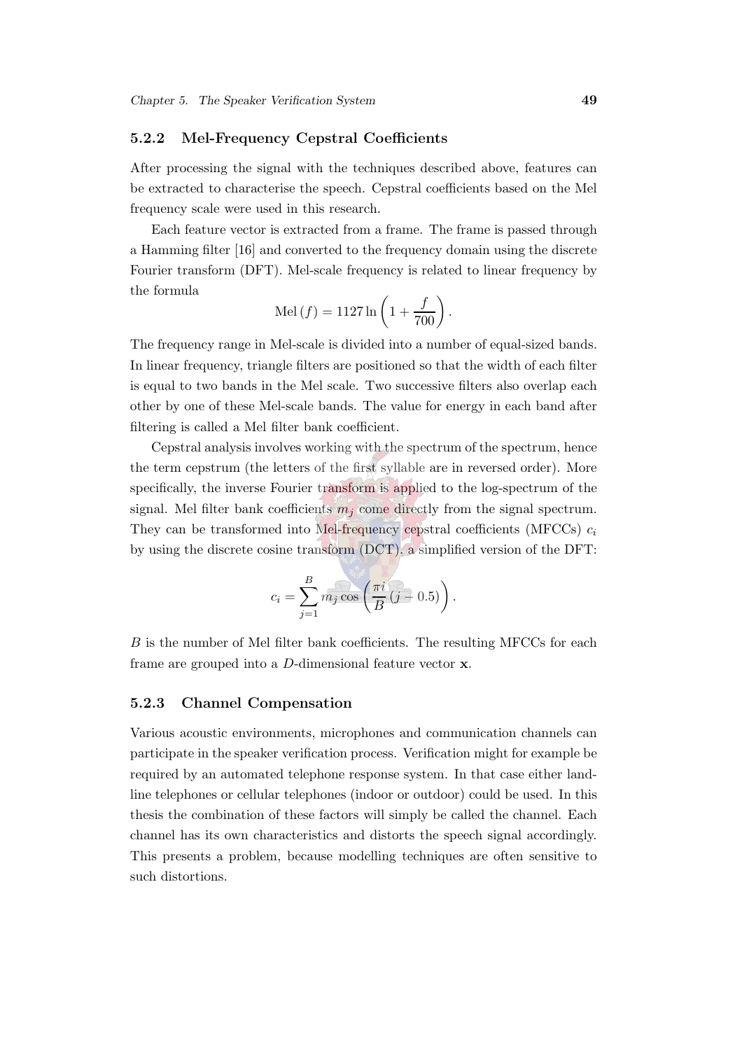### 5.2.2 Mel-Frequency Cepstral Coefficients

After processing the signal with the techniques described above, features can be extracted to characterise the speech. Cepstral coefficients based on the Mel frequency scale were used in this research.

Each feature vector is extracted from a frame. The frame is passed through a Hamming filter [16] and converted to the frequency domain using the discrete Fourier transform (DFT). Mel-scale frequency is related to linear frequency by the formula

$$\text{Mel}(f) = 1127 \ln\left(1 + \frac{f}{700}\right).$$

The frequency range in Mel-scale is divided into a number of equal-sized bands. In linear frequency, triangle filters are positioned so that the width of each filter is equal to two bands in the Mel scale. Two successive filters also overlap each other by one of these Mel-scale bands. The value for energy in each band after filtering is called a Mel filter bank coefficient.

Cepstral analysis involves working with the spectrum of the spectrum, hence the term cepstrum (the letters of the first syllable are in reversed order). More specifically, the inverse Fourier transform is applied to the log-spectrum of the signal. Mel filter bank coefficients $m_j$ come directly from the signal spectrum. They can be transformed into Mel-frequency cepstral coefficients (MFCCs) $c_i$ by using the discrete cosine transform (DCT), a simplified version of the DFT:

$$c_i = \sum_{j=1}^{B} m_j \cos\left(\frac{\pi i}{B}(j - 0.5)\right).$$

$B$ is the number of Mel filter bank coefficients. The resulting MFCCs for each frame are grouped into a $D$-dimensional feature vector $\mathbf{x}$.

### 5.2.3 Channel Compensation

Various acoustic environments, microphones and communication channels can participate in the speaker verification process. Verification might for example be required by an automated telephone response system. In that case either land-line telephones or cellular telephones (indoor or outdoor) could be used. In this thesis the combination of these factors will simply be called the channel. Each channel has its own characteristics and distorts the speech signal accordingly. This presents a problem, because modelling techniques are often sensitive to such distortions.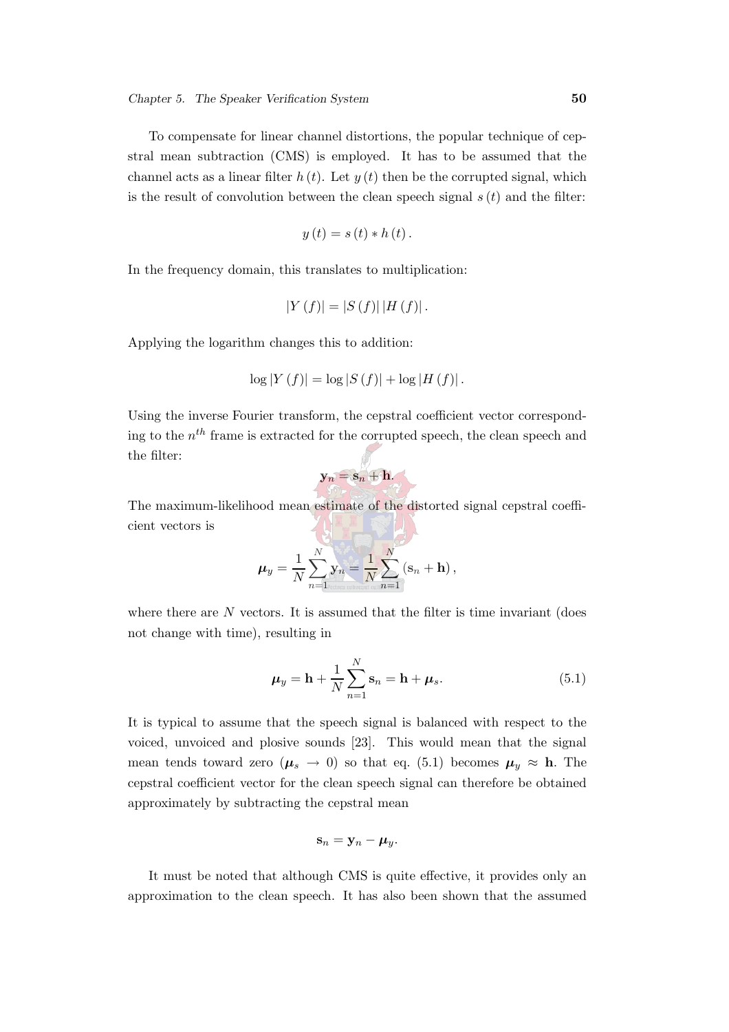To compensate for linear channel distortions, the popular technique of cepstral mean subtraction (CMS) is employed. It has to be assumed that the channel acts as a linear filter $h(t)$. Let $y(t)$ then be the corrupted signal, which is the result of convolution between the clean speech signal $s(t)$ and the filter:

$$y(t) = s(t) * h(t).$$

In the frequency domain, this translates to multiplication:

$$|Y(f)| = |S(f)|\,|H(f)|.$$

Applying the logarithm changes this to addition:

$$\log|Y(f)| = \log|S(f)| + \log|H(f)|.$$

Using the inverse Fourier transform, the cepstral coefficient vector corresponding to the $n^{th}$ frame is extracted for the corrupted speech, the clean speech and the filter:

$$\mathbf{y}_n = \mathbf{s}_n + \mathbf{h}.$$

The maximum-likelihood mean estimate of the distorted signal cepstral coefficient vectors is

$$\boldsymbol{\mu}_y = \frac{1}{N}\sum_{n=1}^{N}\mathbf{y}_n = \frac{1}{N}\sum_{n=1}^{N}(\mathbf{s}_n + \mathbf{h}),$$

where there are $N$ vectors. It is assumed that the filter is time invariant (does not change with time), resulting in

$$\boldsymbol{\mu}_y = \mathbf{h} + \frac{1}{N}\sum_{n=1}^{N}\mathbf{s}_n = \mathbf{h} + \boldsymbol{\mu}_s. \tag{5.1}$$

It is typical to assume that the speech signal is balanced with respect to the voiced, unvoiced and plosive sounds [23]. This would mean that the signal mean tends toward zero ($\boldsymbol{\mu}_s \to 0$) so that eq. (5.1) becomes $\boldsymbol{\mu}_y \approx \mathbf{h}$. The cepstral coefficient vector for the clean speech signal can therefore be obtained approximately by subtracting the cepstral mean

$$\mathbf{s}_n = \mathbf{y}_n - \boldsymbol{\mu}_y.$$

It must be noted that although CMS is quite effective, it provides only an approximation to the clean speech. It has also been shown that the assumed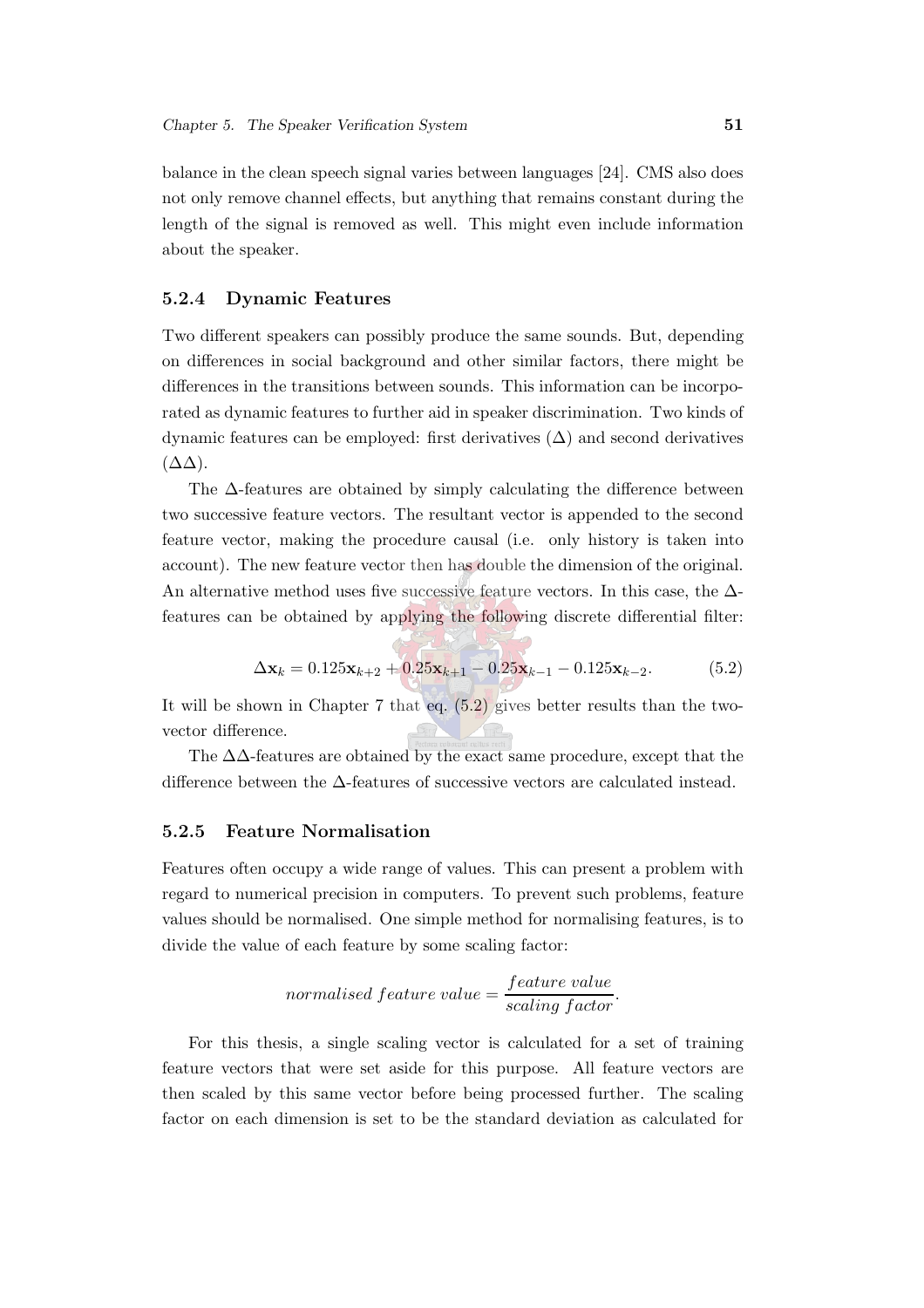balance in the clean speech signal varies between languages [24]. CMS also does not only remove channel effects, but anything that remains constant during the length of the signal is removed as well. This might even include information about the speaker.

### 5.2.4 Dynamic Features

Two different speakers can possibly produce the same sounds. But, depending on differences in social background and other similar factors, there might be differences in the transitions between sounds. This information can be incorporated as dynamic features to further aid in speaker discrimination. Two kinds of dynamic features can be employed: first derivatives ($\Delta$) and second derivatives ($\Delta\Delta$).

The $\Delta$-features are obtained by simply calculating the difference between two successive feature vectors. The resultant vector is appended to the second feature vector, making the procedure causal (i.e. only history is taken into account). The new feature vector then has double the dimension of the original. An alternative method uses five successive feature vectors. In this case, the $\Delta$-features can be obtained by applying the following discrete differential filter:

$$\Delta \mathbf{x}_k = 0.125\mathbf{x}_{k+2} + 0.25\mathbf{x}_{k+1} - 0.25\mathbf{x}_{k-1} - 0.125\mathbf{x}_{k-2}. \tag{5.2}$$

It will be shown in Chapter 7 that eq. (5.2) gives better results than the two-vector difference.

The $\Delta\Delta$-features are obtained by the exact same procedure, except that the difference between the $\Delta$-features of successive vectors are calculated instead.

### 5.2.5 Feature Normalisation

Features often occupy a wide range of values. This can present a problem with regard to numerical precision in computers. To prevent such problems, feature values should be normalised. One simple method for normalising features, is to divide the value of each feature by some scaling factor:

$$normalised\ feature\ value = \frac{feature\ value}{scaling\ factor}.$$

For this thesis, a single scaling vector is calculated for a set of training feature vectors that were set aside for this purpose. All feature vectors are then scaled by this same vector before being processed further. The scaling factor on each dimension is set to be the standard deviation as calculated for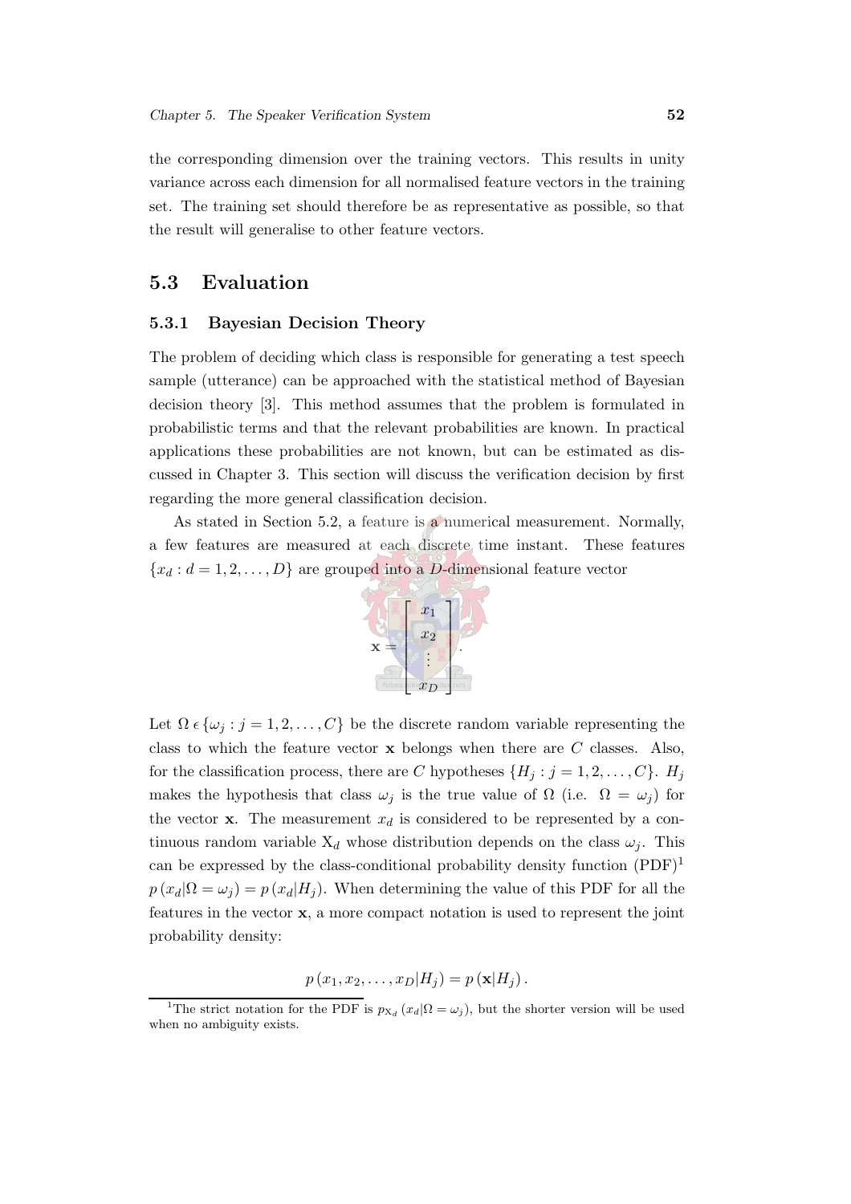the corresponding dimension over the training vectors. This results in unity variance across each dimension for all normalised feature vectors in the training set. The training set should therefore be as representative as possible, so that the result will generalise to other feature vectors.

## 5.3 Evaluation

### 5.3.1 Bayesian Decision Theory

The problem of deciding which class is responsible for generating a test speech sample (utterance) can be approached with the statistical method of Bayesian decision theory [3]. This method assumes that the problem is formulated in probabilistic terms and that the relevant probabilities are known. In practical applications these probabilities are not known, but can be estimated as discussed in Chapter 3. This section will discuss the verification decision by first regarding the more general classification decision.

As stated in Section 5.2, a feature is a numerical measurement. Normally, a few features are measured at each discrete time instant. These features $\{x_d : d = 1, 2, \ldots, D\}$ are grouped into a $D$-dimensional feature vector

$$\mathbf{x} = \begin{bmatrix} x_1 \\ x_2 \\ \vdots \\ x_D \end{bmatrix}.$$

Let $\Omega \,\epsilon\, \{\omega_j : j = 1, 2, \ldots, C\}$ be the discrete random variable representing the class to which the feature vector $\mathbf{x}$ belongs when there are $C$ classes. Also, for the classification process, there are $C$ hypotheses $\{H_j : j = 1, 2, \ldots, C\}$. $H_j$ makes the hypothesis that class $\omega_j$ is the true value of $\Omega$ (i.e. $\Omega = \omega_j$) for the vector $\mathbf{x}$. The measurement $x_d$ is considered to be represented by a continuous random variable $\mathrm{X}_d$ whose distribution depends on the class $\omega_j$. This can be expressed by the class-conditional probability density function (PDF)[1] $p\left(x_d|\Omega = \omega_j\right) = p\left(x_d|H_j\right)$. When determining the value of this PDF for all the features in the vector $\mathbf{x}$, a more compact notation is used to represent the joint probability density:

$$p\left(x_1, x_2, \ldots, x_D|H_j\right) = p\left(\mathbf{x}|H_j\right).$$

[1] The strict notation for the PDF is $p_{\mathrm{X}_d}\left(x_d|\Omega = \omega_j\right)$, but the shorter version will be used when no ambiguity exists.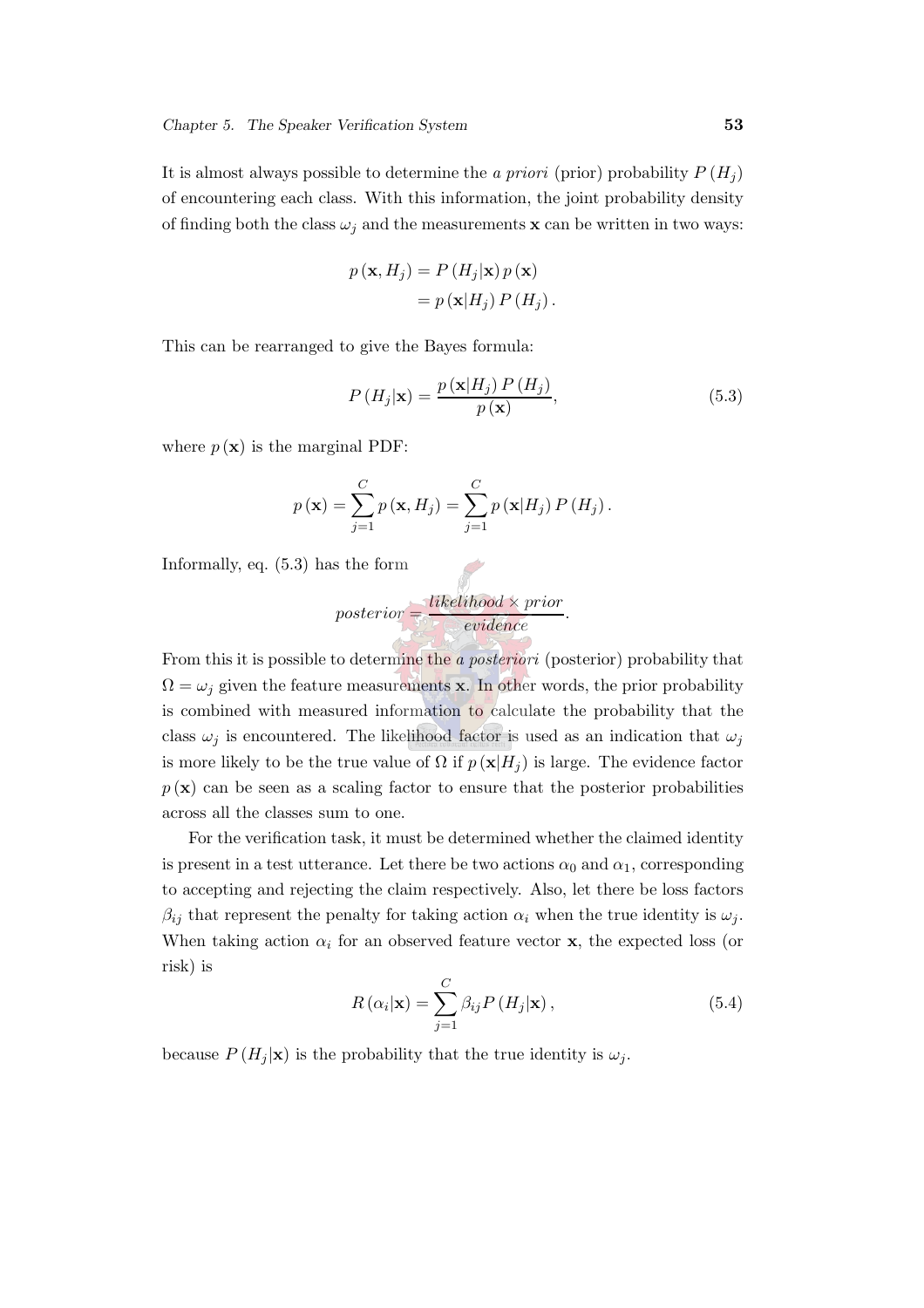It is almost always possible to determine the *a priori* (prior) probability $P(H_j)$ of encountering each class. With this information, the joint probability density of finding both the class $\omega_j$ and the measurements $\mathbf{x}$ can be written in two ways:

$$
\begin{aligned}
p(\mathbf{x}, H_j) &= P(H_j|\mathbf{x})\, p(\mathbf{x}) \\
&= p(\mathbf{x}|H_j)\, P(H_j).
\end{aligned}
$$

This can be rearranged to give the Bayes formula:

$$
P(H_j|\mathbf{x}) = \frac{p(\mathbf{x}|H_j)\, P(H_j)}{p(\mathbf{x})}, \tag{5.3}
$$

where $p(\mathbf{x})$ is the marginal PDF:

$$
p(\mathbf{x}) = \sum_{j=1}^{C} p(\mathbf{x}, H_j) = \sum_{j=1}^{C} p(\mathbf{x}|H_j)\, P(H_j).
$$

Informally, eq. (5.3) has the form

$$
\mathit{posterior} = \frac{\mathit{likelihood} \times \mathit{prior}}{\mathit{evidence}}.
$$

From this it is possible to determine the *a posteriori* (posterior) probability that $\Omega = \omega_j$ given the feature measurements $\mathbf{x}$. In other words, the prior probability is combined with measured information to calculate the probability that the class $\omega_j$ is encountered. The likelihood factor is used as an indication that $\omega_j$ is more likely to be the true value of $\Omega$ if $p(\mathbf{x}|H_j)$ is large. The evidence factor $p(\mathbf{x})$ can be seen as a scaling factor to ensure that the posterior probabilities across all the classes sum to one.

For the verification task, it must be determined whether the claimed identity is present in a test utterance. Let there be two actions $\alpha_0$ and $\alpha_1$, corresponding to accepting and rejecting the claim respectively. Also, let there be loss factors $\beta_{ij}$ that represent the penalty for taking action $\alpha_i$ when the true identity is $\omega_j$. When taking action $\alpha_i$ for an observed feature vector $\mathbf{x}$, the expected loss (or risk) is

$$
R(\alpha_i|\mathbf{x}) = \sum_{j=1}^{C} \beta_{ij} P(H_j|\mathbf{x}), \tag{5.4}
$$

because $P(H_j|\mathbf{x})$ is the probability that the true identity is $\omega_j$.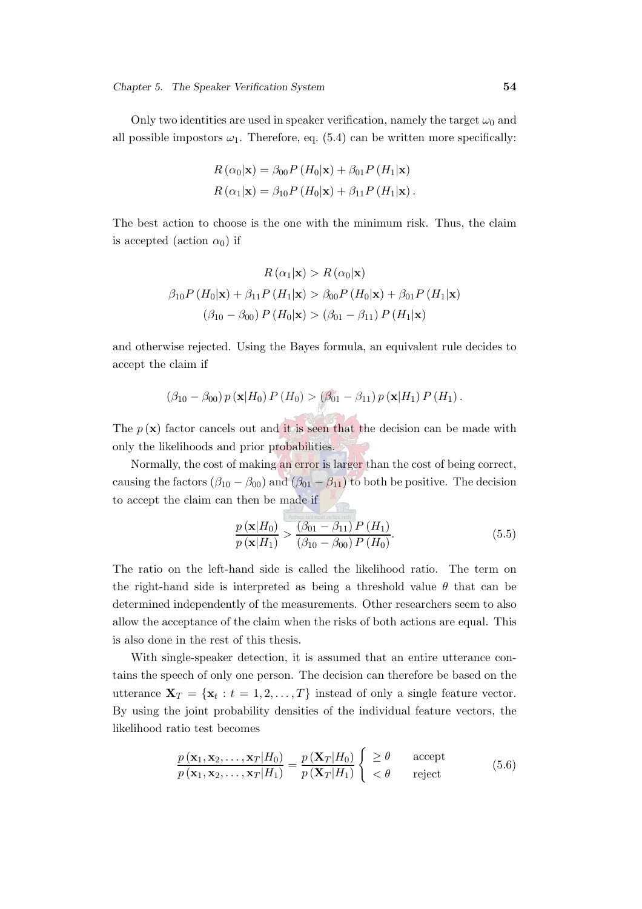Only two identities are used in speaker verification, namely the target $\omega_0$ and all possible impostors $\omega_1$. Therefore, eq. (5.4) can be written more specifically:

$$
\begin{aligned}
R(\alpha_0|\mathbf{x}) &= \beta_{00} P(H_0|\mathbf{x}) + \beta_{01} P(H_1|\mathbf{x}) \\
R(\alpha_1|\mathbf{x}) &= \beta_{10} P(H_0|\mathbf{x}) + \beta_{11} P(H_1|\mathbf{x}).
\end{aligned}
$$

The best action to choose is the one with the minimum risk. Thus, the claim is accepted (action $\alpha_0$) if

$$
\begin{gathered}
R(\alpha_1|\mathbf{x}) > R(\alpha_0|\mathbf{x}) \\
\beta_{10} P(H_0|\mathbf{x}) + \beta_{11} P(H_1|\mathbf{x}) > \beta_{00} P(H_0|\mathbf{x}) + \beta_{01} P(H_1|\mathbf{x}) \\
(\beta_{10} - \beta_{00}) P(H_0|\mathbf{x}) > (\beta_{01} - \beta_{11}) P(H_1|\mathbf{x})
\end{gathered}
$$

and otherwise rejected. Using the Bayes formula, an equivalent rule decides to accept the claim if

$$
(\beta_{10} - \beta_{00}) p(\mathbf{x}|H_0) P(H_0) > (\beta_{01} - \beta_{11}) p(\mathbf{x}|H_1) P(H_1).
$$

The $p(\mathbf{x})$ factor cancels out and it is seen that the decision can be made with only the likelihoods and prior probabilities.

Normally, the cost of making an error is larger than the cost of being correct, causing the factors $(\beta_{10} - \beta_{00})$ and $(\beta_{01} - \beta_{11})$ to both be positive. The decision to accept the claim can then be made if

$$
\frac{p(\mathbf{x}|H_0)}{p(\mathbf{x}|H_1)} > \frac{(\beta_{01} - \beta_{11}) P(H_1)}{(\beta_{10} - \beta_{00}) P(H_0)}. \tag{5.5}
$$

The ratio on the left-hand side is called the likelihood ratio. The term on the right-hand side is interpreted as being a threshold value $\theta$ that can be determined independently of the measurements. Other researchers seem to also allow the acceptance of the claim when the risks of both actions are equal. This is also done in the rest of this thesis.

With single-speaker detection, it is assumed that an entire utterance contains the speech of only one person. The decision can therefore be based on the utterance $\mathbf{X}_T = \{\mathbf{x}_t : t = 1, 2, \ldots, T\}$ instead of only a single feature vector. By using the joint probability densities of the individual feature vectors, the likelihood ratio test becomes

$$
\frac{p(\mathbf{x}_1, \mathbf{x}_2, \ldots, \mathbf{x}_T|H_0)}{p(\mathbf{x}_1, \mathbf{x}_2, \ldots, \mathbf{x}_T|H_1)} = \frac{p(\mathbf{X}_T|H_0)}{p(\mathbf{X}_T|H_1)} \begin{cases} \geq \theta & \text{accept} \\ < \theta & \text{reject} \end{cases} \tag{5.6}
$$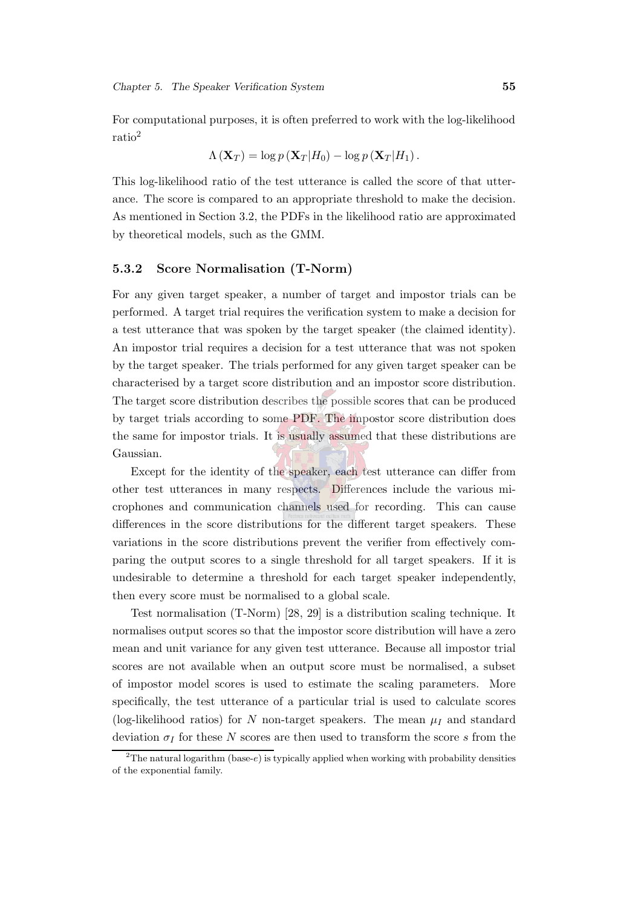For computational purposes, it is often preferred to work with the log-likelihood ratio[2]

$$\Lambda(\mathbf{X}_T) = \log p(\mathbf{X}_T|H_0) - \log p(\mathbf{X}_T|H_1).$$

This log-likelihood ratio of the test utterance is called the score of that utterance. The score is compared to an appropriate threshold to make the decision. As mentioned in Section 3.2, the PDFs in the likelihood ratio are approximated by theoretical models, such as the GMM.

### 5.3.2 Score Normalisation (T-Norm)

For any given target speaker, a number of target and impostor trials can be performed. A target trial requires the verification system to make a decision for a test utterance that was spoken by the target speaker (the claimed identity). An impostor trial requires a decision for a test utterance that was not spoken by the target speaker. The trials performed for any given target speaker can be characterised by a target score distribution and an impostor score distribution. The target score distribution describes the possible scores that can be produced by target trials according to some PDF. The impostor score distribution does the same for impostor trials. It is usually assumed that these distributions are Gaussian.

Except for the identity of the speaker, each test utterance can differ from other test utterances in many respects. Differences include the various microphones and communication channels used for recording. This can cause differences in the score distributions for the different target speakers. These variations in the score distributions prevent the verifier from effectively comparing the output scores to a single threshold for all target speakers. If it is undesirable to determine a threshold for each target speaker independently, then every score must be normalised to a global scale.

Test normalisation (T-Norm) [28, 29] is a distribution scaling technique. It normalises output scores so that the impostor score distribution will have a zero mean and unit variance for any given test utterance. Because all impostor trial scores are not available when an output score must be normalised, a subset of impostor model scores is used to estimate the scaling parameters. More specifically, the test utterance of a particular trial is used to calculate scores (log-likelihood ratios) for $N$ non-target speakers. The mean $\mu_I$ and standard deviation $\sigma_I$ for these $N$ scores are then used to transform the score $s$ from the

[2] The natural logarithm (base-$e$) is typically applied when working with probability densities of the exponential family.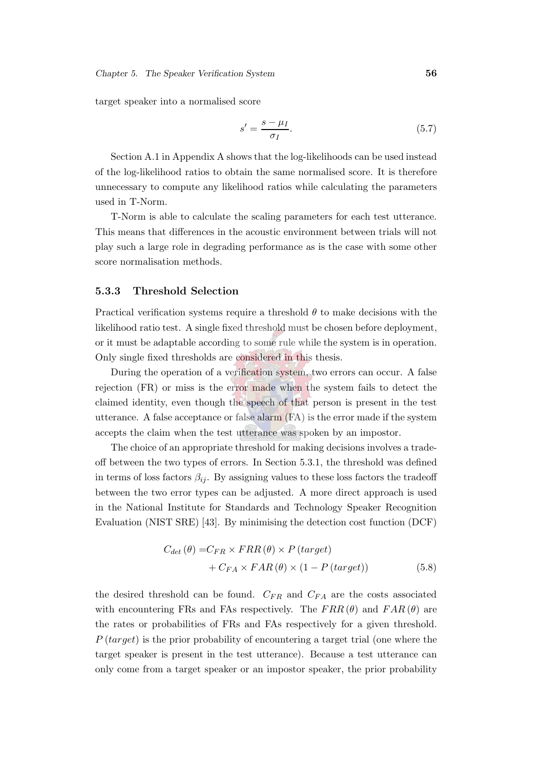target speaker into a normalised score

$$s' = \frac{s - \mu_I}{\sigma_I}. \tag{5.7}$$

Section A.1 in Appendix A shows that the log-likelihoods can be used instead of the log-likelihood ratios to obtain the same normalised score. It is therefore unnecessary to compute any likelihood ratios while calculating the parameters used in T-Norm.

T-Norm is able to calculate the scaling parameters for each test utterance. This means that differences in the acoustic environment between trials will not play such a large role in degrading performance as is the case with some other score normalisation methods.

### 5.3.3 Threshold Selection

Practical verification systems require a threshold $\theta$ to make decisions with the likelihood ratio test. A single fixed threshold must be chosen before deployment, or it must be adaptable according to some rule while the system is in operation. Only single fixed thresholds are considered in this thesis.

During the operation of a verification system, two errors can occur. A false rejection (FR) or miss is the error made when the system fails to detect the claimed identity, even though the speech of that person is present in the test utterance. A false acceptance or false alarm (FA) is the error made if the system accepts the claim when the test utterance was spoken by an impostor.

The choice of an appropriate threshold for making decisions involves a tradeoff between the two types of errors. In Section 5.3.1, the threshold was defined in terms of loss factors $\beta_{ij}$. By assigning values to these loss factors the tradeoff between the two error types can be adjusted. A more direct approach is used in the National Institute for Standards and Technology Speaker Recognition Evaluation (NIST SRE) [43]. By minimising the detection cost function (DCF)

$$\begin{aligned} C_{det}(\theta) = & C_{FR} \times FRR(\theta) \times P(target) \\ & + C_{FA} \times FAR(\theta) \times (1 - P(target)) \end{aligned} \tag{5.8}$$

the desired threshold can be found. $C_{FR}$ and $C_{FA}$ are the costs associated with encountering FRs and FAs respectively. The $FRR(\theta)$ and $FAR(\theta)$ are the rates or probabilities of FRs and FAs respectively for a given threshold. $P(target)$ is the prior probability of encountering a target trial (one where the target speaker is present in the test utterance). Because a test utterance can only come from a target speaker or an impostor speaker, the prior probability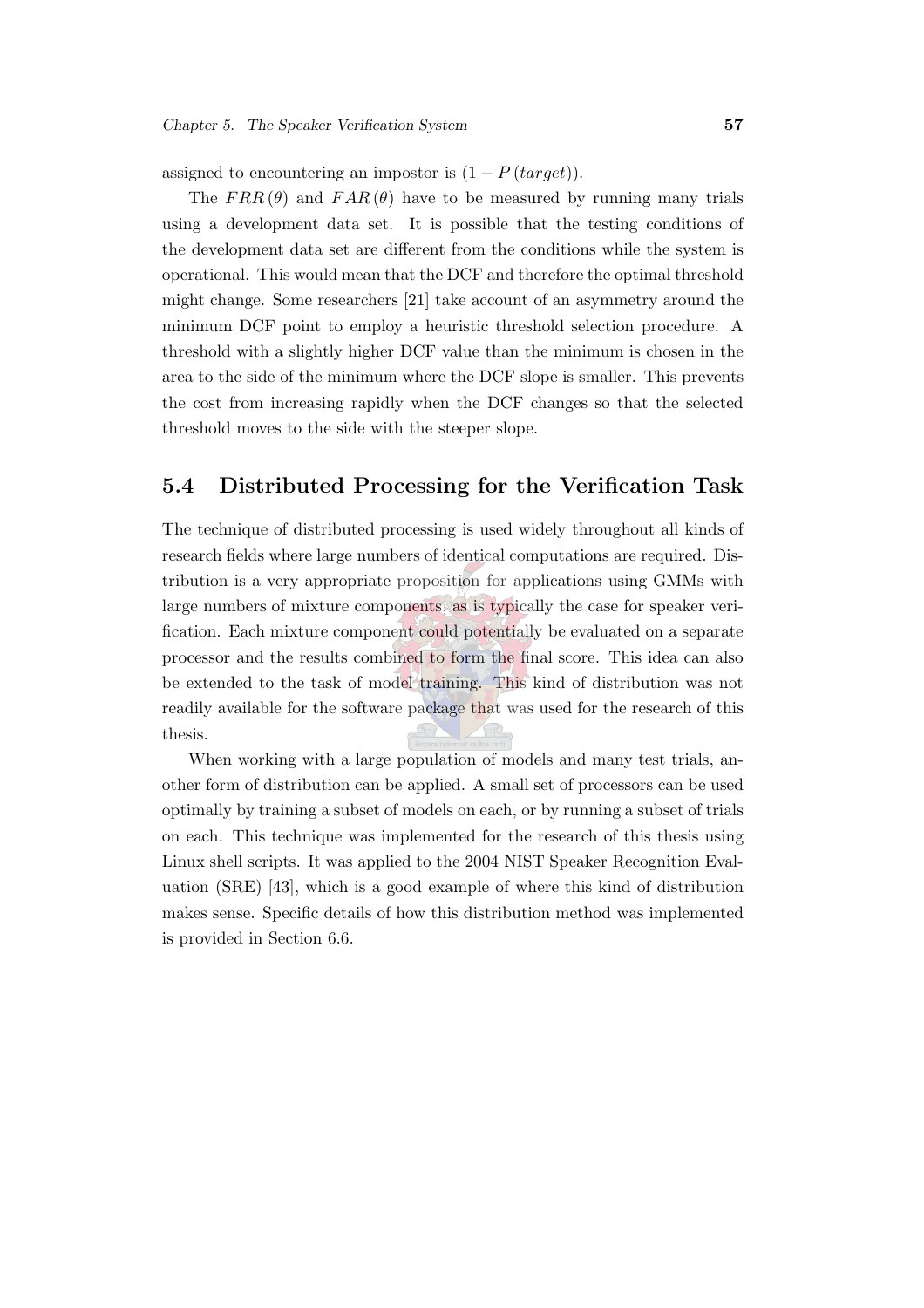assigned to encountering an impostor is $(1 - P(target))$.

The $FRR(\theta)$ and $FAR(\theta)$ have to be measured by running many trials using a development data set. It is possible that the testing conditions of the development data set are different from the conditions while the system is operational. This would mean that the DCF and therefore the optimal threshold might change. Some researchers [21] take account of an asymmetry around the minimum DCF point to employ a heuristic threshold selection procedure. A threshold with a slightly higher DCF value than the minimum is chosen in the area to the side of the minimum where the DCF slope is smaller. This prevents the cost from increasing rapidly when the DCF changes so that the selected threshold moves to the side with the steeper slope.

## 5.4 Distributed Processing for the Verification Task

The technique of distributed processing is used widely throughout all kinds of research fields where large numbers of identical computations are required. Distribution is a very appropriate proposition for applications using GMMs with large numbers of mixture components, as is typically the case for speaker verification. Each mixture component could potentially be evaluated on a separate processor and the results combined to form the final score. This idea can also be extended to the task of model training. This kind of distribution was not readily available for the software package that was used for the research of this thesis.

When working with a large population of models and many test trials, another form of distribution can be applied. A small set of processors can be used optimally by training a subset of models on each, or by running a subset of trials on each. This technique was implemented for the research of this thesis using Linux shell scripts. It was applied to the 2004 NIST Speaker Recognition Evaluation (SRE) [43], which is a good example of where this kind of distribution makes sense. Specific details of how this distribution method was implemented is provided in Section 6.6.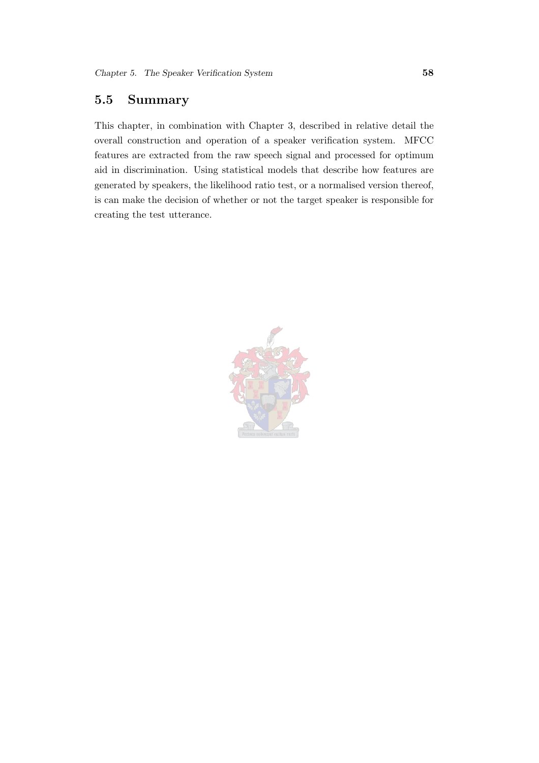## 5.5 Summary

This chapter, in combination with Chapter 3, described in relative detail the overall construction and operation of a speaker verification system. MFCC features are extracted from the raw speech signal and processed for optimum aid in discrimination. Using statistical models that describe how features are generated by speakers, the likelihood ratio test, or a normalised version thereof, is can make the decision of whether or not the target speaker is responsible for creating the test utterance.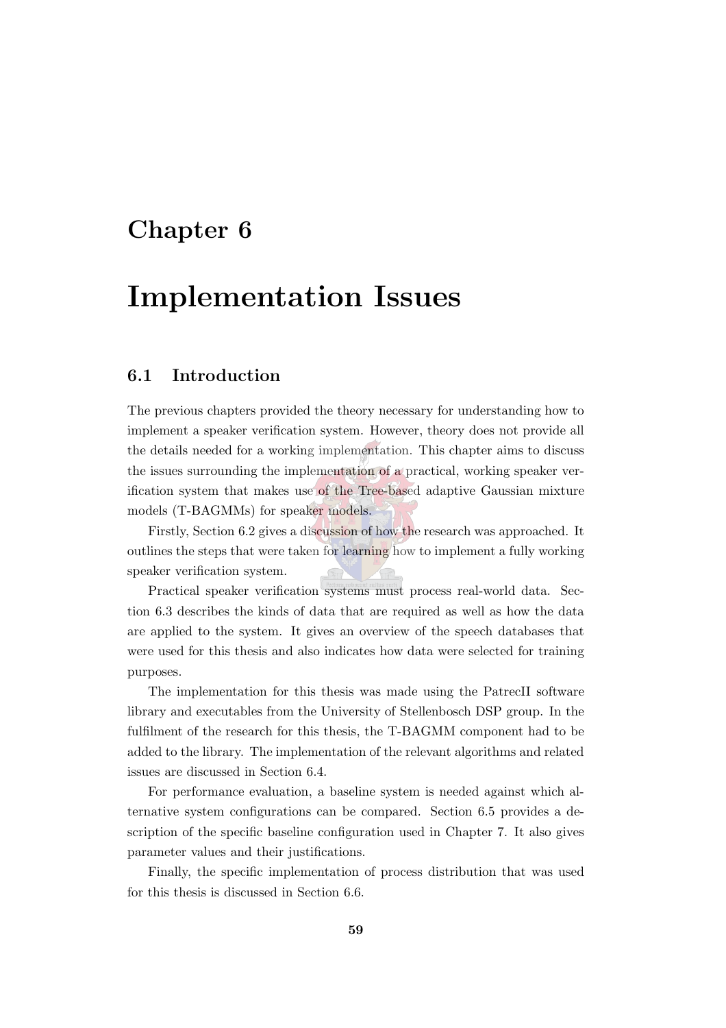# Chapter 6

# Implementation Issues

## 6.1 Introduction

The previous chapters provided the theory necessary for understanding how to implement a speaker verification system. However, theory does not provide all the details needed for a working implementation. This chapter aims to discuss the issues surrounding the implementation of a practical, working speaker verification system that makes use of the Tree-based adaptive Gaussian mixture models (T-BAGMMs) for speaker models.

Firstly, Section 6.2 gives a discussion of how the research was approached. It outlines the steps that were taken for learning how to implement a fully working speaker verification system.

Practical speaker verification systems must process real-world data. Section 6.3 describes the kinds of data that are required as well as how the data are applied to the system. It gives an overview of the speech databases that were used for this thesis and also indicates how data were selected for training purposes.

The implementation for this thesis was made using the PatrecII software library and executables from the University of Stellenbosch DSP group. In the fulfilment of the research for this thesis, the T-BAGMM component had to be added to the library. The implementation of the relevant algorithms and related issues are discussed in Section 6.4.

For performance evaluation, a baseline system is needed against which alternative system configurations can be compared. Section 6.5 provides a description of the specific baseline configuration used in Chapter 7. It also gives parameter values and their justifications.

Finally, the specific implementation of process distribution that was used for this thesis is discussed in Section 6.6.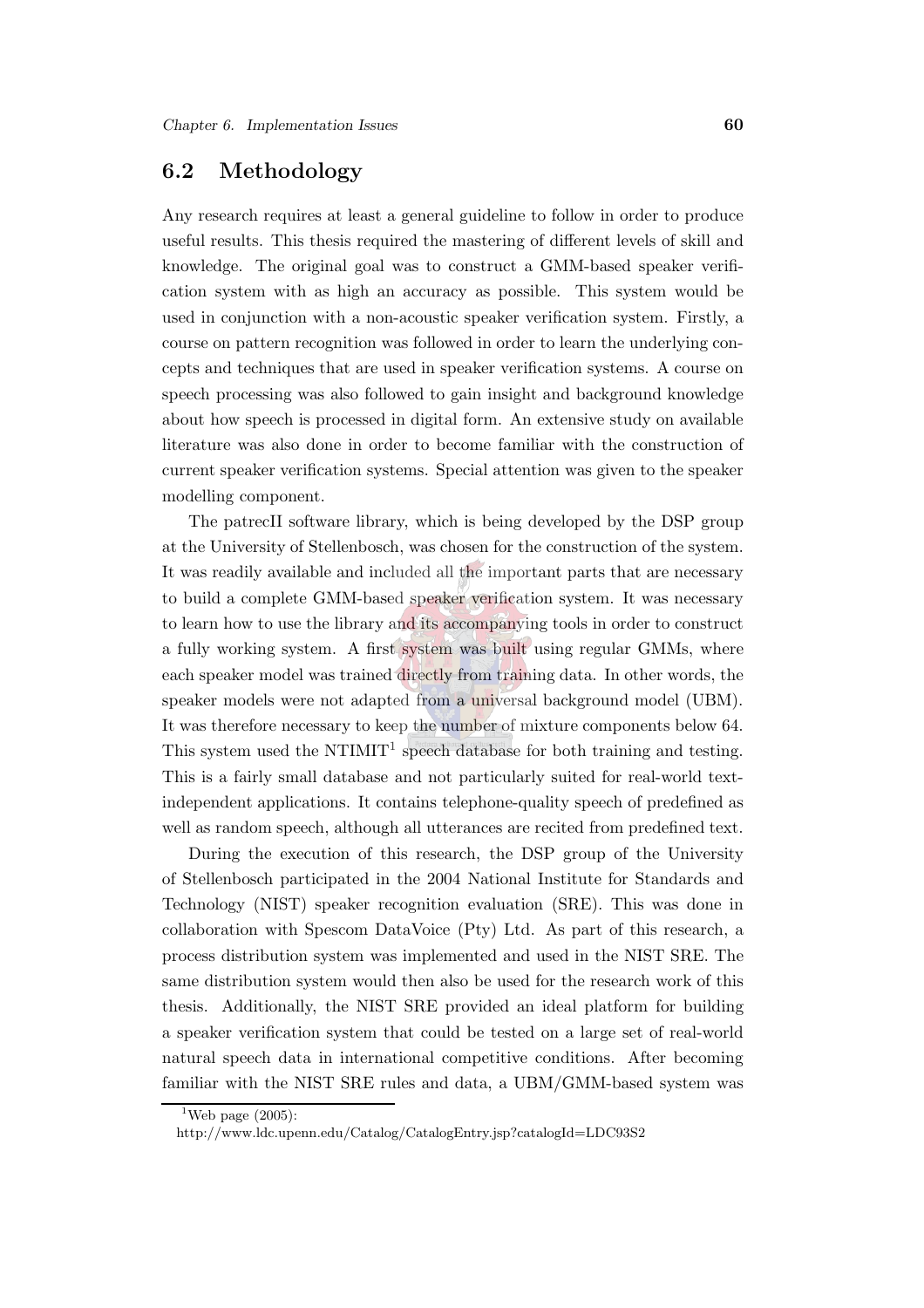## 6.2 Methodology

Any research requires at least a general guideline to follow in order to produce useful results. This thesis required the mastering of different levels of skill and knowledge. The original goal was to construct a GMM-based speaker verification system with as high an accuracy as possible. This system would be used in conjunction with a non-acoustic speaker verification system. Firstly, a course on pattern recognition was followed in order to learn the underlying concepts and techniques that are used in speaker verification systems. A course on speech processing was also followed to gain insight and background knowledge about how speech is processed in digital form. An extensive study on available literature was also done in order to become familiar with the construction of current speaker verification systems. Special attention was given to the speaker modelling component.

The patrecII software library, which is being developed by the DSP group at the University of Stellenbosch, was chosen for the construction of the system. It was readily available and included all the important parts that are necessary to build a complete GMM-based speaker verification system. It was necessary to learn how to use the library and its accompanying tools in order to construct a fully working system. A first system was built using regular GMMs, where each speaker model was trained directly from training data. In other words, the speaker models were not adapted from a universal background model (UBM). It was therefore necessary to keep the number of mixture components below 64. This system used the NTIMIT[1] speech database for both training and testing. This is a fairly small database and not particularly suited for real-world text-independent applications. It contains telephone-quality speech of predefined as well as random speech, although all utterances are recited from predefined text.

During the execution of this research, the DSP group of the University of Stellenbosch participated in the 2004 National Institute for Standards and Technology (NIST) speaker recognition evaluation (SRE). This was done in collaboration with Spescom DataVoice (Pty) Ltd. As part of this research, a process distribution system was implemented and used in the NIST SRE. The same distribution system would then also be used for the research work of this thesis. Additionally, the NIST SRE provided an ideal platform for building a speaker verification system that could be tested on a large set of real-world natural speech data in international competitive conditions. After becoming familiar with the NIST SRE rules and data, a UBM/GMM-based system was

[1] Web page (2005):
http://www.ldc.upenn.edu/Catalog/CatalogEntry.jsp?catalogId=LDC93S2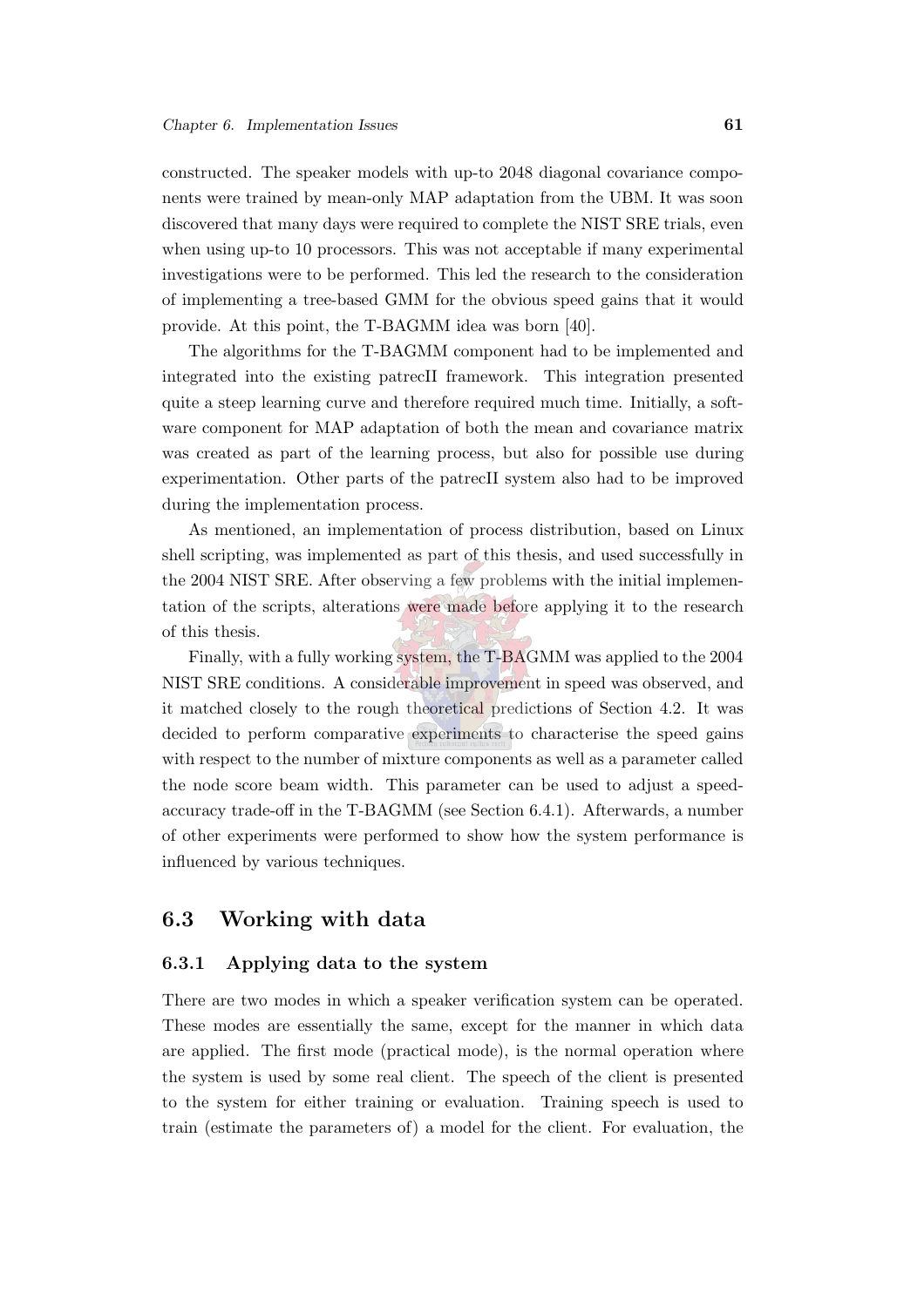constructed. The speaker models with up-to 2048 diagonal covariance components were trained by mean-only MAP adaptation from the UBM. It was soon discovered that many days were required to complete the NIST SRE trials, even when using up-to 10 processors. This was not acceptable if many experimental investigations were to be performed. This led the research to the consideration of implementing a tree-based GMM for the obvious speed gains that it would provide. At this point, the T-BAGMM idea was born [40].

The algorithms for the T-BAGMM component had to be implemented and integrated into the existing patrecII framework. This integration presented quite a steep learning curve and therefore required much time. Initially, a software component for MAP adaptation of both the mean and covariance matrix was created as part of the learning process, but also for possible use during experimentation. Other parts of the patrecII system also had to be improved during the implementation process.

As mentioned, an implementation of process distribution, based on Linux shell scripting, was implemented as part of this thesis, and used successfully in the 2004 NIST SRE. After observing a few problems with the initial implementation of the scripts, alterations were made before applying it to the research of this thesis.

Finally, with a fully working system, the T-BAGMM was applied to the 2004 NIST SRE conditions. A considerable improvement in speed was observed, and it matched closely to the rough theoretical predictions of Section 4.2. It was decided to perform comparative experiments to characterise the speed gains with respect to the number of mixture components as well as a parameter called the node score beam width. This parameter can be used to adjust a speed-accuracy trade-off in the T-BAGMM (see Section 6.4.1). Afterwards, a number of other experiments were performed to show how the system performance is influenced by various techniques.

## 6.3 Working with data

### 6.3.1 Applying data to the system

There are two modes in which a speaker verification system can be operated. These modes are essentially the same, except for the manner in which data are applied. The first mode (practical mode), is the normal operation where the system is used by some real client. The speech of the client is presented to the system for either training or evaluation. Training speech is used to train (estimate the parameters of) a model for the client. For evaluation, the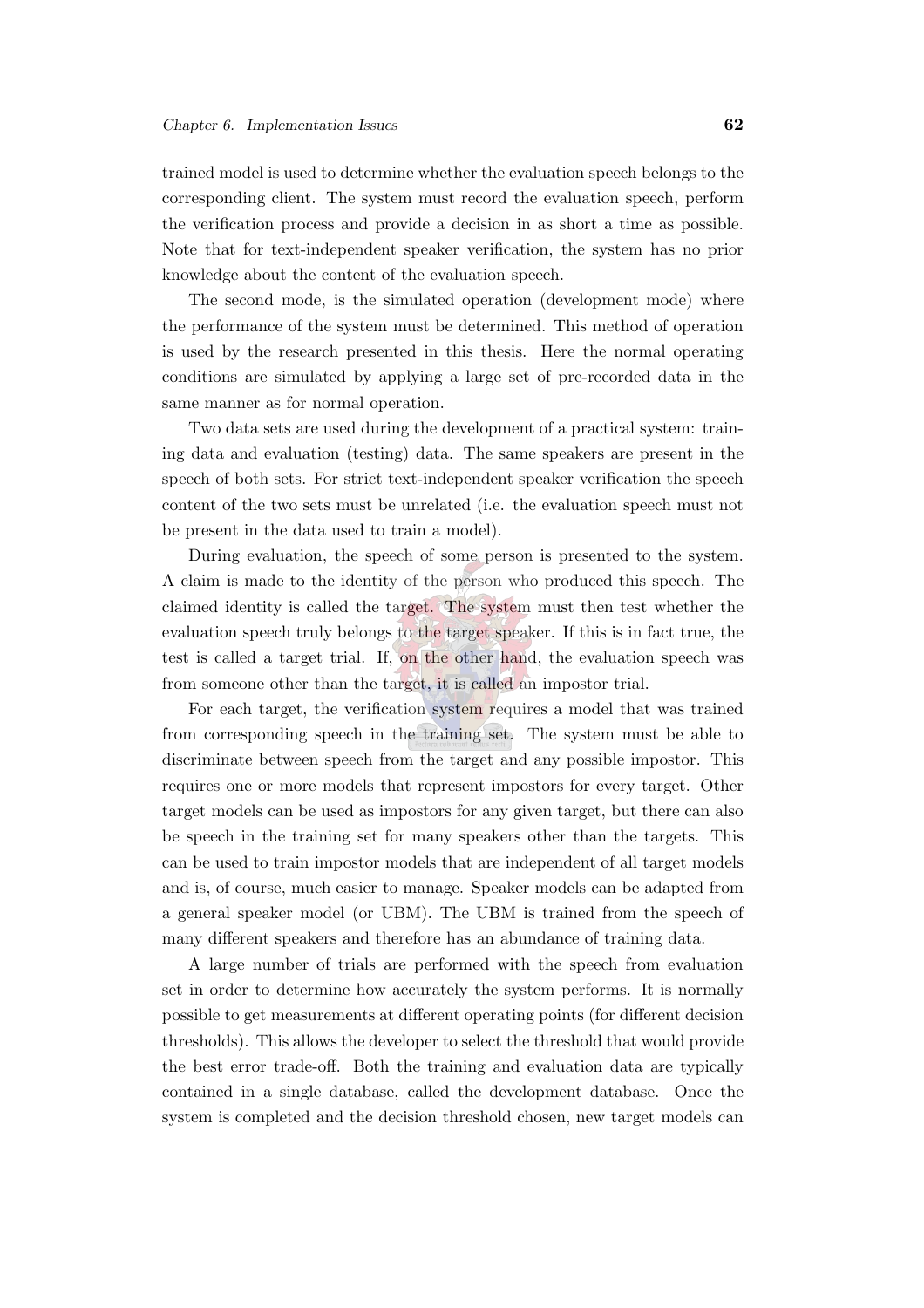trained model is used to determine whether the evaluation speech belongs to the corresponding client. The system must record the evaluation speech, perform the verification process and provide a decision in as short a time as possible. Note that for text-independent speaker verification, the system has no prior knowledge about the content of the evaluation speech.

The second mode, is the simulated operation (development mode) where the performance of the system must be determined. This method of operation is used by the research presented in this thesis. Here the normal operating conditions are simulated by applying a large set of pre-recorded data in the same manner as for normal operation.

Two data sets are used during the development of a practical system: training data and evaluation (testing) data. The same speakers are present in the speech of both sets. For strict text-independent speaker verification the speech content of the two sets must be unrelated (i.e. the evaluation speech must not be present in the data used to train a model).

During evaluation, the speech of some person is presented to the system. A claim is made to the identity of the person who produced this speech. The claimed identity is called the target. The system must then test whether the evaluation speech truly belongs to the target speaker. If this is in fact true, the test is called a target trial. If, on the other hand, the evaluation speech was from someone other than the target, it is called an impostor trial.

For each target, the verification system requires a model that was trained from corresponding speech in the training set. The system must be able to discriminate between speech from the target and any possible impostor. This requires one or more models that represent impostors for every target. Other target models can be used as impostors for any given target, but there can also be speech in the training set for many speakers other than the targets. This can be used to train impostor models that are independent of all target models and is, of course, much easier to manage. Speaker models can be adapted from a general speaker model (or UBM). The UBM is trained from the speech of many different speakers and therefore has an abundance of training data.

A large number of trials are performed with the speech from evaluation set in order to determine how accurately the system performs. It is normally possible to get measurements at different operating points (for different decision thresholds). This allows the developer to select the threshold that would provide the best error trade-off. Both the training and evaluation data are typically contained in a single database, called the development database. Once the system is completed and the decision threshold chosen, new target models can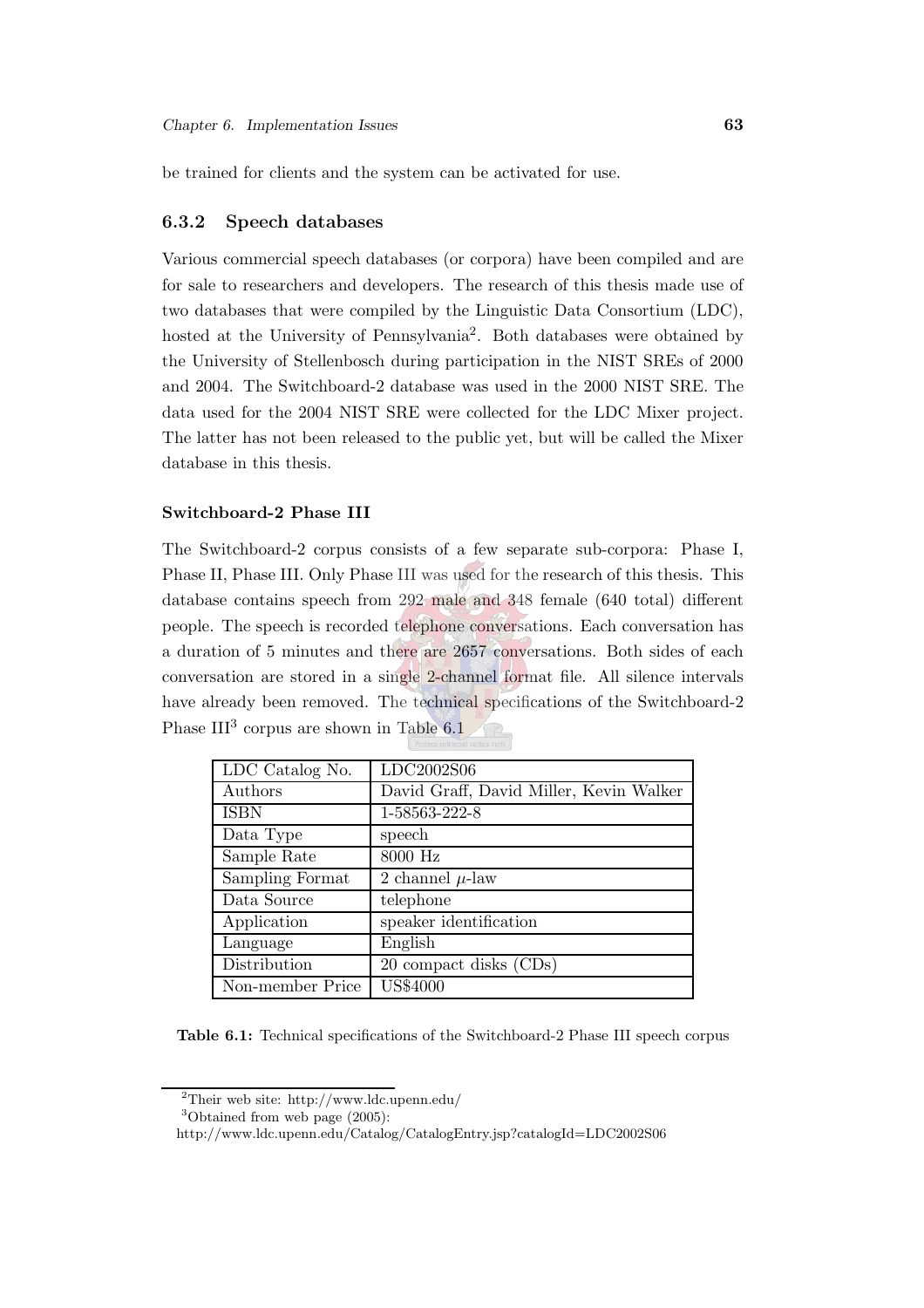be trained for clients and the system can be activated for use.

### 6.3.2 Speech databases

Various commercial speech databases (or corpora) have been compiled and are for sale to researchers and developers. The research of this thesis made use of two databases that were compiled by the Linguistic Data Consortium (LDC), hosted at the University of Pennsylvania[2]. Both databases were obtained by the University of Stellenbosch during participation in the NIST SREs of 2000 and 2004. The Switchboard-2 database was used in the 2000 NIST SRE. The data used for the 2004 NIST SRE were collected for the LDC Mixer project. The latter has not been released to the public yet, but will be called the Mixer database in this thesis.

#### Switchboard-2 Phase III

The Switchboard-2 corpus consists of a few separate sub-corpora: Phase I, Phase II, Phase III. Only Phase III was used for the research of this thesis. This database contains speech from 292 male and 348 female (640 total) different people. The speech is recorded telephone conversations. Each conversation has a duration of 5 minutes and there are 2657 conversations. Both sides of each conversation are stored in a single 2-channel format file. All silence intervals have already been removed. The technical specifications of the Switchboard-2 Phase III[3] corpus are shown in Table 6.1

| | |
|---|---|
| LDC Catalog No. | LDC2002S06 |
| Authors | David Graff, David Miller, Kevin Walker |
| ISBN | 1-58563-222-8 |
| Data Type | speech |
| Sample Rate | 8000 Hz |
| Sampling Format | 2 channel $\mu$-law |
| Data Source | telephone |
| Application | speaker identification |
| Language | English |
| Distribution | 20 compact disks (CDs) |
| Non-member Price | US$4000 |

**Table 6.1:** Technical specifications of the Switchboard-2 Phase III speech corpus

[2]Their web site: http://www.ldc.upenn.edu/

[3]Obtained from web page (2005):
http://www.ldc.upenn.edu/Catalog/CatalogEntry.jsp?catalogId=LDC2002S06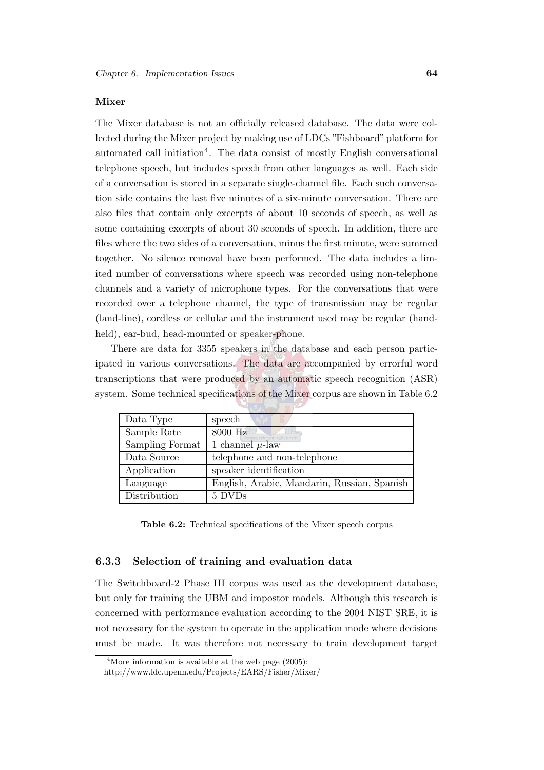**Mixer**

The Mixer database is not an officially released database. The data were collected during the Mixer project by making use of LDCs "Fishboard" platform for automated call initiation[4]. The data consist of mostly English conversational telephone speech, but includes speech from other languages as well. Each side of a conversation is stored in a separate single-channel file. Each such conversation side contains the last five minutes of a six-minute conversation. There are also files that contain only excerpts of about 10 seconds of speech, as well as some containing excerpts of about 30 seconds of speech. In addition, there are files where the two sides of a conversation, minus the first minute, were summed together. No silence removal have been performed. The data includes a limited number of conversations where speech was recorded using non-telephone channels and a variety of microphone types. For the conversations that were recorded over a telephone channel, the type of transmission may be regular (land-line), cordless or cellular and the instrument used may be regular (hand-held), ear-bud, head-mounted or speaker-phone.

There are data for 3355 speakers in the database and each person participated in various conversations. The data are accompanied by errorful word transcriptions that were produced by an automatic speech recognition (ASR) system. Some technical specifications of the Mixer corpus are shown in Table 6.2

| Data Type | speech |
|---|---|
| Sample Rate | 8000 Hz |
| Sampling Format | 1 channel $\mu$-law |
| Data Source | telephone and non-telephone |
| Application | speaker identification |
| Language | English, Arabic, Mandarin, Russian, Spanish |
| Distribution | 5 DVDs |

**Table 6.2:** Technical specifications of the Mixer speech corpus

### 6.3.3 Selection of training and evaluation data

The Switchboard-2 Phase III corpus was used as the development database, but only for training the UBM and impostor models. Although this research is concerned with performance evaluation according to the 2004 NIST SRE, it is not necessary for the system to operate in the application mode where decisions must be made. It was therefore not necessary to train development target

[4] More information is available at the web page (2005): http://www.ldc.upenn.edu/Projects/EARS/Fisher/Mixer/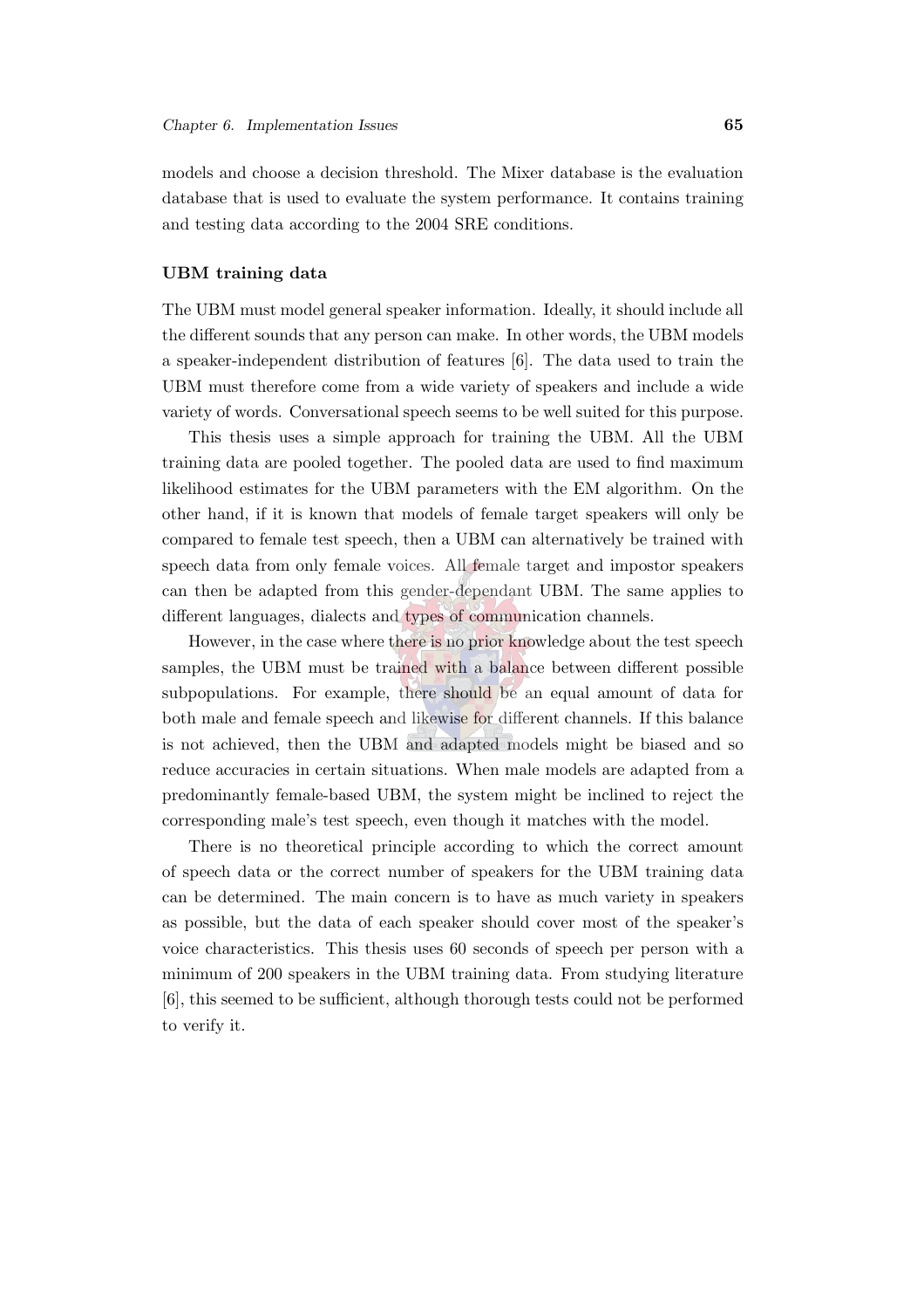models and choose a decision threshold. The Mixer database is the evaluation database that is used to evaluate the system performance. It contains training and testing data according to the 2004 SRE conditions.

### UBM training data

The UBM must model general speaker information. Ideally, it should include all the different sounds that any person can make. In other words, the UBM models a speaker-independent distribution of features [6]. The data used to train the UBM must therefore come from a wide variety of speakers and include a wide variety of words. Conversational speech seems to be well suited for this purpose.

This thesis uses a simple approach for training the UBM. All the UBM training data are pooled together. The pooled data are used to find maximum likelihood estimates for the UBM parameters with the EM algorithm. On the other hand, if it is known that models of female target speakers will only be compared to female test speech, then a UBM can alternatively be trained with speech data from only female voices. All female target and impostor speakers can then be adapted from this gender-dependant UBM. The same applies to different languages, dialects and types of communication channels.

However, in the case where there is no prior knowledge about the test speech samples, the UBM must be trained with a balance between different possible subpopulations. For example, there should be an equal amount of data for both male and female speech and likewise for different channels. If this balance is not achieved, then the UBM and adapted models might be biased and so reduce accuracies in certain situations. When male models are adapted from a predominantly female-based UBM, the system might be inclined to reject the corresponding male's test speech, even though it matches with the model.

There is no theoretical principle according to which the correct amount of speech data or the correct number of speakers for the UBM training data can be determined. The main concern is to have as much variety in speakers as possible, but the data of each speaker should cover most of the speaker's voice characteristics. This thesis uses 60 seconds of speech per person with a minimum of 200 speakers in the UBM training data. From studying literature [6], this seemed to be sufficient, although thorough tests could not be performed to verify it.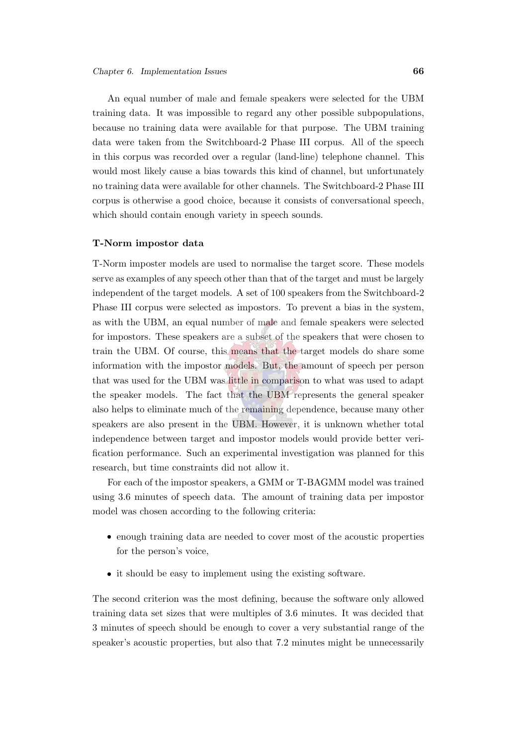An equal number of male and female speakers were selected for the UBM training data. It was impossible to regard any other possible subpopulations, because no training data were available for that purpose. The UBM training data were taken from the Switchboard-2 Phase III corpus. All of the speech in this corpus was recorded over a regular (land-line) telephone channel. This would most likely cause a bias towards this kind of channel, but unfortunately no training data were available for other channels. The Switchboard-2 Phase III corpus is otherwise a good choice, because it consists of conversational speech, which should contain enough variety in speech sounds.

#### T-Norm impostor data

T-Norm imposter models are used to normalise the target score. These models serve as examples of any speech other than that of the target and must be largely independent of the target models. A set of 100 speakers from the Switchboard-2 Phase III corpus were selected as impostors. To prevent a bias in the system, as with the UBM, an equal number of male and female speakers were selected for impostors. These speakers are a subset of the speakers that were chosen to train the UBM. Of course, this means that the target models do share some information with the impostor models. But, the amount of speech per person that was used for the UBM was little in comparison to what was used to adapt the speaker models. The fact that the UBM represents the general speaker also helps to eliminate much of the remaining dependence, because many other speakers are also present in the UBM. However, it is unknown whether total independence between target and impostor models would provide better verification performance. Such an experimental investigation was planned for this research, but time constraints did not allow it.

For each of the impostor speakers, a GMM or T-BAGMM model was trained using 3.6 minutes of speech data. The amount of training data per impostor model was chosen according to the following criteria:

- enough training data are needed to cover most of the acoustic properties for the person's voice,
- it should be easy to implement using the existing software.

The second criterion was the most defining, because the software only allowed training data set sizes that were multiples of 3.6 minutes. It was decided that 3 minutes of speech should be enough to cover a very substantial range of the speaker's acoustic properties, but also that 7.2 minutes might be unnecessarily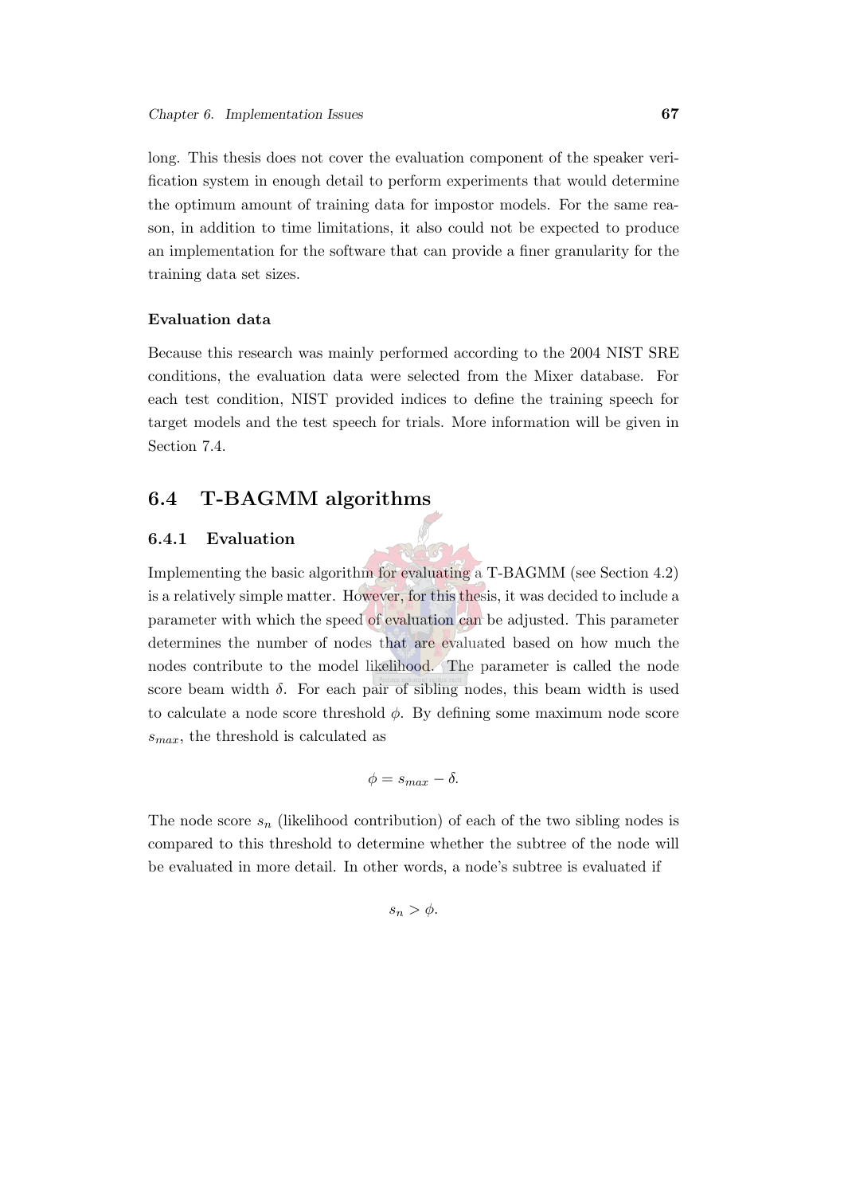long. This thesis does not cover the evaluation component of the speaker verification system in enough detail to perform experiments that would determine the optimum amount of training data for impostor models. For the same reason, in addition to time limitations, it also could not be expected to produce an implementation for the software that can provide a finer granularity for the training data set sizes.

#### Evaluation data

Because this research was mainly performed according to the 2004 NIST SRE conditions, the evaluation data were selected from the Mixer database. For each test condition, NIST provided indices to define the training speech for target models and the test speech for trials. More information will be given in Section 7.4.

## 6.4 T-BAGMM algorithms

### 6.4.1 Evaluation

Implementing the basic algorithm for evaluating a T-BAGMM (see Section 4.2) is a relatively simple matter. However, for this thesis, it was decided to include a parameter with which the speed of evaluation can be adjusted. This parameter determines the number of nodes that are evaluated based on how much the nodes contribute to the model likelihood. The parameter is called the node score beam width $\delta$. For each pair of sibling nodes, this beam width is used to calculate a node score threshold $\phi$. By defining some maximum node score $s_{max}$, the threshold is calculated as

$$\phi = s_{max} - \delta.$$

The node score $s_n$ (likelihood contribution) of each of the two sibling nodes is compared to this threshold to determine whether the subtree of the node will be evaluated in more detail. In other words, a node's subtree is evaluated if

$$s_n > \phi.$$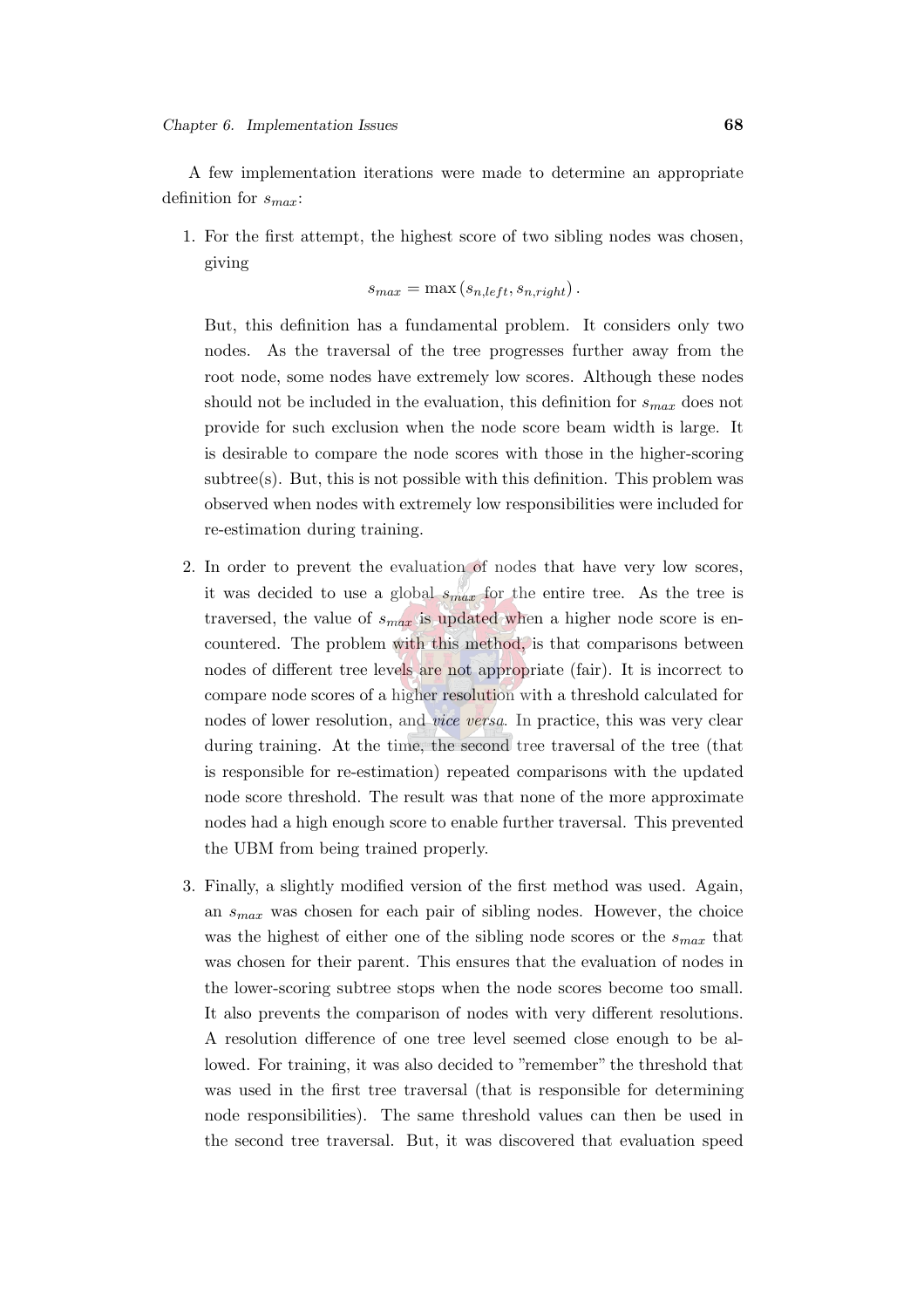A few implementation iterations were made to determine an appropriate definition for $s_{max}$:

1. For the first attempt, the highest score of two sibling nodes was chosen, giving

$$s_{max} = \max\left(s_{n,left}, s_{n,right}\right).$$

   But, this definition has a fundamental problem. It considers only two nodes. As the traversal of the tree progresses further away from the root node, some nodes have extremely low scores. Although these nodes should not be included in the evaluation, this definition for $s_{max}$ does not provide for such exclusion when the node score beam width is large. It is desirable to compare the node scores with those in the higher-scoring subtree(s). But, this is not possible with this definition. This problem was observed when nodes with extremely low responsibilities were included for re-estimation during training.

2. In order to prevent the evaluation of nodes that have very low scores, it was decided to use a global $s_{max}$ for the entire tree. As the tree is traversed, the value of $s_{max}$ is updated when a higher node score is encountered. The problem with this method, is that comparisons between nodes of different tree levels are not appropriate (fair). It is incorrect to compare node scores of a higher resolution with a threshold calculated for nodes of lower resolution, and *vice versa*. In practice, this was very clear during training. At the time, the second tree traversal of the tree (that is responsible for re-estimation) repeated comparisons with the updated node score threshold. The result was that none of the more approximate nodes had a high enough score to enable further traversal. This prevented the UBM from being trained properly.

3. Finally, a slightly modified version of the first method was used. Again, an $s_{max}$ was chosen for each pair of sibling nodes. However, the choice was the highest of either one of the sibling node scores or the $s_{max}$ that was chosen for their parent. This ensures that the evaluation of nodes in the lower-scoring subtree stops when the node scores become too small. It also prevents the comparison of nodes with very different resolutions. A resolution difference of one tree level seemed close enough to be allowed. For training, it was also decided to "remember" the threshold that was used in the first tree traversal (that is responsible for determining node responsibilities). The same threshold values can then be used in the second tree traversal. But, it was discovered that evaluation speed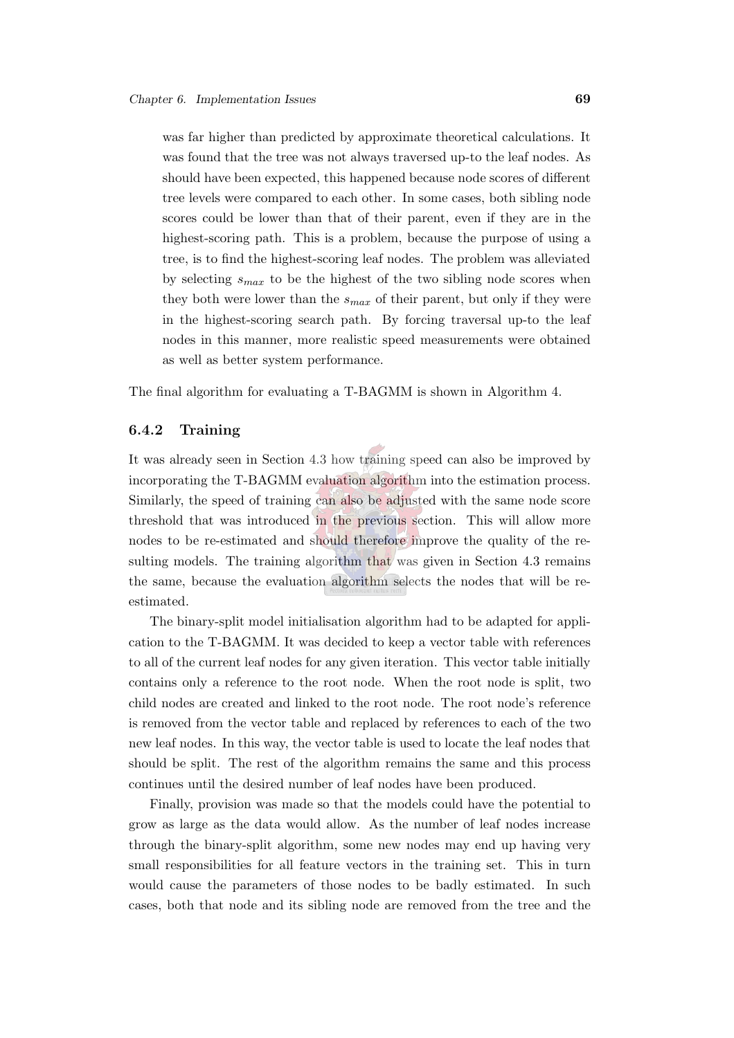was far higher than predicted by approximate theoretical calculations. It was found that the tree was not always traversed up-to the leaf nodes. As should have been expected, this happened because node scores of different tree levels were compared to each other. In some cases, both sibling node scores could be lower than that of their parent, even if they are in the highest-scoring path. This is a problem, because the purpose of using a tree, is to find the highest-scoring leaf nodes. The problem was alleviated by selecting $s_{max}$ to be the highest of the two sibling node scores when they both were lower than the $s_{max}$ of their parent, but only if they were in the highest-scoring search path. By forcing traversal up-to the leaf nodes in this manner, more realistic speed measurements were obtained as well as better system performance.

The final algorithm for evaluating a T-BAGMM is shown in Algorithm 4.

### 6.4.2 Training

It was already seen in Section 4.3 how training speed can also be improved by incorporating the T-BAGMM evaluation algorithm into the estimation process. Similarly, the speed of training can also be adjusted with the same node score threshold that was introduced in the previous section. This will allow more nodes to be re-estimated and should therefore improve the quality of the resulting models. The training algorithm that was given in Section 4.3 remains the same, because the evaluation algorithm selects the nodes that will be re-estimated.

The binary-split model initialisation algorithm had to be adapted for application to the T-BAGMM. It was decided to keep a vector table with references to all of the current leaf nodes for any given iteration. This vector table initially contains only a reference to the root node. When the root node is split, two child nodes are created and linked to the root node. The root node's reference is removed from the vector table and replaced by references to each of the two new leaf nodes. In this way, the vector table is used to locate the leaf nodes that should be split. The rest of the algorithm remains the same and this process continues until the desired number of leaf nodes have been produced.

Finally, provision was made so that the models could have the potential to grow as large as the data would allow. As the number of leaf nodes increase through the binary-split algorithm, some new nodes may end up having very small responsibilities for all feature vectors in the training set. This in turn would cause the parameters of those nodes to be badly estimated. In such cases, both that node and its sibling node are removed from the tree and the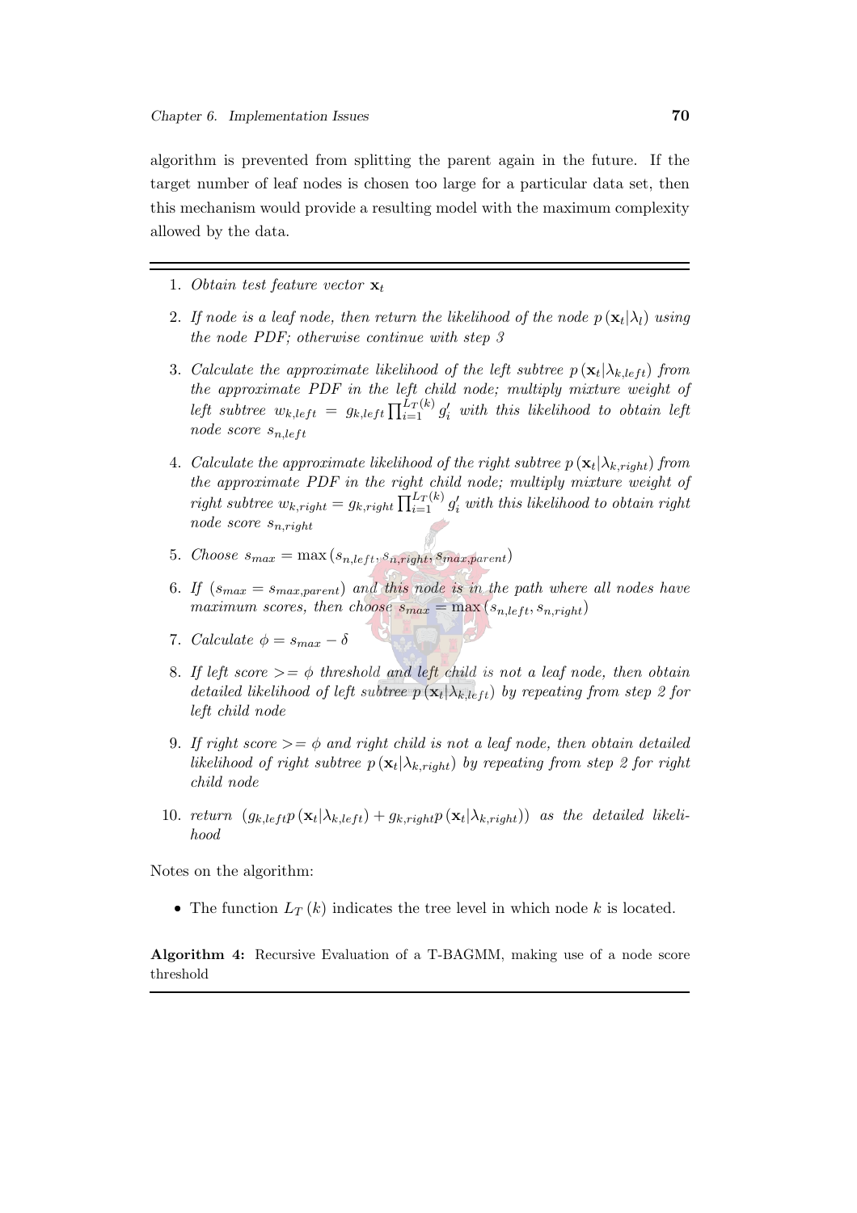algorithm is prevented from splitting the parent again in the future. If the target number of leaf nodes is chosen too large for a particular data set, then this mechanism would provide a resulting model with the maximum complexity allowed by the data.

---

1. *Obtain test feature vector* $\mathbf{x}_t$
2. *If node is a leaf node, then return the likelihood of the node* $p(\mathbf{x}_t|\lambda_l)$ *using the node PDF; otherwise continue with step 3*
3. *Calculate the approximate likelihood of the left subtree* $p(\mathbf{x}_t|\lambda_{k,left})$ *from the approximate PDF in the left child node; multiply mixture weight of left subtree* $w_{k,left} = g_{k,left} \prod_{i=1}^{L_T(k)} g'_i$ *with this likelihood to obtain left node score* $s_{n,left}$
4. *Calculate the approximate likelihood of the right subtree* $p(\mathbf{x}_t|\lambda_{k,right})$ *from the approximate PDF in the right child node; multiply mixture weight of right subtree* $w_{k,right} = g_{k,right} \prod_{i=1}^{L_T(k)} g'_i$ *with this likelihood to obtain right node score* $s_{n,right}$
5. *Choose* $s_{max} = \max(s_{n,left}, s_{n,right}, s_{max,parent})$
6. *If* $(s_{max} = s_{max,parent})$ *and this node is in the path where all nodes have maximum scores, then choose* $s_{max} = \max(s_{n,left}, s_{n,right})$
7. *Calculate* $\phi = s_{max} - \delta$
8. *If left score* $>= \phi$ *threshold and left child is not a leaf node, then obtain detailed likelihood of left subtree* $p(\mathbf{x}_t|\lambda_{k,left})$ *by repeating from step 2 for left child node*
9. *If right score* $>= \phi$ *and right child is not a leaf node, then obtain detailed likelihood of right subtree* $p(\mathbf{x}_t|\lambda_{k,right})$ *by repeating from step 2 for right child node*
10. *return* $(g_{k,left}p(\mathbf{x}_t|\lambda_{k,left}) + g_{k,right}p(\mathbf{x}_t|\lambda_{k,right}))$ *as the detailed likelihood*

Notes on the algorithm:

- The function $L_T(k)$ indicates the tree level in which node $k$ is located.

**Algorithm 4:** Recursive Evaluation of a T-BAGMM, making use of a node score threshold

---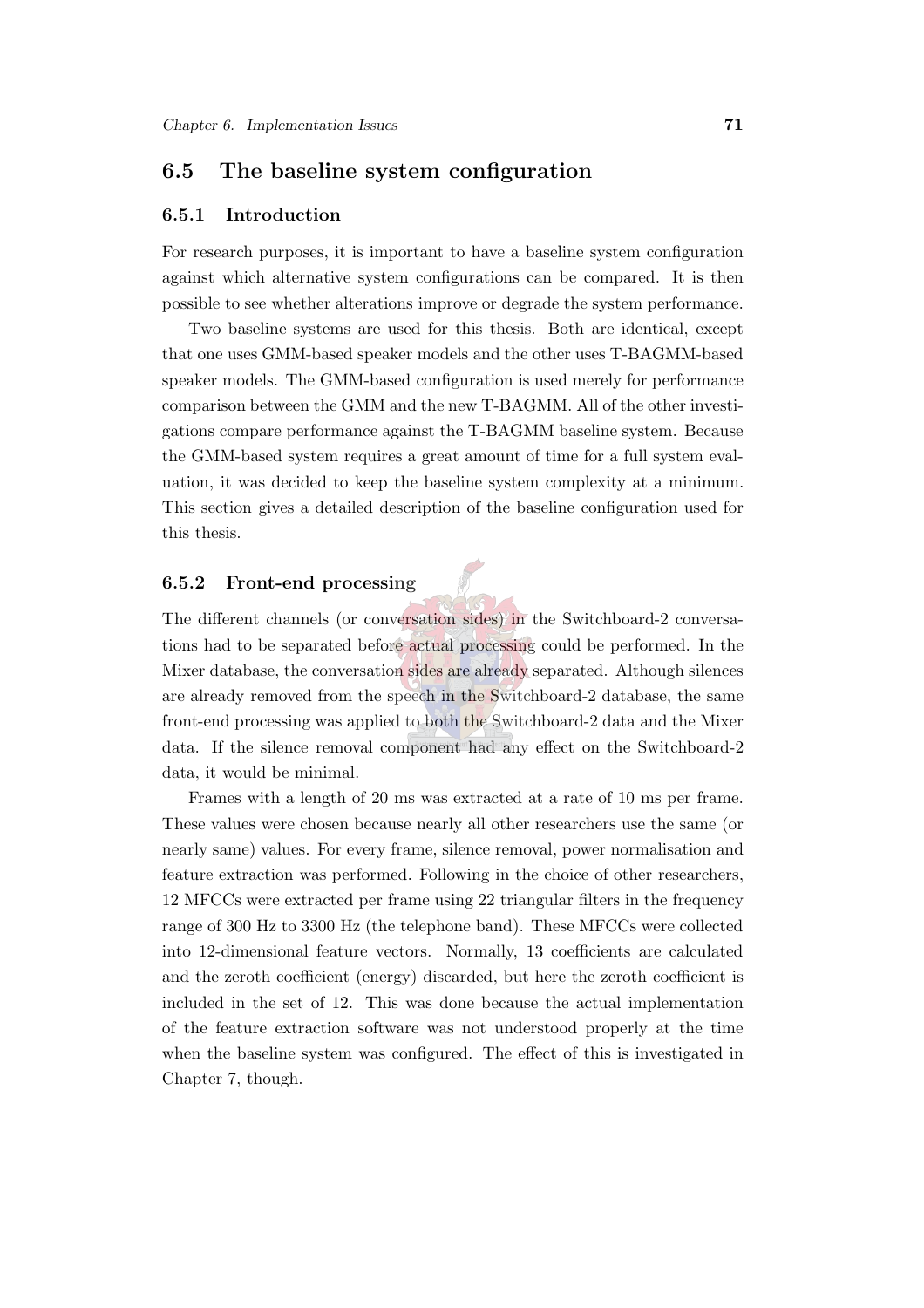## 6.5 The baseline system configuration

### 6.5.1 Introduction

For research purposes, it is important to have a baseline system configuration against which alternative system configurations can be compared. It is then possible to see whether alterations improve or degrade the system performance.

Two baseline systems are used for this thesis. Both are identical, except that one uses GMM-based speaker models and the other uses T-BAGMM-based speaker models. The GMM-based configuration is used merely for performance comparison between the GMM and the new T-BAGMM. All of the other investigations compare performance against the T-BAGMM baseline system. Because the GMM-based system requires a great amount of time for a full system evaluation, it was decided to keep the baseline system complexity at a minimum. This section gives a detailed description of the baseline configuration used for this thesis.

### 6.5.2 Front-end processing

The different channels (or conversation sides) in the Switchboard-2 conversations had to be separated before actual processing could be performed. In the Mixer database, the conversation sides are already separated. Although silences are already removed from the speech in the Switchboard-2 database, the same front-end processing was applied to both the Switchboard-2 data and the Mixer data. If the silence removal component had any effect on the Switchboard-2 data, it would be minimal.

Frames with a length of 20 ms was extracted at a rate of 10 ms per frame. These values were chosen because nearly all other researchers use the same (or nearly same) values. For every frame, silence removal, power normalisation and feature extraction was performed. Following in the choice of other researchers, 12 MFCCs were extracted per frame using 22 triangular filters in the frequency range of 300 Hz to 3300 Hz (the telephone band). These MFCCs were collected into 12-dimensional feature vectors. Normally, 13 coefficients are calculated and the zeroth coefficient (energy) discarded, but here the zeroth coefficient is included in the set of 12. This was done because the actual implementation of the feature extraction software was not understood properly at the time when the baseline system was configured. The effect of this is investigated in Chapter 7, though.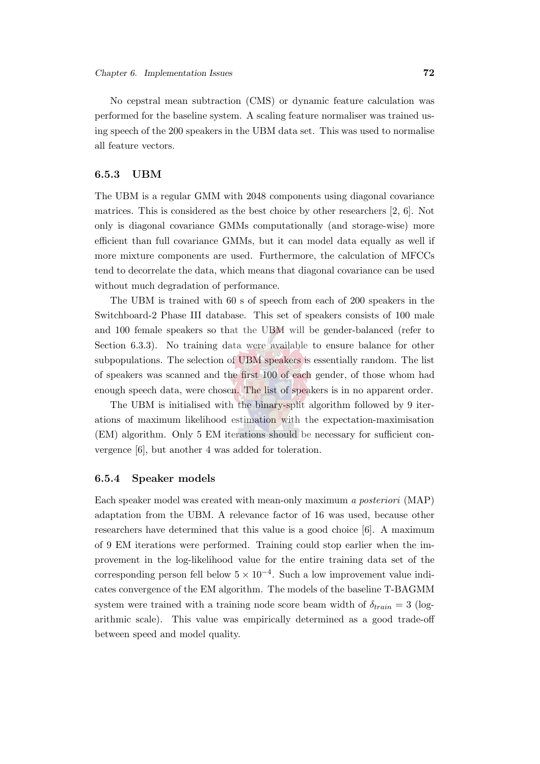No cepstral mean subtraction (CMS) or dynamic feature calculation was performed for the baseline system. A scaling feature normaliser was trained using speech of the 200 speakers in the UBM data set. This was used to normalise all feature vectors.

### 6.5.3 UBM

The UBM is a regular GMM with 2048 components using diagonal covariance matrices. This is considered as the best choice by other researchers [2, 6]. Not only is diagonal covariance GMMs computationally (and storage-wise) more efficient than full covariance GMMs, but it can model data equally as well if more mixture components are used. Furthermore, the calculation of MFCCs tend to decorrelate the data, which means that diagonal covariance can be used without much degradation of performance.

The UBM is trained with 60 s of speech from each of 200 speakers in the Switchboard-2 Phase III database. This set of speakers consists of 100 male and 100 female speakers so that the UBM will be gender-balanced (refer to Section 6.3.3). No training data were available to ensure balance for other subpopulations. The selection of UBM speakers is essentially random. The list of speakers was scanned and the first 100 of each gender, of those whom had enough speech data, were chosen. The list of speakers is in no apparent order.

The UBM is initialised with the binary-split algorithm followed by 9 iterations of maximum likelihood estimation with the expectation-maximisation (EM) algorithm. Only 5 EM iterations should be necessary for sufficient convergence [6], but another 4 was added for toleration.

### 6.5.4 Speaker models

Each speaker model was created with mean-only maximum *a posteriori* (MAP) adaptation from the UBM. A relevance factor of 16 was used, because other researchers have determined that this value is a good choice [6]. A maximum of 9 EM iterations were performed. Training could stop earlier when the improvement in the log-likelihood value for the entire training data set of the corresponding person fell below $5 \times 10^{-4}$. Such a low improvement value indicates convergence of the EM algorithm. The models of the baseline T-BAGMM system were trained with a training node score beam width of $\delta_{train} = 3$ (logarithmic scale). This value was empirically determined as a good trade-off between speed and model quality.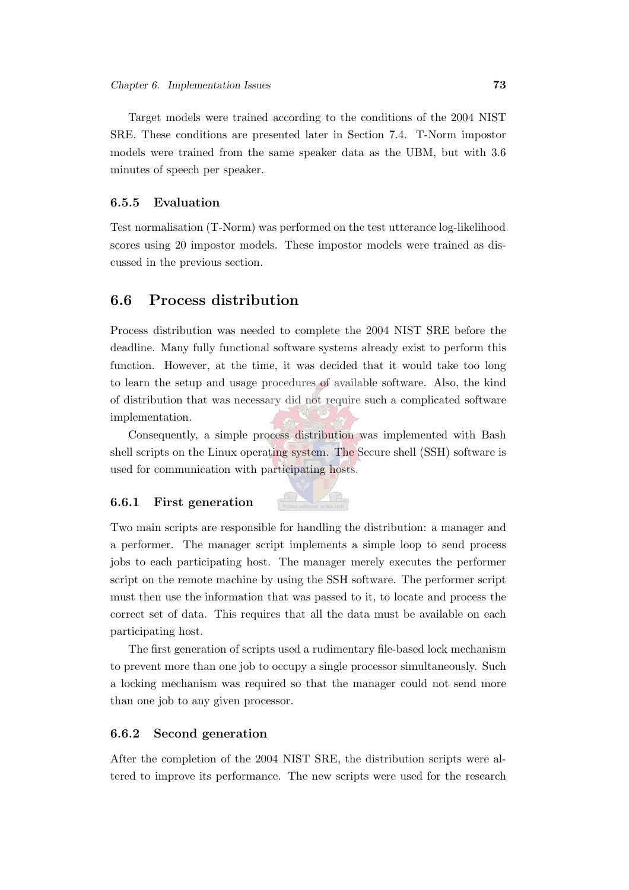Target models were trained according to the conditions of the 2004 NIST SRE. These conditions are presented later in Section 7.4. T-Norm impostor models were trained from the same speaker data as the UBM, but with 3.6 minutes of speech per speaker.

### 6.5.5 Evaluation

Test normalisation (T-Norm) was performed on the test utterance log-likelihood scores using 20 impostor models. These impostor models were trained as discussed in the previous section.

## 6.6 Process distribution

Process distribution was needed to complete the 2004 NIST SRE before the deadline. Many fully functional software systems already exist to perform this function. However, at the time, it was decided that it would take too long to learn the setup and usage procedures of available software. Also, the kind of distribution that was necessary did not require such a complicated software implementation.

Consequently, a simple process distribution was implemented with Bash shell scripts on the Linux operating system. The Secure shell (SSH) software is used for communication with participating hosts.

### 6.6.1 First generation

Two main scripts are responsible for handling the distribution: a manager and a performer. The manager script implements a simple loop to send process jobs to each participating host. The manager merely executes the performer script on the remote machine by using the SSH software. The performer script must then use the information that was passed to it, to locate and process the correct set of data. This requires that all the data must be available on each participating host.

The first generation of scripts used a rudimentary file-based lock mechanism to prevent more than one job to occupy a single processor simultaneously. Such a locking mechanism was required so that the manager could not send more than one job to any given processor.

### 6.6.2 Second generation

After the completion of the 2004 NIST SRE, the distribution scripts were altered to improve its performance. The new scripts were used for the research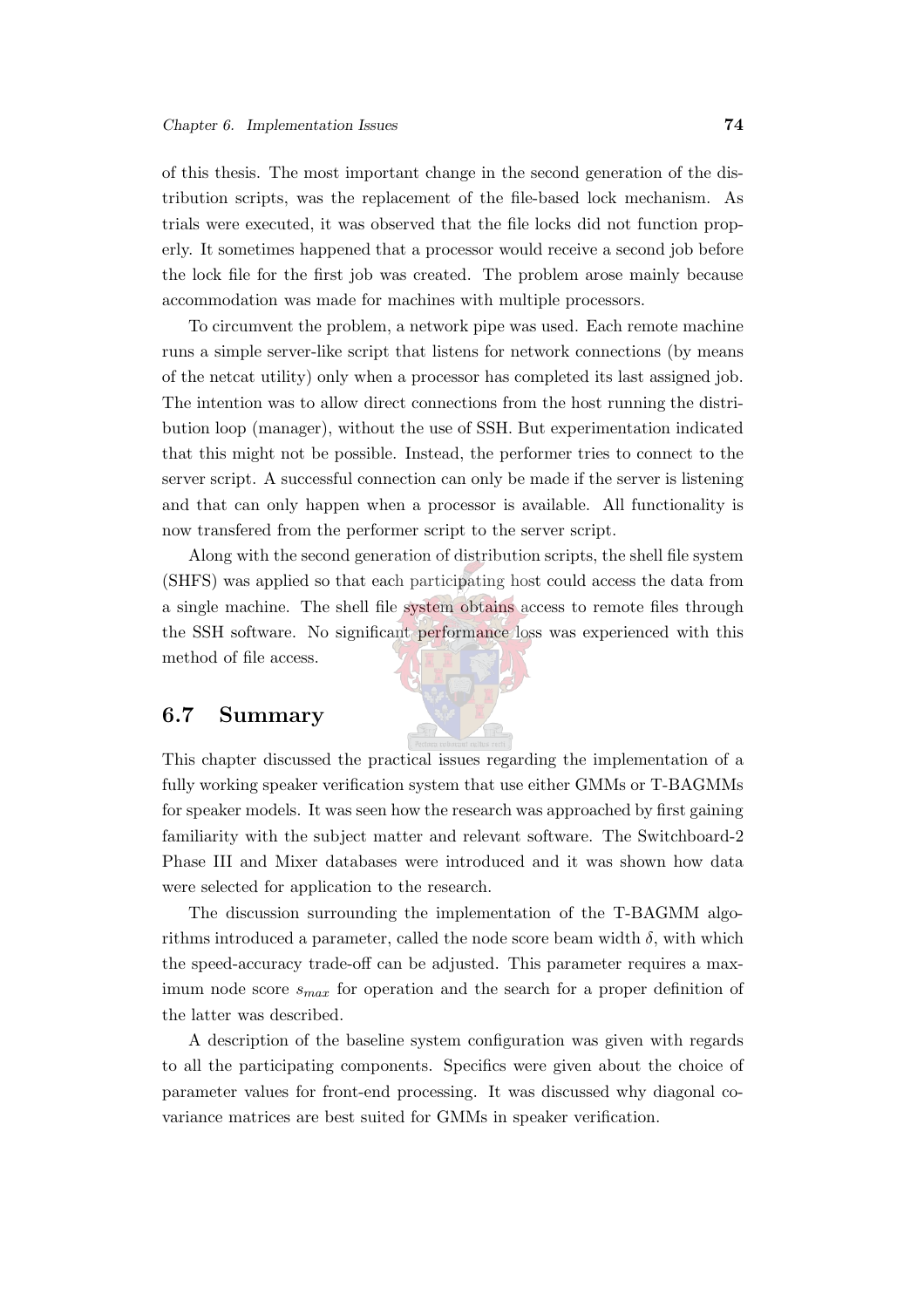of this thesis. The most important change in the second generation of the distribution scripts, was the replacement of the file-based lock mechanism. As trials were executed, it was observed that the file locks did not function properly. It sometimes happened that a processor would receive a second job before the lock file for the first job was created. The problem arose mainly because accommodation was made for machines with multiple processors.

To circumvent the problem, a network pipe was used. Each remote machine runs a simple server-like script that listens for network connections (by means of the netcat utility) only when a processor has completed its last assigned job. The intention was to allow direct connections from the host running the distribution loop (manager), without the use of SSH. But experimentation indicated that this might not be possible. Instead, the performer tries to connect to the server script. A successful connection can only be made if the server is listening and that can only happen when a processor is available. All functionality is now transfered from the performer script to the server script.

Along with the second generation of distribution scripts, the shell file system (SHFS) was applied so that each participating host could access the data from a single machine. The shell file system obtains access to remote files through the SSH software. No significant performance loss was experienced with this method of file access.

## 6.7 Summary

This chapter discussed the practical issues regarding the implementation of a fully working speaker verification system that use either GMMs or T-BAGMMs for speaker models. It was seen how the research was approached by first gaining familiarity with the subject matter and relevant software. The Switchboard-2 Phase III and Mixer databases were introduced and it was shown how data were selected for application to the research.

The discussion surrounding the implementation of the T-BAGMM algorithms introduced a parameter, called the node score beam width $\delta$, with which the speed-accuracy trade-off can be adjusted. This parameter requires a maximum node score $s_{max}$ for operation and the search for a proper definition of the latter was described.

A description of the baseline system configuration was given with regards to all the participating components. Specifics were given about the choice of parameter values for front-end processing. It was discussed why diagonal covariance matrices are best suited for GMMs in speaker verification.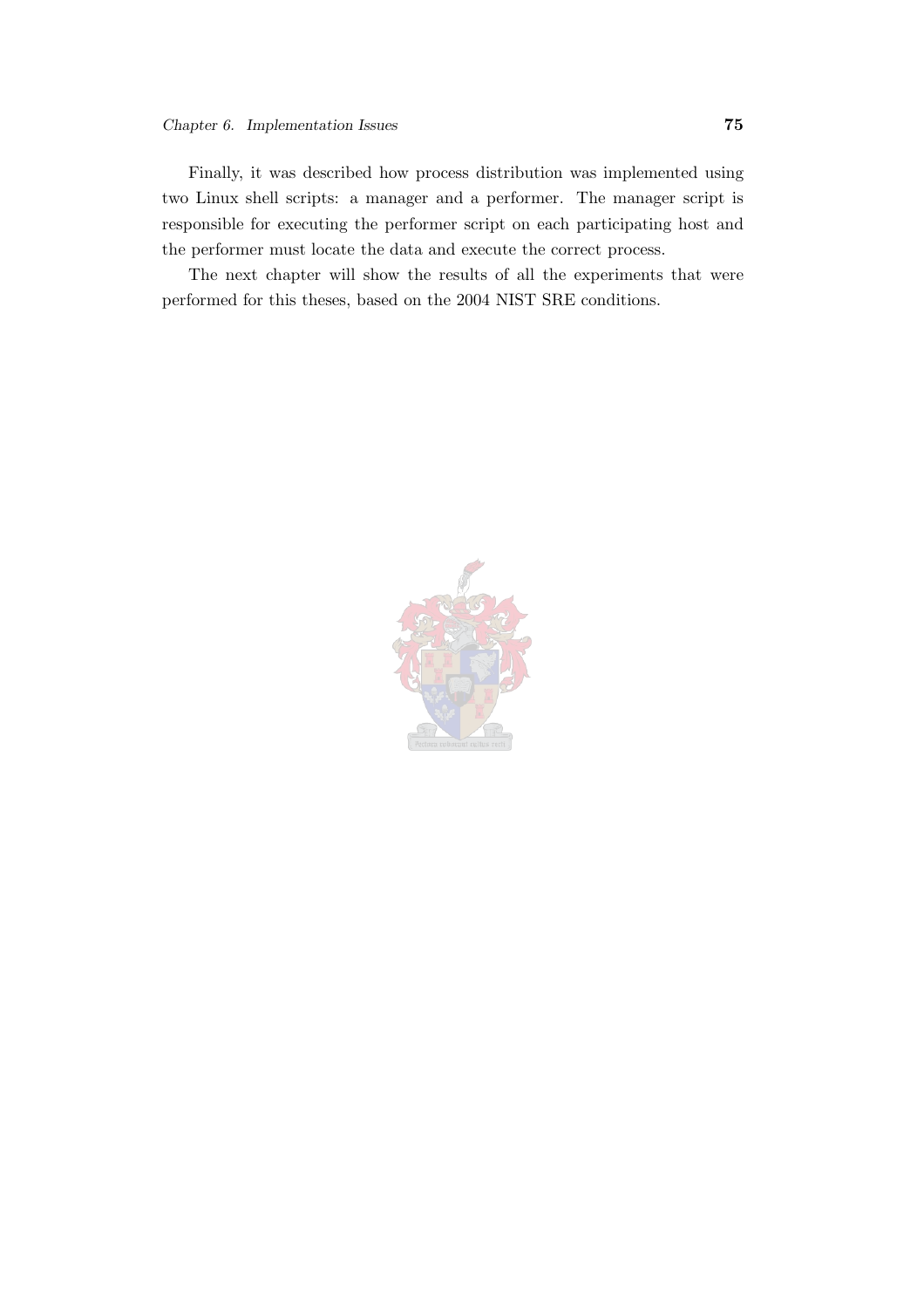Finally, it was described how process distribution was implemented using two Linux shell scripts: a manager and a performer. The manager script is responsible for executing the performer script on each participating host and the performer must locate the data and execute the correct process.

The next chapter will show the results of all the experiments that were performed for this theses, based on the 2004 NIST SRE conditions.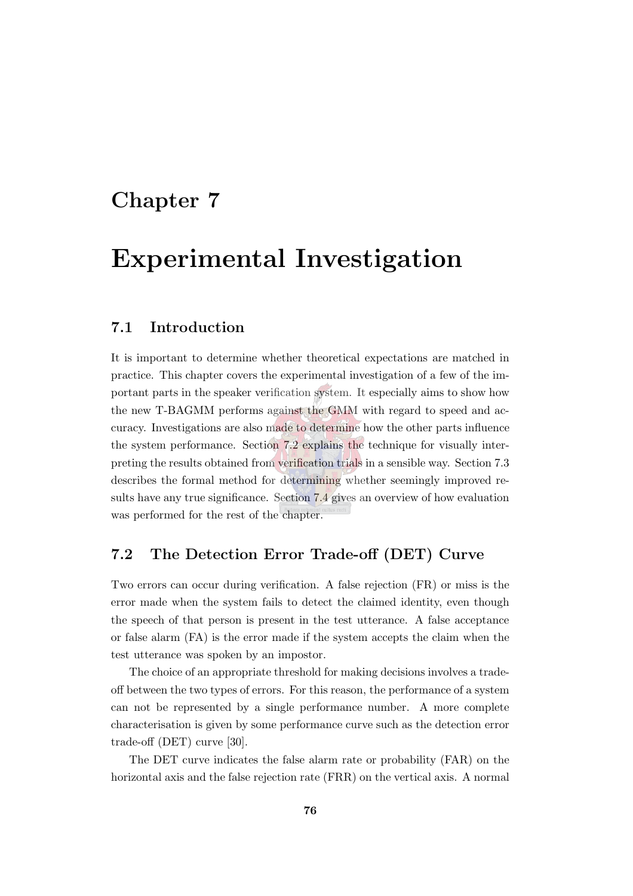# Chapter 7

# Experimental Investigation

## 7.1 Introduction

It is important to determine whether theoretical expectations are matched in practice. This chapter covers the experimental investigation of a few of the important parts in the speaker verification system. It especially aims to show how the new T-BAGMM performs against the GMM with regard to speed and accuracy. Investigations are also made to determine how the other parts influence the system performance. Section 7.2 explains the technique for visually interpreting the results obtained from verification trials in a sensible way. Section 7.3 describes the formal method for determining whether seemingly improved results have any true significance. Section 7.4 gives an overview of how evaluation was performed for the rest of the chapter.

## 7.2 The Detection Error Trade-off (DET) Curve

Two errors can occur during verification. A false rejection (FR) or miss is the error made when the system fails to detect the claimed identity, even though the speech of that person is present in the test utterance. A false acceptance or false alarm (FA) is the error made if the system accepts the claim when the test utterance was spoken by an impostor.

The choice of an appropriate threshold for making decisions involves a trade-off between the two types of errors. For this reason, the performance of a system can not be represented by a single performance number. A more complete characterisation is given by some performance curve such as the detection error trade-off (DET) curve [30].

The DET curve indicates the false alarm rate or probability (FAR) on the horizontal axis and the false rejection rate (FRR) on the vertical axis. A normal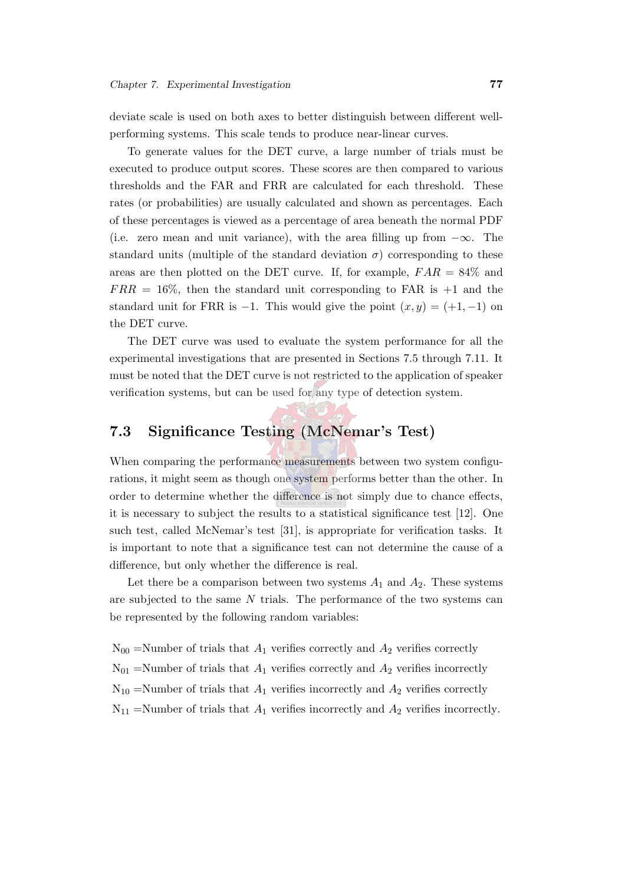deviate scale is used on both axes to better distinguish between different well-performing systems. This scale tends to produce near-linear curves.

To generate values for the DET curve, a large number of trials must be executed to produce output scores. These scores are then compared to various thresholds and the FAR and FRR are calculated for each threshold. These rates (or probabilities) are usually calculated and shown as percentages. Each of these percentages is viewed as a percentage of area beneath the normal PDF (i.e. zero mean and unit variance), with the area filling up from $-\infty$. The standard units (multiple of the standard deviation $\sigma$) corresponding to these areas are then plotted on the DET curve. If, for example, $FAR = 84\%$ and $FRR = 16\%$, then the standard unit corresponding to FAR is $+1$ and the standard unit for FRR is $-1$. This would give the point $(x, y) = (+1, -1)$ on the DET curve.

The DET curve was used to evaluate the system performance for all the experimental investigations that are presented in Sections 7.5 through 7.11. It must be noted that the DET curve is not restricted to the application of speaker verification systems, but can be used for any type of detection system.

## 7.3 Significance Testing (McNemar's Test)

When comparing the performance measurements between two system configurations, it might seem as though one system performs better than the other. In order to determine whether the difference is not simply due to chance effects, it is necessary to subject the results to a statistical significance test [12]. One such test, called McNemar's test [31], is appropriate for verification tasks. It is important to note that a significance test can not determine the cause of a difference, but only whether the difference is real.

Let there be a comparison between two systems $A_1$ and $A_2$. These systems are subjected to the same $N$ trials. The performance of the two systems can be represented by the following random variables:

$N_{00}$ =Number of trials that $A_1$ verifies correctly and $A_2$ verifies correctly
$N_{01}$ =Number of trials that $A_1$ verifies correctly and $A_2$ verifies incorrectly
$N_{10}$ =Number of trials that $A_1$ verifies incorrectly and $A_2$ verifies correctly
$N_{11}$ =Number of trials that $A_1$ verifies incorrectly and $A_2$ verifies incorrectly.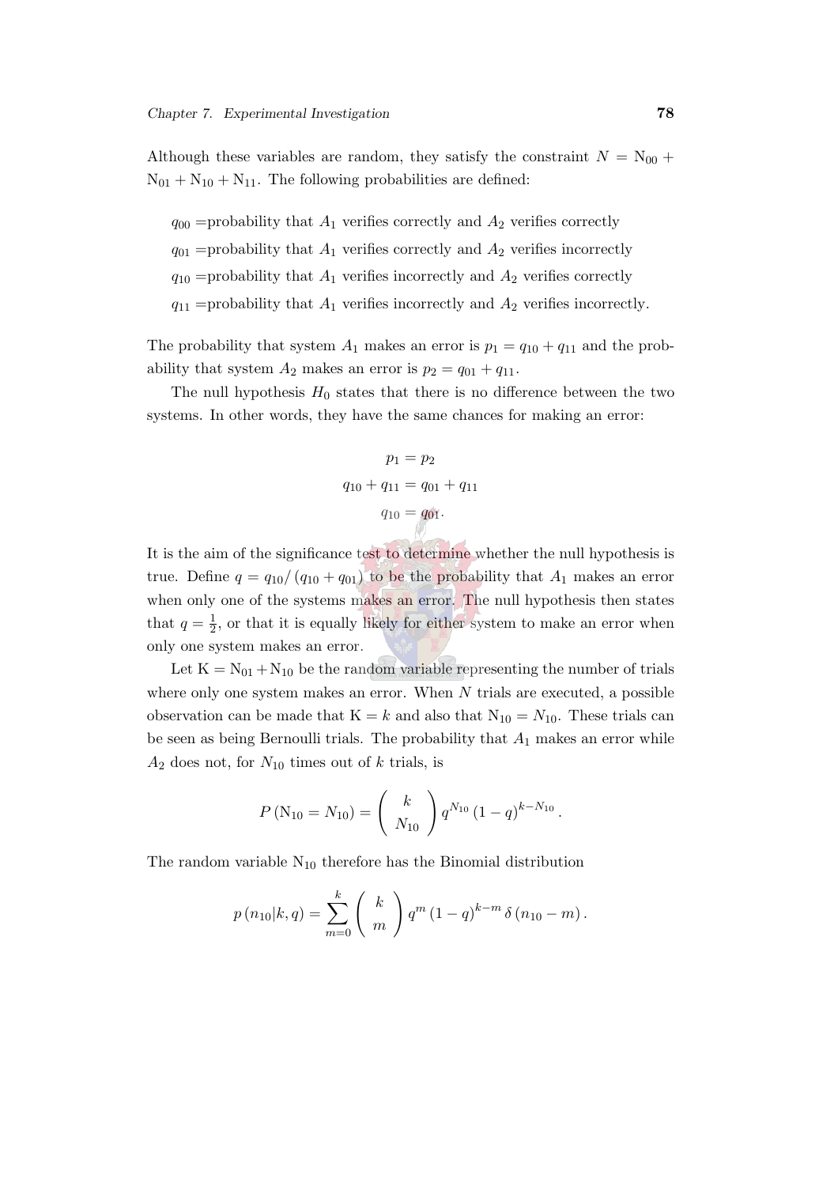Although these variables are random, they satisfy the constraint $N = \mathrm{N}_{00} + \mathrm{N}_{01} + \mathrm{N}_{10} + \mathrm{N}_{11}$. The following probabilities are defined:

$q_{00}$ =probability that $A_1$ verifies correctly and $A_2$ verifies correctly

$q_{01}$ =probability that $A_1$ verifies correctly and $A_2$ verifies incorrectly

$q_{10}$ =probability that $A_1$ verifies incorrectly and $A_2$ verifies correctly

$q_{11}$ =probability that $A_1$ verifies incorrectly and $A_2$ verifies incorrectly.

The probability that system $A_1$ makes an error is $p_1 = q_{10} + q_{11}$ and the probability that system $A_2$ makes an error is $p_2 = q_{01} + q_{11}$.

The null hypothesis $H_0$ states that there is no difference between the two systems. In other words, they have the same chances for making an error:

$$
\begin{aligned}
p_1 &= p_2 \\
q_{10} + q_{11} &= q_{01} + q_{11} \\
q_{10} &= q_{01}.
\end{aligned}
$$

It is the aim of the significance test to determine whether the null hypothesis is true. Define $q = q_{10} / (q_{10} + q_{01})$ to be the probability that $A_1$ makes an error when only one of the systems makes an error. The null hypothesis then states that $q = \frac{1}{2}$, or that it is equally likely for either system to make an error when only one system makes an error.

Let $\mathrm{K} = \mathrm{N}_{01} + \mathrm{N}_{10}$ be the random variable representing the number of trials where only one system makes an error. When $N$ trials are executed, a possible observation can be made that $\mathrm{K} = k$ and also that $\mathrm{N}_{10} = N_{10}$. These trials can be seen as being Bernoulli trials. The probability that $A_1$ makes an error while $A_2$ does not, for $N_{10}$ times out of $k$ trials, is

$$
P\left(\mathrm{N}_{10} = N_{10}\right) = \binom{k}{N_{10}} q^{N_{10}} \left(1 - q\right)^{k - N_{10}}.
$$

The random variable $\mathrm{N}_{10}$ therefore has the Binomial distribution

$$
p\left(n_{10} | k, q\right) = \sum_{m=0}^{k} \binom{k}{m} q^{m} \left(1 - q\right)^{k-m} \delta\left(n_{10} - m\right).
$$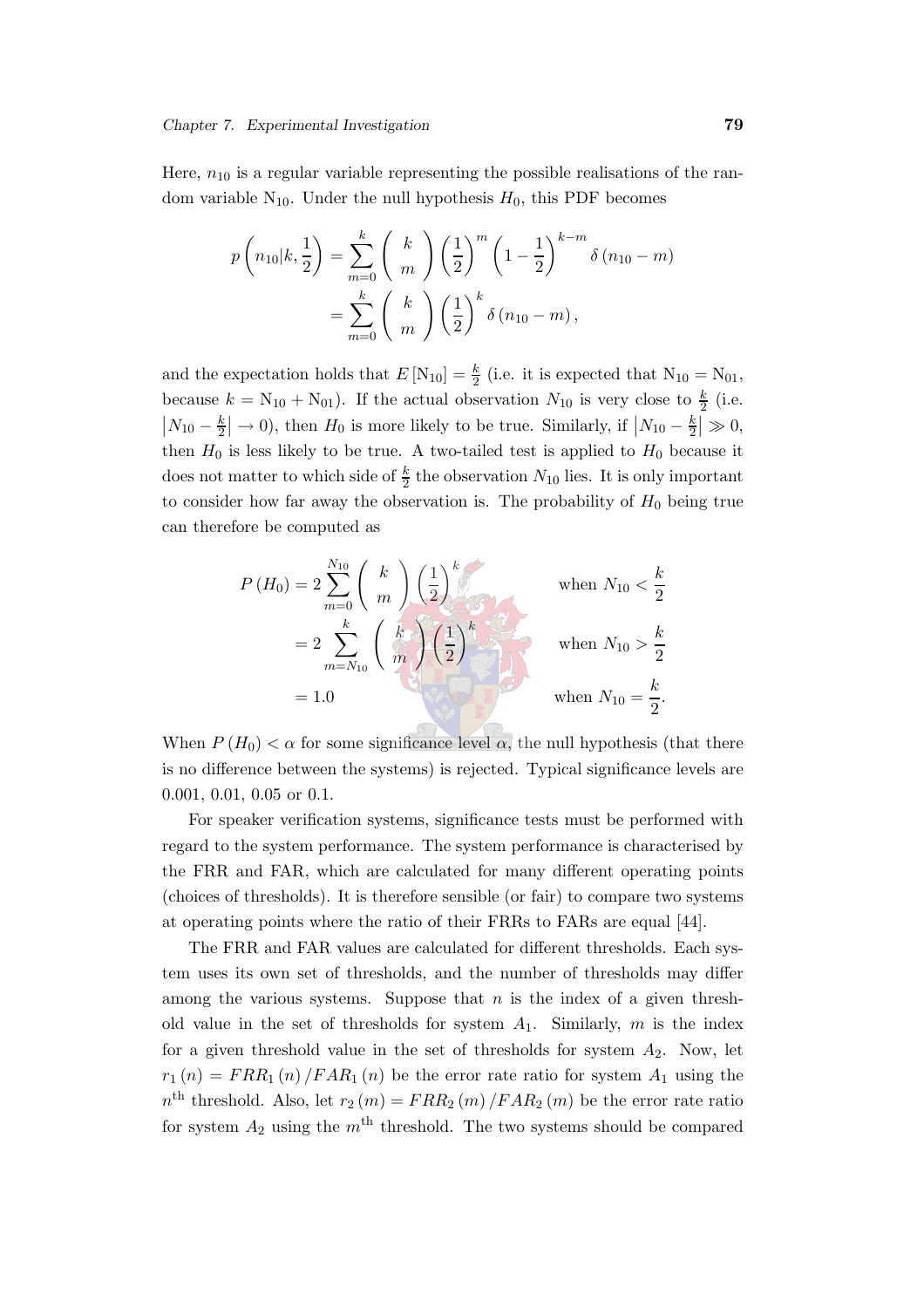Here, $n_{10}$ is a regular variable representing the possible realisations of the random variable $\mathrm{N}_{10}$. Under the null hypothesis $H_0$, this PDF becomes

$$
\begin{aligned}
p\left(n_{10}|k, \frac{1}{2}\right) &= \sum_{m=0}^{k} \binom{k}{m} \left(\frac{1}{2}\right)^{m} \left(1 - \frac{1}{2}\right)^{k-m} \delta\left(n_{10} - m\right) \\
&= \sum_{m=0}^{k} \binom{k}{m} \left(\frac{1}{2}\right)^{k} \delta\left(n_{10} - m\right),
\end{aligned}
$$

and the expectation holds that $E\left[\mathrm{N}_{10}\right] = \frac{k}{2}$ (i.e. it is expected that $\mathrm{N}_{10} = \mathrm{N}_{01}$, because $k = \mathrm{N}_{10} + \mathrm{N}_{01}$). If the actual observation $N_{10}$ is very close to $\frac{k}{2}$ (i.e. $\left|N_{10} - \frac{k}{2}\right| \to 0$), then $H_0$ is more likely to be true. Similarly, if $\left|N_{10} - \frac{k}{2}\right| \gg 0$, then $H_0$ is less likely to be true. A two-tailed test is applied to $H_0$ because it does not matter to which side of $\frac{k}{2}$ the observation $N_{10}$ lies. It is only important to consider how far away the observation is. The probability of $H_0$ being true can therefore be computed as

$$
\begin{aligned}
P\left(H_0\right) &= 2 \sum_{m=0}^{N_{10}} \binom{k}{m} \left(\frac{1}{2}\right)^{k} && \text{when } N_{10} < \frac{k}{2} \\
&= 2 \sum_{m=N_{10}}^{k} \binom{k}{m} \left(\frac{1}{2}\right)^{k} && \text{when } N_{10} > \frac{k}{2} \\
&= 1.0 && \text{when } N_{10} = \frac{k}{2}.
\end{aligned}
$$

When $P\left(H_0\right) < \alpha$ for some significance level $\alpha$, the null hypothesis (that there is no difference between the systems) is rejected. Typical significance levels are 0.001, 0.01, 0.05 or 0.1.

For speaker verification systems, significance tests must be performed with regard to the system performance. The system performance is characterised by the FRR and FAR, which are calculated for many different operating points (choices of thresholds). It is therefore sensible (or fair) to compare two systems at operating points where the ratio of their FRRs to FARs are equal [44].

The FRR and FAR values are calculated for different thresholds. Each system uses its own set of thresholds, and the number of thresholds may differ among the various systems. Suppose that $n$ is the index of a given threshold value in the set of thresholds for system $A_1$. Similarly, $m$ is the index for a given threshold value in the set of thresholds for system $A_2$. Now, let $r_1(n) = FRR_1(n)/FAR_1(n)$ be the error rate ratio for system $A_1$ using the $n^{\text{th}}$ threshold. Also, let $r_2(m) = FRR_2(m)/FAR_2(m)$ be the error rate ratio for system $A_2$ using the $m^{\text{th}}$ threshold. The two systems should be compared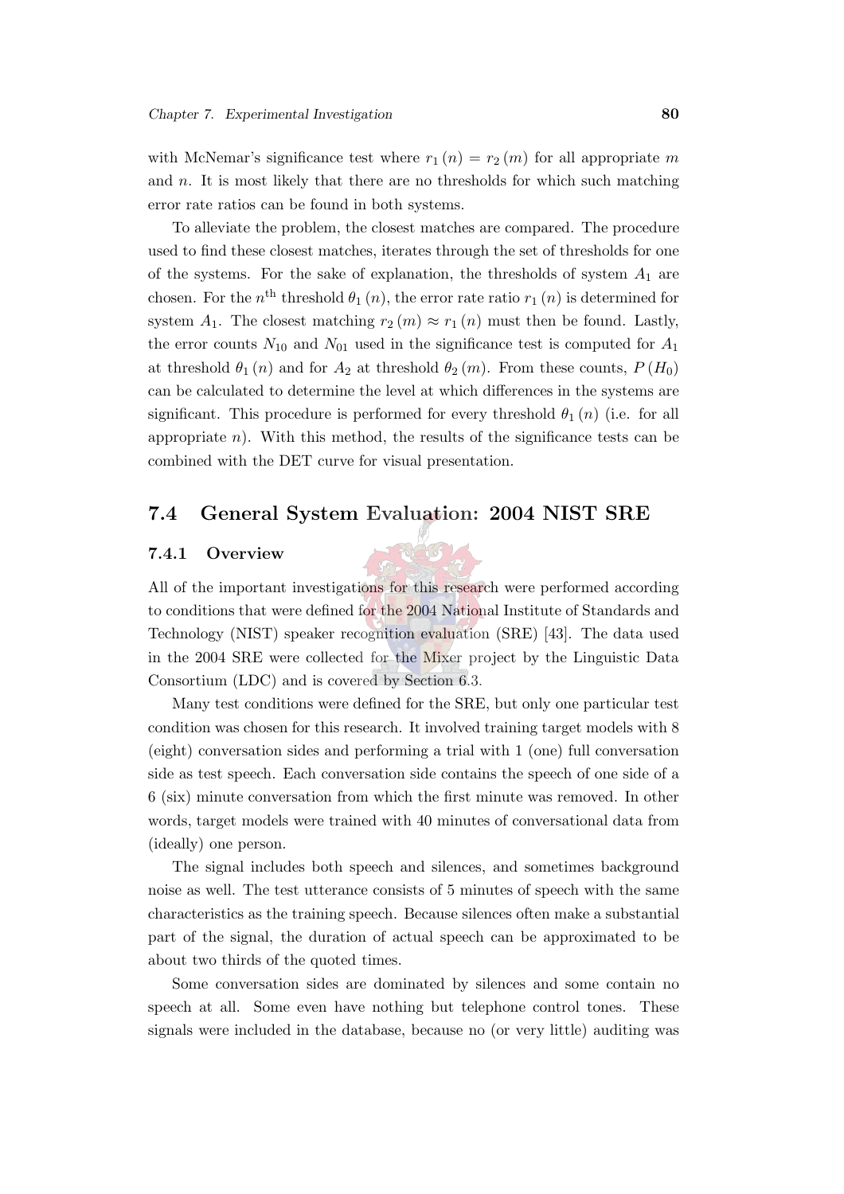with McNemar's significance test where $r_1(n) = r_2(m)$ for all appropriate $m$ and $n$. It is most likely that there are no thresholds for which such matching error rate ratios can be found in both systems.

To alleviate the problem, the closest matches are compared. The procedure used to find these closest matches, iterates through the set of thresholds for one of the systems. For the sake of explanation, the thresholds of system $A_1$ are chosen. For the $n^{\text{th}}$ threshold $\theta_1(n)$, the error rate ratio $r_1(n)$ is determined for system $A_1$. The closest matching $r_2(m) \approx r_1(n)$ must then be found. Lastly, the error counts $N_{10}$ and $N_{01}$ used in the significance test is computed for $A_1$ at threshold $\theta_1(n)$ and for $A_2$ at threshold $\theta_2(m)$. From these counts, $P(H_0)$ can be calculated to determine the level at which differences in the systems are significant. This procedure is performed for every threshold $\theta_1(n)$ (i.e. for all appropriate $n$). With this method, the results of the significance tests can be combined with the DET curve for visual presentation.

## 7.4 General System Evaluation: 2004 NIST SRE

### 7.4.1 Overview

All of the important investigations for this research were performed according to conditions that were defined for the 2004 National Institute of Standards and Technology (NIST) speaker recognition evaluation (SRE) [43]. The data used in the 2004 SRE were collected for the Mixer project by the Linguistic Data Consortium (LDC) and is covered by Section 6.3.

Many test conditions were defined for the SRE, but only one particular test condition was chosen for this research. It involved training target models with 8 (eight) conversation sides and performing a trial with 1 (one) full conversation side as test speech. Each conversation side contains the speech of one side of a 6 (six) minute conversation from which the first minute was removed. In other words, target models were trained with 40 minutes of conversational data from (ideally) one person.

The signal includes both speech and silences, and sometimes background noise as well. The test utterance consists of 5 minutes of speech with the same characteristics as the training speech. Because silences often make a substantial part of the signal, the duration of actual speech can be approximated to be about two thirds of the quoted times.

Some conversation sides are dominated by silences and some contain no speech at all. Some even have nothing but telephone control tones. These signals were included in the database, because no (or very little) auditing was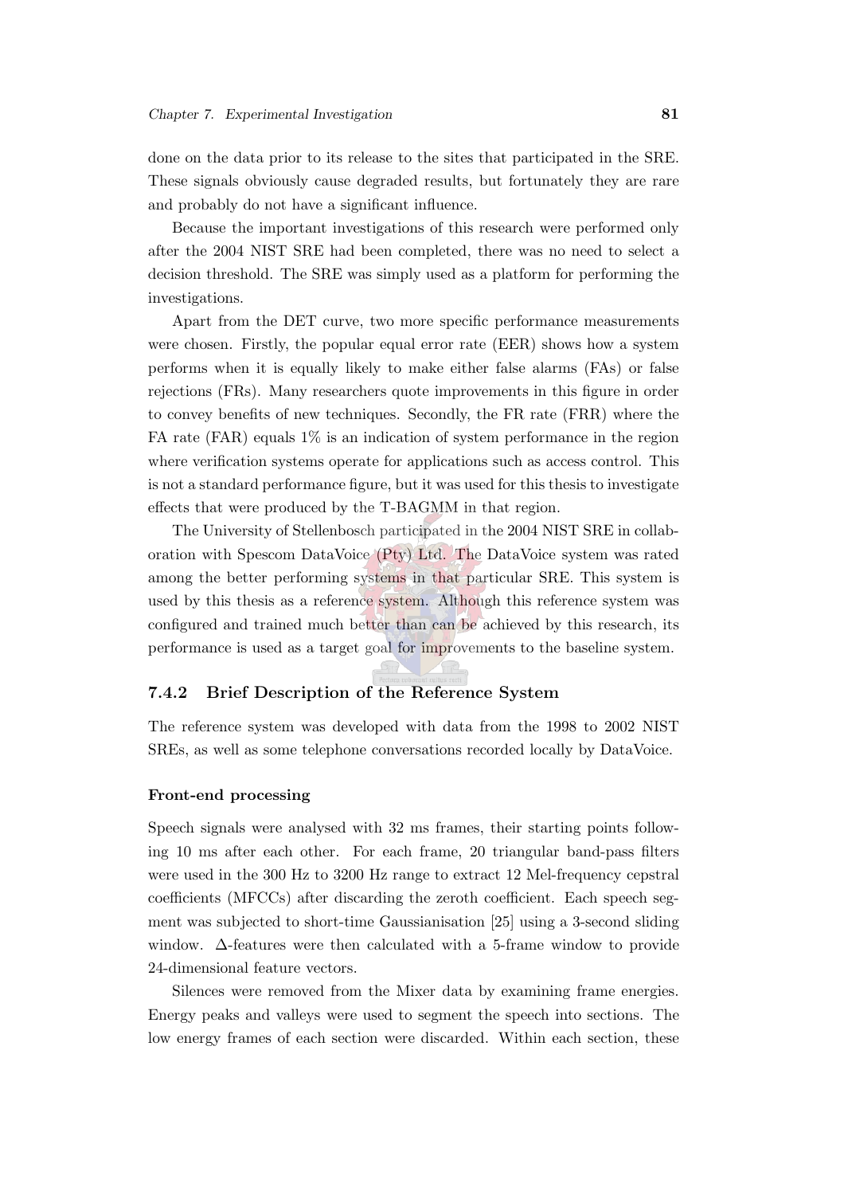done on the data prior to its release to the sites that participated in the SRE. These signals obviously cause degraded results, but fortunately they are rare and probably do not have a significant influence.

Because the important investigations of this research were performed only after the 2004 NIST SRE had been completed, there was no need to select a decision threshold. The SRE was simply used as a platform for performing the investigations.

Apart from the DET curve, two more specific performance measurements were chosen. Firstly, the popular equal error rate (EER) shows how a system performs when it is equally likely to make either false alarms (FAs) or false rejections (FRs). Many researchers quote improvements in this figure in order to convey benefits of new techniques. Secondly, the FR rate (FRR) where the FA rate (FAR) equals 1% is an indication of system performance in the region where verification systems operate for applications such as access control. This is not a standard performance figure, but it was used for this thesis to investigate effects that were produced by the T-BAGMM in that region.

The University of Stellenbosch participated in the 2004 NIST SRE in collaboration with Spescom DataVoice (Pty) Ltd. The DataVoice system was rated among the better performing systems in that particular SRE. This system is used by this thesis as a reference system. Although this reference system was configured and trained much better than can be achieved by this research, its performance is used as a target goal for improvements to the baseline system.

### 7.4.2 Brief Description of the Reference System

The reference system was developed with data from the 1998 to 2002 NIST SREs, as well as some telephone conversations recorded locally by DataVoice.

#### Front-end processing

Speech signals were analysed with 32 ms frames, their starting points following 10 ms after each other. For each frame, 20 triangular band-pass filters were used in the 300 Hz to 3200 Hz range to extract 12 Mel-frequency cepstral coefficients (MFCCs) after discarding the zeroth coefficient. Each speech segment was subjected to short-time Gaussianisation [25] using a 3-second sliding window. $\Delta$-features were then calculated with a 5-frame window to provide 24-dimensional feature vectors.

Silences were removed from the Mixer data by examining frame energies. Energy peaks and valleys were used to segment the speech into sections. The low energy frames of each section were discarded. Within each section, these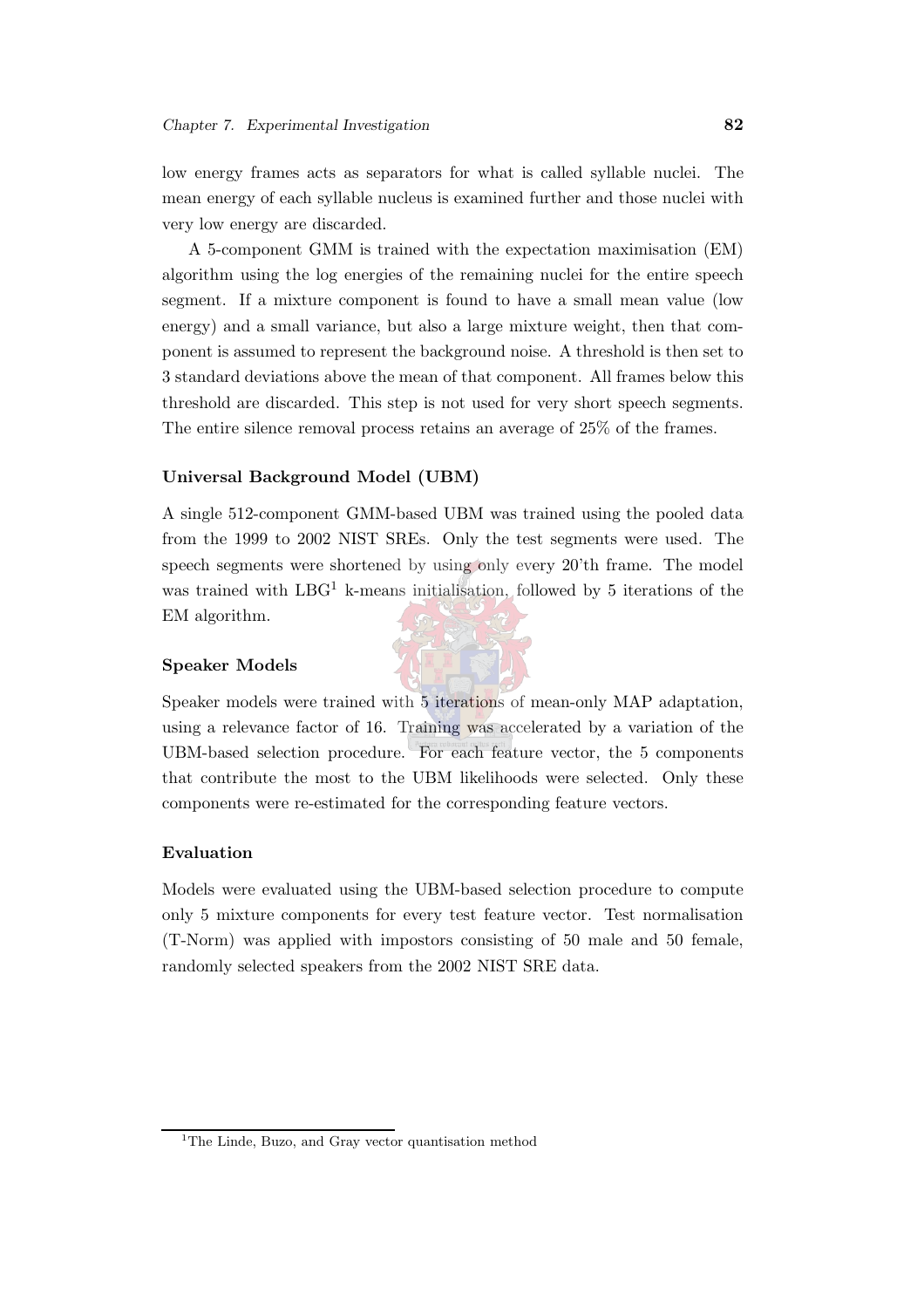low energy frames acts as separators for what is called syllable nuclei. The mean energy of each syllable nucleus is examined further and those nuclei with very low energy are discarded.

A 5-component GMM is trained with the expectation maximisation (EM) algorithm using the log energies of the remaining nuclei for the entire speech segment. If a mixture component is found to have a small mean value (low energy) and a small variance, but also a large mixture weight, then that component is assumed to represent the background noise. A threshold is then set to 3 standard deviations above the mean of that component. All frames below this threshold are discarded. This step is not used for very short speech segments. The entire silence removal process retains an average of 25% of the frames.

### Universal Background Model (UBM)

A single 512-component GMM-based UBM was trained using the pooled data from the 1999 to 2002 NIST SREs. Only the test segments were used. The speech segments were shortened by using only every 20'th frame. The model was trained with LBG[1] k-means initialisation, followed by 5 iterations of the EM algorithm.

### Speaker Models

Speaker models were trained with 5 iterations of mean-only MAP adaptation, using a relevance factor of 16. Training was accelerated by a variation of the UBM-based selection procedure. For each feature vector, the 5 components that contribute the most to the UBM likelihoods were selected. Only these components were re-estimated for the corresponding feature vectors.

### Evaluation

Models were evaluated using the UBM-based selection procedure to compute only 5 mixture components for every test feature vector. Test normalisation (T-Norm) was applied with impostors consisting of 50 male and 50 female, randomly selected speakers from the 2002 NIST SRE data.

[1] The Linde, Buzo, and Gray vector quantisation method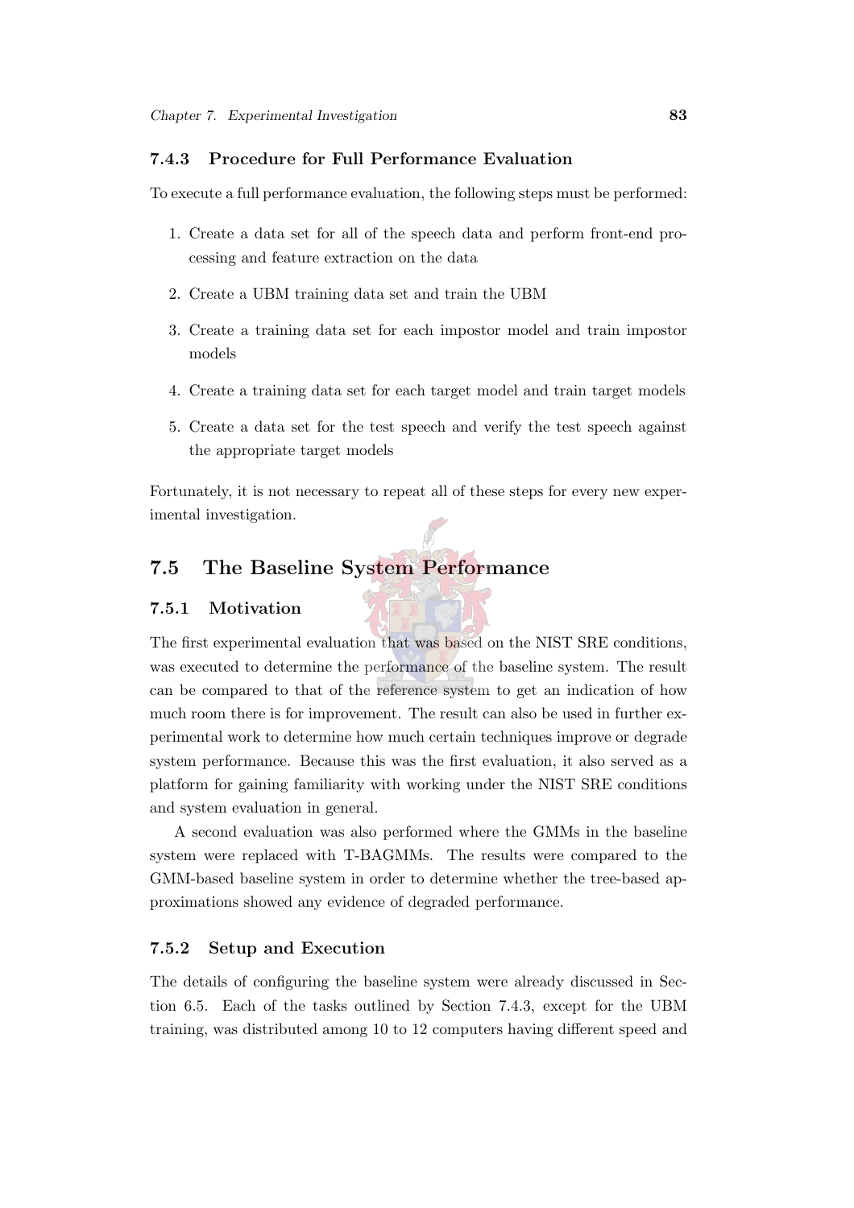### 7.4.3 Procedure for Full Performance Evaluation

To execute a full performance evaluation, the following steps must be performed:

1. Create a data set for all of the speech data and perform front-end processing and feature extraction on the data
2. Create a UBM training data set and train the UBM
3. Create a training data set for each impostor model and train impostor models
4. Create a training data set for each target model and train target models
5. Create a data set for the test speech and verify the test speech against the appropriate target models

Fortunately, it is not necessary to repeat all of these steps for every new experimental investigation.

## 7.5 The Baseline System Performance

### 7.5.1 Motivation

The first experimental evaluation that was based on the NIST SRE conditions, was executed to determine the performance of the baseline system. The result can be compared to that of the reference system to get an indication of how much room there is for improvement. The result can also be used in further experimental work to determine how much certain techniques improve or degrade system performance. Because this was the first evaluation, it also served as a platform for gaining familiarity with working under the NIST SRE conditions and system evaluation in general.

A second evaluation was also performed where the GMMs in the baseline system were replaced with T-BAGMMs. The results were compared to the GMM-based baseline system in order to determine whether the tree-based approximations showed any evidence of degraded performance.

### 7.5.2 Setup and Execution

The details of configuring the baseline system were already discussed in Section 6.5. Each of the tasks outlined by Section 7.4.3, except for the UBM training, was distributed among 10 to 12 computers having different speed and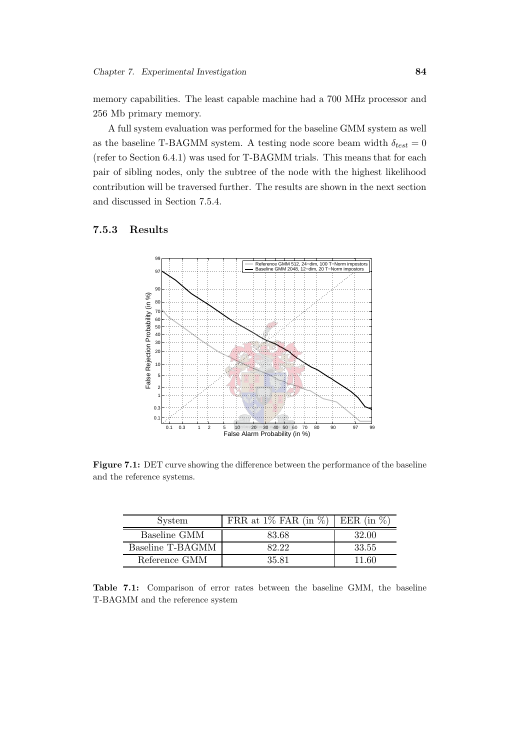memory capabilities. The least capable machine had a 700 MHz processor and 256 Mb primary memory.

A full system evaluation was performed for the baseline GMM system as well as the baseline T-BAGMM system. A testing node score beam width $\delta_{test} = 0$ (refer to Section 6.4.1) was used for T-BAGMM trials. This means that for each pair of sibling nodes, only the subtree of the node with the highest likelihood contribution will be traversed further. The results are shown in the next section and discussed in Section 7.5.4.

### 7.5.3 Results

**Figure 7.1:** DET curve showing the difference between the performance of the baseline and the reference systems.

| System | FRR at 1% FAR (in %) | EER (in %) |
|---|---|---|
| Baseline GMM | 83.68 | 32.00 |
| Baseline T-BAGMM | 82.22 | 33.55 |
| Reference GMM | 35.81 | 11.60 |

**Table 7.1:** Comparison of error rates between the baseline GMM, the baseline T-BAGMM and the reference system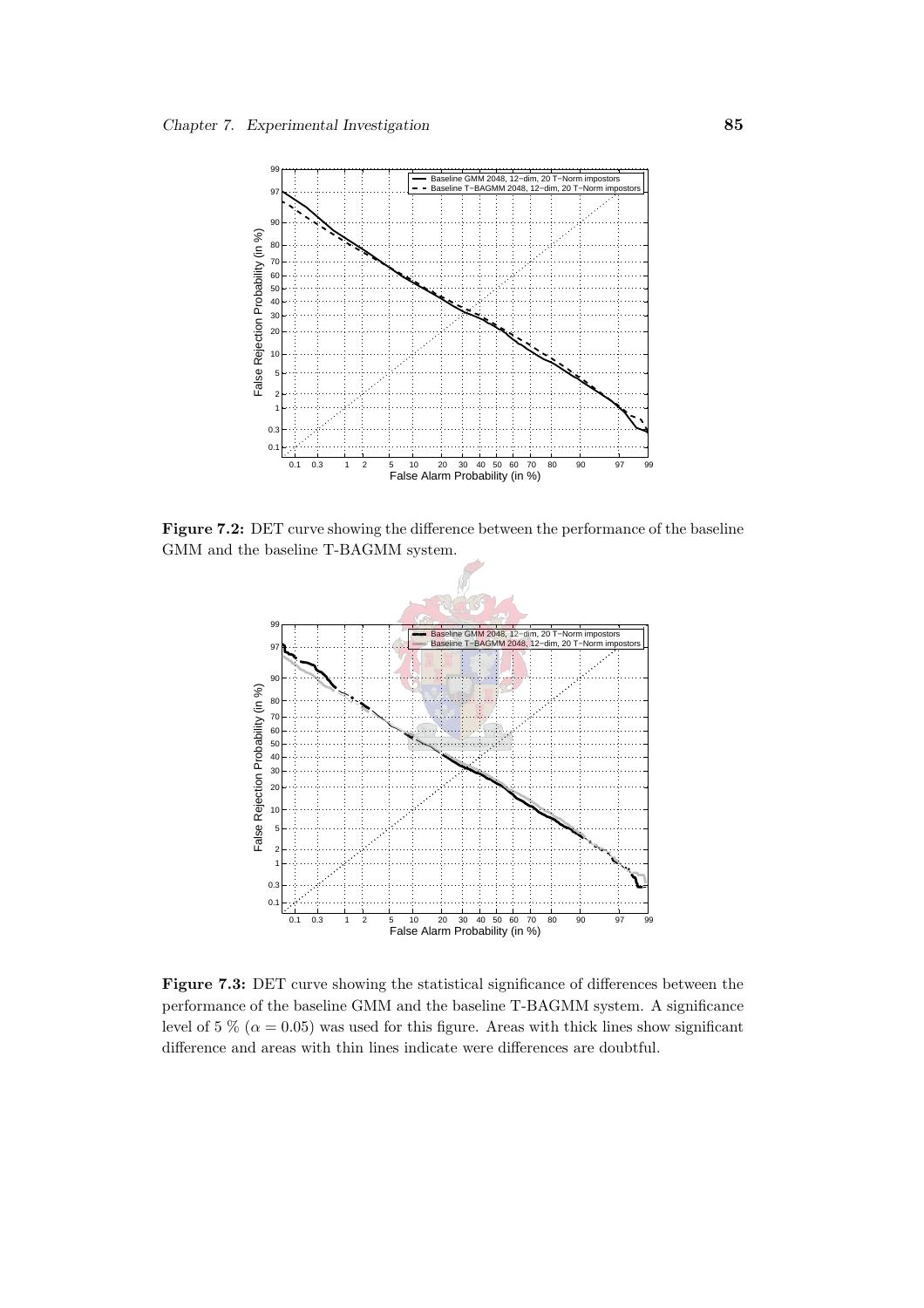**Figure 7.2:** DET curve showing the difference between the performance of the baseline GMM and the baseline T-BAGMM system.

**Figure 7.3:** DET curve showing the statistical significance of differences between the performance of the baseline GMM and the baseline T-BAGMM system. A significance level of 5 % ($\alpha = 0.05$) was used for this figure. Areas with thick lines show significant difference and areas with thin lines indicate were differences are doubtful.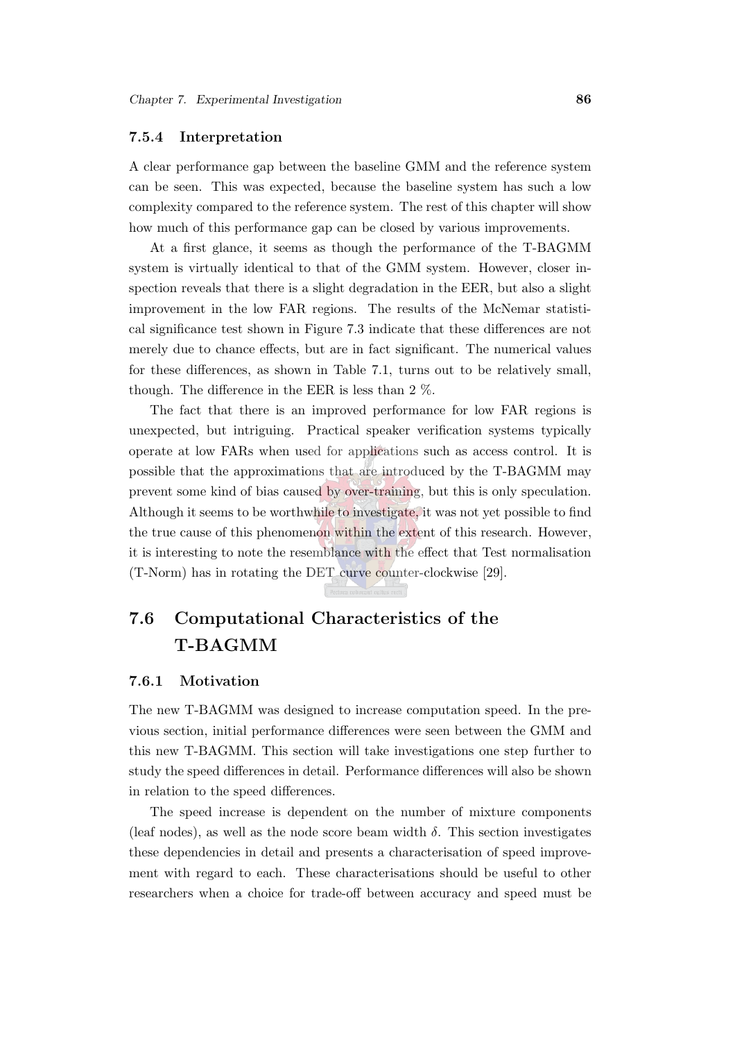### 7.5.4 Interpretation

A clear performance gap between the baseline GMM and the reference system can be seen. This was expected, because the baseline system has such a low complexity compared to the reference system. The rest of this chapter will show how much of this performance gap can be closed by various improvements.

At a first glance, it seems as though the performance of the T-BAGMM system is virtually identical to that of the GMM system. However, closer inspection reveals that there is a slight degradation in the EER, but also a slight improvement in the low FAR regions. The results of the McNemar statistical significance test shown in Figure 7.3 indicate that these differences are not merely due to chance effects, but are in fact significant. The numerical values for these differences, as shown in Table 7.1, turns out to be relatively small, though. The difference in the EER is less than 2 %.

The fact that there is an improved performance for low FAR regions is unexpected, but intriguing. Practical speaker verification systems typically operate at low FARs when used for applications such as access control. It is possible that the approximations that are introduced by the T-BAGMM may prevent some kind of bias caused by over-training, but this is only speculation. Although it seems to be worthwhile to investigate, it was not yet possible to find the true cause of this phenomenon within the extent of this research. However, it is interesting to note the resemblance with the effect that Test normalisation (T-Norm) has in rotating the DET curve counter-clockwise [29].

## 7.6 Computational Characteristics of the T-BAGMM

### 7.6.1 Motivation

The new T-BAGMM was designed to increase computation speed. In the previous section, initial performance differences were seen between the GMM and this new T-BAGMM. This section will take investigations one step further to study the speed differences in detail. Performance differences will also be shown in relation to the speed differences.

The speed increase is dependent on the number of mixture components (leaf nodes), as well as the node score beam width $\delta$. This section investigates these dependencies in detail and presents a characterisation of speed improvement with regard to each. These characterisations should be useful to other researchers when a choice for trade-off between accuracy and speed must be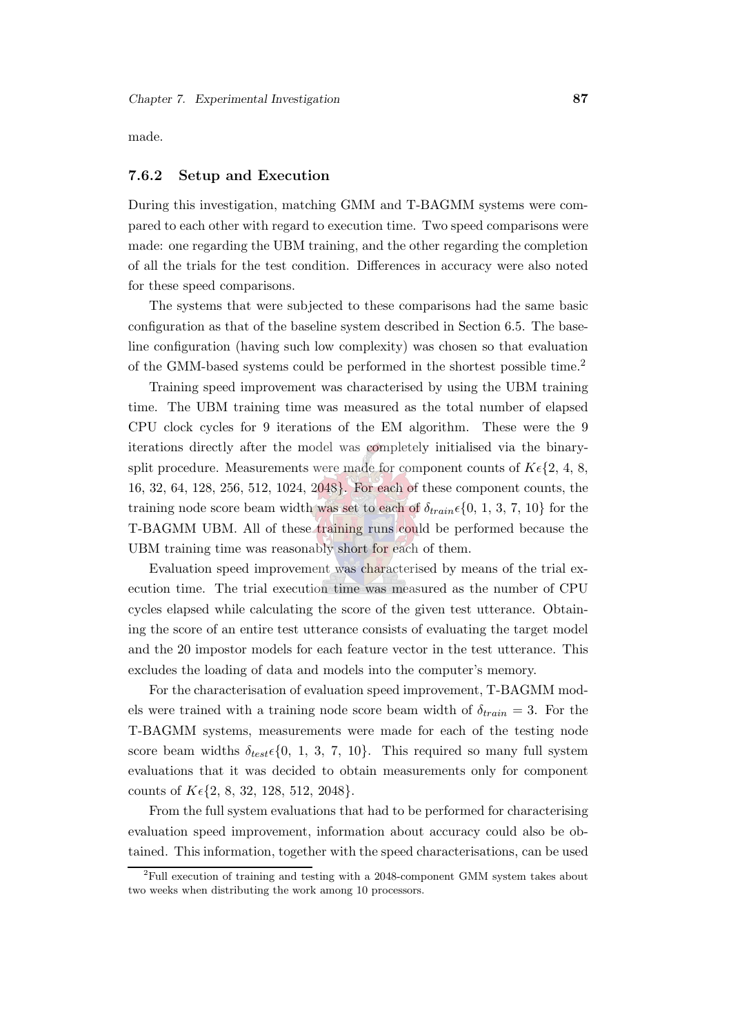made.

### 7.6.2 Setup and Execution

During this investigation, matching GMM and T-BAGMM systems were compared to each other with regard to execution time. Two speed comparisons were made: one regarding the UBM training, and the other regarding the completion of all the trials for the test condition. Differences in accuracy were also noted for these speed comparisons.

The systems that were subjected to these comparisons had the same basic configuration as that of the baseline system described in Section 6.5. The baseline configuration (having such low complexity) was chosen so that evaluation of the GMM-based systems could be performed in the shortest possible time.[2]

Training speed improvement was characterised by using the UBM training time. The UBM training time was measured as the total number of elapsed CPU clock cycles for 9 iterations of the EM algorithm. These were the 9 iterations directly after the model was completely initialised via the binary-split procedure. Measurements were made for component counts of $K \epsilon \{2, 4, 8, 16, 32, 64, 128, 256, 512, 1024, 2048\}$. For each of these component counts, the training node score beam width was set to each of $\delta_{train} \epsilon \{0, 1, 3, 7, 10\}$ for the T-BAGMM UBM. All of these training runs could be performed because the UBM training time was reasonably short for each of them.

Evaluation speed improvement was characterised by means of the trial execution time. The trial execution time was measured as the number of CPU cycles elapsed while calculating the score of the given test utterance. Obtaining the score of an entire test utterance consists of evaluating the target model and the 20 impostor models for each feature vector in the test utterance. This excludes the loading of data and models into the computer's memory.

For the characterisation of evaluation speed improvement, T-BAGMM models were trained with a training node score beam width of $\delta_{train} = 3$. For the T-BAGMM systems, measurements were made for each of the testing node score beam widths $\delta_{test} \epsilon \{0, 1, 3, 7, 10\}$. This required so many full system evaluations that it was decided to obtain measurements only for component counts of $K \epsilon \{2, 8, 32, 128, 512, 2048\}$.

From the full system evaluations that had to be performed for characterising evaluation speed improvement, information about accuracy could also be obtained. This information, together with the speed characterisations, can be used

[2] Full execution of training and testing with a 2048-component GMM system takes about two weeks when distributing the work among 10 processors.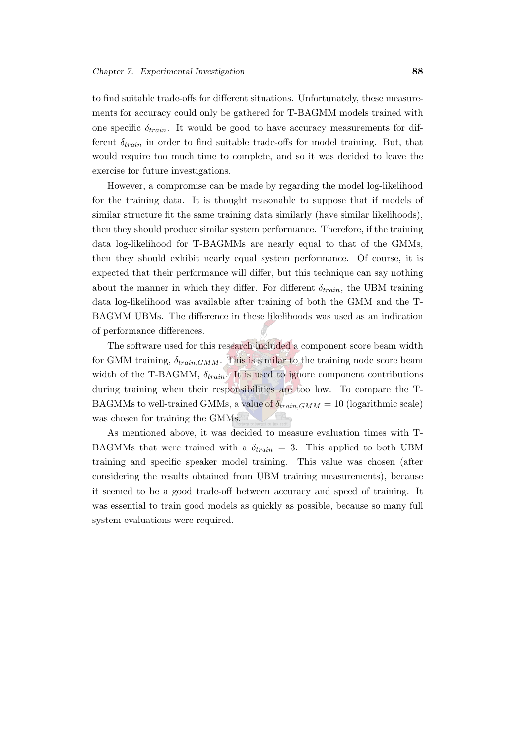to find suitable trade-offs for different situations. Unfortunately, these measurements for accuracy could only be gathered for T-BAGMM models trained with one specific $\delta_{train}$. It would be good to have accuracy measurements for different $\delta_{train}$ in order to find suitable trade-offs for model training. But, that would require too much time to complete, and so it was decided to leave the exercise for future investigations.

However, a compromise can be made by regarding the model log-likelihood for the training data. It is thought reasonable to suppose that if models of similar structure fit the same training data similarly (have similar likelihoods), then they should produce similar system performance. Therefore, if the training data log-likelihood for T-BAGMMs are nearly equal to that of the GMMs, then they should exhibit nearly equal system performance. Of course, it is expected that their performance will differ, but this technique can say nothing about the manner in which they differ. For different $\delta_{train}$, the UBM training data log-likelihood was available after training of both the GMM and the T-BAGMM UBMs. The difference in these likelihoods was used as an indication of performance differences.

The software used for this research included a component score beam width for GMM training, $\delta_{train,GMM}$. This is similar to the training node score beam width of the T-BAGMM, $\delta_{train}$. It is used to ignore component contributions during training when their responsibilities are too low. To compare the T-BAGMMs to well-trained GMMs, a value of $\delta_{train,GMM} = 10$ (logarithmic scale) was chosen for training the GMMs.

As mentioned above, it was decided to measure evaluation times with T-BAGMMs that were trained with a $\delta_{train} = 3$. This applied to both UBM training and specific speaker model training. This value was chosen (after considering the results obtained from UBM training measurements), because it seemed to be a good trade-off between accuracy and speed of training. It was essential to train good models as quickly as possible, because so many full system evaluations were required.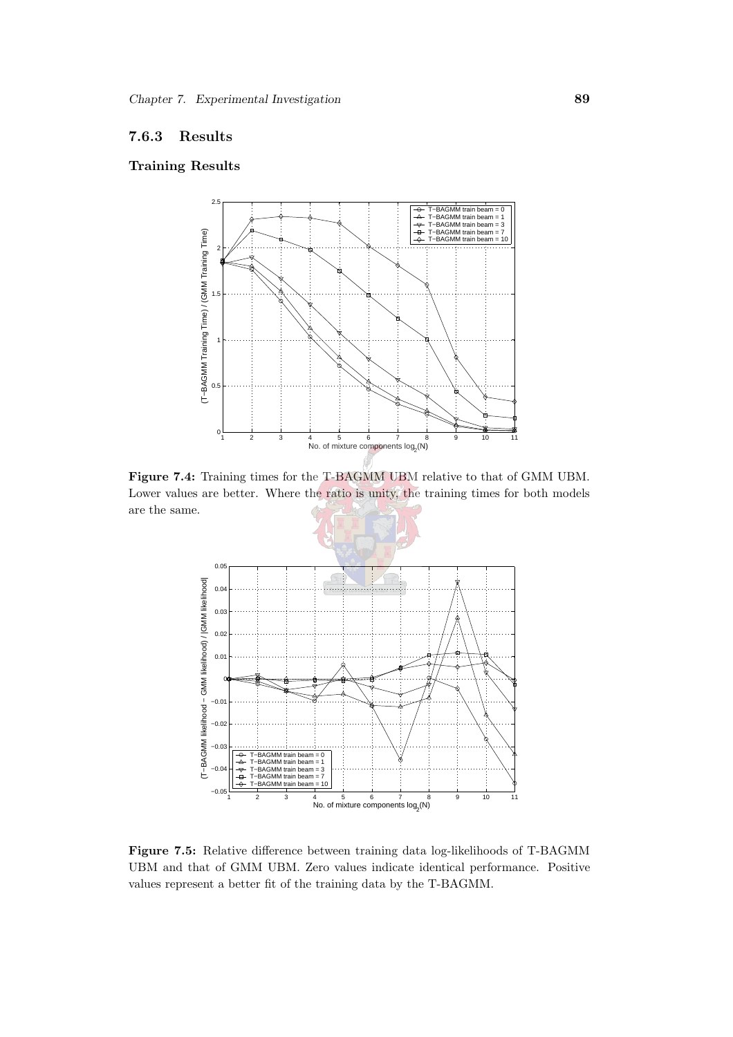### 7.6.3 Results

#### Training Results

**Figure 7.4:** Training times for the T-BAGMM UBM relative to that of GMM UBM. Lower values are better. Where the ratio is unity, the training times for both models are the same.

**Figure 7.5:** Relative difference between training data log-likelihoods of T-BAGMM UBM and that of GMM UBM. Zero values indicate identical performance. Positive values represent a better fit of the training data by the T-BAGMM.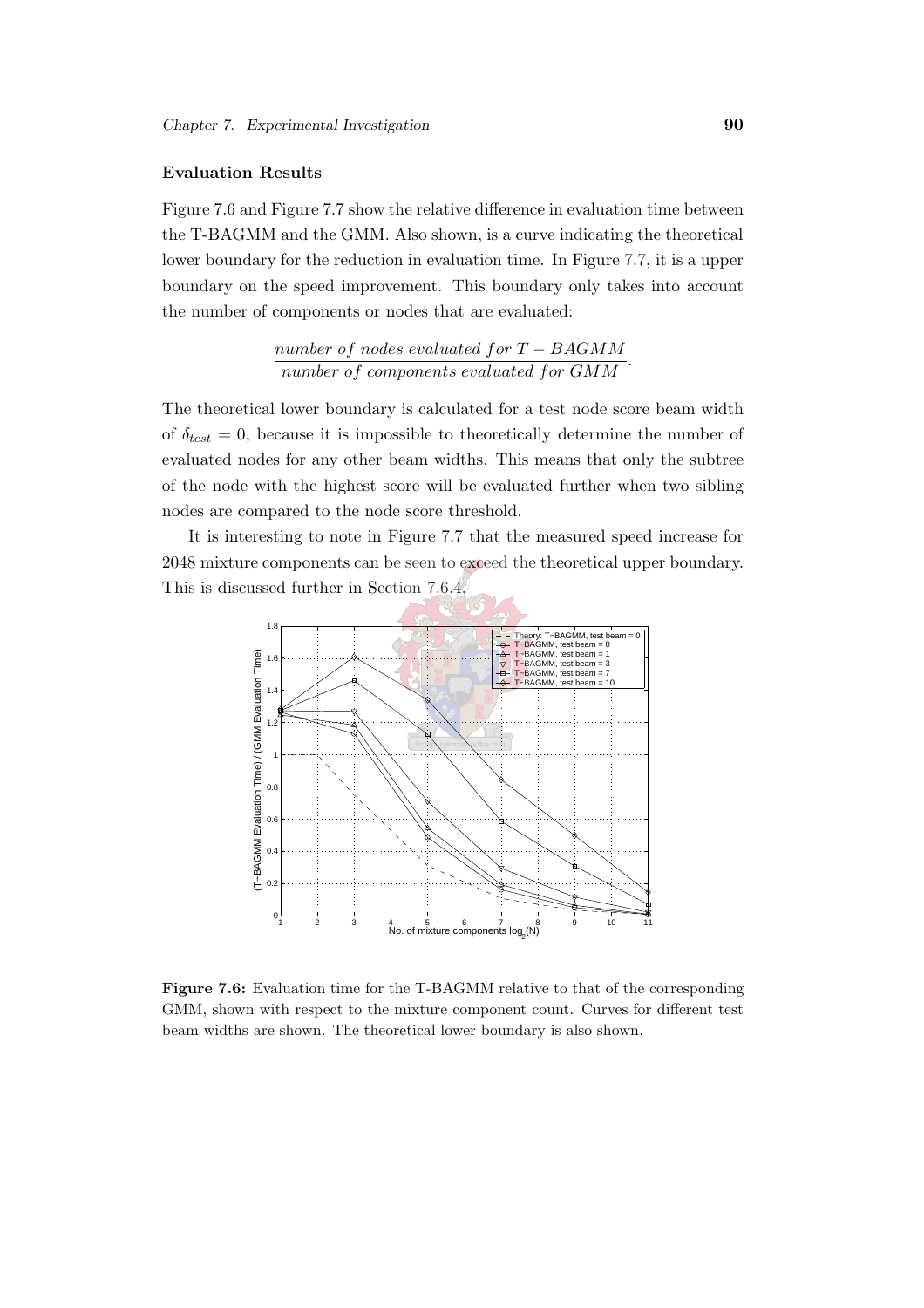### Evaluation Results

Figure 7.6 and Figure 7.7 show the relative difference in evaluation time between the T-BAGMM and the GMM. Also shown, is a curve indicating the theoretical lower boundary for the reduction in evaluation time. In Figure 7.7, it is a upper boundary on the speed improvement. This boundary only takes into account the number of components or nodes that are evaluated:

$$\frac{number\ of\ nodes\ evaluated\ for\ T-BAGMM}{number\ of\ components\ evaluated\ for\ GMM}.$$

The theoretical lower boundary is calculated for a test node score beam width of $\delta_{test} = 0$, because it is impossible to theoretically determine the number of evaluated nodes for any other beam widths. This means that only the subtree of the node with the highest score will be evaluated further when two sibling nodes are compared to the node score threshold.

It is interesting to note in Figure 7.7 that the measured speed increase for 2048 mixture components can be seen to exceed the theoretical upper boundary. This is discussed further in Section 7.6.4.

**Figure 7.6:** Evaluation time for the T-BAGMM relative to that of the corresponding GMM, shown with respect to the mixture component count. Curves for different test beam widths are shown. The theoretical lower boundary is also shown.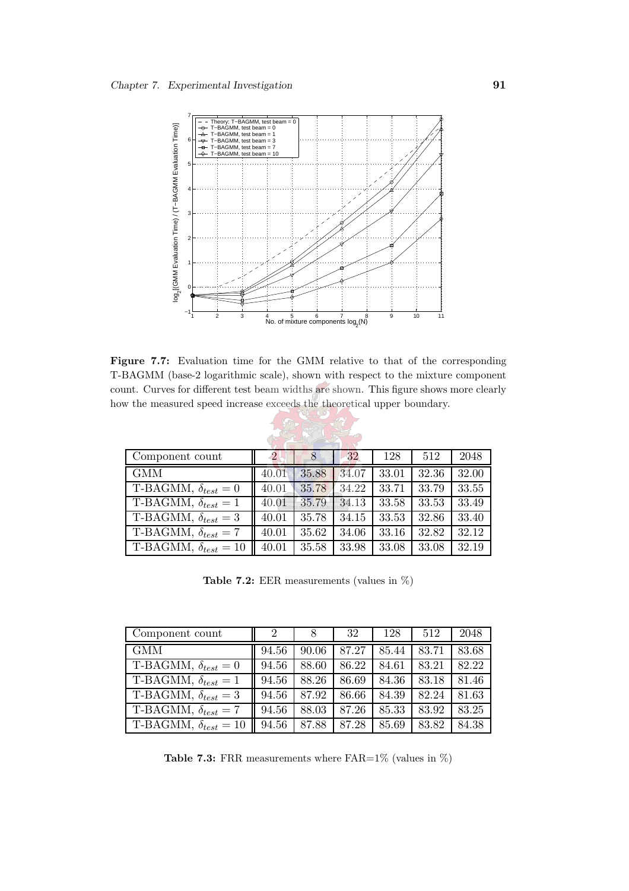**Figure 7.7:** Evaluation time for the GMM relative to that of the corresponding T-BAGMM (base-2 logarithmic scale), shown with respect to the mixture component count. Curves for different test beam widths are shown. This figure shows more clearly how the measured speed increase exceeds the theoretical upper boundary.

| Component count | 2 | 8 | 32 | 128 | 512 | 2048 |
|---|---|---|---|---|---|---|
| GMM | 40.01 | 35.88 | 34.07 | 33.01 | 32.36 | 32.00 |
| T-BAGMM, $\delta_{test} = 0$ | 40.01 | 35.78 | 34.22 | 33.71 | 33.79 | 33.55 |
| T-BAGMM, $\delta_{test} = 1$ | 40.01 | 35.79 | 34.13 | 33.58 | 33.53 | 33.49 |
| T-BAGMM, $\delta_{test} = 3$ | 40.01 | 35.78 | 34.15 | 33.53 | 32.86 | 33.40 |
| T-BAGMM, $\delta_{test} = 7$ | 40.01 | 35.62 | 34.06 | 33.16 | 32.82 | 32.12 |
| T-BAGMM, $\delta_{test} = 10$ | 40.01 | 35.58 | 33.98 | 33.08 | 33.08 | 32.19 |

**Table 7.2:** EER measurements (values in %)

| Component count | 2 | 8 | 32 | 128 | 512 | 2048 |
|---|---|---|---|---|---|---|
| GMM | 94.56 | 90.06 | 87.27 | 85.44 | 83.71 | 83.68 |
| T-BAGMM, $\delta_{test} = 0$ | 94.56 | 88.60 | 86.22 | 84.61 | 83.21 | 82.22 |
| T-BAGMM, $\delta_{test} = 1$ | 94.56 | 88.26 | 86.69 | 84.36 | 83.18 | 81.46 |
| T-BAGMM, $\delta_{test} = 3$ | 94.56 | 87.92 | 86.66 | 84.39 | 82.24 | 81.63 |
| T-BAGMM, $\delta_{test} = 7$ | 94.56 | 88.03 | 87.26 | 85.33 | 83.92 | 83.25 |
| T-BAGMM, $\delta_{test} = 10$ | 94.56 | 87.88 | 87.28 | 85.69 | 83.82 | 84.38 |

**Table 7.3:** FRR measurements where FAR=1% (values in %)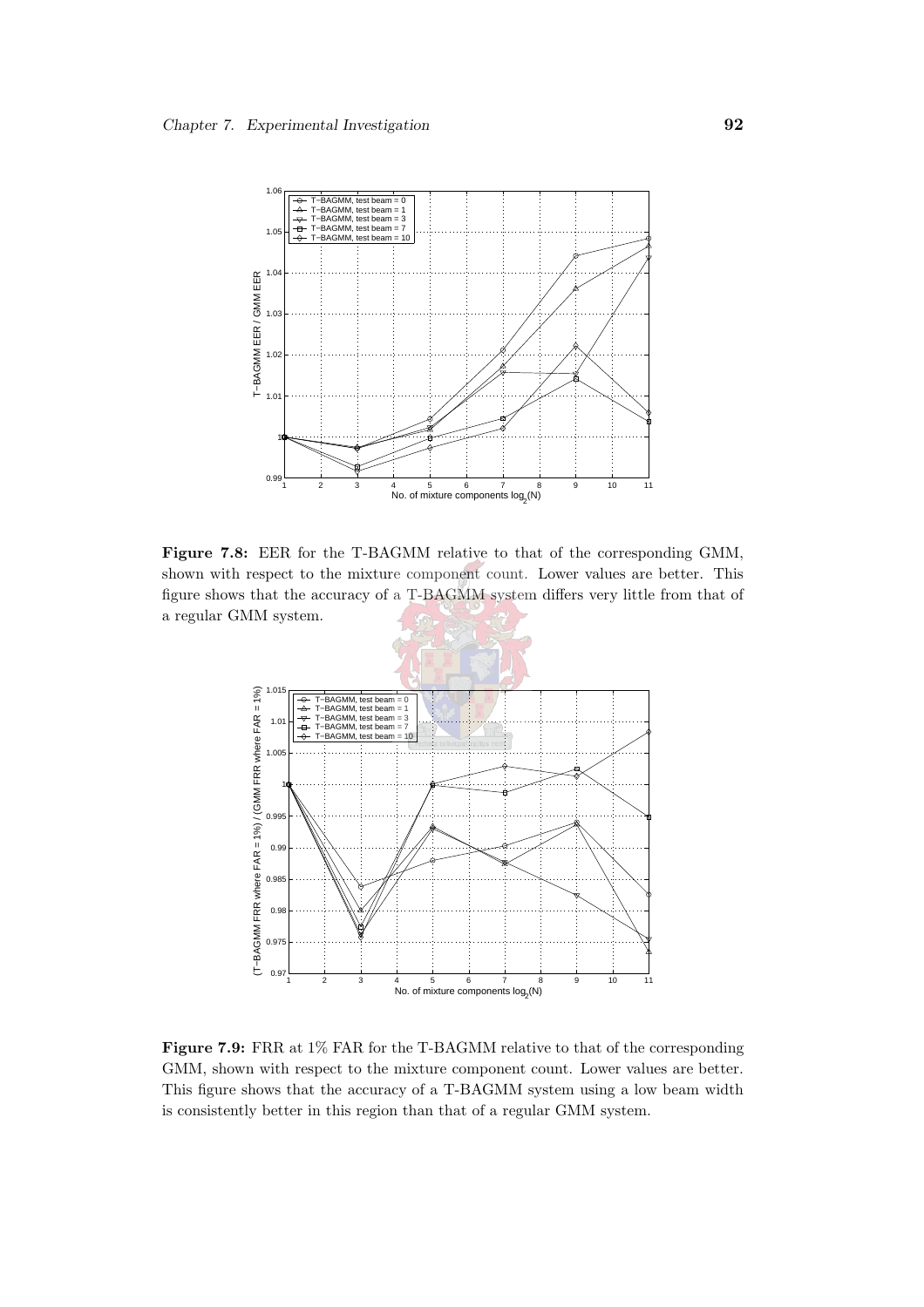**Figure 7.8:** EER for the T-BAGMM relative to that of the corresponding GMM, shown with respect to the mixture component count. Lower values are better. This figure shows that the accuracy of a T-BAGMM system differs very little from that of a regular GMM system.

**Figure 7.9:** FRR at 1% FAR for the T-BAGMM relative to that of the corresponding GMM, shown with respect to the mixture component count. Lower values are better. This figure shows that the accuracy of a T-BAGMM system using a low beam width is consistently better in this region than that of a regular GMM system.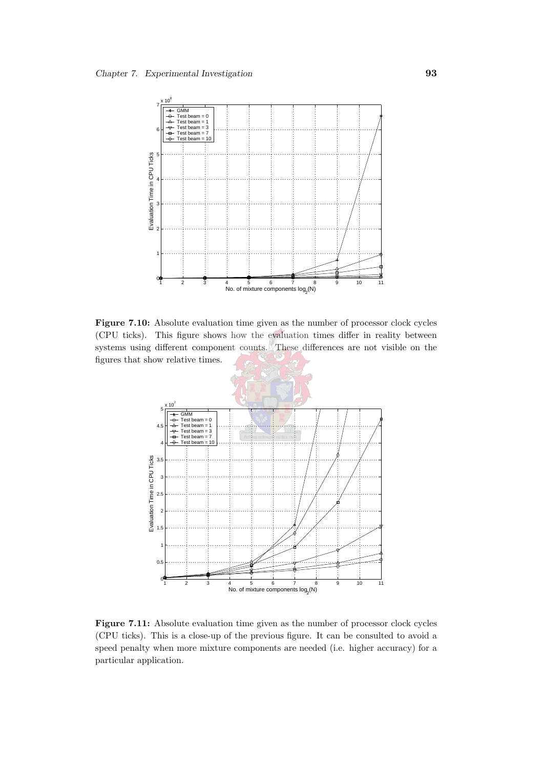**Figure 7.10:** Absolute evaluation time given as the number of processor clock cycles (CPU ticks). This figure shows how the evaluation times differ in reality between systems using different component counts. These differences are not visible on the figures that show relative times.

**Figure 7.11:** Absolute evaluation time given as the number of processor clock cycles (CPU ticks). This is a close-up of the previous figure. It can be consulted to avoid a speed penalty when more mixture components are needed (i.e. higher accuracy) for a particular application.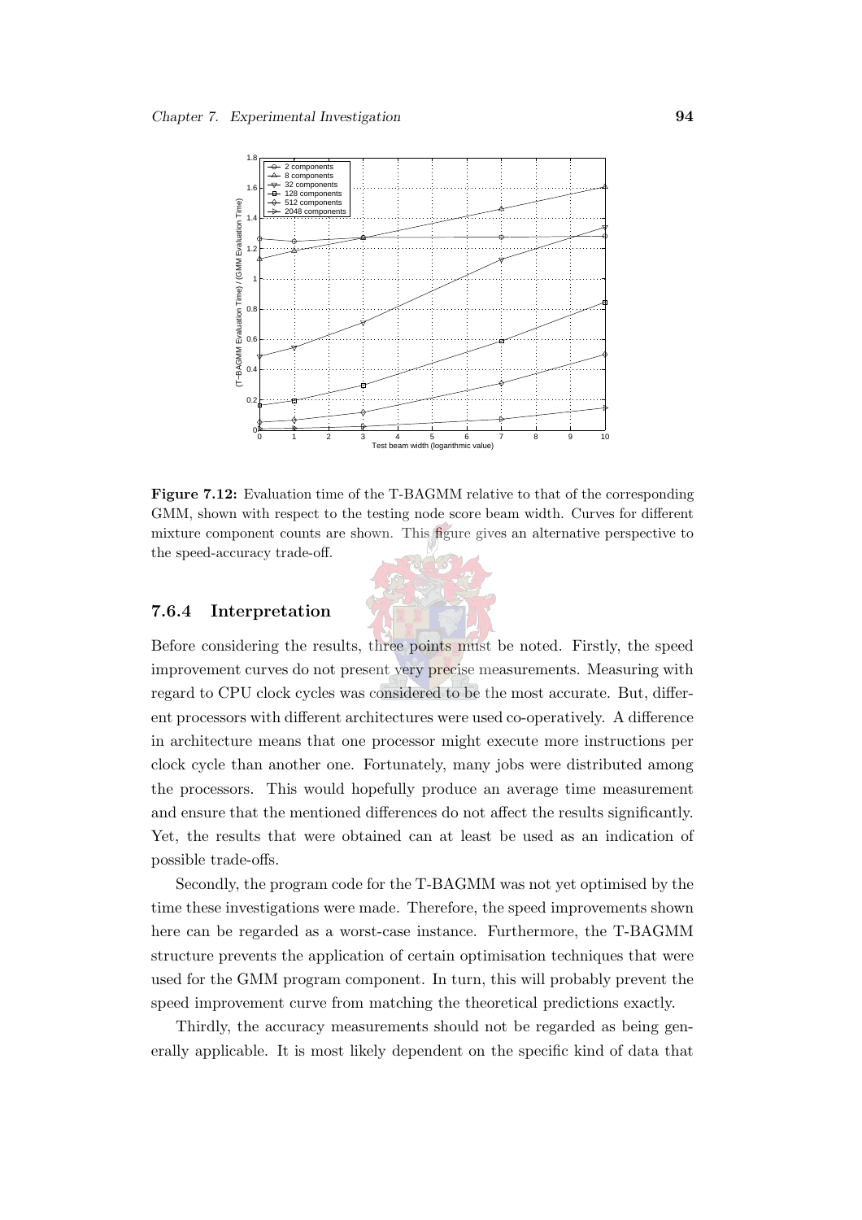**Figure 7.12:** Evaluation time of the T-BAGMM relative to that of the corresponding GMM, shown with respect to the testing node score beam width. Curves for different mixture component counts are shown. This figure gives an alternative perspective to the speed-accuracy trade-off.

### 7.6.4 Interpretation

Before considering the results, three points must be noted. Firstly, the speed improvement curves do not present very precise measurements. Measuring with regard to CPU clock cycles was considered to be the most accurate. But, different processors with different architectures were used co-operatively. A difference in architecture means that one processor might execute more instructions per clock cycle than another one. Fortunately, many jobs were distributed among the processors. This would hopefully produce an average time measurement and ensure that the mentioned differences do not affect the results significantly. Yet, the results that were obtained can at least be used as an indication of possible trade-offs.

Secondly, the program code for the T-BAGMM was not yet optimised by the time these investigations were made. Therefore, the speed improvements shown here can be regarded as a worst-case instance. Furthermore, the T-BAGMM structure prevents the application of certain optimisation techniques that were used for the GMM program component. In turn, this will probably prevent the speed improvement curve from matching the theoretical predictions exactly.

Thirdly, the accuracy measurements should not be regarded as being generally applicable. It is most likely dependent on the specific kind of data that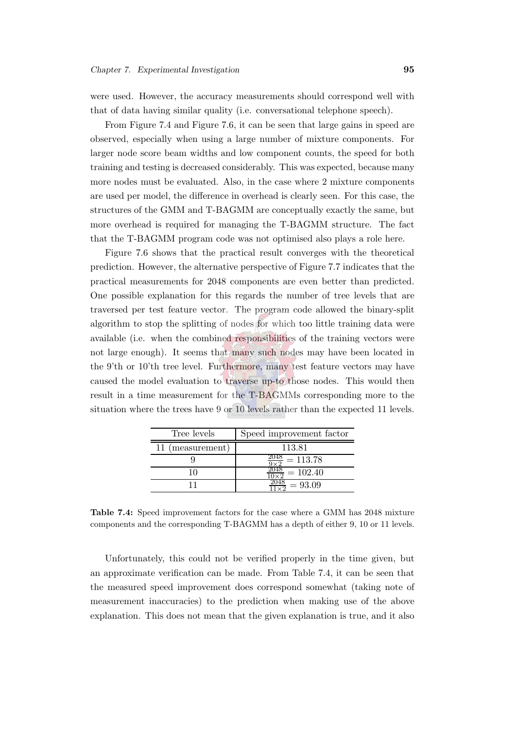were used. However, the accuracy measurements should correspond well with that of data having similar quality (i.e. conversational telephone speech).

From Figure 7.4 and Figure 7.6, it can be seen that large gains in speed are observed, especially when using a large number of mixture components. For larger node score beam widths and low component counts, the speed for both training and testing is decreased considerably. This was expected, because many more nodes must be evaluated. Also, in the case where 2 mixture components are used per model, the difference in overhead is clearly seen. For this case, the structures of the GMM and T-BAGMM are conceptually exactly the same, but more overhead is required for managing the T-BAGMM structure. The fact that the T-BAGMM program code was not optimised also plays a role here.

Figure 7.6 shows that the practical result converges with the theoretical prediction. However, the alternative perspective of Figure 7.7 indicates that the practical measurements for 2048 components are even better than predicted. One possible explanation for this regards the number of tree levels that are traversed per test feature vector. The program code allowed the binary-split algorithm to stop the splitting of nodes for which too little training data were available (i.e. when the combined responsibilities of the training vectors were not large enough). It seems that many such nodes may have been located in the 9'th or 10'th tree level. Furthermore, many test feature vectors may have caused the model evaluation to traverse up-to those nodes. This would then result in a time measurement for the T-BAGMMs corresponding more to the situation where the trees have 9 or 10 levels rather than the expected 11 levels.

| Tree levels | Speed improvement factor |
|---|---|
| 11 (measurement) | 113.81 |
| 9 | $\frac{2048}{9\times 2} = 113.78$ |
| 10 | $\frac{2048}{10\times 2} = 102.40$ |
| 11 | $\frac{2048}{11\times 2} = 93.09$ |

**Table 7.4:** Speed improvement factors for the case where a GMM has 2048 mixture components and the corresponding T-BAGMM has a depth of either 9, 10 or 11 levels.

Unfortunately, this could not be verified properly in the time given, but an approximate verification can be made. From Table 7.4, it can be seen that the measured speed improvement does correspond somewhat (taking note of measurement inaccuracies) to the prediction when making use of the above explanation. This does not mean that the given explanation is true, and it also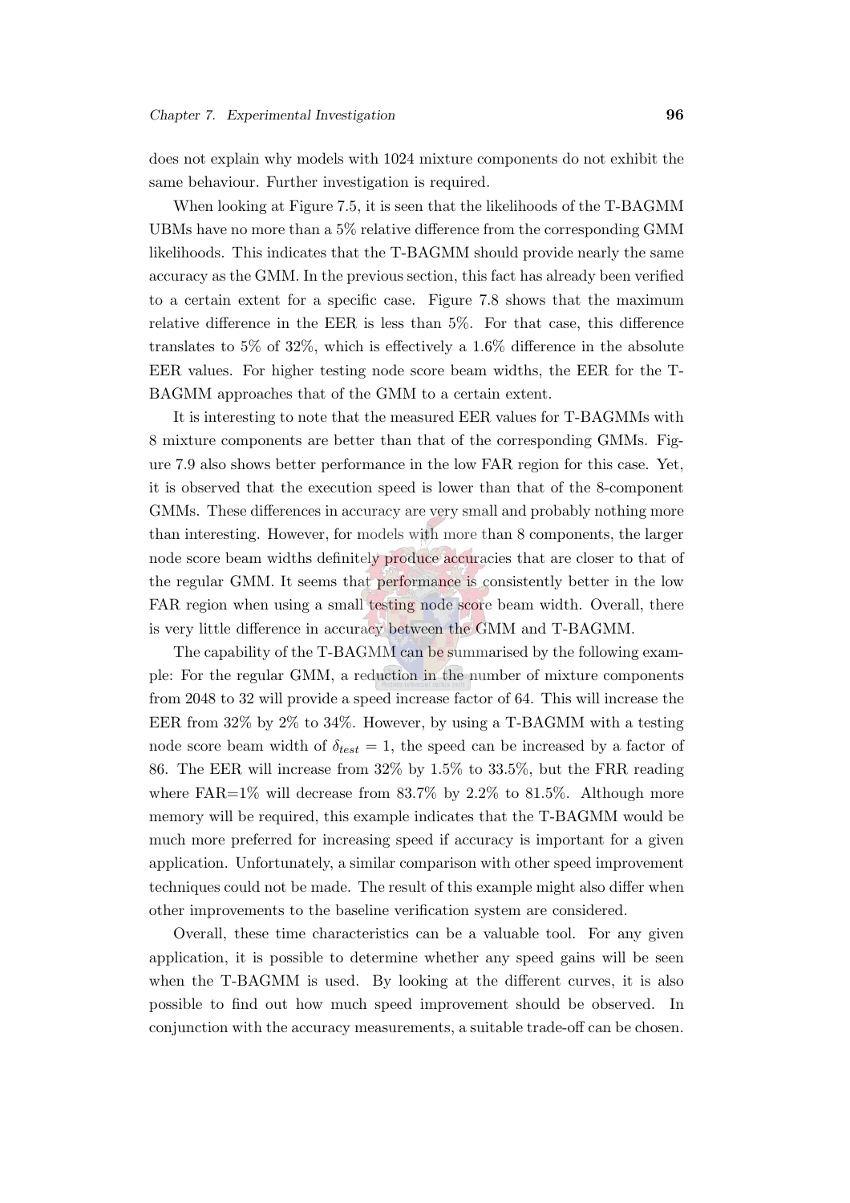does not explain why models with 1024 mixture components do not exhibit the same behaviour. Further investigation is required.

When looking at Figure 7.5, it is seen that the likelihoods of the T-BAGMM UBMs have no more than a 5% relative difference from the corresponding GMM likelihoods. This indicates that the T-BAGMM should provide nearly the same accuracy as the GMM. In the previous section, this fact has already been verified to a certain extent for a specific case. Figure 7.8 shows that the maximum relative difference in the EER is less than 5%. For that case, this difference translates to 5% of 32%, which is effectively a 1.6% difference in the absolute EER values. For higher testing node score beam widths, the EER for the T-BAGMM approaches that of the GMM to a certain extent.

It is interesting to note that the measured EER values for T-BAGMMs with 8 mixture components are better than that of the corresponding GMMs. Figure 7.9 also shows better performance in the low FAR region for this case. Yet, it is observed that the execution speed is lower than that of the 8-component GMMs. These differences in accuracy are very small and probably nothing more than interesting. However, for models with more than 8 components, the larger node score beam widths definitely produce accuracies that are closer to that of the regular GMM. It seems that performance is consistently better in the low FAR region when using a small testing node score beam width. Overall, there is very little difference in accuracy between the GMM and T-BAGMM.

The capability of the T-BAGMM can be summarised by the following example: For the regular GMM, a reduction in the number of mixture components from 2048 to 32 will provide a speed increase factor of 64. This will increase the EER from 32% by 2% to 34%. However, by using a T-BAGMM with a testing node score beam width of $\delta_{test} = 1$, the speed can be increased by a factor of 86. The EER will increase from 32% by 1.5% to 33.5%, but the FRR reading where FAR=1% will decrease from 83.7% by 2.2% to 81.5%. Although more memory will be required, this example indicates that the T-BAGMM would be much more preferred for increasing speed if accuracy is important for a given application. Unfortunately, a similar comparison with other speed improvement techniques could not be made. The result of this example might also differ when other improvements to the baseline verification system are considered.

Overall, these time characteristics can be a valuable tool. For any given application, it is possible to determine whether any speed gains will be seen when the T-BAGMM is used. By looking at the different curves, it is also possible to find out how much speed improvement should be observed. In conjunction with the accuracy measurements, a suitable trade-off can be chosen.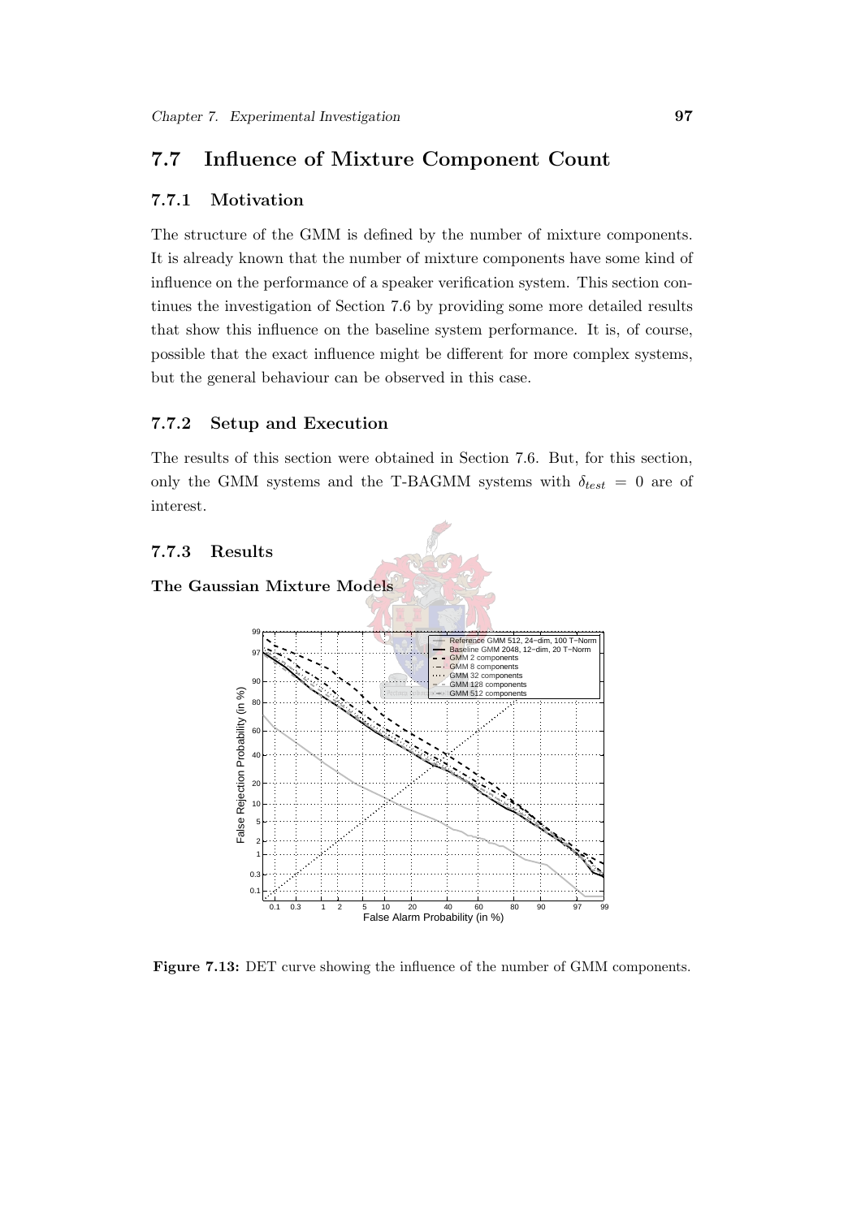## 7.7 Influence of Mixture Component Count

### 7.7.1 Motivation

The structure of the GMM is defined by the number of mixture components. It is already known that the number of mixture components have some kind of influence on the performance of a speaker verification system. This section continues the investigation of Section 7.6 by providing some more detailed results that show this influence on the baseline system performance. It is, of course, possible that the exact influence might be different for more complex systems, but the general behaviour can be observed in this case.

### 7.7.2 Setup and Execution

The results of this section were obtained in Section 7.6. But, for this section, only the GMM systems and the T-BAGMM systems with $\delta_{test} = 0$ are of interest.

### 7.7.3 Results

**The Gaussian Mixture Models**

**Figure 7.13:** DET curve showing the influence of the number of GMM components.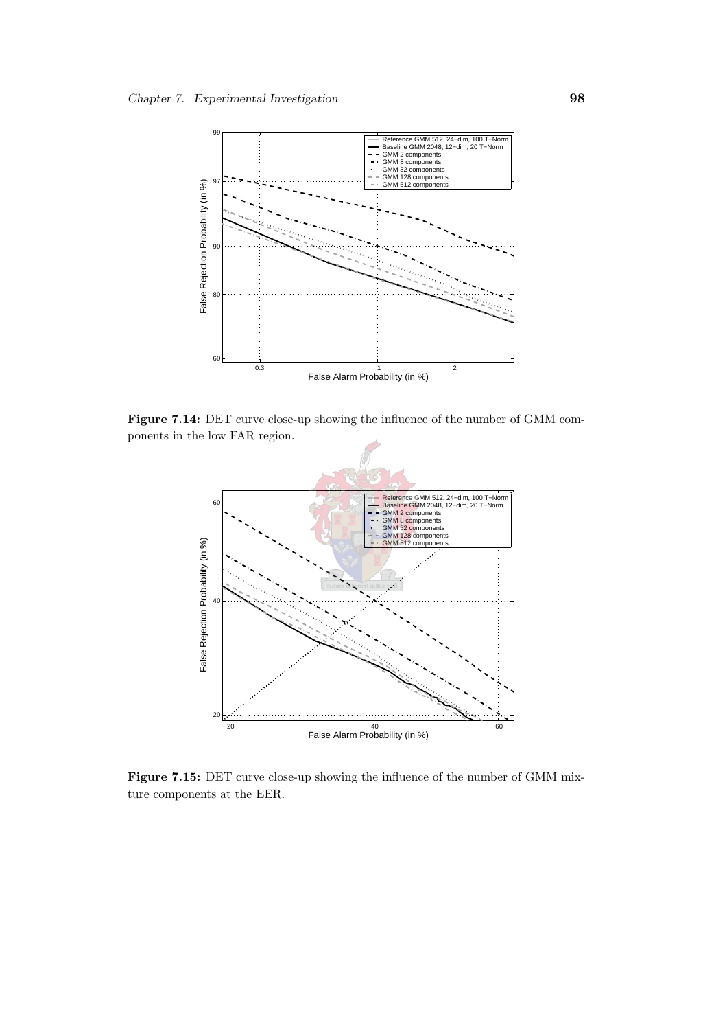**Figure 7.14:** DET curve close-up showing the influence of the number of GMM components in the low FAR region.

**Figure 7.15:** DET curve close-up showing the influence of the number of GMM mixture components at the EER.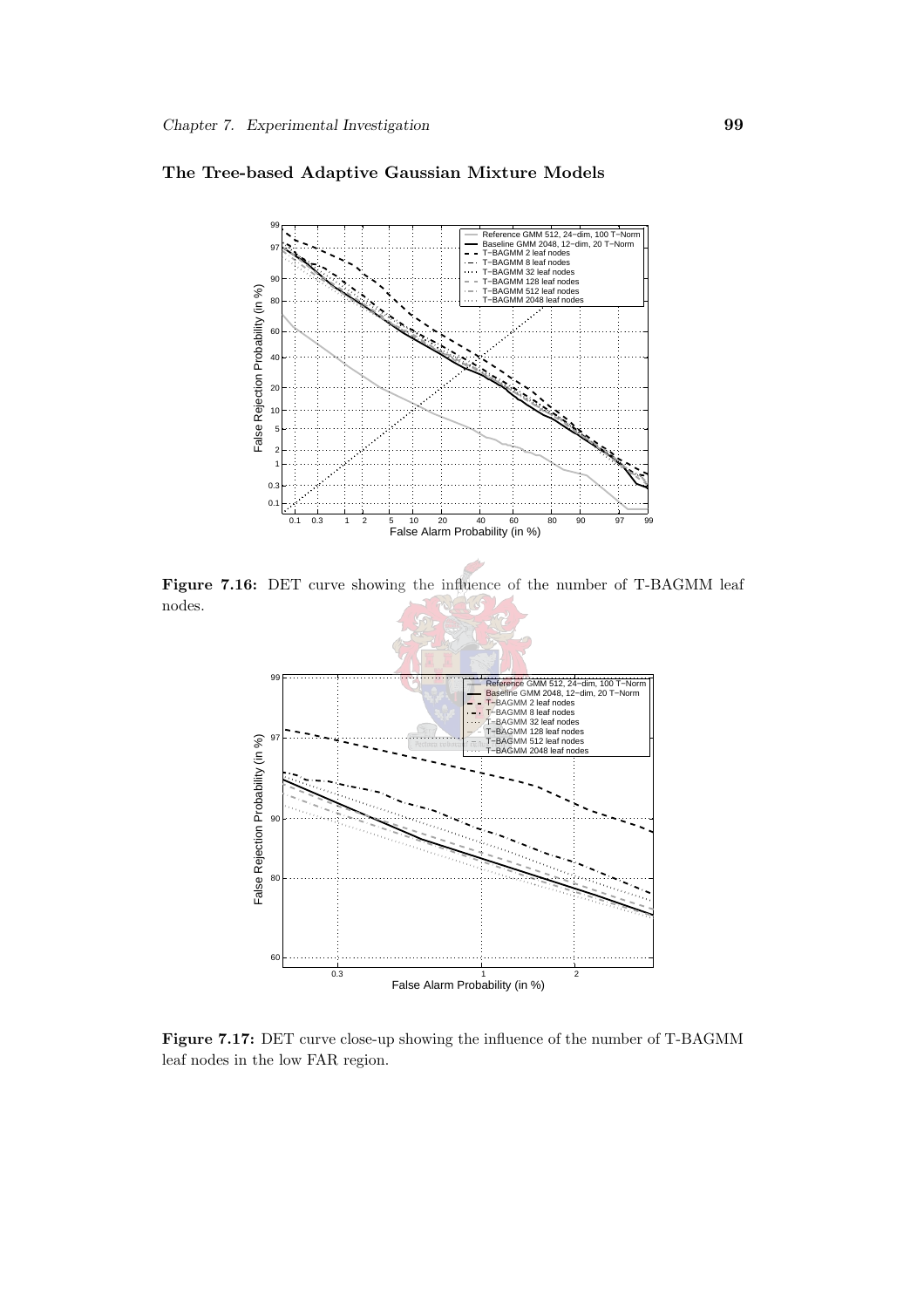**The Tree-based Adaptive Gaussian Mixture Models**

**Figure 7.16:** DET curve showing the influence of the number of T-BAGMM leaf nodes.

**Figure 7.17:** DET curve close-up showing the influence of the number of T-BAGMM leaf nodes in the low FAR region.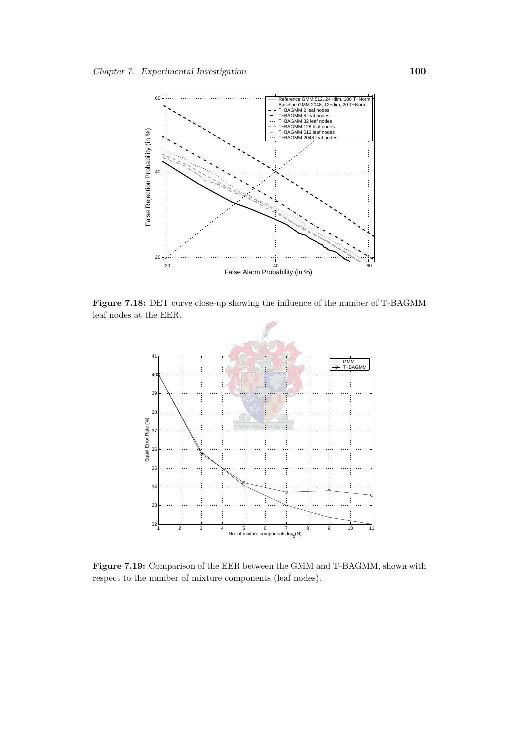**Figure 7.18:** DET curve close-up showing the influence of the number of T-BAGMM leaf nodes at the EER.

**Figure 7.19:** Comparison of the EER between the GMM and T-BAGMM, shown with respect to the number of mixture components (leaf nodes).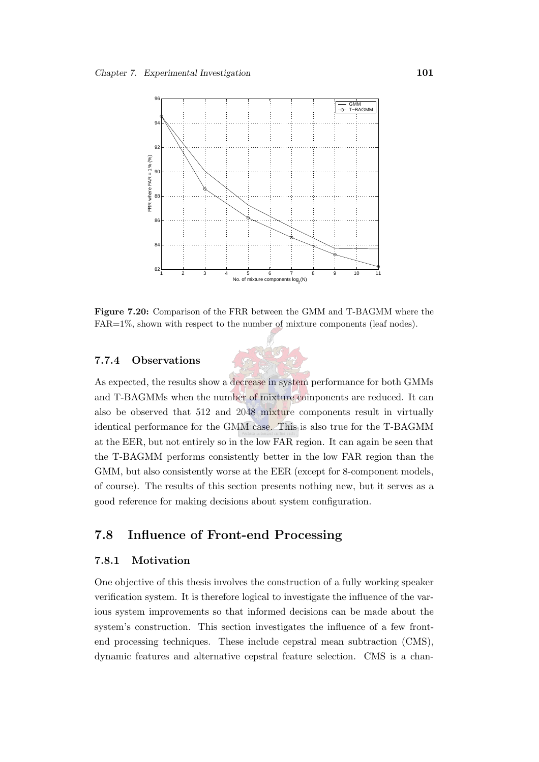**Figure 7.20:** Comparison of the FRR between the GMM and T-BAGMM where the FAR=1%, shown with respect to the number of mixture components (leaf nodes).

### 7.7.4 Observations

As expected, the results show a decrease in system performance for both GMMs and T-BAGMMs when the number of mixture components are reduced. It can also be observed that 512 and 2048 mixture components result in virtually identical performance for the GMM case. This is also true for the T-BAGMM at the EER, but not entirely so in the low FAR region. It can again be seen that the T-BAGMM performs consistently better in the low FAR region than the GMM, but also consistently worse at the EER (except for 8-component models, of course). The results of this section presents nothing new, but it serves as a good reference for making decisions about system configuration.

## 7.8 Influence of Front-end Processing

### 7.8.1 Motivation

One objective of this thesis involves the construction of a fully working speaker verification system. It is therefore logical to investigate the influence of the various system improvements so that informed decisions can be made about the system's construction. This section investigates the influence of a few front-end processing techniques. These include cepstral mean subtraction (CMS), dynamic features and alternative cepstral feature selection. CMS is a chan-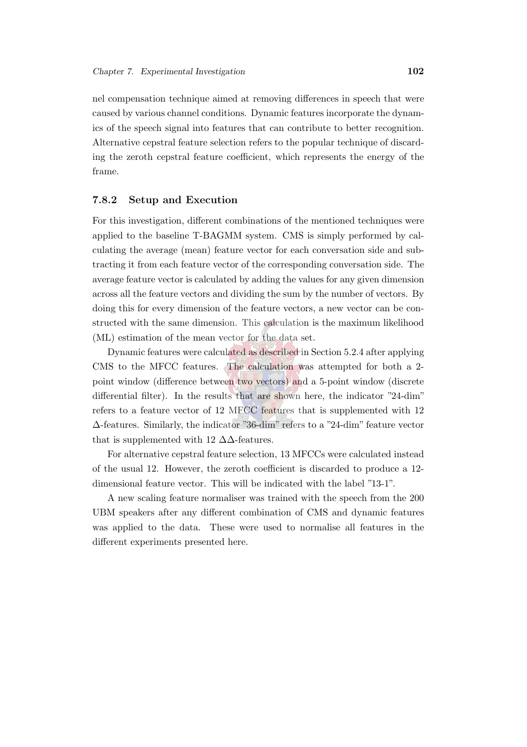nel compensation technique aimed at removing differences in speech that were caused by various channel conditions. Dynamic features incorporate the dynamics of the speech signal into features that can contribute to better recognition. Alternative cepstral feature selection refers to the popular technique of discarding the zeroth cepstral feature coefficient, which represents the energy of the frame.

### 7.8.2 Setup and Execution

For this investigation, different combinations of the mentioned techniques were applied to the baseline T-BAGMM system. CMS is simply performed by calculating the average (mean) feature vector for each conversation side and subtracting it from each feature vector of the corresponding conversation side. The average feature vector is calculated by adding the values for any given dimension across all the feature vectors and dividing the sum by the number of vectors. By doing this for every dimension of the feature vectors, a new vector can be constructed with the same dimension. This calculation is the maximum likelihood (ML) estimation of the mean vector for the data set.

Dynamic features were calculated as described in Section 5.2.4 after applying CMS to the MFCC features. The calculation was attempted for both a 2-point window (difference between two vectors) and a 5-point window (discrete differential filter). In the results that are shown here, the indicator "24-dim" refers to a feature vector of 12 MFCC features that is supplemented with 12 $\Delta$-features. Similarly, the indicator "36-dim" refers to a "24-dim" feature vector that is supplemented with 12 $\Delta\Delta$-features.

For alternative cepstral feature selection, 13 MFCCs were calculated instead of the usual 12. However, the zeroth coefficient is discarded to produce a 12-dimensional feature vector. This will be indicated with the label "13-1".

A new scaling feature normaliser was trained with the speech from the 200 UBM speakers after any different combination of CMS and dynamic features was applied to the data. These were used to normalise all features in the different experiments presented here.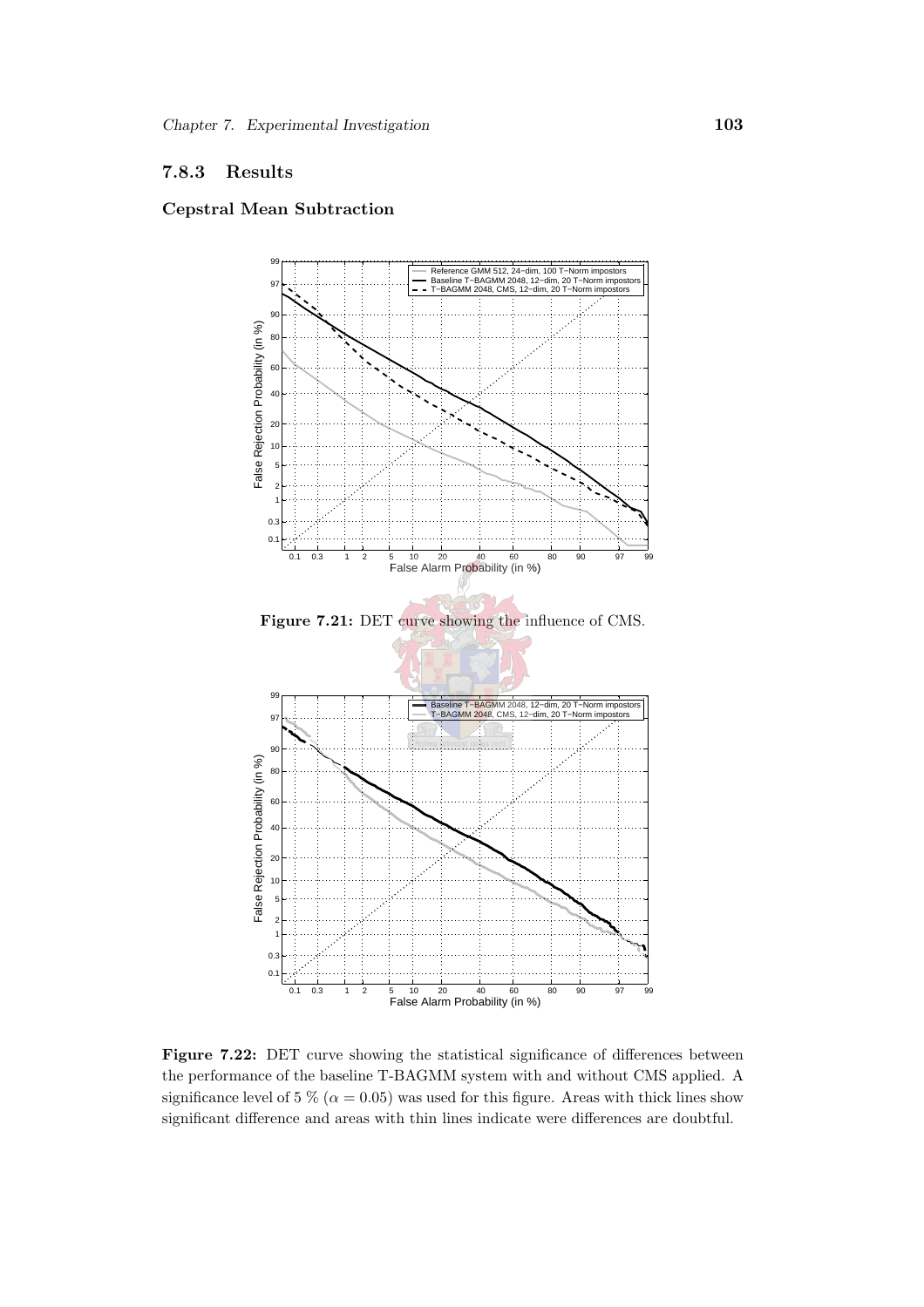### 7.8.3 Results

#### Cepstral Mean Subtraction

Figure 7.21: DET curve showing the influence of CMS.

Figure 7.22: DET curve showing the statistical significance of differences between the performance of the baseline T-BAGMM system with and without CMS applied. A significance level of 5 % ($\alpha = 0.05$) was used for this figure. Areas with thick lines show significant difference and areas with thin lines indicate were differences are doubtful.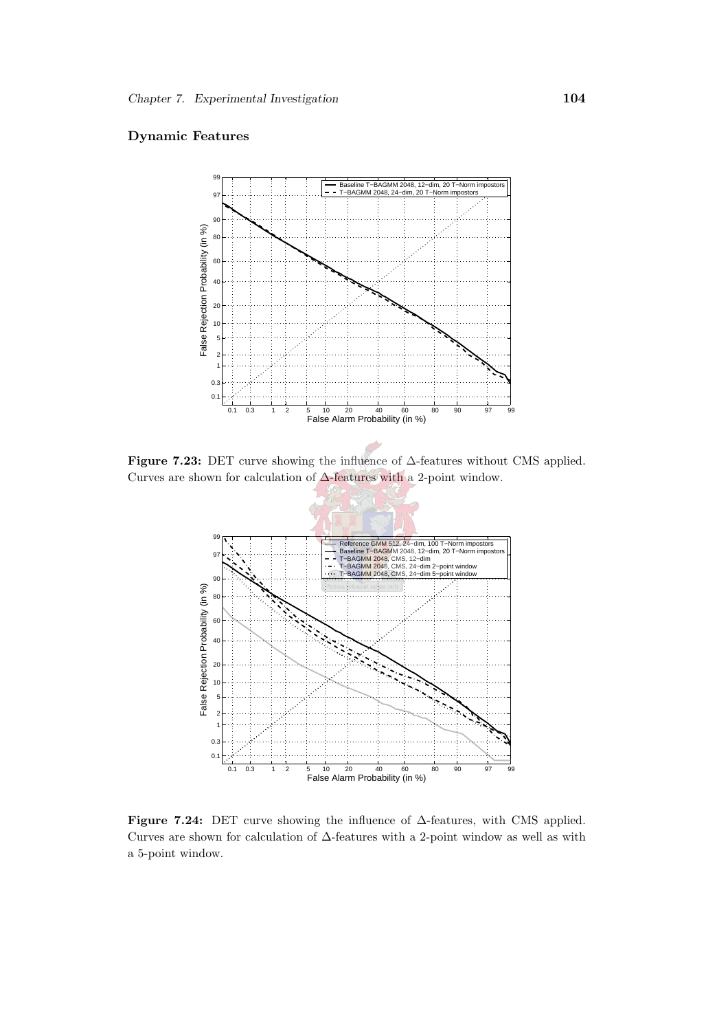**Dynamic Features**

**Figure 7.23:** DET curve showing the influence of $\Delta$-features without CMS applied. Curves are shown for calculation of $\Delta$-features with a 2-point window.

**Figure 7.24:** DET curve showing the influence of $\Delta$-features, with CMS applied. Curves are shown for calculation of $\Delta$-features with a 2-point window as well as with a 5-point window.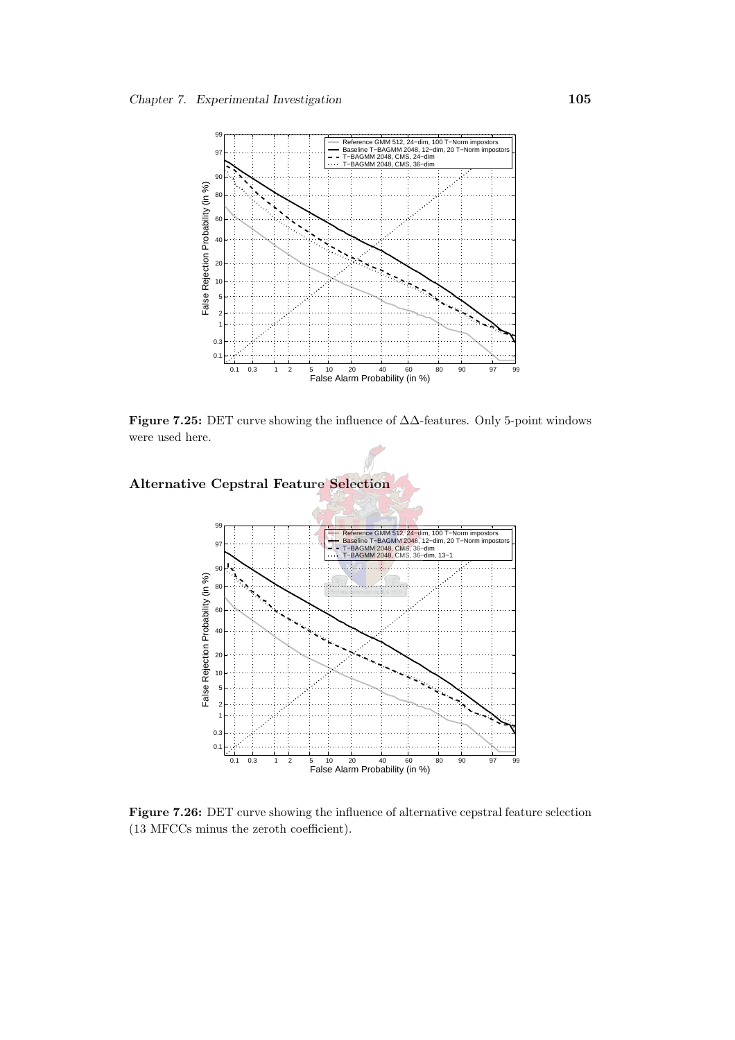**Figure 7.25:** DET curve showing the influence of $\Delta\Delta$-features. Only 5-point windows were used here.

## Alternative Cepstral Feature Selection

**Figure 7.26:** DET curve showing the influence of alternative cepstral feature selection (13 MFCCs minus the zeroth coefficient).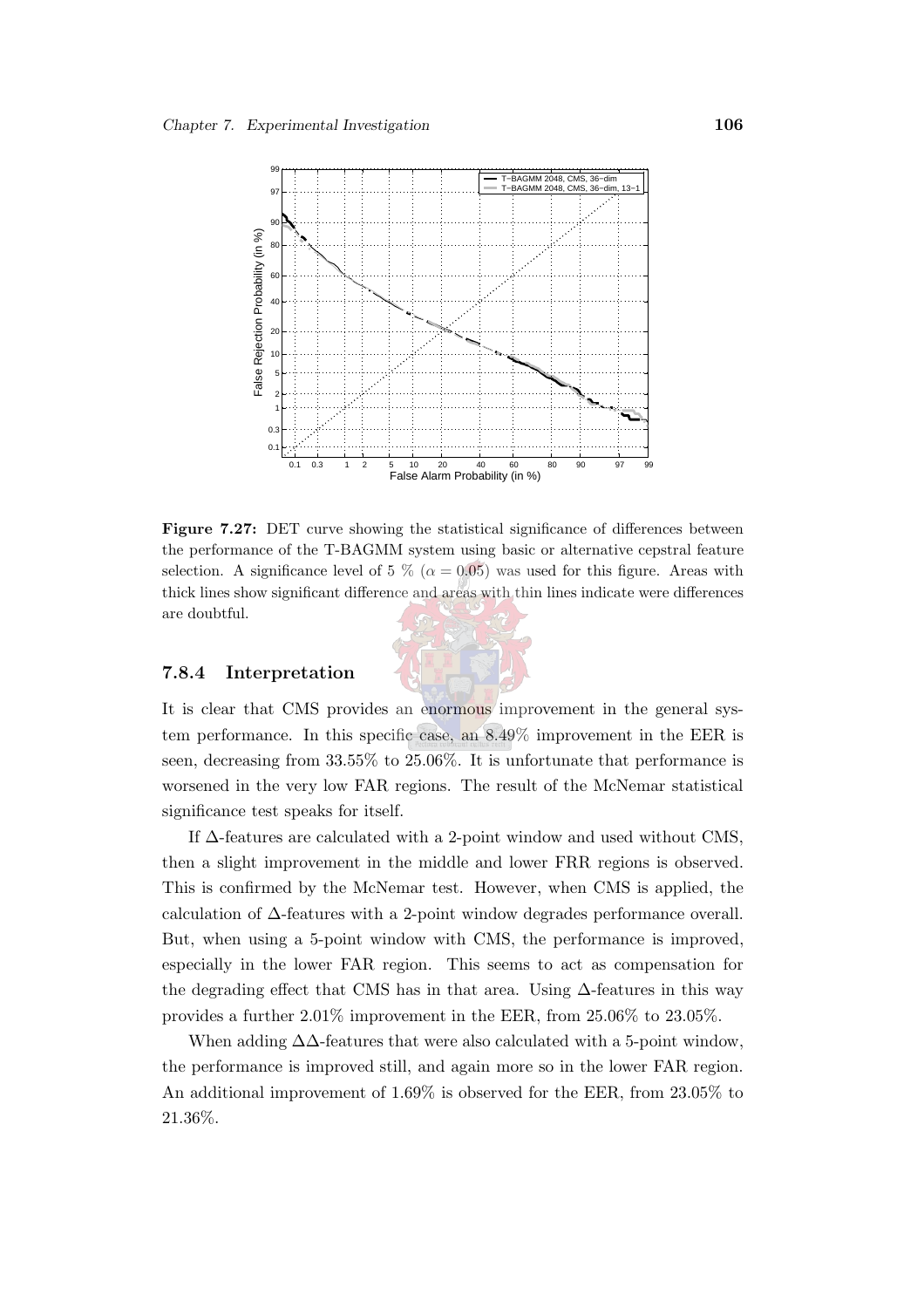**Figure 7.27:** DET curve showing the statistical significance of differences between the performance of the T-BAGMM system using basic or alternative cepstral feature selection. A significance level of 5 % ($\alpha = 0.05$) was used for this figure. Areas with thick lines show significant difference and areas with thin lines indicate were differences are doubtful.

### 7.8.4 Interpretation

It is clear that CMS provides an enormous improvement in the general system performance. In this specific case, an 8.49% improvement in the EER is seen, decreasing from 33.55% to 25.06%. It is unfortunate that performance is worsened in the very low FAR regions. The result of the McNemar statistical significance test speaks for itself.

If $\Delta$-features are calculated with a 2-point window and used without CMS, then a slight improvement in the middle and lower FRR regions is observed. This is confirmed by the McNemar test. However, when CMS is applied, the calculation of $\Delta$-features with a 2-point window degrades performance overall. But, when using a 5-point window with CMS, the performance is improved, especially in the lower FAR region. This seems to act as compensation for the degrading effect that CMS has in that area. Using $\Delta$-features in this way provides a further 2.01% improvement in the EER, from 25.06% to 23.05%.

When adding $\Delta\Delta$-features that were also calculated with a 5-point window, the performance is improved still, and again more so in the lower FAR region. An additional improvement of 1.69% is observed for the EER, from 23.05% to 21.36%.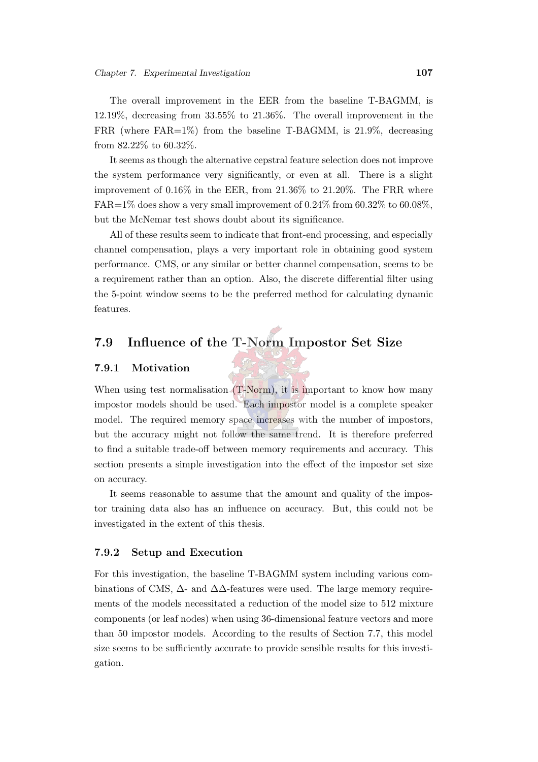The overall improvement in the EER from the baseline T-BAGMM, is 12.19%, decreasing from 33.55% to 21.36%. The overall improvement in the FRR (where FAR=1%) from the baseline T-BAGMM, is 21.9%, decreasing from 82.22% to 60.32%.

It seems as though the alternative cepstral feature selection does not improve the system performance very significantly, or even at all. There is a slight improvement of 0.16% in the EER, from 21.36% to 21.20%. The FRR where FAR=1% does show a very small improvement of 0.24% from 60.32% to 60.08%, but the McNemar test shows doubt about its significance.

All of these results seem to indicate that front-end processing, and especially channel compensation, plays a very important role in obtaining good system performance. CMS, or any similar or better channel compensation, seems to be a requirement rather than an option. Also, the discrete differential filter using the 5-point window seems to be the preferred method for calculating dynamic features.

## 7.9 Influence of the T-Norm Impostor Set Size

### 7.9.1 Motivation

When using test normalisation (T-Norm), it is important to know how many impostor models should be used. Each impostor model is a complete speaker model. The required memory space increases with the number of impostors, but the accuracy might not follow the same trend. It is therefore preferred to find a suitable trade-off between memory requirements and accuracy. This section presents a simple investigation into the effect of the impostor set size on accuracy.

It seems reasonable to assume that the amount and quality of the impostor training data also has an influence on accuracy. But, this could not be investigated in the extent of this thesis.

### 7.9.2 Setup and Execution

For this investigation, the baseline T-BAGMM system including various combinations of CMS, $\Delta$- and $\Delta\Delta$-features were used. The large memory requirements of the models necessitated a reduction of the model size to 512 mixture components (or leaf nodes) when using 36-dimensional feature vectors and more than 50 impostor models. According to the results of Section 7.7, this model size seems to be sufficiently accurate to provide sensible results for this investigation.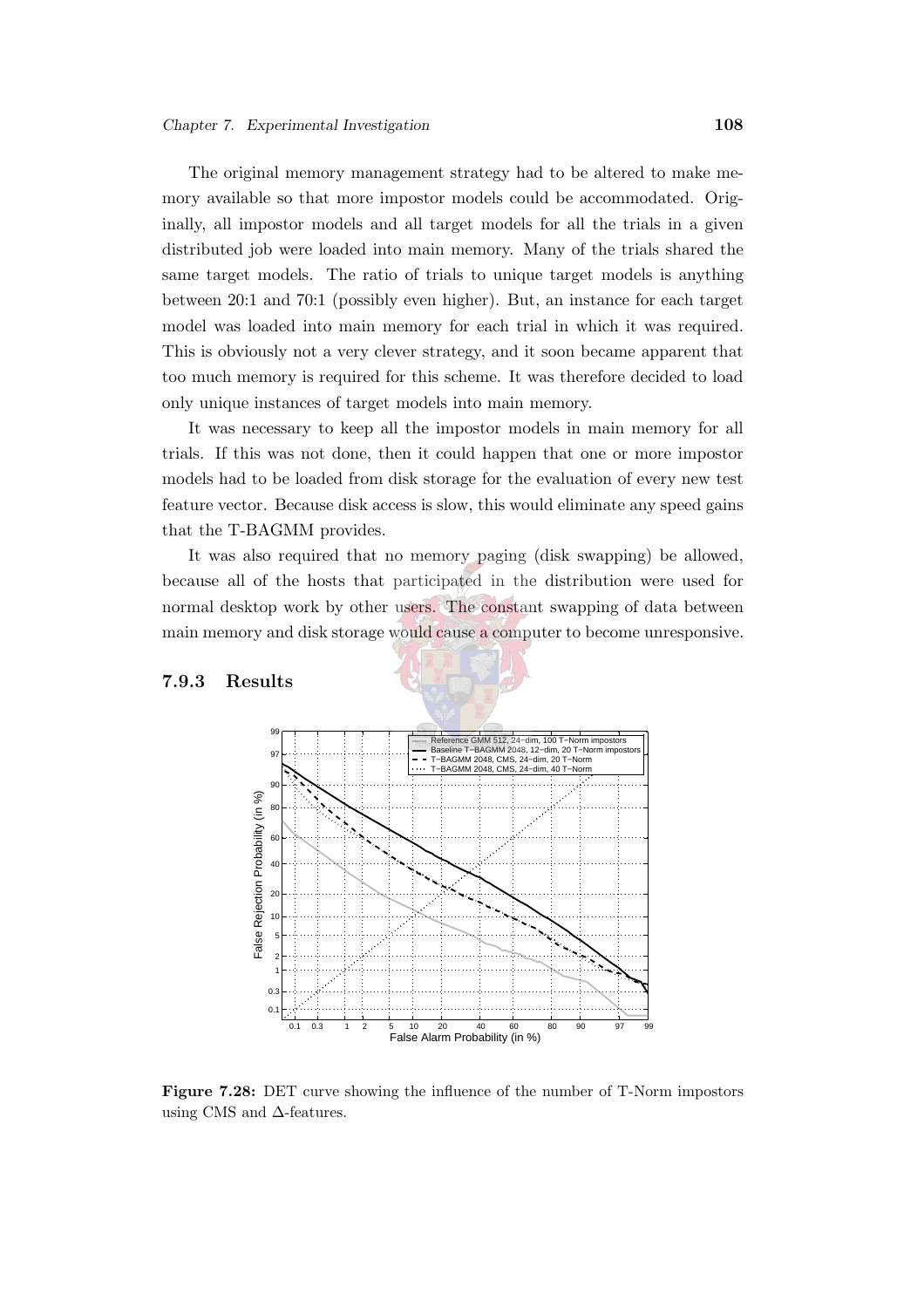The original memory management strategy had to be altered to make memory available so that more impostor models could be accommodated. Originally, all impostor models and all target models for all the trials in a given distributed job were loaded into main memory. Many of the trials shared the same target models. The ratio of trials to unique target models is anything between 20:1 and 70:1 (possibly even higher). But, an instance for each target model was loaded into main memory for each trial in which it was required. This is obviously not a very clever strategy, and it soon became apparent that too much memory is required for this scheme. It was therefore decided to load only unique instances of target models into main memory.

It was necessary to keep all the impostor models in main memory for all trials. If this was not done, then it could happen that one or more impostor models had to be loaded from disk storage for the evaluation of every new test feature vector. Because disk access is slow, this would eliminate any speed gains that the T-BAGMM provides.

It was also required that no memory paging (disk swapping) be allowed, because all of the hosts that participated in the distribution were used for normal desktop work by other users. The constant swapping of data between main memory and disk storage would cause a computer to become unresponsive.

### 7.9.3 Results

**Figure 7.28:** DET curve showing the influence of the number of T-Norm impostors using CMS and $\Delta$-features.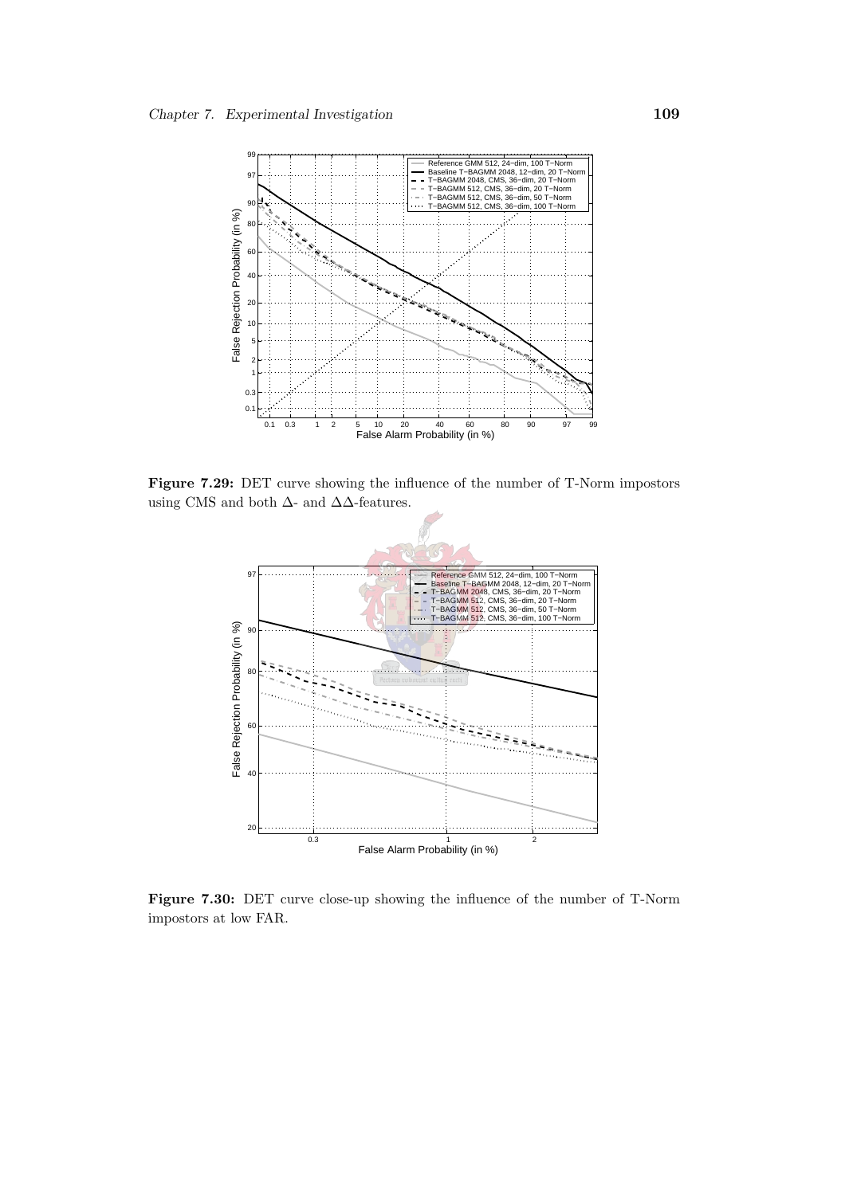**Figure 7.29:** DET curve showing the influence of the number of T-Norm impostors using CMS and both $\Delta$- and $\Delta\Delta$-features.

**Figure 7.30:** DET curve close-up showing the influence of the number of T-Norm impostors at low FAR.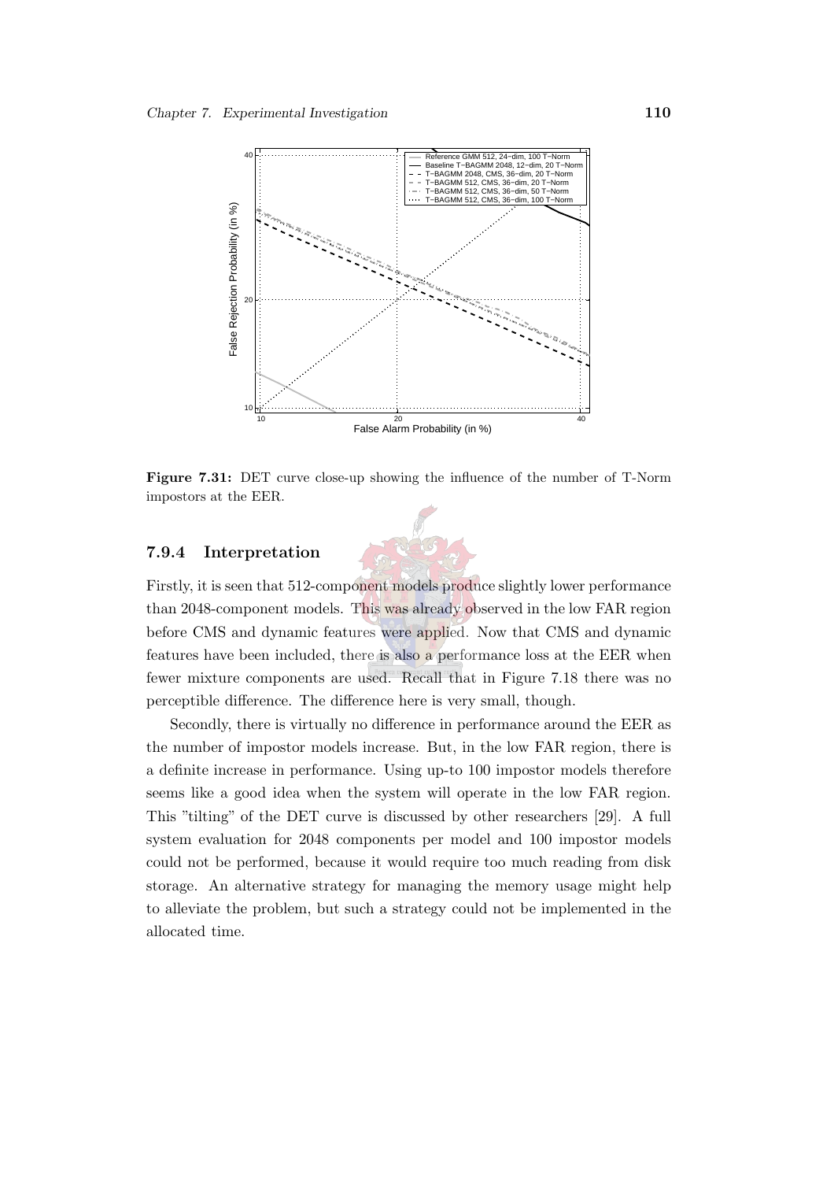Figure 7.31: DET curve close-up showing the influence of the number of T-Norm impostors at the EER.

### 7.9.4 Interpretation

Firstly, it is seen that 512-component models produce slightly lower performance than 2048-component models. This was already observed in the low FAR region before CMS and dynamic features were applied. Now that CMS and dynamic features have been included, there is also a performance loss at the EER when fewer mixture components are used. Recall that in Figure 7.18 there was no perceptible difference. The difference here is very small, though.

Secondly, there is virtually no difference in performance around the EER as the number of impostor models increase. But, in the low FAR region, there is a definite increase in performance. Using up-to 100 impostor models therefore seems like a good idea when the system will operate in the low FAR region. This "tilting" of the DET curve is discussed by other researchers [29]. A full system evaluation for 2048 components per model and 100 impostor models could not be performed, because it would require too much reading from disk storage. An alternative strategy for managing the memory usage might help to alleviate the problem, but such a strategy could not be implemented in the allocated time.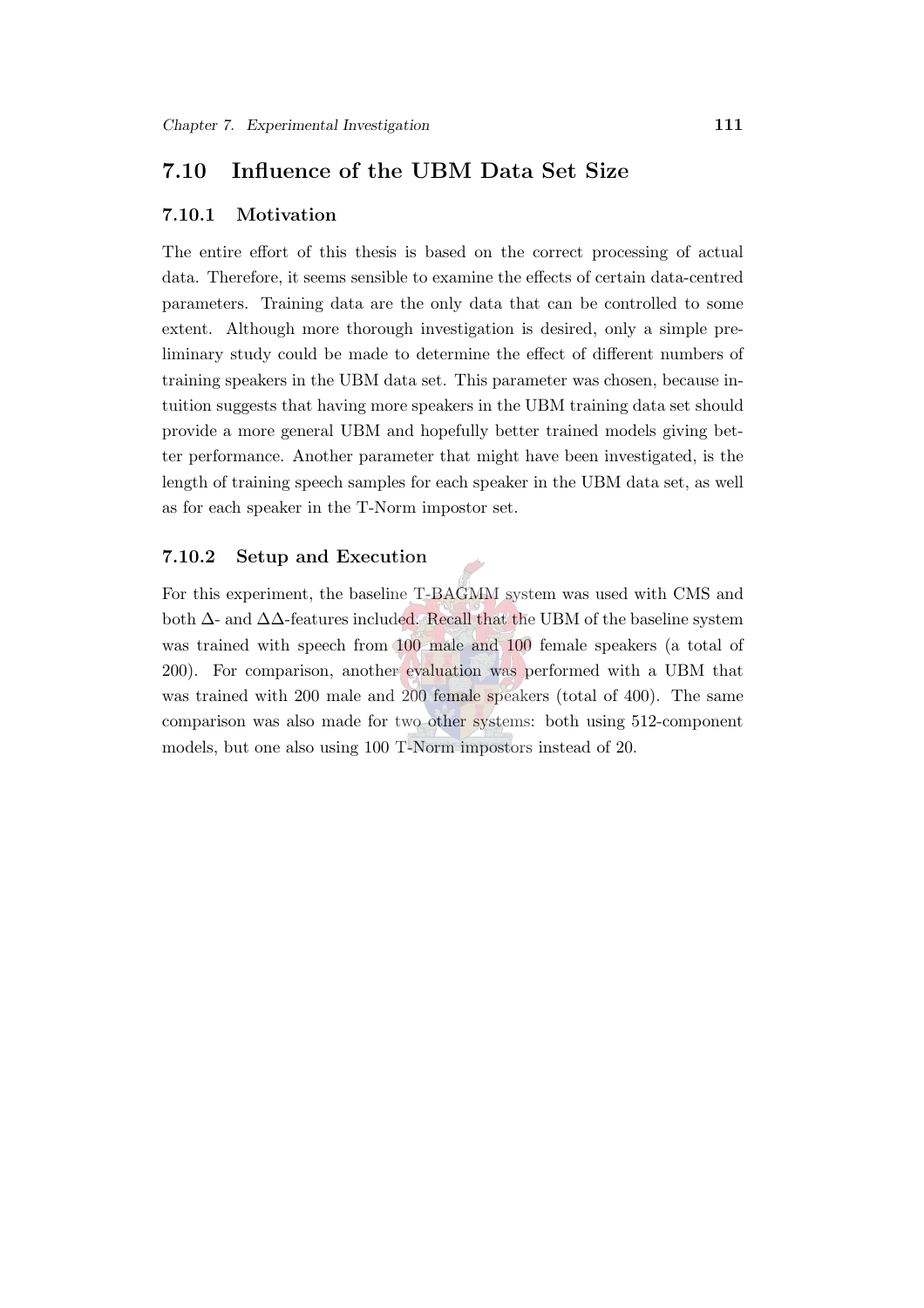## 7.10 Influence of the UBM Data Set Size

### 7.10.1 Motivation

The entire effort of this thesis is based on the correct processing of actual data. Therefore, it seems sensible to examine the effects of certain data-centred parameters. Training data are the only data that can be controlled to some extent. Although more thorough investigation is desired, only a simple preliminary study could be made to determine the effect of different numbers of training speakers in the UBM data set. This parameter was chosen, because intuition suggests that having more speakers in the UBM training data set should provide a more general UBM and hopefully better trained models giving better performance. Another parameter that might have been investigated, is the length of training speech samples for each speaker in the UBM data set, as well as for each speaker in the T-Norm impostor set.

### 7.10.2 Setup and Execution

For this experiment, the baseline T-BAGMM system was used with CMS and both $\Delta$- and $\Delta\Delta$-features included. Recall that the UBM of the baseline system was trained with speech from 100 male and 100 female speakers (a total of 200). For comparison, another evaluation was performed with a UBM that was trained with 200 male and 200 female speakers (total of 400). The same comparison was also made for two other systems: both using 512-component models, but one also using 100 T-Norm impostors instead of 20.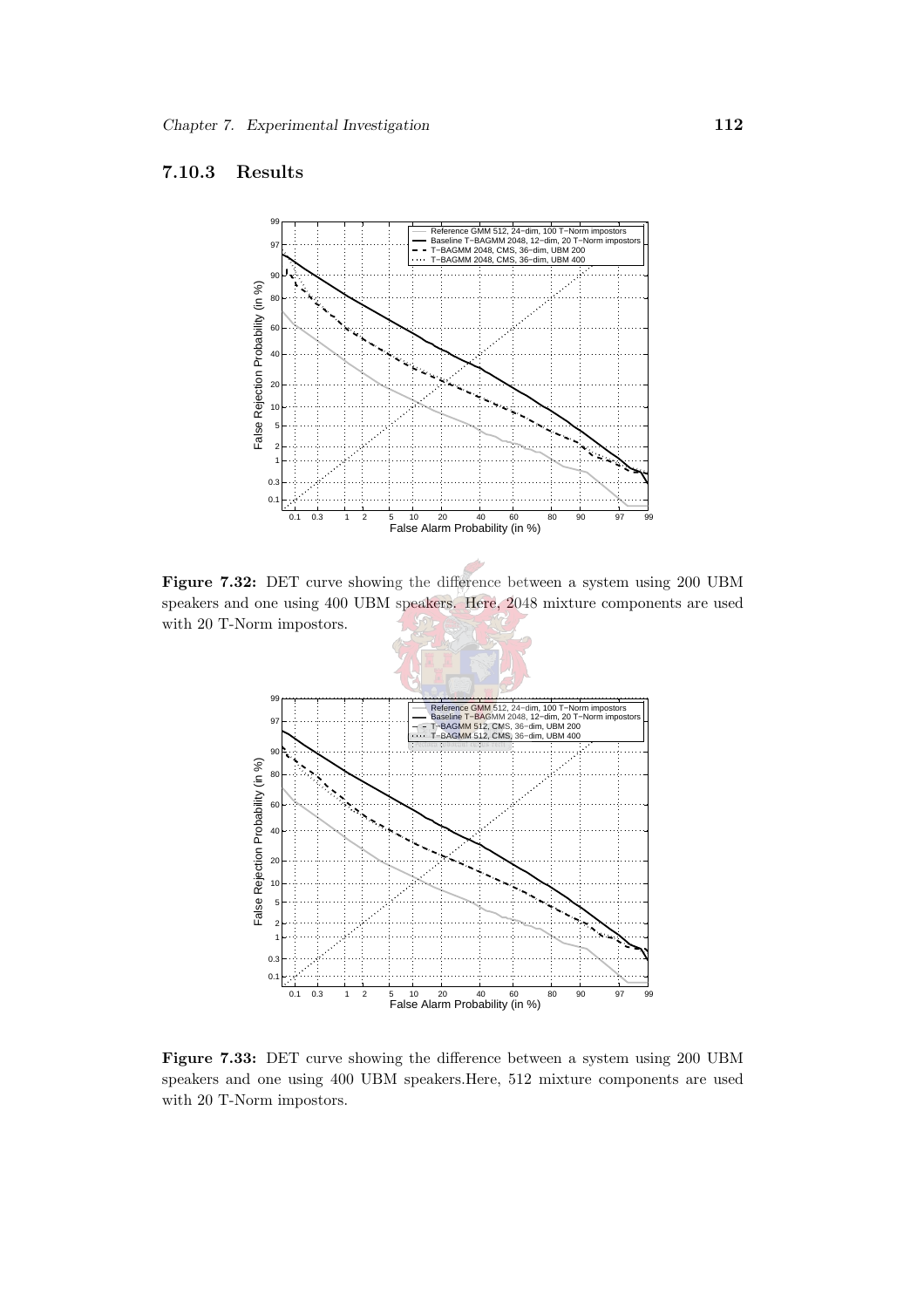### 7.10.3 Results

**Figure 7.32:** DET curve showing the difference between a system using 200 UBM speakers and one using 400 UBM speakers. Here, 2048 mixture components are used with 20 T-Norm impostors.

**Figure 7.33:** DET curve showing the difference between a system using 200 UBM speakers and one using 400 UBM speakers.Here, 512 mixture components are used with 20 T-Norm impostors.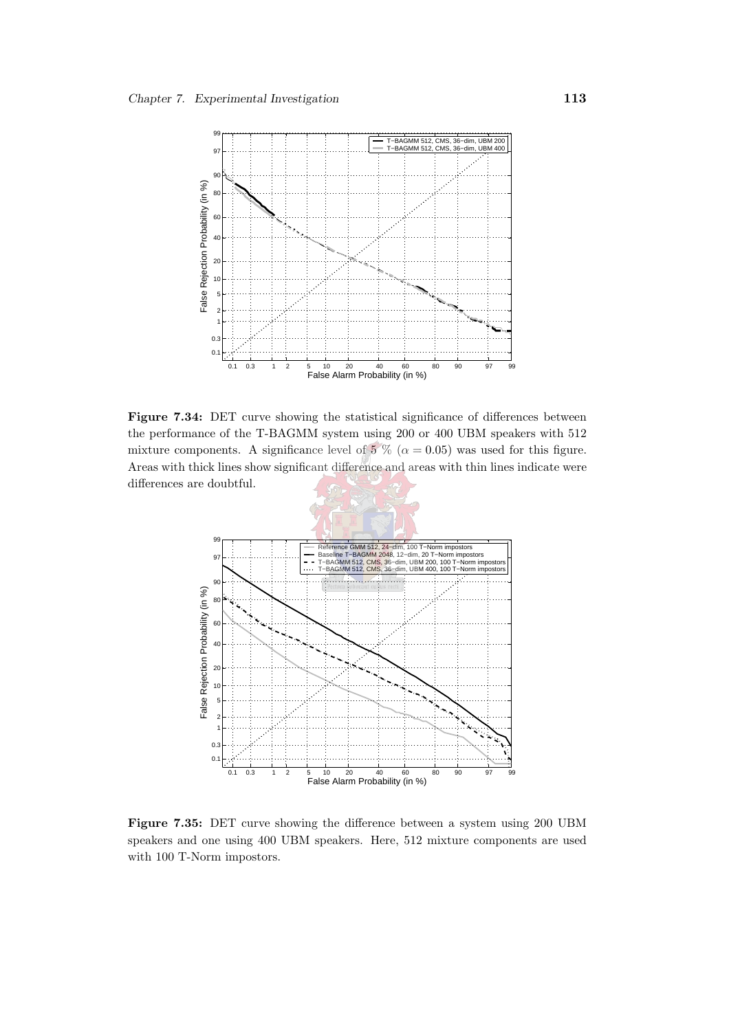**Figure 7.34:** DET curve showing the statistical significance of differences between the performance of the T-BAGMM system using 200 or 400 UBM speakers with 512 mixture components. A significance level of 5 % ($\alpha = 0.05$) was used for this figure. Areas with thick lines show significant difference and areas with thin lines indicate were differences are doubtful.

**Figure 7.35:** DET curve showing the difference between a system using 200 UBM speakers and one using 400 UBM speakers. Here, 512 mixture components are used with 100 T-Norm impostors.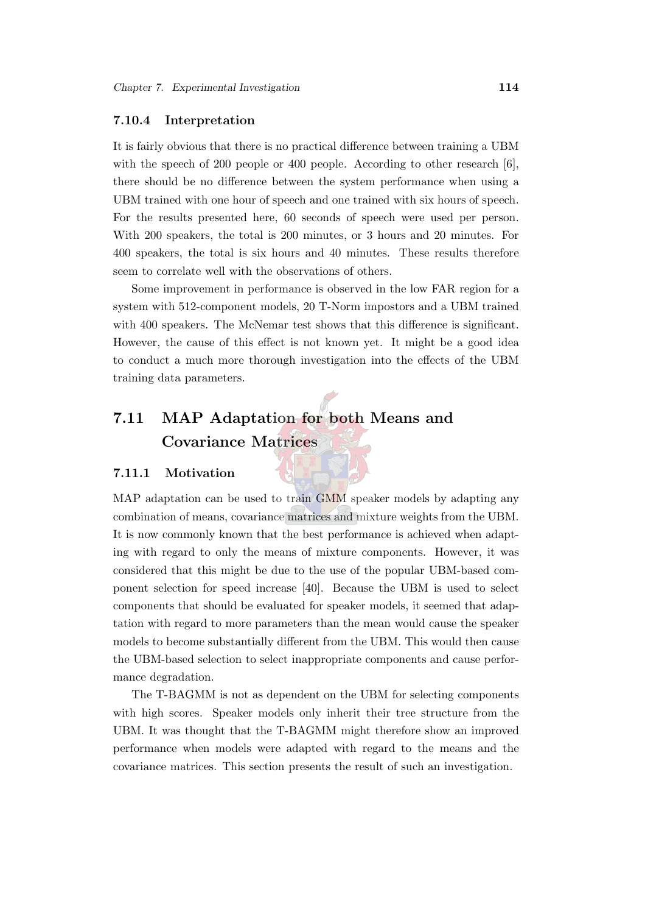### 7.10.4 Interpretation

It is fairly obvious that there is no practical difference between training a UBM with the speech of 200 people or 400 people. According to other research [6], there should be no difference between the system performance when using a UBM trained with one hour of speech and one trained with six hours of speech. For the results presented here, 60 seconds of speech were used per person. With 200 speakers, the total is 200 minutes, or 3 hours and 20 minutes. For 400 speakers, the total is six hours and 40 minutes. These results therefore seem to correlate well with the observations of others.

Some improvement in performance is observed in the low FAR region for a system with 512-component models, 20 T-Norm impostors and a UBM trained with 400 speakers. The McNemar test shows that this difference is significant. However, the cause of this effect is not known yet. It might be a good idea to conduct a much more thorough investigation into the effects of the UBM training data parameters.

## 7.11 MAP Adaptation for both Means and Covariance Matrices

### 7.11.1 Motivation

MAP adaptation can be used to train GMM speaker models by adapting any combination of means, covariance matrices and mixture weights from the UBM. It is now commonly known that the best performance is achieved when adapting with regard to only the means of mixture components. However, it was considered that this might be due to the use of the popular UBM-based component selection for speed increase [40]. Because the UBM is used to select components that should be evaluated for speaker models, it seemed that adaptation with regard to more parameters than the mean would cause the speaker models to become substantially different from the UBM. This would then cause the UBM-based selection to select inappropriate components and cause performance degradation.

The T-BAGMM is not as dependent on the UBM for selecting components with high scores. Speaker models only inherit their tree structure from the UBM. It was thought that the T-BAGMM might therefore show an improved performance when models were adapted with regard to the means and the covariance matrices. This section presents the result of such an investigation.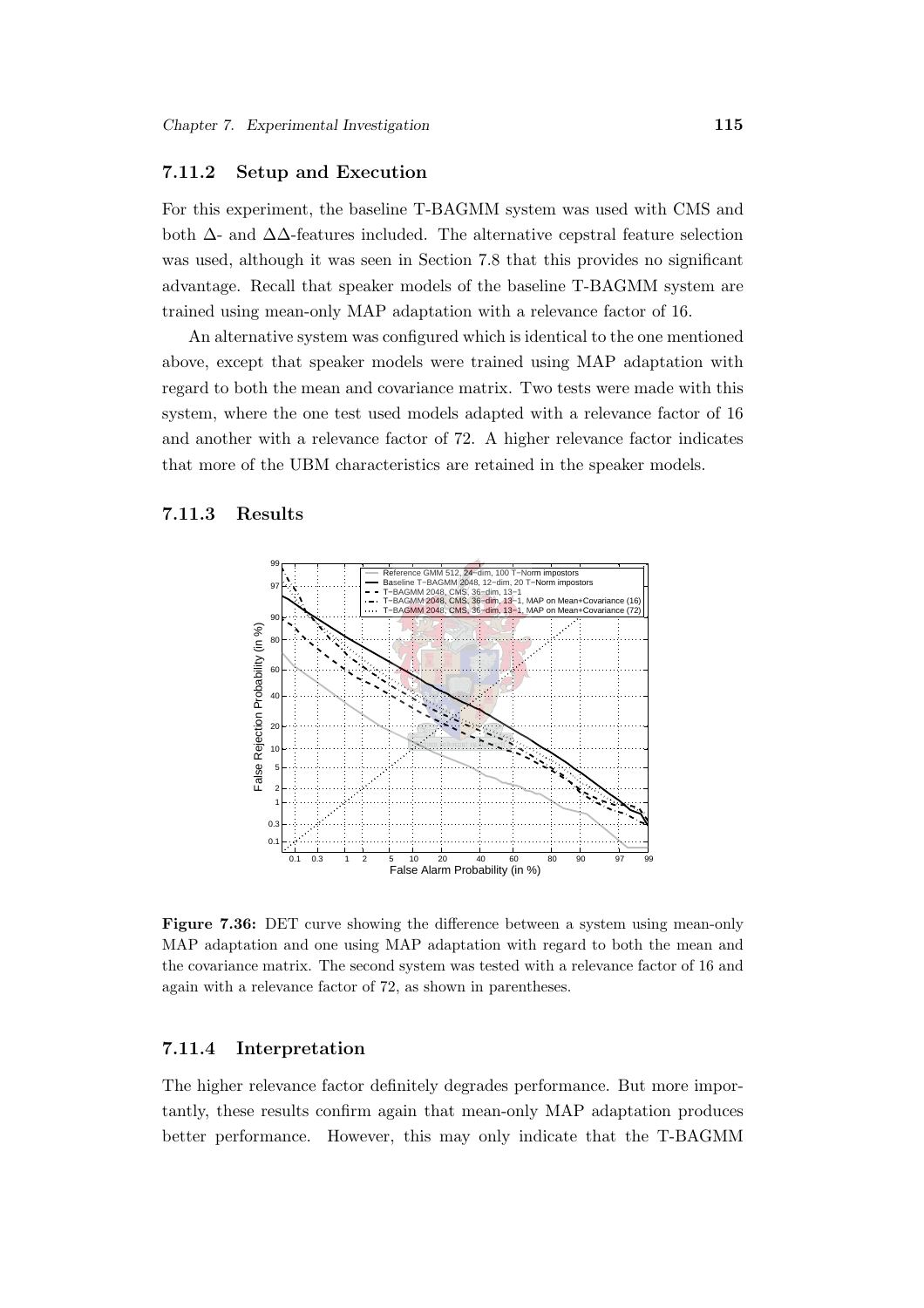### 7.11.2 Setup and Execution

For this experiment, the baseline T-BAGMM system was used with CMS and both $\Delta$- and $\Delta\Delta$-features included. The alternative cepstral feature selection was used, although it was seen in Section 7.8 that this provides no significant advantage. Recall that speaker models of the baseline T-BAGMM system are trained using mean-only MAP adaptation with a relevance factor of 16.

An alternative system was configured which is identical to the one mentioned above, except that speaker models were trained using MAP adaptation with regard to both the mean and covariance matrix. Two tests were made with this system, where the one test used models adapted with a relevance factor of 16 and another with a relevance factor of 72. A higher relevance factor indicates that more of the UBM characteristics are retained in the speaker models.

### 7.11.3 Results

**Figure 7.36:** DET curve showing the difference between a system using mean-only MAP adaptation and one using MAP adaptation with regard to both the mean and the covariance matrix. The second system was tested with a relevance factor of 16 and again with a relevance factor of 72, as shown in parentheses.

### 7.11.4 Interpretation

The higher relevance factor definitely degrades performance. But more importantly, these results confirm again that mean-only MAP adaptation produces better performance. However, this may only indicate that the T-BAGMM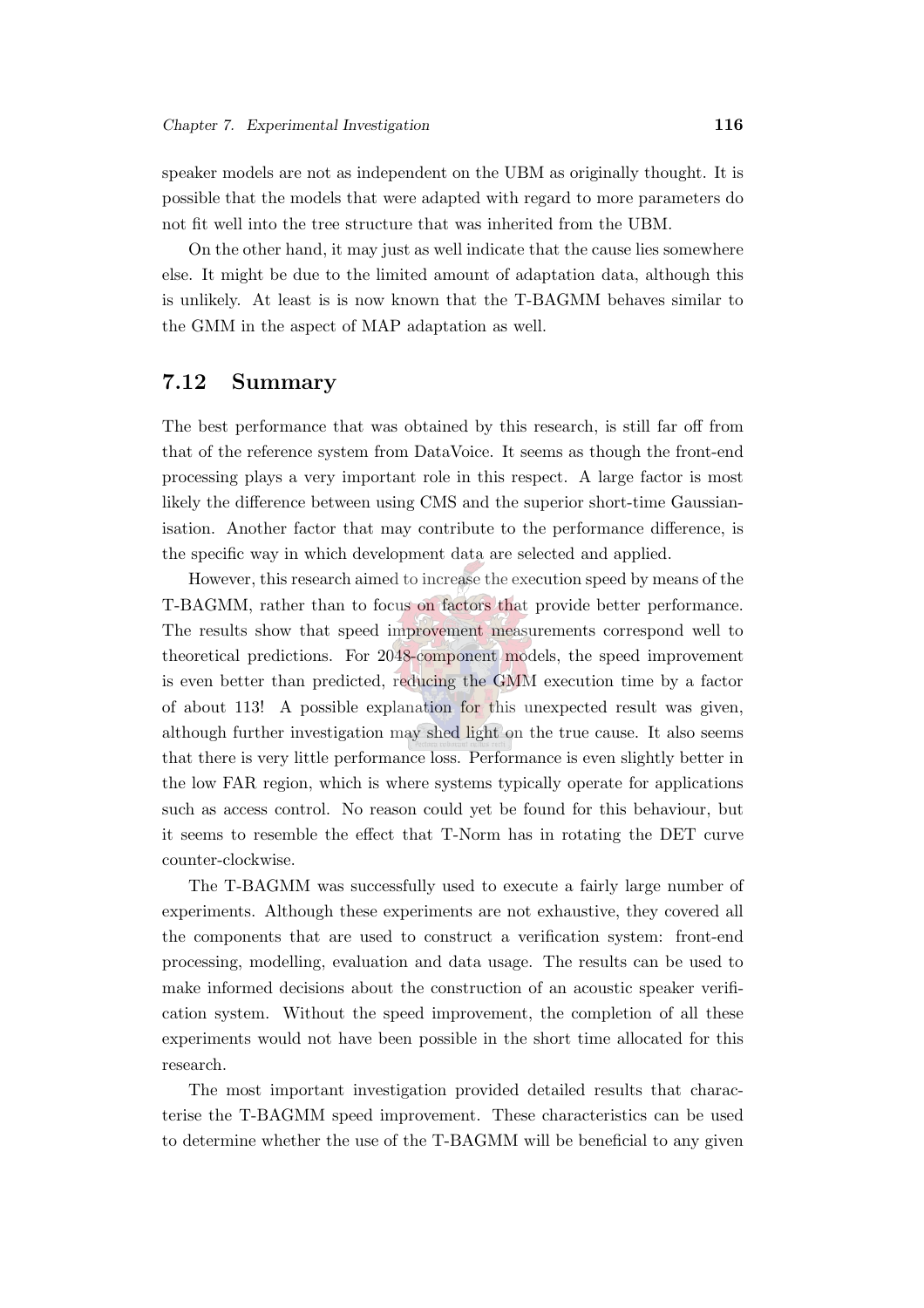speaker models are not as independent on the UBM as originally thought. It is possible that the models that were adapted with regard to more parameters do not fit well into the tree structure that was inherited from the UBM.

On the other hand, it may just as well indicate that the cause lies somewhere else. It might be due to the limited amount of adaptation data, although this is unlikely. At least is is now known that the T-BAGMM behaves similar to the GMM in the aspect of MAP adaptation as well.

## 7.12 Summary

The best performance that was obtained by this research, is still far off from that of the reference system from DataVoice. It seems as though the front-end processing plays a very important role in this respect. A large factor is most likely the difference between using CMS and the superior short-time Gaussianisation. Another factor that may contribute to the performance difference, is the specific way in which development data are selected and applied.

However, this research aimed to increase the execution speed by means of the T-BAGMM, rather than to focus on factors that provide better performance. The results show that speed improvement measurements correspond well to theoretical predictions. For 2048-component models, the speed improvement is even better than predicted, reducing the GMM execution time by a factor of about 113! A possible explanation for this unexpected result was given, although further investigation may shed light on the true cause. It also seems that there is very little performance loss. Performance is even slightly better in the low FAR region, which is where systems typically operate for applications such as access control. No reason could yet be found for this behaviour, but it seems to resemble the effect that T-Norm has in rotating the DET curve counter-clockwise.

The T-BAGMM was successfully used to execute a fairly large number of experiments. Although these experiments are not exhaustive, they covered all the components that are used to construct a verification system: front-end processing, modelling, evaluation and data usage. The results can be used to make informed decisions about the construction of an acoustic speaker verification system. Without the speed improvement, the completion of all these experiments would not have been possible in the short time allocated for this research.

The most important investigation provided detailed results that characterise the T-BAGMM speed improvement. These characteristics can be used to determine whether the use of the T-BAGMM will be beneficial to any given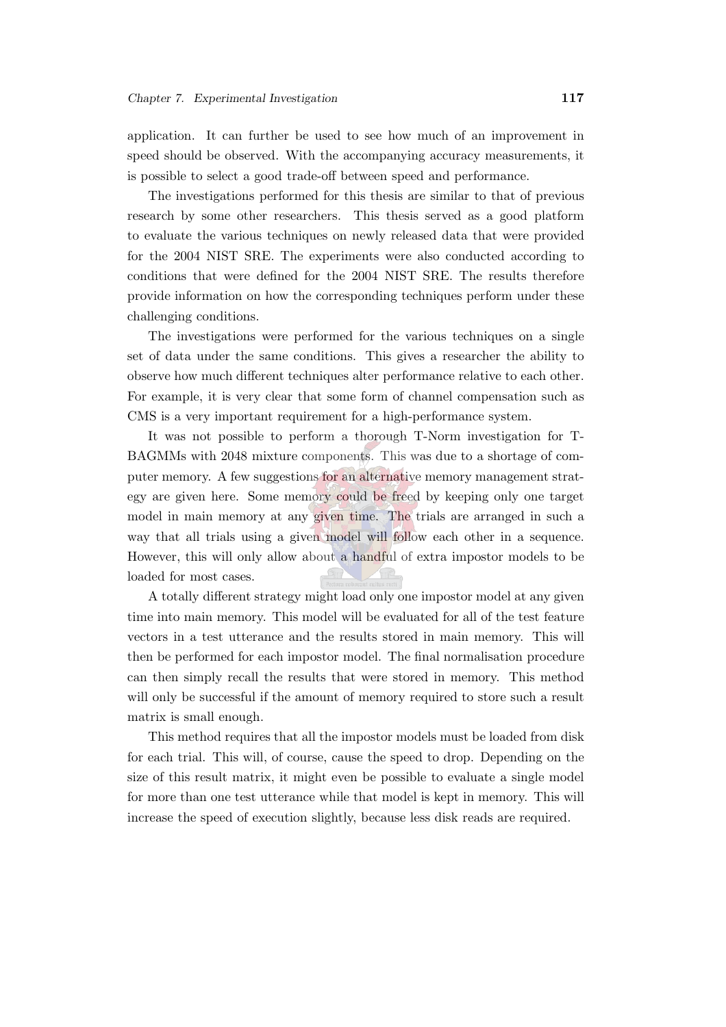application. It can further be used to see how much of an improvement in speed should be observed. With the accompanying accuracy measurements, it is possible to select a good trade-off between speed and performance.

The investigations performed for this thesis are similar to that of previous research by some other researchers. This thesis served as a good platform to evaluate the various techniques on newly released data that were provided for the 2004 NIST SRE. The experiments were also conducted according to conditions that were defined for the 2004 NIST SRE. The results therefore provide information on how the corresponding techniques perform under these challenging conditions.

The investigations were performed for the various techniques on a single set of data under the same conditions. This gives a researcher the ability to observe how much different techniques alter performance relative to each other. For example, it is very clear that some form of channel compensation such as CMS is a very important requirement for a high-performance system.

It was not possible to perform a thorough T-Norm investigation for T-BAGMMs with 2048 mixture components. This was due to a shortage of computer memory. A few suggestions for an alternative memory management strategy are given here. Some memory could be freed by keeping only one target model in main memory at any given time. The trials are arranged in such a way that all trials using a given model will follow each other in a sequence. However, this will only allow about a handful of extra impostor models to be loaded for most cases.

A totally different strategy might load only one impostor model at any given time into main memory. This model will be evaluated for all of the test feature vectors in a test utterance and the results stored in main memory. This will then be performed for each impostor model. The final normalisation procedure can then simply recall the results that were stored in memory. This method will only be successful if the amount of memory required to store such a result matrix is small enough.

This method requires that all the impostor models must be loaded from disk for each trial. This will, of course, cause the speed to drop. Depending on the size of this result matrix, it might even be possible to evaluate a single model for more than one test utterance while that model is kept in memory. This will increase the speed of execution slightly, because less disk reads are required.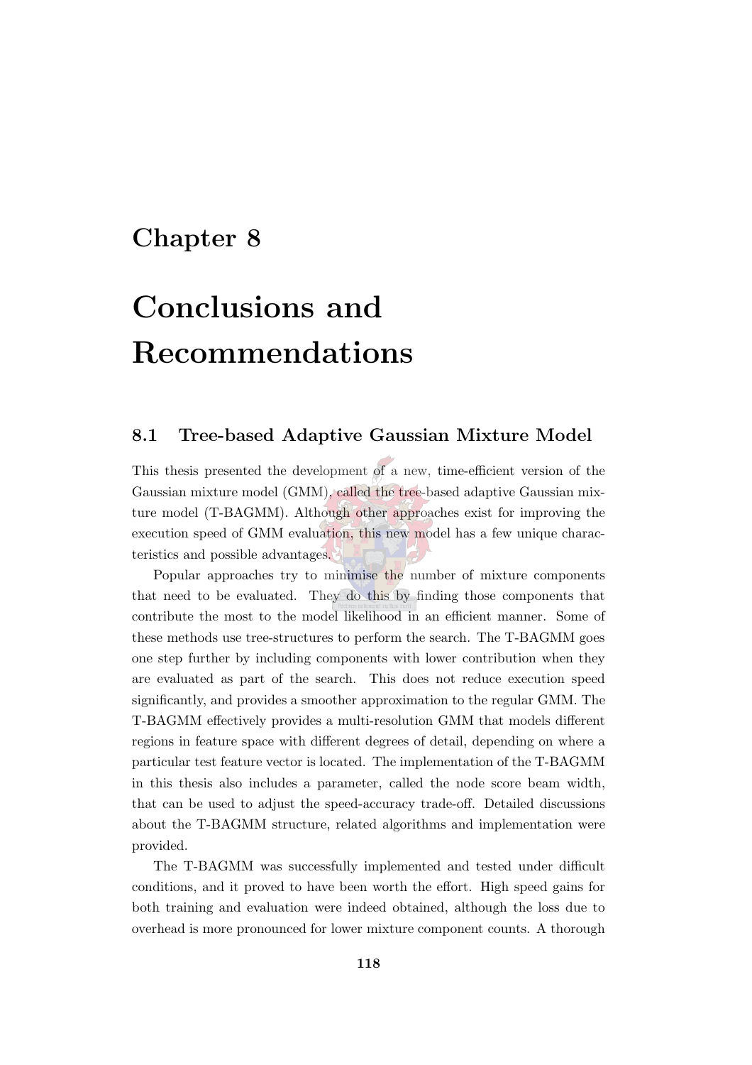# Chapter 8

# Conclusions and Recommendations

## 8.1 Tree-based Adaptive Gaussian Mixture Model

This thesis presented the development of a new, time-efficient version of the Gaussian mixture model (GMM), called the tree-based adaptive Gaussian mixture model (T-BAGMM). Although other approaches exist for improving the execution speed of GMM evaluation, this new model has a few unique characteristics and possible advantages.

Popular approaches try to minimise the number of mixture components that need to be evaluated. They do this by finding those components that contribute the most to the model likelihood in an efficient manner. Some of these methods use tree-structures to perform the search. The T-BAGMM goes one step further by including components with lower contribution when they are evaluated as part of the search. This does not reduce execution speed significantly, and provides a smoother approximation to the regular GMM. The T-BAGMM effectively provides a multi-resolution GMM that models different regions in feature space with different degrees of detail, depending on where a particular test feature vector is located. The implementation of the T-BAGMM in this thesis also includes a parameter, called the node score beam width, that can be used to adjust the speed-accuracy trade-off. Detailed discussions about the T-BAGMM structure, related algorithms and implementation were provided.

The T-BAGMM was successfully implemented and tested under difficult conditions, and it proved to have been worth the effort. High speed gains for both training and evaluation were indeed obtained, although the loss due to overhead is more pronounced for lower mixture component counts. A thorough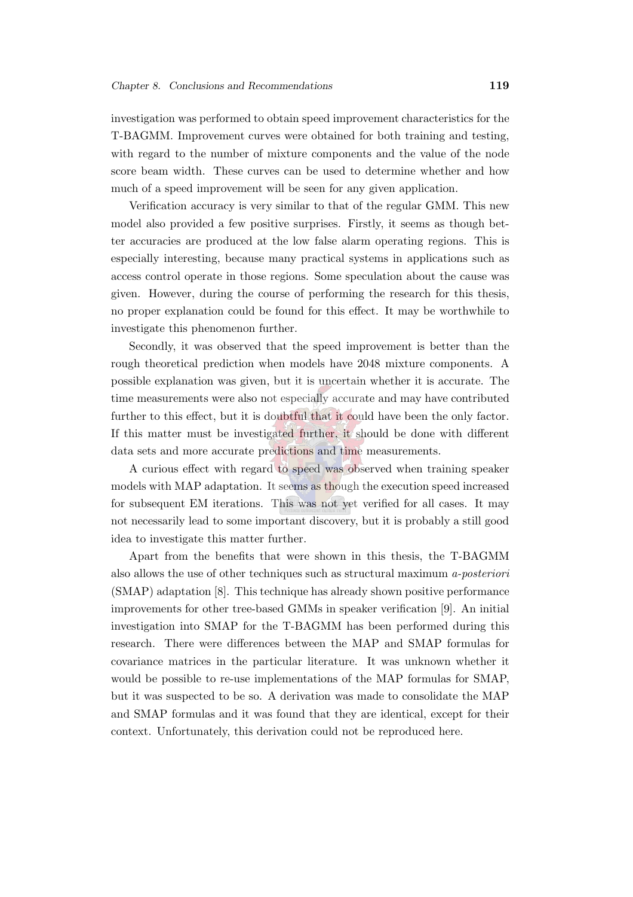investigation was performed to obtain speed improvement characteristics for the T-BAGMM. Improvement curves were obtained for both training and testing, with regard to the number of mixture components and the value of the node score beam width. These curves can be used to determine whether and how much of a speed improvement will be seen for any given application.

Verification accuracy is very similar to that of the regular GMM. This new model also provided a few positive surprises. Firstly, it seems as though better accuracies are produced at the low false alarm operating regions. This is especially interesting, because many practical systems in applications such as access control operate in those regions. Some speculation about the cause was given. However, during the course of performing the research for this thesis, no proper explanation could be found for this effect. It may be worthwhile to investigate this phenomenon further.

Secondly, it was observed that the speed improvement is better than the rough theoretical prediction when models have 2048 mixture components. A possible explanation was given, but it is uncertain whether it is accurate. The time measurements were also not especially accurate and may have contributed further to this effect, but it is doubtful that it could have been the only factor. If this matter must be investigated further, it should be done with different data sets and more accurate predictions and time measurements.

A curious effect with regard to speed was observed when training speaker models with MAP adaptation. It seems as though the execution speed increased for subsequent EM iterations. This was not yet verified for all cases. It may not necessarily lead to some important discovery, but it is probably a still good idea to investigate this matter further.

Apart from the benefits that were shown in this thesis, the T-BAGMM also allows the use of other techniques such as structural maximum *a-posteriori* (SMAP) adaptation [8]. This technique has already shown positive performance improvements for other tree-based GMMs in speaker verification [9]. An initial investigation into SMAP for the T-BAGMM has been performed during this research. There were differences between the MAP and SMAP formulas for covariance matrices in the particular literature. It was unknown whether it would be possible to re-use implementations of the MAP formulas for SMAP, but it was suspected to be so. A derivation was made to consolidate the MAP and SMAP formulas and it was found that they are identical, except for their context. Unfortunately, this derivation could not be reproduced here.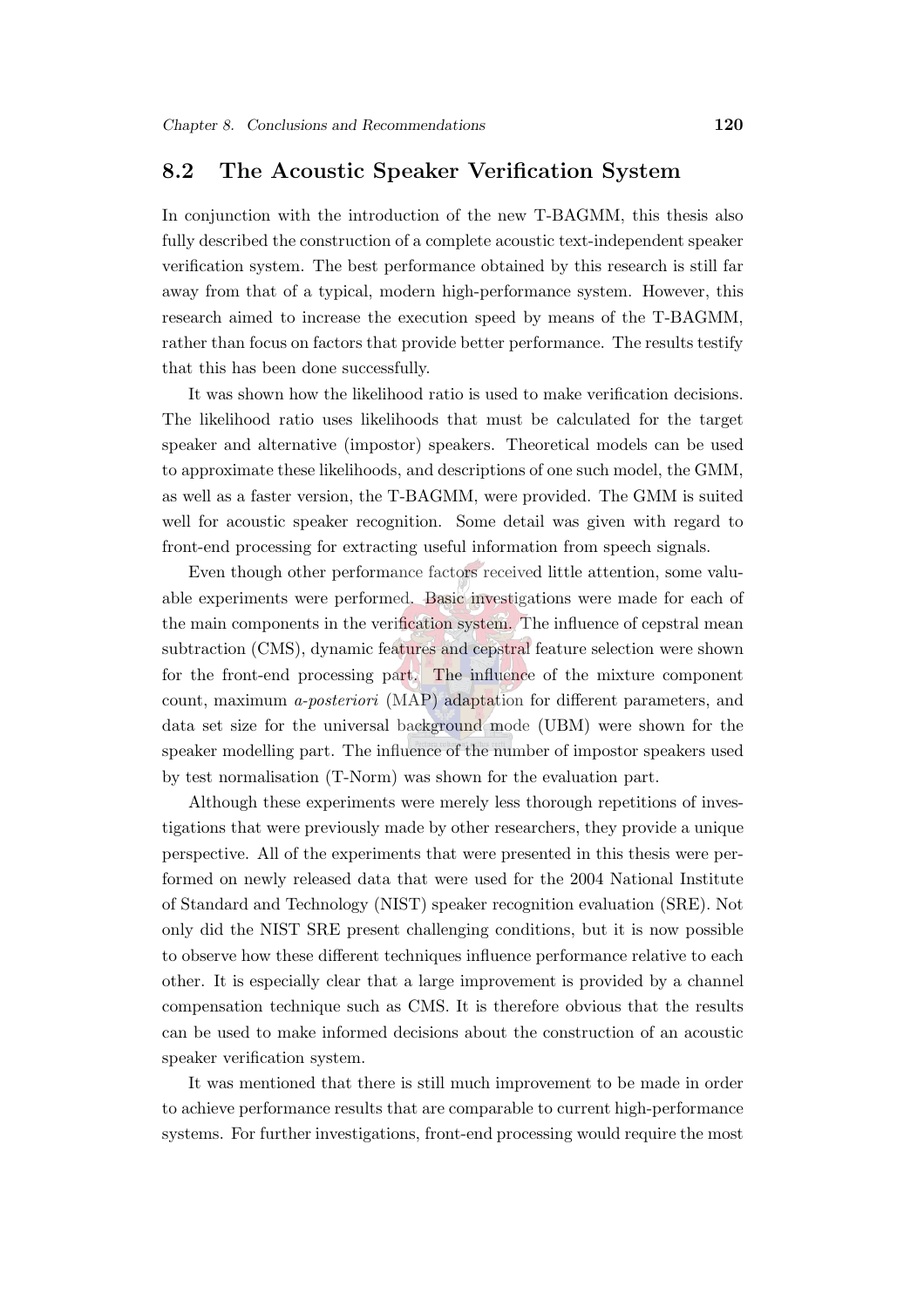## 8.2 The Acoustic Speaker Verification System

In conjunction with the introduction of the new T-BAGMM, this thesis also fully described the construction of a complete acoustic text-independent speaker verification system. The best performance obtained by this research is still far away from that of a typical, modern high-performance system. However, this research aimed to increase the execution speed by means of the T-BAGMM, rather than focus on factors that provide better performance. The results testify that this has been done successfully.

It was shown how the likelihood ratio is used to make verification decisions. The likelihood ratio uses likelihoods that must be calculated for the target speaker and alternative (impostor) speakers. Theoretical models can be used to approximate these likelihoods, and descriptions of one such model, the GMM, as well as a faster version, the T-BAGMM, were provided. The GMM is suited well for acoustic speaker recognition. Some detail was given with regard to front-end processing for extracting useful information from speech signals.

Even though other performance factors received little attention, some valuable experiments were performed. Basic investigations were made for each of the main components in the verification system. The influence of cepstral mean subtraction (CMS), dynamic features and cepstral feature selection were shown for the front-end processing part. The influence of the mixture component count, maximum *a-posteriori* (MAP) adaptation for different parameters, and data set size for the universal background mode (UBM) were shown for the speaker modelling part. The influence of the number of impostor speakers used by test normalisation (T-Norm) was shown for the evaluation part.

Although these experiments were merely less thorough repetitions of investigations that were previously made by other researchers, they provide a unique perspective. All of the experiments that were presented in this thesis were performed on newly released data that were used for the 2004 National Institute of Standard and Technology (NIST) speaker recognition evaluation (SRE). Not only did the NIST SRE present challenging conditions, but it is now possible to observe how these different techniques influence performance relative to each other. It is especially clear that a large improvement is provided by a channel compensation technique such as CMS. It is therefore obvious that the results can be used to make informed decisions about the construction of an acoustic speaker verification system.

It was mentioned that there is still much improvement to be made in order to achieve performance results that are comparable to current high-performance systems. For further investigations, front-end processing would require the most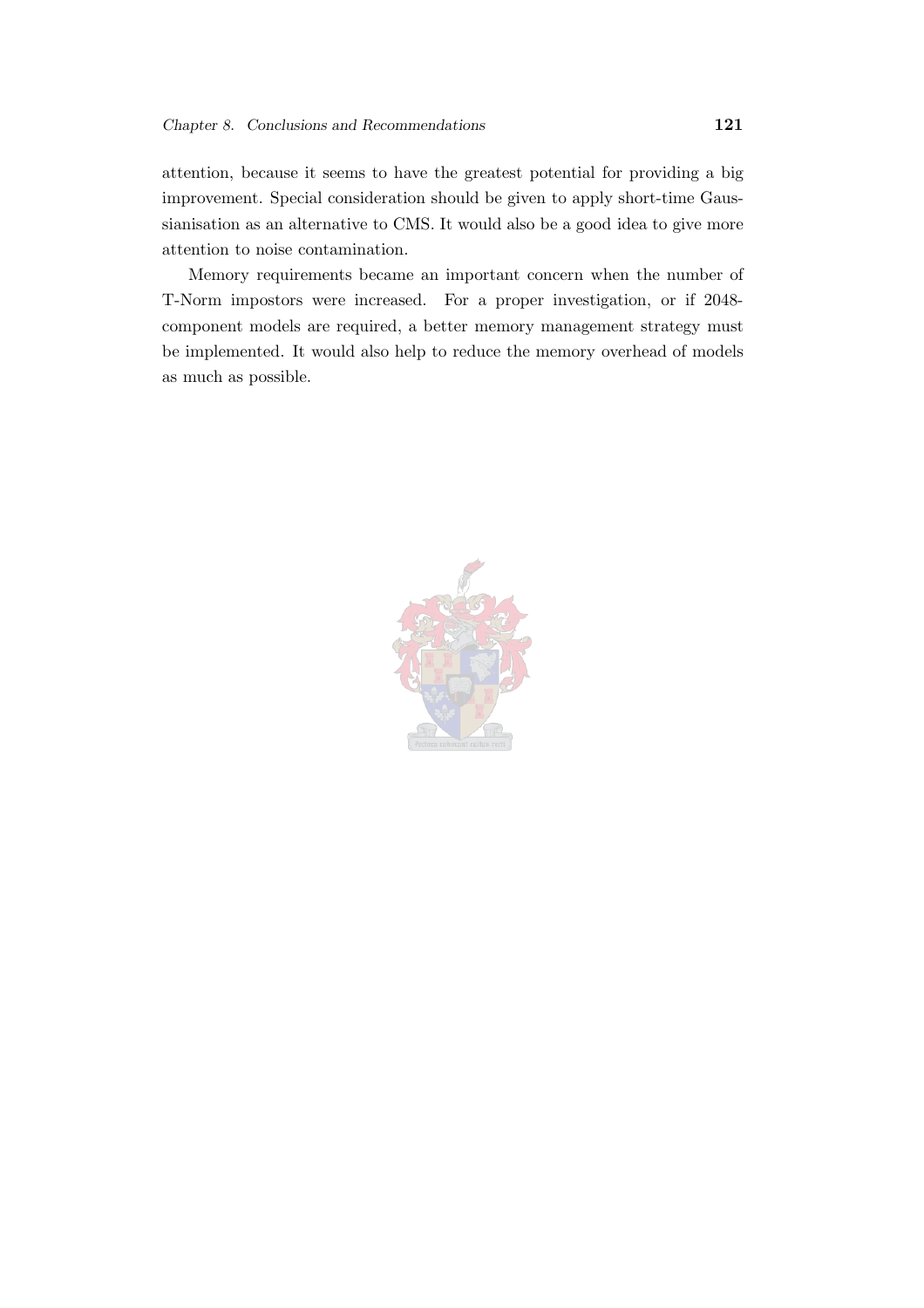attention, because it seems to have the greatest potential for providing a big improvement. Special consideration should be given to apply short-time Gaussianisation as an alternative to CMS. It would also be a good idea to give more attention to noise contamination.

Memory requirements became an important concern when the number of T-Norm impostors were increased. For a proper investigation, or if 2048-component models are required, a better memory management strategy must be implemented. It would also help to reduce the memory overhead of models as much as possible.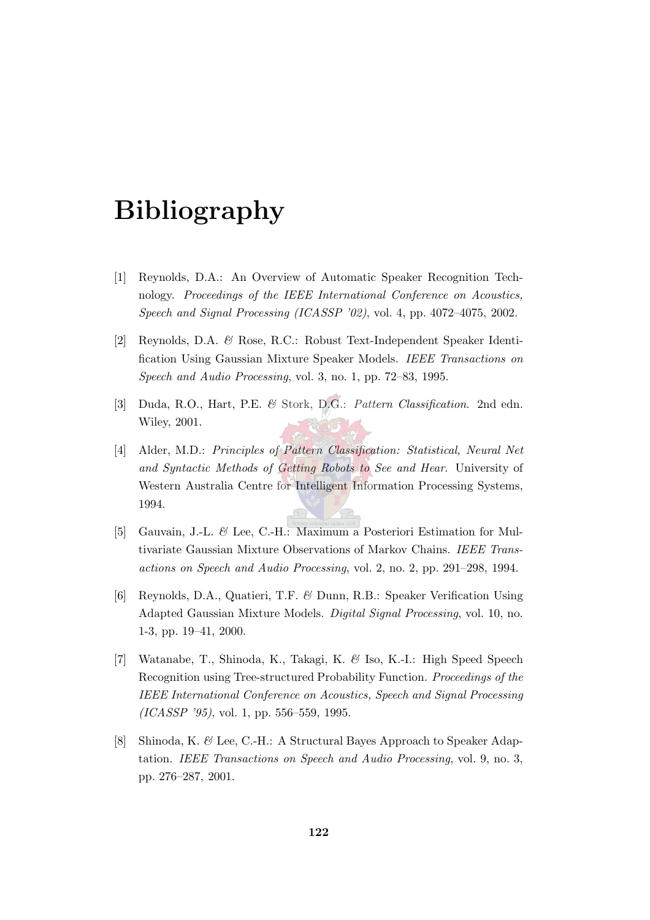# Bibliography

[1] Reynolds, D.A.: An Overview of Automatic Speaker Recognition Technology. *Proceedings of the IEEE International Conference on Acoustics, Speech and Signal Processing (ICASSP '02)*, vol. 4, pp. 4072–4075, 2002.

[2] Reynolds, D.A. & Rose, R.C.: Robust Text-Independent Speaker Identification Using Gaussian Mixture Speaker Models. *IEEE Transactions on Speech and Audio Processing*, vol. 3, no. 1, pp. 72–83, 1995.

[3] Duda, R.O., Hart, P.E. & Stork, D.G.: *Pattern Classification*. 2nd edn. Wiley, 2001.

[4] Alder, M.D.: *Principles of Pattern Classification: Statistical, Neural Net and Syntactic Methods of Getting Robots to See and Hear*. University of Western Australia Centre for Intelligent Information Processing Systems, 1994.

[5] Gauvain, J.-L. & Lee, C.-H.: Maximum a Posteriori Estimation for Multivariate Gaussian Mixture Observations of Markov Chains. *IEEE Transactions on Speech and Audio Processing*, vol. 2, no. 2, pp. 291–298, 1994.

[6] Reynolds, D.A., Quatieri, T.F. & Dunn, R.B.: Speaker Verification Using Adapted Gaussian Mixture Models. *Digital Signal Processing*, vol. 10, no. 1-3, pp. 19–41, 2000.

[7] Watanabe, T., Shinoda, K., Takagi, K. & Iso, K.-I.: High Speed Speech Recognition using Tree-structured Probability Function. *Proceedings of the IEEE International Conference on Acoustics, Speech and Signal Processing (ICASSP '95)*, vol. 1, pp. 556–559, 1995.

[8] Shinoda, K. & Lee, C.-H.: A Structural Bayes Approach to Speaker Adaptation. *IEEE Transactions on Speech and Audio Processing*, vol. 9, no. 3, pp. 276–287, 2001.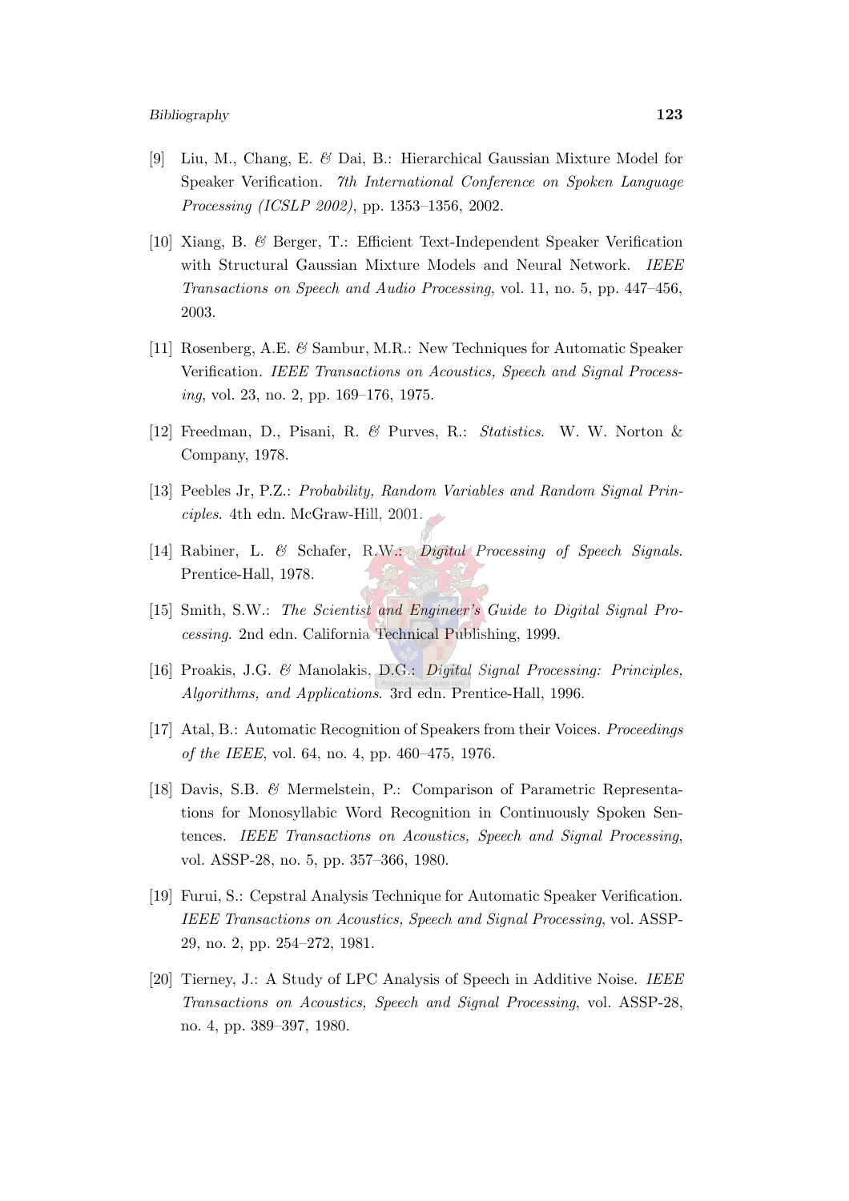[9] Liu, M., Chang, E. & Dai, B.: Hierarchical Gaussian Mixture Model for Speaker Verification. *7th International Conference on Spoken Language Processing (ICSLP 2002)*, pp. 1353–1356, 2002.

[10] Xiang, B. & Berger, T.: Efficient Text-Independent Speaker Verification with Structural Gaussian Mixture Models and Neural Network. *IEEE Transactions on Speech and Audio Processing*, vol. 11, no. 5, pp. 447–456, 2003.

[11] Rosenberg, A.E. & Sambur, M.R.: New Techniques for Automatic Speaker Verification. *IEEE Transactions on Acoustics, Speech and Signal Processing*, vol. 23, no. 2, pp. 169–176, 1975.

[12] Freedman, D., Pisani, R. & Purves, R.: *Statistics*. W. W. Norton & Company, 1978.

[13] Peebles Jr, P.Z.: *Probability, Random Variables and Random Signal Principles*. 4th edn. McGraw-Hill, 2001.

[14] Rabiner, L. & Schafer, R.W.: *Digital Processing of Speech Signals*. Prentice-Hall, 1978.

[15] Smith, S.W.: *The Scientist and Engineer's Guide to Digital Signal Processing*. 2nd edn. California Technical Publishing, 1999.

[16] Proakis, J.G. & Manolakis, D.G.: *Digital Signal Processing: Principles, Algorithms, and Applications*. 3rd edn. Prentice-Hall, 1996.

[17] Atal, B.: Automatic Recognition of Speakers from their Voices. *Proceedings of the IEEE*, vol. 64, no. 4, pp. 460–475, 1976.

[18] Davis, S.B. & Mermelstein, P.: Comparison of Parametric Representations for Monosyllabic Word Recognition in Continuously Spoken Sentences. *IEEE Transactions on Acoustics, Speech and Signal Processing*, vol. ASSP-28, no. 5, pp. 357–366, 1980.

[19] Furui, S.: Cepstral Analysis Technique for Automatic Speaker Verification. *IEEE Transactions on Acoustics, Speech and Signal Processing*, vol. ASSP-29, no. 2, pp. 254–272, 1981.

[20] Tierney, J.: A Study of LPC Analysis of Speech in Additive Noise. *IEEE Transactions on Acoustics, Speech and Signal Processing*, vol. ASSP-28, no. 4, pp. 389–397, 1980.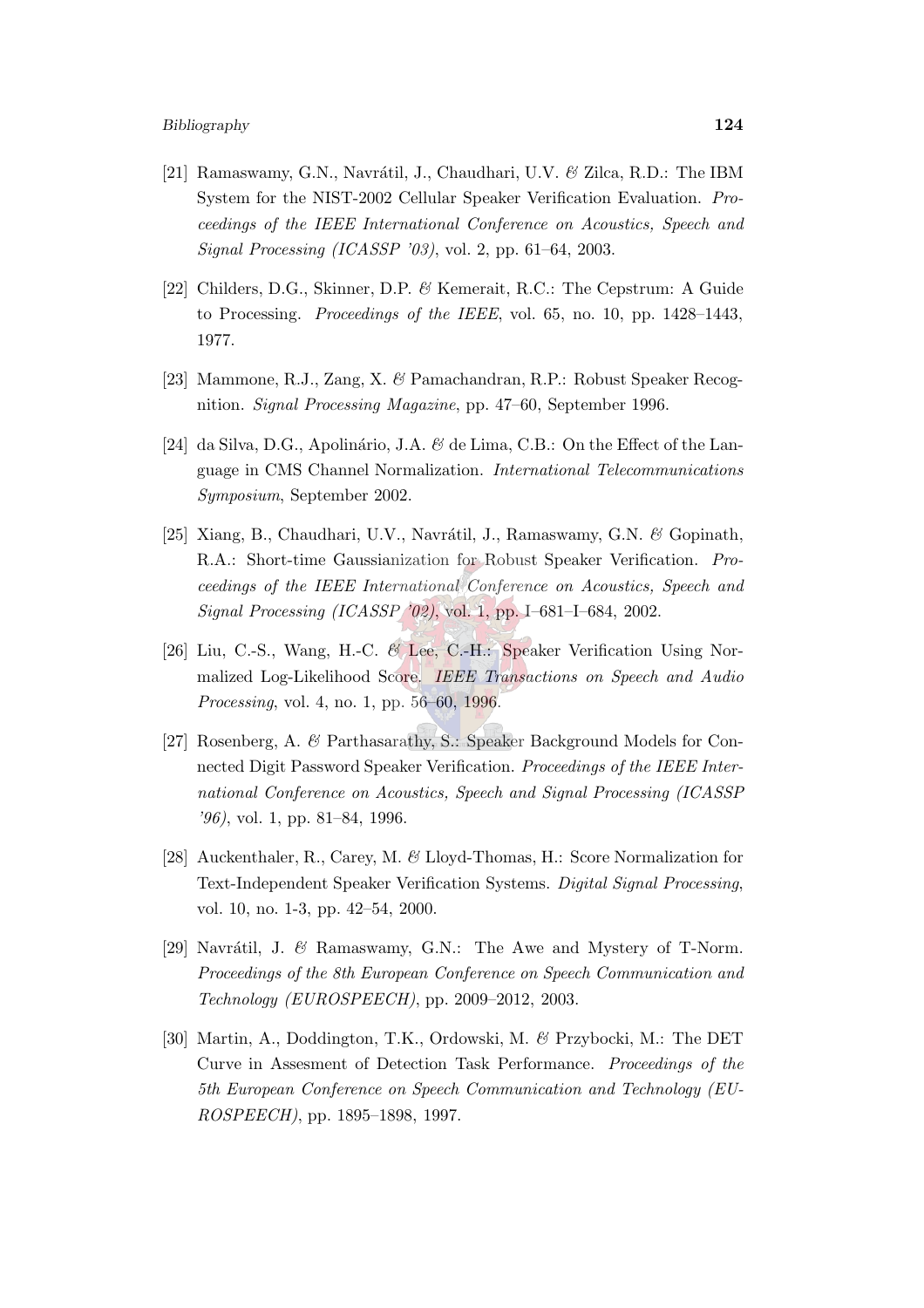[21] Ramaswamy, G.N., Navrátil, J., Chaudhari, U.V. & Zilca, R.D.: The IBM System for the NIST-2002 Cellular Speaker Verification Evaluation. *Proceedings of the IEEE International Conference on Acoustics, Speech and Signal Processing (ICASSP '03)*, vol. 2, pp. 61–64, 2003.

[22] Childers, D.G., Skinner, D.P. & Kemerait, R.C.: The Cepstrum: A Guide to Processing. *Proceedings of the IEEE*, vol. 65, no. 10, pp. 1428–1443, 1977.

[23] Mammone, R.J., Zang, X. & Pamachandran, R.P.: Robust Speaker Recognition. *Signal Processing Magazine*, pp. 47–60, September 1996.

[24] da Silva, D.G., Apolinário, J.A. & de Lima, C.B.: On the Effect of the Language in CMS Channel Normalization. *International Telecommunications Symposium*, September 2002.

[25] Xiang, B., Chaudhari, U.V., Navrátil, J., Ramaswamy, G.N. & Gopinath, R.A.: Short-time Gaussianization for Robust Speaker Verification. *Proceedings of the IEEE International Conference on Acoustics, Speech and Signal Processing (ICASSP '02)*, vol. 1, pp. I–681–I–684, 2002.

[26] Liu, C.-S., Wang, H.-C. & Lee, C.-H.: Speaker Verification Using Normalized Log-Likelihood Score. *IEEE Transactions on Speech and Audio Processing*, vol. 4, no. 1, pp. 56–60, 1996.

[27] Rosenberg, A. & Parthasarathy, S.: Speaker Background Models for Connected Digit Password Speaker Verification. *Proceedings of the IEEE International Conference on Acoustics, Speech and Signal Processing (ICASSP '96)*, vol. 1, pp. 81–84, 1996.

[28] Auckenthaler, R., Carey, M. & Lloyd-Thomas, H.: Score Normalization for Text-Independent Speaker Verification Systems. *Digital Signal Processing*, vol. 10, no. 1-3, pp. 42–54, 2000.

[29] Navrátil, J. & Ramaswamy, G.N.: The Awe and Mystery of T-Norm. *Proceedings of the 8th European Conference on Speech Communication and Technology (EUROSPEECH)*, pp. 2009–2012, 2003.

[30] Martin, A., Doddington, T.K., Ordowski, M. & Przybocki, M.: The DET Curve in Assesment of Detection Task Performance. *Proceedings of the 5th European Conference on Speech Communication and Technology (EUROSPEECH)*, pp. 1895–1898, 1997.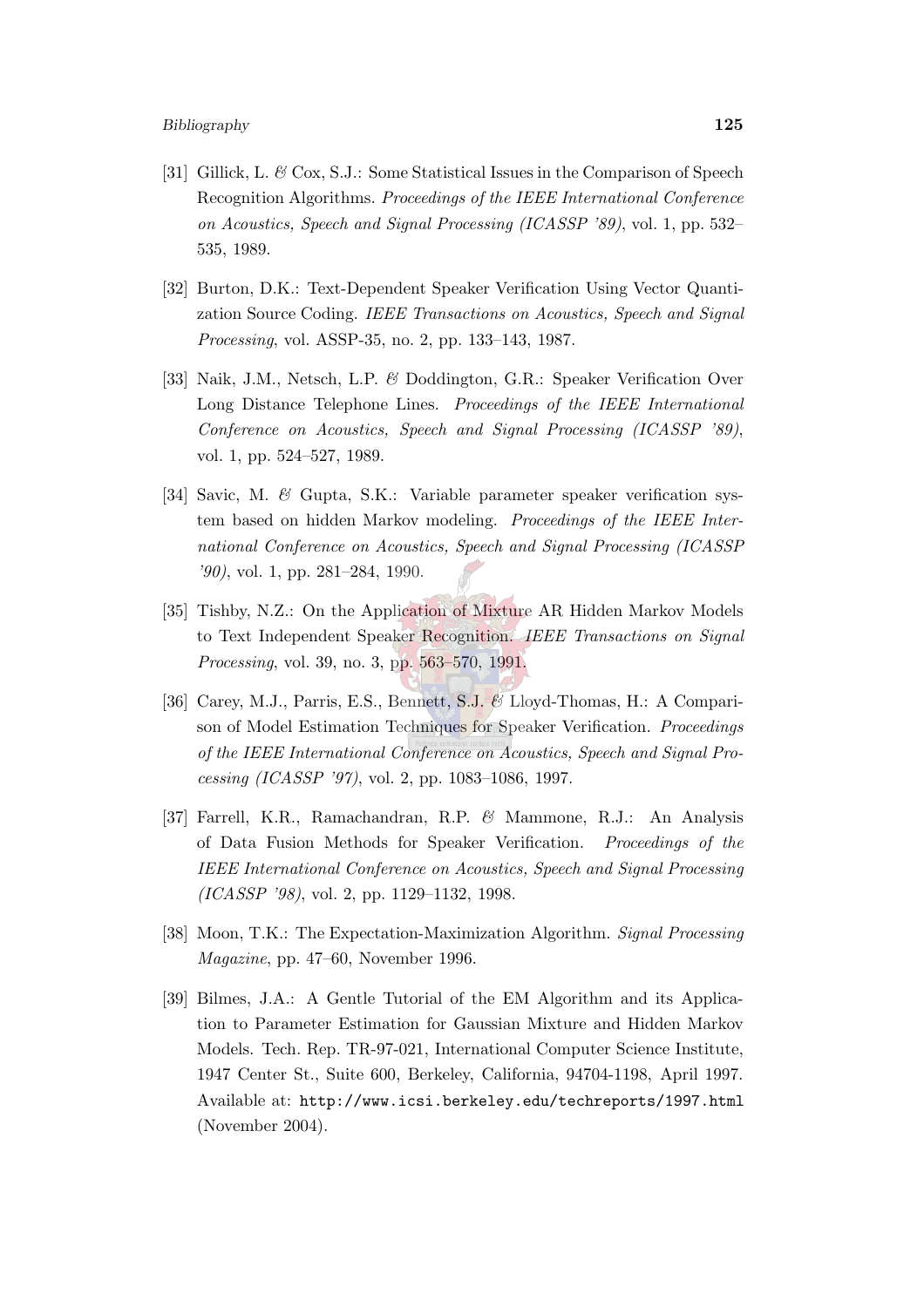[31] Gillick, L. & Cox, S.J.: Some Statistical Issues in the Comparison of Speech Recognition Algorithms. *Proceedings of the IEEE International Conference on Acoustics, Speech and Signal Processing (ICASSP '89)*, vol. 1, pp. 532–535, 1989.

[32] Burton, D.K.: Text-Dependent Speaker Verification Using Vector Quantization Source Coding. *IEEE Transactions on Acoustics, Speech and Signal Processing*, vol. ASSP-35, no. 2, pp. 133–143, 1987.

[33] Naik, J.M., Netsch, L.P. & Doddington, G.R.: Speaker Verification Over Long Distance Telephone Lines. *Proceedings of the IEEE International Conference on Acoustics, Speech and Signal Processing (ICASSP '89)*, vol. 1, pp. 524–527, 1989.

[34] Savic, M. & Gupta, S.K.: Variable parameter speaker verification system based on hidden Markov modeling. *Proceedings of the IEEE International Conference on Acoustics, Speech and Signal Processing (ICASSP '90)*, vol. 1, pp. 281–284, 1990.

[35] Tishby, N.Z.: On the Application of Mixture AR Hidden Markov Models to Text Independent Speaker Recognition. *IEEE Transactions on Signal Processing*, vol. 39, no. 3, pp. 563–570, 1991.

[36] Carey, M.J., Parris, E.S., Bennett, S.J. & Lloyd-Thomas, H.: A Comparison of Model Estimation Techniques for Speaker Verification. *Proceedings of the IEEE International Conference on Acoustics, Speech and Signal Processing (ICASSP '97)*, vol. 2, pp. 1083–1086, 1997.

[37] Farrell, K.R., Ramachandran, R.P. & Mammone, R.J.: An Analysis of Data Fusion Methods for Speaker Verification. *Proceedings of the IEEE International Conference on Acoustics, Speech and Signal Processing (ICASSP '98)*, vol. 2, pp. 1129–1132, 1998.

[38] Moon, T.K.: The Expectation-Maximization Algorithm. *Signal Processing Magazine*, pp. 47–60, November 1996.

[39] Bilmes, J.A.: A Gentle Tutorial of the EM Algorithm and its Application to Parameter Estimation for Gaussian Mixture and Hidden Markov Models. Tech. Rep. TR-97-021, International Computer Science Institute, 1947 Center St., Suite 600, Berkeley, California, 94704-1198, April 1997. Available at: `http://www.icsi.berkeley.edu/techreports/1997.html` (November 2004).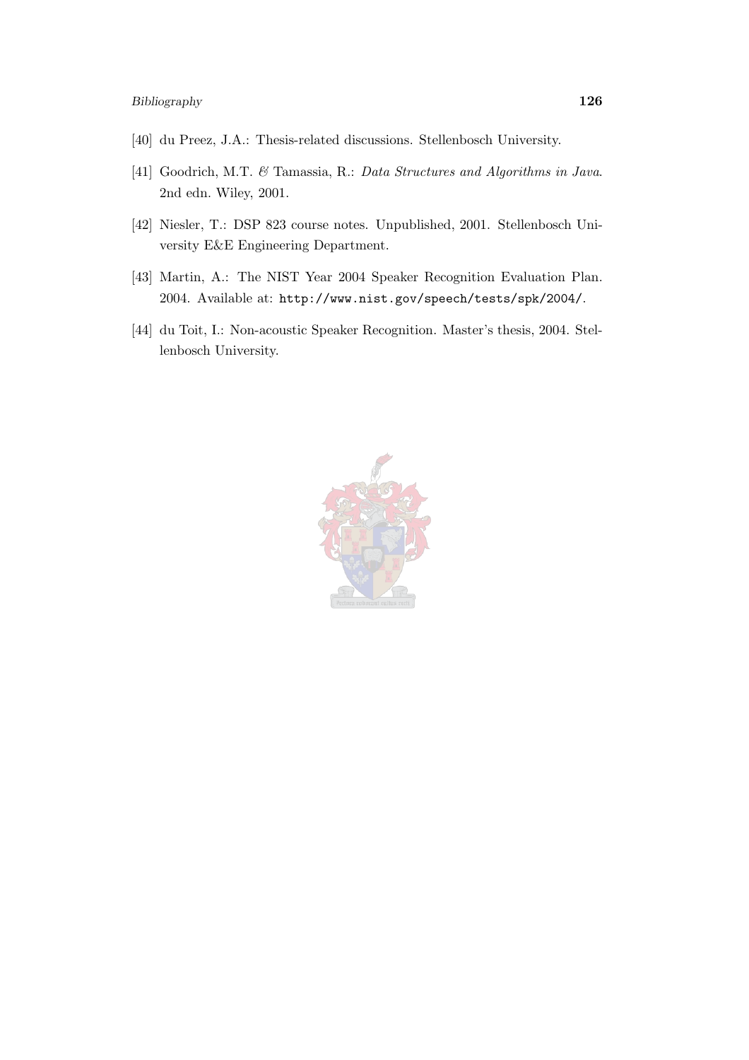[40] du Preez, J.A.: Thesis-related discussions. Stellenbosch University.

[41] Goodrich, M.T. & Tamassia, R.: *Data Structures and Algorithms in Java*. 2nd edn. Wiley, 2001.

[42] Niesler, T.: DSP 823 course notes. Unpublished, 2001. Stellenbosch University E&E Engineering Department.

[43] Martin, A.: The NIST Year 2004 Speaker Recognition Evaluation Plan. 2004. Available at: `http://www.nist.gov/speech/tests/spk/2004/`.

[44] du Toit, I.: Non-acoustic Speaker Recognition. Master's thesis, 2004. Stellenbosch University.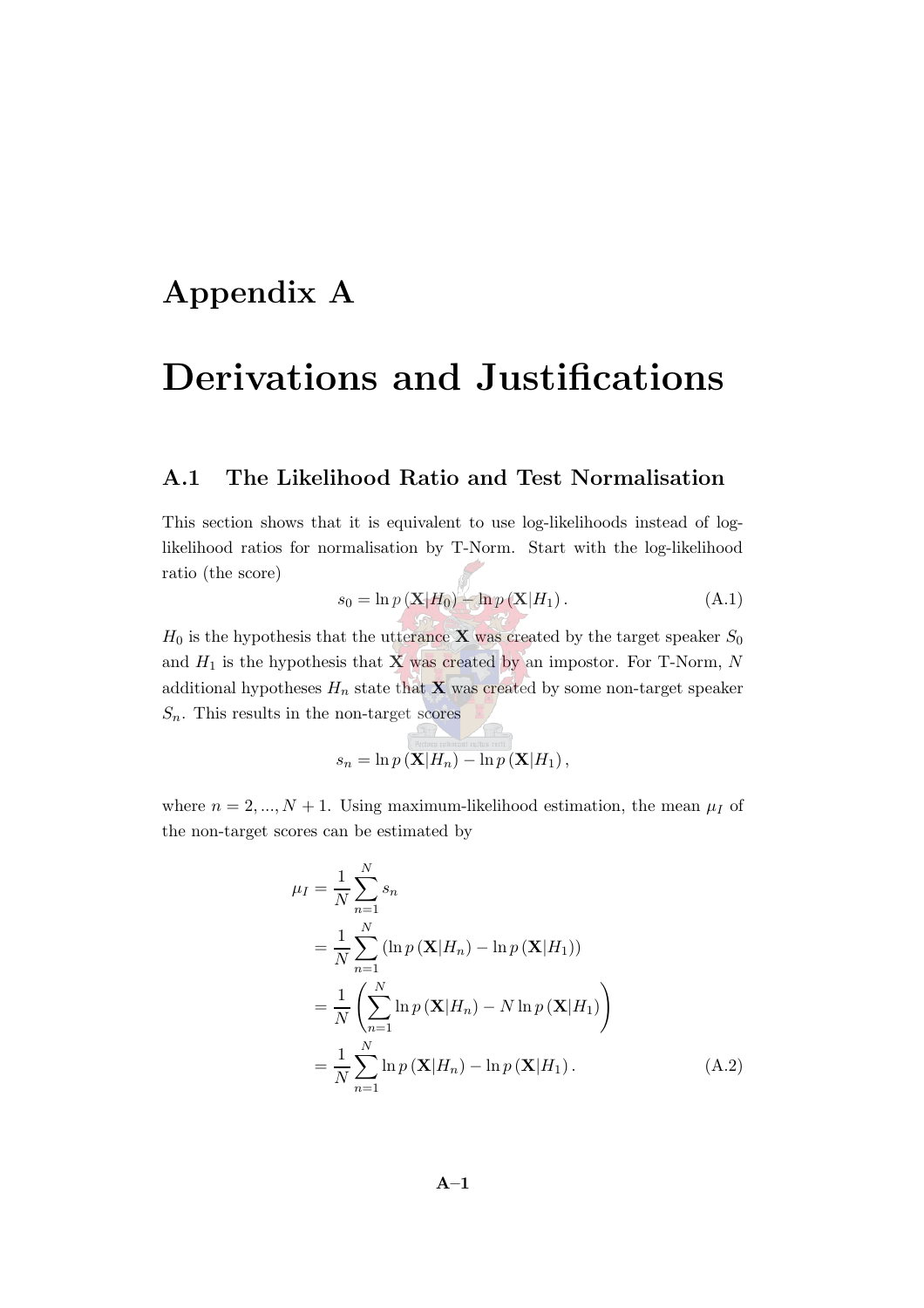# Appendix A

# Derivations and Justifications

## A.1 The Likelihood Ratio and Test Normalisation

This section shows that it is equivalent to use log-likelihoods instead of log-likelihood ratios for normalisation by T-Norm. Start with the log-likelihood ratio (the score)

$$s_0 = \ln p(\mathbf{X}|H_0) - \ln p(\mathbf{X}|H_1). \tag{A.1}$$

$H_0$ is the hypothesis that the utterance $\mathbf{X}$ was created by the target speaker $S_0$ and $H_1$ is the hypothesis that $\mathbf{X}$ was created by an impostor. For T-Norm, $N$ additional hypotheses $H_n$ state that $\mathbf{X}$ was created by some non-target speaker $S_n$. This results in the non-target scores

$$s_n = \ln p(\mathbf{X}|H_n) - \ln p(\mathbf{X}|H_1),$$

where $n = 2, ..., N+1$. Using maximum-likelihood estimation, the mean $\mu_I$ of the non-target scores can be estimated by

$$\begin{aligned}
\mu_I &= \frac{1}{N}\sum_{n=1}^{N} s_n \\
&= \frac{1}{N}\sum_{n=1}^{N}\left(\ln p(\mathbf{X}|H_n) - \ln p(\mathbf{X}|H_1)\right) \\
&= \frac{1}{N}\left(\sum_{n=1}^{N}\ln p(\mathbf{X}|H_n) - N\ln p(\mathbf{X}|H_1)\right) \\
&= \frac{1}{N}\sum_{n=1}^{N}\ln p(\mathbf{X}|H_n) - \ln p(\mathbf{X}|H_1).
\end{aligned} \tag{A.2}$$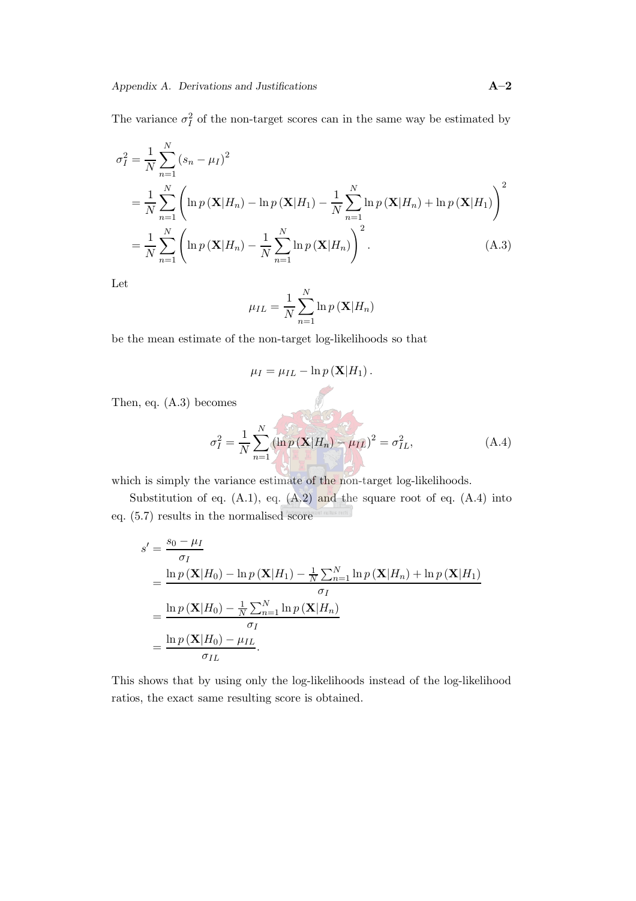The variance $\sigma_I^2$ of the non-target scores can in the same way be estimated by

$$
\begin{aligned}
\sigma_I^2 &= \frac{1}{N}\sum_{n=1}^{N}(s_n - \mu_I)^2 \\
&= \frac{1}{N}\sum_{n=1}^{N}\left(\ln p(\mathbf{X}|H_n) - \ln p(\mathbf{X}|H_1) - \frac{1}{N}\sum_{n=1}^{N}\ln p(\mathbf{X}|H_n) + \ln p(\mathbf{X}|H_1)\right)^2 \\
&= \frac{1}{N}\sum_{n=1}^{N}\left(\ln p(\mathbf{X}|H_n) - \frac{1}{N}\sum_{n=1}^{N}\ln p(\mathbf{X}|H_n)\right)^2. \qquad \text{(A.3)}
\end{aligned}
$$

Let

$$
\mu_{IL} = \frac{1}{N}\sum_{n=1}^{N}\ln p(\mathbf{X}|H_n)
$$

be the mean estimate of the non-target log-likelihoods so that

$$
\mu_I = \mu_{IL} - \ln p(\mathbf{X}|H_1).
$$

Then, eq. (A.3) becomes

$$
\sigma_I^2 = \frac{1}{N}\sum_{n=1}^{N}(\ln p(\mathbf{X}|H_n) - \mu_{IL})^2 = \sigma_{IL}^2, \qquad \text{(A.4)}
$$

which is simply the variance estimate of the non-target log-likelihoods.

Substitution of eq. (A.1), eq. (A.2) and the square root of eq. (A.4) into eq. (5.7) results in the normalised score

$$
\begin{aligned}
s' &= \frac{s_0 - \mu_I}{\sigma_I} \\
&= \frac{\ln p(\mathbf{X}|H_0) - \ln p(\mathbf{X}|H_1) - \frac{1}{N}\sum_{n=1}^{N}\ln p(\mathbf{X}|H_n) + \ln p(\mathbf{X}|H_1)}{\sigma_I} \\
&= \frac{\ln p(\mathbf{X}|H_0) - \frac{1}{N}\sum_{n=1}^{N}\ln p(\mathbf{X}|H_n)}{\sigma_I} \\
&= \frac{\ln p(\mathbf{X}|H_0) - \mu_{IL}}{\sigma_{IL}}.
\end{aligned}
$$

This shows that by using only the log-likelihoods instead of the log-likelihood ratios, the exact same resulting score is obtained.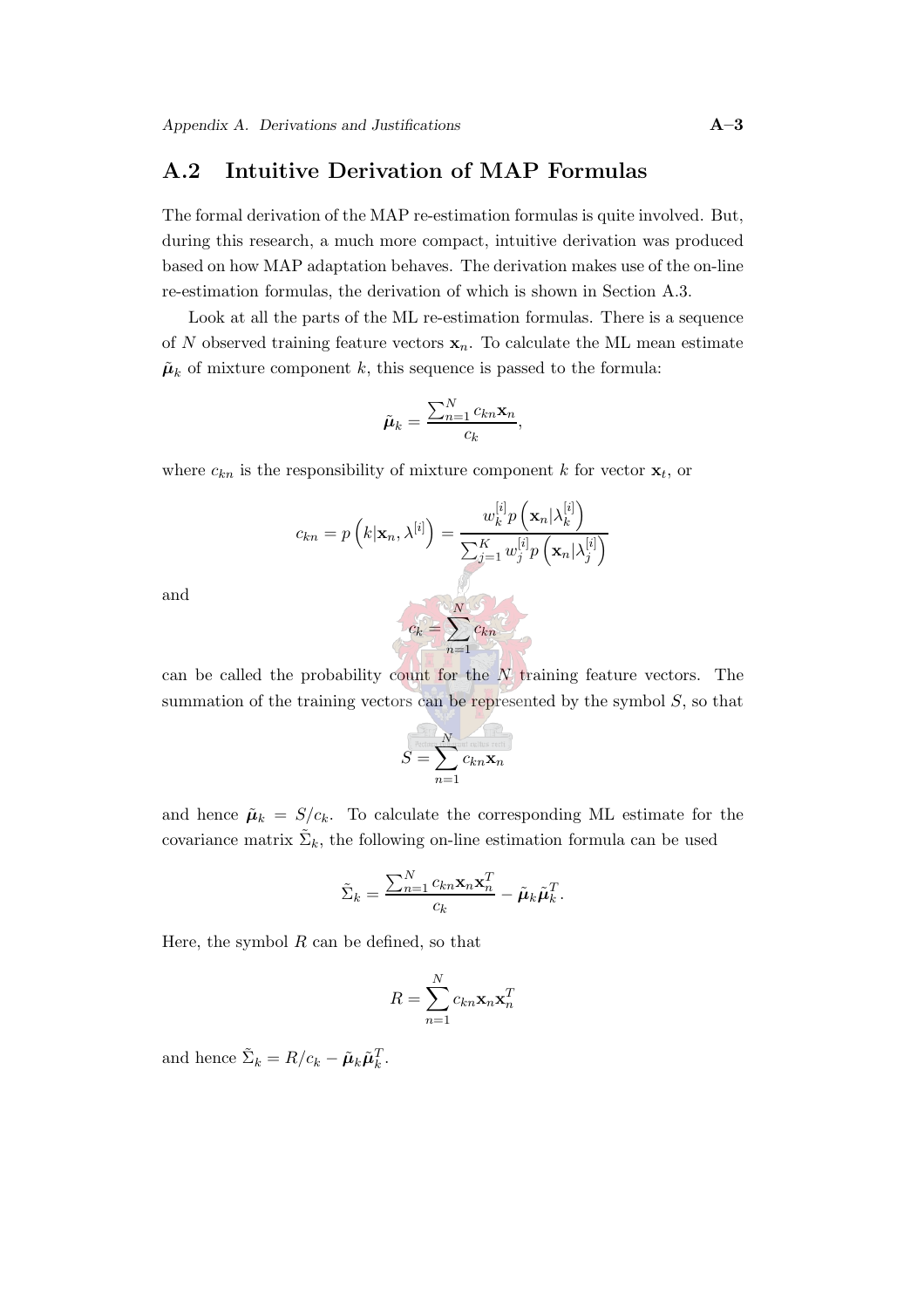## A.2 Intuitive Derivation of MAP Formulas

The formal derivation of the MAP re-estimation formulas is quite involved. But, during this research, a much more compact, intuitive derivation was produced based on how MAP adaptation behaves. The derivation makes use of the on-line re-estimation formulas, the derivation of which is shown in Section A.3.

Look at all the parts of the ML re-estimation formulas. There is a sequence of $N$ observed training feature vectors $\mathbf{x}_n$. To calculate the ML mean estimate $\tilde{\boldsymbol{\mu}}_k$ of mixture component $k$, this sequence is passed to the formula:

$$\tilde{\boldsymbol{\mu}}_k = \frac{\sum_{n=1}^{N} c_{kn}\mathbf{x}_n}{c_k},$$

where $c_{kn}$ is the responsibility of mixture component $k$ for vector $\mathbf{x}_t$, or

$$c_{kn} = p\left(k|\mathbf{x}_n, \lambda^{[i]}\right) = \frac{w_k^{[i]} p\left(\mathbf{x}_n|\lambda_k^{[i]}\right)}{\sum_{j=1}^{K} w_j^{[i]} p\left(\mathbf{x}_n|\lambda_j^{[i]}\right)}$$

and

$$c_k = \sum_{n=1}^{N} c_{kn}$$

can be called the probability count for the $N$ training feature vectors. The summation of the training vectors can be represented by the symbol $S$, so that

$$S = \sum_{n=1}^{N} c_{kn}\mathbf{x}_n$$

and hence $\tilde{\boldsymbol{\mu}}_k = S/c_k$. To calculate the corresponding ML estimate for the covariance matrix $\tilde{\Sigma}_k$, the following on-line estimation formula can be used

$$\tilde{\Sigma}_k = \frac{\sum_{n=1}^{N} c_{kn}\mathbf{x}_n\mathbf{x}_n^T}{c_k} - \tilde{\boldsymbol{\mu}}_k\tilde{\boldsymbol{\mu}}_k^T.$$

Here, the symbol $R$ can be defined, so that

$$R = \sum_{n=1}^{N} c_{kn}\mathbf{x}_n\mathbf{x}_n^T$$

and hence $\tilde{\Sigma}_k = R/c_k - \tilde{\boldsymbol{\mu}}_k\tilde{\boldsymbol{\mu}}_k^T$.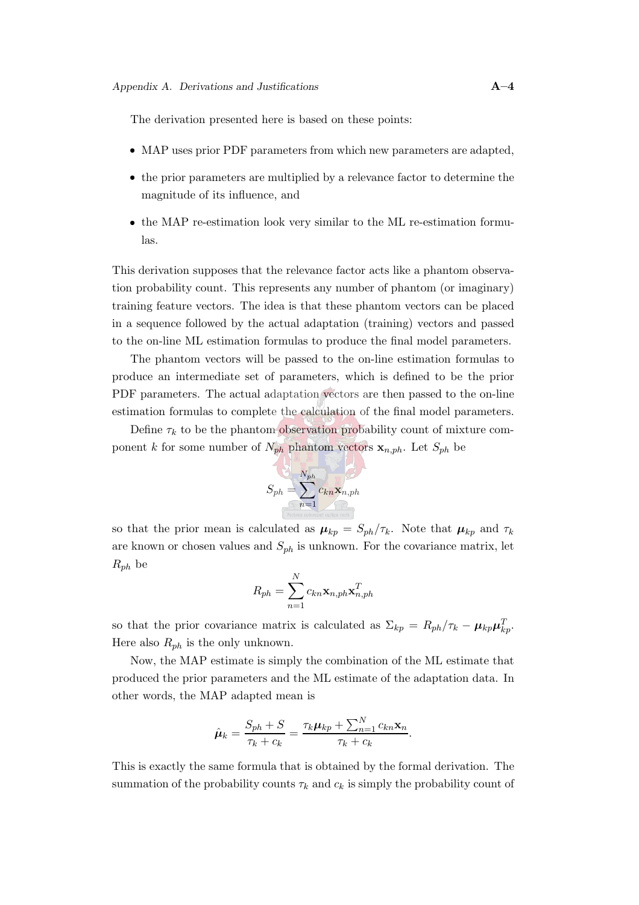The derivation presented here is based on these points:

- MAP uses prior PDF parameters from which new parameters are adapted,
- the prior parameters are multiplied by a relevance factor to determine the magnitude of its influence, and
- the MAP re-estimation look very similar to the ML re-estimation formulas.

This derivation supposes that the relevance factor acts like a phantom observation probability count. This represents any number of phantom (or imaginary) training feature vectors. The idea is that these phantom vectors can be placed in a sequence followed by the actual adaptation (training) vectors and passed to the on-line ML estimation formulas to produce the final model parameters.

The phantom vectors will be passed to the on-line estimation formulas to produce an intermediate set of parameters, which is defined to be the prior PDF parameters. The actual adaptation vectors are then passed to the on-line estimation formulas to complete the calculation of the final model parameters.

Define $\tau_k$ to be the phantom observation probability count of mixture component $k$ for some number of $N_{ph}$ phantom vectors $\mathbf{x}_{n,ph}$. Let $S_{ph}$ be

$$S_{ph} = \sum_{n=1}^{N_{ph}} c_{kn}\mathbf{x}_{n,ph}$$

so that the prior mean is calculated as $\boldsymbol{\mu}_{kp} = S_{ph}/\tau_k$. Note that $\boldsymbol{\mu}_{kp}$ and $\tau_k$ are known or chosen values and $S_{ph}$ is unknown. For the covariance matrix, let $R_{ph}$ be

$$R_{ph} = \sum_{n=1}^{N} c_{kn}\mathbf{x}_{n,ph}\mathbf{x}_{n,ph}^T$$

so that the prior covariance matrix is calculated as $\Sigma_{kp} = R_{ph}/\tau_k - \boldsymbol{\mu}_{kp}\boldsymbol{\mu}_{kp}^T$. Here also $R_{ph}$ is the only unknown.

Now, the MAP estimate is simply the combination of the ML estimate that produced the prior parameters and the ML estimate of the adaptation data. In other words, the MAP adapted mean is

$$\hat{\boldsymbol{\mu}}_k = \frac{S_{ph} + S}{\tau_k + c_k} = \frac{\tau_k\boldsymbol{\mu}_{kp} + \sum_{n=1}^{N} c_{kn}\mathbf{x}_n}{\tau_k + c_k}.$$

This is exactly the same formula that is obtained by the formal derivation. The summation of the probability counts $\tau_k$ and $c_k$ is simply the probability count of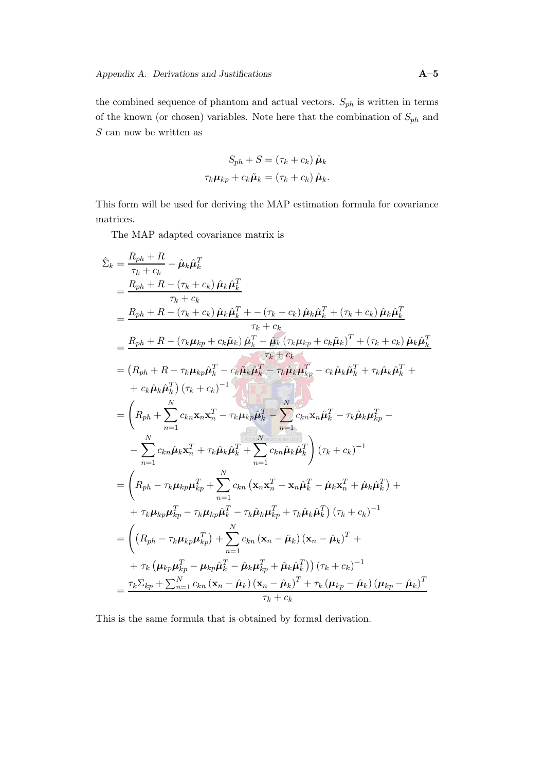the combined sequence of phantom and actual vectors. $S_{ph}$ is written in terms of the known (or chosen) variables. Note here that the combination of $S_{ph}$ and $S$ can now be written as

$$
\begin{aligned}
S_{ph} + S &= (\tau_k + c_k)\,\hat{\boldsymbol{\mu}}_k \\
\tau_k \boldsymbol{\mu}_{kp} + c_k \tilde{\boldsymbol{\mu}}_k &= (\tau_k + c_k)\,\hat{\boldsymbol{\mu}}_k.
\end{aligned}
$$

This form will be used for deriving the MAP estimation formula for covariance matrices.

The MAP adapted covariance matrix is

$$
\begin{aligned}
\hat{\Sigma}_k &= \frac{R_{ph} + R}{\tau_k + c_k} - \hat{\boldsymbol{\mu}}_k \hat{\boldsymbol{\mu}}_k^T \\
&= \frac{R_{ph} + R - (\tau_k + c_k)\,\hat{\boldsymbol{\mu}}_k \hat{\boldsymbol{\mu}}_k^T}{\tau_k + c_k} \\
&= \frac{R_{ph} + R - (\tau_k + c_k)\,\hat{\boldsymbol{\mu}}_k \hat{\boldsymbol{\mu}}_k^T + - (\tau_k + c_k)\,\hat{\boldsymbol{\mu}}_k \hat{\boldsymbol{\mu}}_k^T + (\tau_k + c_k)\,\hat{\boldsymbol{\mu}}_k \hat{\boldsymbol{\mu}}_k^T}{\tau_k + c_k} \\
&= \frac{R_{ph} + R - (\tau_k \boldsymbol{\mu}_{kp} + c_k \tilde{\boldsymbol{\mu}}_k)\,\hat{\boldsymbol{\mu}}_k^T - \hat{\boldsymbol{\mu}}_k (\tau_k \boldsymbol{\mu}_{kp} + c_k \tilde{\boldsymbol{\mu}}_k)^T + (\tau_k + c_k)\,\hat{\boldsymbol{\mu}}_k \hat{\boldsymbol{\mu}}_k^T}{\tau_k + c_k} \\
&= \big(R_{ph} + R - \tau_k \boldsymbol{\mu}_{kp} \hat{\boldsymbol{\mu}}_k^T - c_k \tilde{\boldsymbol{\mu}}_k \hat{\boldsymbol{\mu}}_k^T - \tau_k \hat{\boldsymbol{\mu}}_k \boldsymbol{\mu}_{kp}^T - c_k \hat{\boldsymbol{\mu}}_k \tilde{\boldsymbol{\mu}}_k^T + \tau_k \hat{\boldsymbol{\mu}}_k \hat{\boldsymbol{\mu}}_k^T + \\
&\quad + c_k \hat{\boldsymbol{\mu}}_k \hat{\boldsymbol{\mu}}_k^T\big)\,(\tau_k + c_k)^{-1} \\
&= \left(R_{ph} + \sum_{n=1}^{N} c_{kn} \mathbf{x}_n \mathbf{x}_n^T - \tau_k \boldsymbol{\mu}_{kp} \hat{\boldsymbol{\mu}}_k^T - \sum_{n=1}^{N} c_{kn} \mathbf{x}_n \hat{\boldsymbol{\mu}}_k^T - \tau_k \hat{\boldsymbol{\mu}}_k \boldsymbol{\mu}_{kp}^T - \right. \\
&\quad \left. - \sum_{n=1}^{N} c_{kn} \hat{\boldsymbol{\mu}}_k \mathbf{x}_n^T + \tau_k \hat{\boldsymbol{\mu}}_k \hat{\boldsymbol{\mu}}_k^T + \sum_{n=1}^{N} c_{kn} \hat{\boldsymbol{\mu}}_k \hat{\boldsymbol{\mu}}_k^T\right)(\tau_k + c_k)^{-1} \\
&= \left(R_{ph} - \tau_k \boldsymbol{\mu}_{kp} \boldsymbol{\mu}_{kp}^T + \sum_{n=1}^{N} c_{kn} \left(\mathbf{x}_n \mathbf{x}_n^T - \mathbf{x}_n \hat{\boldsymbol{\mu}}_k^T - \hat{\boldsymbol{\mu}}_k \mathbf{x}_n^T + \hat{\boldsymbol{\mu}}_k \hat{\boldsymbol{\mu}}_k^T\right) + \right. \\
&\quad \left. + \tau_k \boldsymbol{\mu}_{kp} \boldsymbol{\mu}_{kp}^T - \tau_k \boldsymbol{\mu}_{kp} \hat{\boldsymbol{\mu}}_k^T - \tau_k \hat{\boldsymbol{\mu}}_k \boldsymbol{\mu}_{kp}^T + \tau_k \hat{\boldsymbol{\mu}}_k \hat{\boldsymbol{\mu}}_k^T\right)(\tau_k + c_k)^{-1} \\
&= \left(\left(R_{ph} - \tau_k \boldsymbol{\mu}_{kp} \boldsymbol{\mu}_{kp}^T\right) + \sum_{n=1}^{N} c_{kn} (\mathbf{x}_n - \hat{\boldsymbol{\mu}}_k)(\mathbf{x}_n - \hat{\boldsymbol{\mu}}_k)^T + \right. \\
&\quad \left. + \tau_k \left(\boldsymbol{\mu}_{kp} \boldsymbol{\mu}_{kp}^T - \boldsymbol{\mu}_{kp} \hat{\boldsymbol{\mu}}_k^T - \hat{\boldsymbol{\mu}}_k \boldsymbol{\mu}_{kp}^T + \hat{\boldsymbol{\mu}}_k \hat{\boldsymbol{\mu}}_k^T\right)\right)(\tau_k + c_k)^{-1} \\
&= \frac{\tau_k \Sigma_{kp} + \sum_{n=1}^{N} c_{kn} (\mathbf{x}_n - \hat{\boldsymbol{\mu}}_k)(\mathbf{x}_n - \hat{\boldsymbol{\mu}}_k)^T + \tau_k (\boldsymbol{\mu}_{kp} - \hat{\boldsymbol{\mu}}_k)(\boldsymbol{\mu}_{kp} - \hat{\boldsymbol{\mu}}_k)^T}{\tau_k + c_k}
\end{aligned}
$$

This is the same formula that is obtained by formal derivation.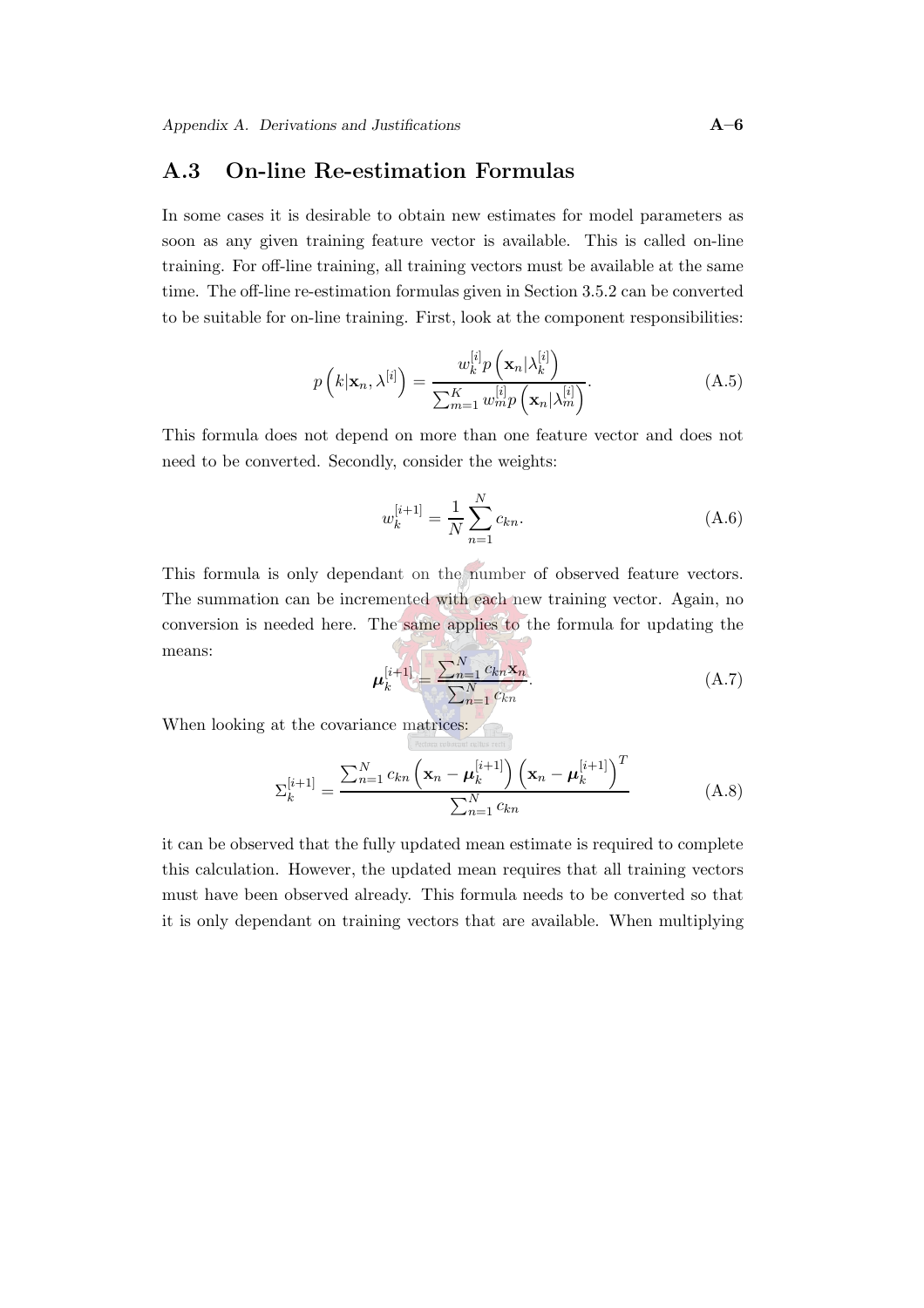## A.3 On-line Re-estimation Formulas

In some cases it is desirable to obtain new estimates for model parameters as soon as any given training feature vector is available. This is called on-line training. For off-line training, all training vectors must be available at the same time. The off-line re-estimation formulas given in Section 3.5.2 can be converted to be suitable for on-line training. First, look at the component responsibilities:

$$p\left(k|\mathbf{x}_n, \lambda^{[i]}\right) = \frac{w_k^{[i]} p\left(\mathbf{x}_n|\lambda_k^{[i]}\right)}{\sum_{m=1}^{K} w_m^{[i]} p\left(\mathbf{x}_n|\lambda_m^{[i]}\right)}. \tag{A.5}$$

This formula does not depend on more than one feature vector and does not need to be converted. Secondly, consider the weights:

$$w_k^{[i+1]} = \frac{1}{N} \sum_{n=1}^{N} c_{kn}. \tag{A.6}$$

This formula is only dependant on the number of observed feature vectors. The summation can be incremented with each new training vector. Again, no conversion is needed here. The same applies to the formula for updating the means:

$$\boldsymbol{\mu}_k^{[i+1]} = \frac{\sum_{n=1}^{N} c_{kn} \mathbf{x}_n}{\sum_{n=1}^{N} c_{kn}}. \tag{A.7}$$

When looking at the covariance matrices:

$$\Sigma_k^{[i+1]} = \frac{\sum_{n=1}^{N} c_{kn} \left(\mathbf{x}_n - \boldsymbol{\mu}_k^{[i+1]}\right) \left(\mathbf{x}_n - \boldsymbol{\mu}_k^{[i+1]}\right)^T}{\sum_{n=1}^{N} c_{kn}} \tag{A.8}$$

it can be observed that the fully updated mean estimate is required to complete this calculation. However, the updated mean requires that all training vectors must have been observed already. This formula needs to be converted so that it is only dependant on training vectors that are available. When multiplying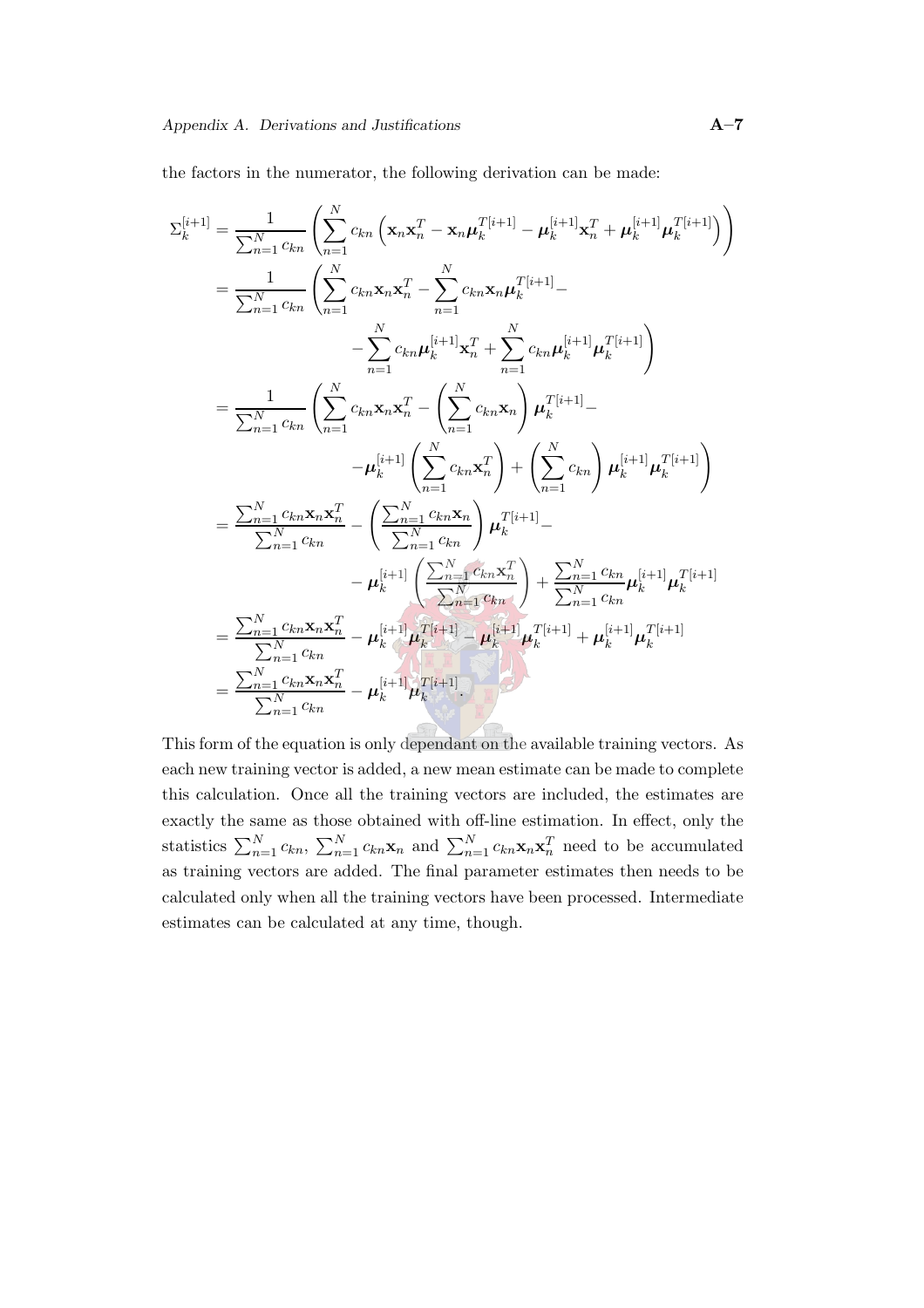the factors in the numerator, the following derivation can be made:

$$
\begin{aligned}
\Sigma_k^{[i+1]} &= \frac{1}{\sum_{n=1}^N c_{kn}} \left( \sum_{n=1}^N c_{kn} \left( \mathbf{x}_n \mathbf{x}_n^T - \mathbf{x}_n \boldsymbol{\mu}_k^{T[i+1]} - \boldsymbol{\mu}_k^{[i+1]} \mathbf{x}_n^T + \boldsymbol{\mu}_k^{[i+1]} \boldsymbol{\mu}_k^{T[i+1]} \right) \right) \\
&= \frac{1}{\sum_{n=1}^N c_{kn}} \left( \sum_{n=1}^N c_{kn} \mathbf{x}_n \mathbf{x}_n^T - \sum_{n=1}^N c_{kn} \mathbf{x}_n \boldsymbol{\mu}_k^{T[i+1]} - \right. \\
&\qquad \left. - \sum_{n=1}^N c_{kn} \boldsymbol{\mu}_k^{[i+1]} \mathbf{x}_n^T + \sum_{n=1}^N c_{kn} \boldsymbol{\mu}_k^{[i+1]} \boldsymbol{\mu}_k^{T[i+1]} \right) \\
&= \frac{1}{\sum_{n=1}^N c_{kn}} \left( \sum_{n=1}^N c_{kn} \mathbf{x}_n \mathbf{x}_n^T - \left( \sum_{n=1}^N c_{kn} \mathbf{x}_n \right) \boldsymbol{\mu}_k^{T[i+1]} - \right. \\
&\qquad \left. - \boldsymbol{\mu}_k^{[i+1]} \left( \sum_{n=1}^N c_{kn} \mathbf{x}_n^T \right) + \left( \sum_{n=1}^N c_{kn} \right) \boldsymbol{\mu}_k^{[i+1]} \boldsymbol{\mu}_k^{T[i+1]} \right) \\
&= \frac{\sum_{n=1}^N c_{kn} \mathbf{x}_n \mathbf{x}_n^T}{\sum_{n=1}^N c_{kn}} - \left( \frac{\sum_{n=1}^N c_{kn} \mathbf{x}_n}{\sum_{n=1}^N c_{kn}} \right) \boldsymbol{\mu}_k^{T[i+1]} - \\
&\qquad - \boldsymbol{\mu}_k^{[i+1]} \left( \frac{\sum_{n=1}^N c_{kn} \mathbf{x}_n^T}{\sum_{n=1}^N c_{kn}} \right) + \frac{\sum_{n=1}^N c_{kn}}{\sum_{n=1}^N c_{kn}} \boldsymbol{\mu}_k^{[i+1]} \boldsymbol{\mu}_k^{T[i+1]} \\
&= \frac{\sum_{n=1}^N c_{kn} \mathbf{x}_n \mathbf{x}_n^T}{\sum_{n=1}^N c_{kn}} - \boldsymbol{\mu}_k^{[i+1]} \boldsymbol{\mu}_k^{T[i+1]} - \boldsymbol{\mu}_k^{[i+1]} \boldsymbol{\mu}_k^{T[i+1]} + \boldsymbol{\mu}_k^{[i+1]} \boldsymbol{\mu}_k^{T[i+1]} \\
&= \frac{\sum_{n=1}^N c_{kn} \mathbf{x}_n \mathbf{x}_n^T}{\sum_{n=1}^N c_{kn}} - \boldsymbol{\mu}_k^{[i+1]} \boldsymbol{\mu}_k^{T[i+1]}.
\end{aligned}
$$

This form of the equation is only dependant on the available training vectors. As each new training vector is added, a new mean estimate can be made to complete this calculation. Once all the training vectors are included, the estimates are exactly the same as those obtained with off-line estimation. In effect, only the statistics $\sum_{n=1}^N c_{kn}$, $\sum_{n=1}^N c_{kn}\mathbf{x}_n$ and $\sum_{n=1}^N c_{kn}\mathbf{x}_n\mathbf{x}_n^T$ need to be accumulated as training vectors are added. The final parameter estimates then needs to be calculated only when all the training vectors have been processed. Intermediate estimates can be calculated at any time, though.